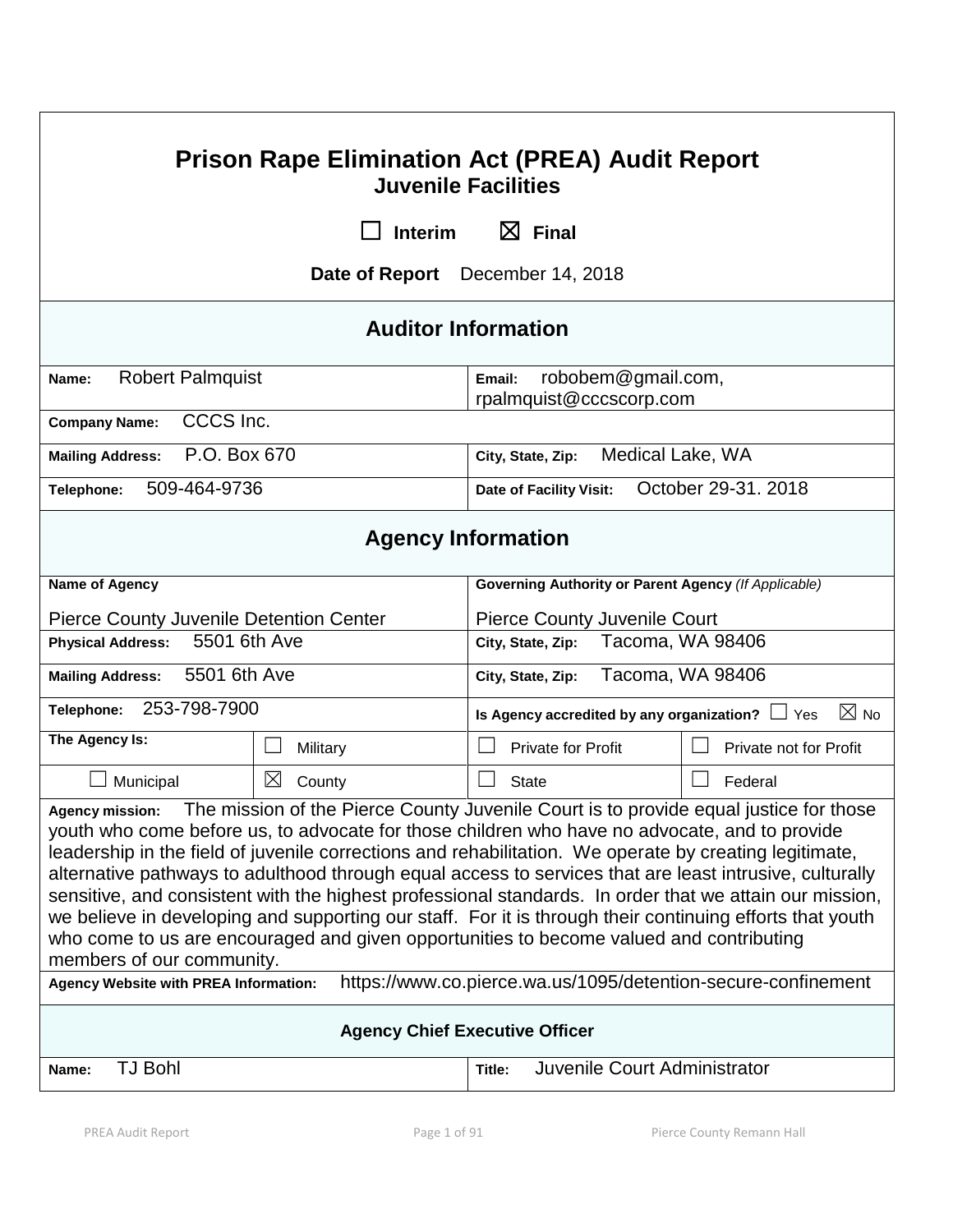# Prison Rape Elimination Act (PREA) Audit Report

## Juvenile Facilities

☐ Interim ☒ Final

**Date of Report** December 14, 2018

## Auditor Information

| | |
|---|---|
| **Name:** Robert Palmquist | **Email:** robobem@gmail.com, rpalmquist@cccscorp.com |
| **Company Name:** CCCS Inc. | |
| **Mailing Address:** P.O. Box 670 | **City, State, Zip:** Medical Lake, WA |
| **Telephone:** 509-464-9736 | **Date of Facility Visit:** October 29-31. 2018 |

## Agency Information

| | | | |
|---|---|---|---|
| **Name of Agency** Pierce County Juvenile Detention Center | | **Governing Authority or Parent Agency** *(If Applicable)* Pierce County Juvenile Court | |
| **Physical Address:** 5501 6th Ave | | **City, State, Zip:** Tacoma, WA 98406 | |
| **Mailing Address:** 5501 6th Ave | | **City, State, Zip:** Tacoma, WA 98406 | |
| **Telephone:** 253-798-7900 | | **Is Agency accredited by any organization?** ☐ Yes ☒ No | |
| **The Agency Is:** | ☐ Military | ☐ Private for Profit | ☐ Private not for Profit |
| ☐ Municipal | ☒ County | ☐ State | ☐ Federal |

**Agency mission:** The mission of the Pierce County Juvenile Court is to provide equal justice for those youth who come before us, to advocate for those children who have no advocate, and to provide leadership in the field of juvenile corrections and rehabilitation. We operate by creating legitimate, alternative pathways to adulthood through equal access to services that are least intrusive, culturally sensitive, and consistent with the highest professional standards. In order that we attain our mission, we believe in developing and supporting our staff. For it is through their continuing efforts that youth who come to us are encouraged and given opportunities to become valued and contributing members of our community.

**Agency Website with PREA Information:** https://www.co.pierce.wa.us/1095/detention-secure-confinement

### Agency Chief Executive Officer

| | |
|---|---|
| **Name:** TJ Bohl | **Title:** Juvenile Court Administrator |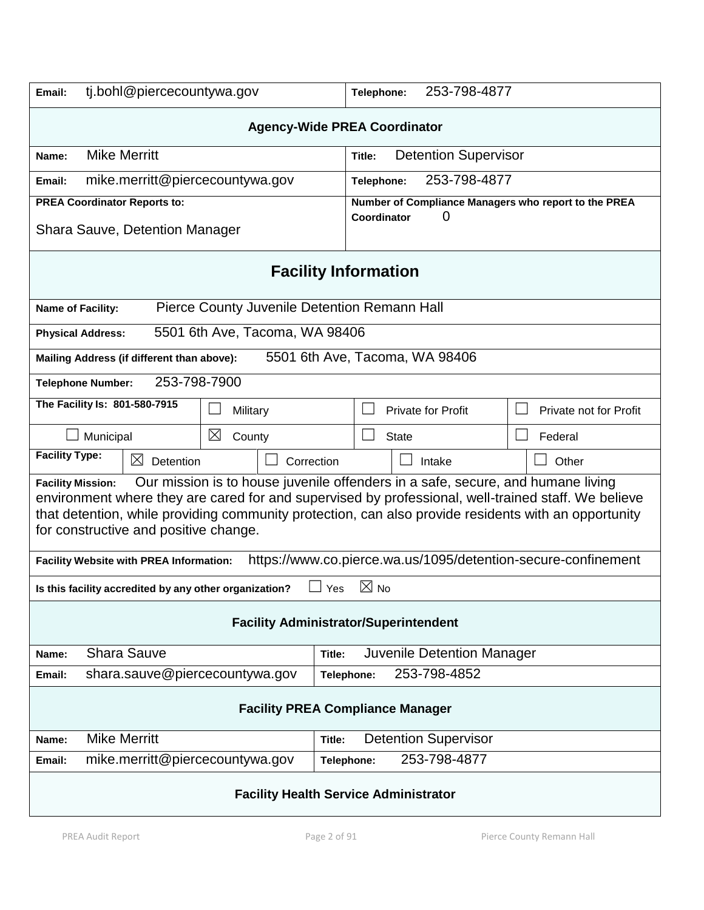| Email: tj.bohl@piercecountywa.gov | Telephone: 253-798-4877 |
|---|---|

**Agency-Wide PREA Coordinator**

| Name: Mike Merritt | Title: Detention Supervisor |
|---|---|
| Email: mike.merritt@piercecountywa.gov | Telephone: 253-798-4877 |
| PREA Coordinator Reports to: Shara Sauve, Detention Manager | Number of Compliance Managers who report to the PREA Coordinator 0 |

## Facility Information

| | | | |
|---|---|---|---|
| Name of Facility: | Pierce County Juvenile Detention Remann Hall | | |
| Physical Address: | 5501 6th Ave, Tacoma, WA 98406 | | |
| Mailing Address (if different than above): | 5501 6th Ave, Tacoma, WA 98406 | | |
| Telephone Number: | 253-798-7900 | | |
| The Facility Is: 801-580-7915 | ☐ Military | ☐ Private for Profit | ☐ Private not for Profit |
| ☐ Municipal | ☒ County | ☐ State | ☐ Federal |

| Facility Type: | ☒ Detention | ☐ Correction | ☐ Intake | ☐ Other |
|---|---|---|---|---|

**Facility Mission:** Our mission is to house juvenile offenders in a safe, secure, and humane living environment where they are cared for and supervised by professional, well-trained staff. We believe that detention, while providing community protection, can also provide residents with an opportunity for constructive and positive change.

**Facility Website with PREA Information:** https://www.co.pierce.wa.us/1095/detention-secure-confinement

**Is this facility accredited by any other organization?** ☐ Yes ☒ No

**Facility Administrator/Superintendent**

| Name: Shara Sauve | Title: Juvenile Detention Manager |
|---|---|
| Email: shara.sauve@piercecountywa.gov | Telephone: 253-798-4852 |

**Facility PREA Compliance Manager**

| Name: Mike Merritt | Title: Detention Supervisor |
|---|---|
| Email: mike.merritt@piercecountywa.gov | Telephone: 253-798-4877 |

**Facility Health Service Administrator**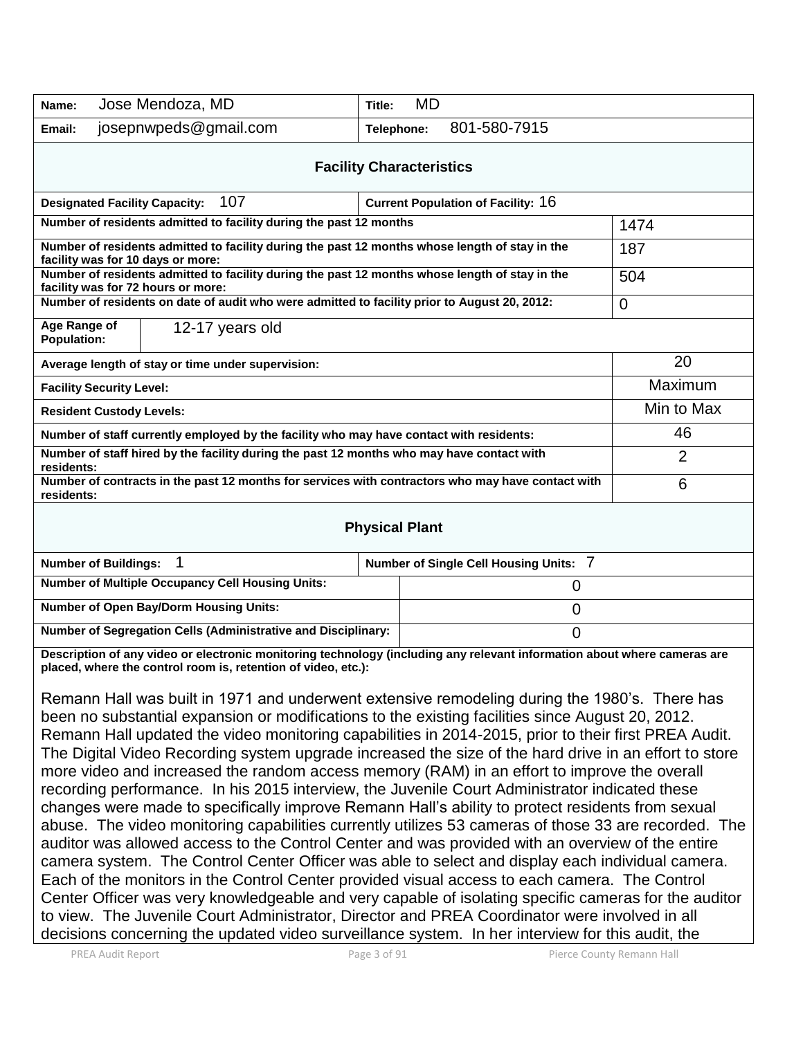| Name: Jose Mendoza, MD | Title: MD |
|---|---|
| Email: josepnwpeds@gmail.com | Telephone: 801-580-7915 |

## Facility Characteristics

| Designated Facility Capacity: 107 | Current Population of Facility: 16 |
|---|---|

| | |
|---|---|
| Number of residents admitted to facility during the past 12 months | 1474 |
| Number of residents admitted to facility during the past 12 months whose length of stay in the facility was for 10 days or more: | 187 |
| Number of residents admitted to facility during the past 12 months whose length of stay in the facility was for 72 hours or more: | 504 |
| Number of residents on date of audit who were admitted to facility prior to August 20, 2012: | 0 |
| Age Range of Population: | 12-17 years old |
| Average length of stay or time under supervision: | 20 |
| Facility Security Level: | Maximum |
| Resident Custody Levels: | Min to Max |
| Number of staff currently employed by the facility who may have contact with residents: | 46 |
| Number of staff hired by the facility during the past 12 months who may have contact with residents: | 2 |
| Number of contracts in the past 12 months for services with contractors who may have contact with residents: | 6 |

## Physical Plant

| Number of Buildings: 1 | Number of Single Cell Housing Units: 7 |
|---|---|
| Number of Multiple Occupancy Cell Housing Units: | 0 |
| Number of Open Bay/Dorm Housing Units: | 0 |
| Number of Segregation Cells (Administrative and Disciplinary: | 0 |

**Description of any video or electronic monitoring technology (including any relevant information about where cameras are placed, where the control room is, retention of video, etc.):**

Remann Hall was built in 1971 and underwent extensive remodeling during the 1980's. There has been no substantial expansion or modifications to the existing facilities since August 20, 2012. Remann Hall updated the video monitoring capabilities in 2014-2015, prior to their first PREA Audit. The Digital Video Recording system upgrade increased the size of the hard drive in an effort to store more video and increased the random access memory (RAM) in an effort to improve the overall recording performance. In his 2015 interview, the Juvenile Court Administrator indicated these changes were made to specifically improve Remann Hall's ability to protect residents from sexual abuse. The video monitoring capabilities currently utilizes 53 cameras of those 33 are recorded. The auditor was allowed access to the Control Center and was provided with an overview of the entire camera system. The Control Center Officer was able to select and display each individual camera. Each of the monitors in the Control Center provided visual access to each camera. The Control Center Officer was very knowledgeable and very capable of isolating specific cameras for the auditor to view. The Juvenile Court Administrator, Director and PREA Coordinator were involved in all decisions concerning the updated video surveillance system. In her interview for this audit, the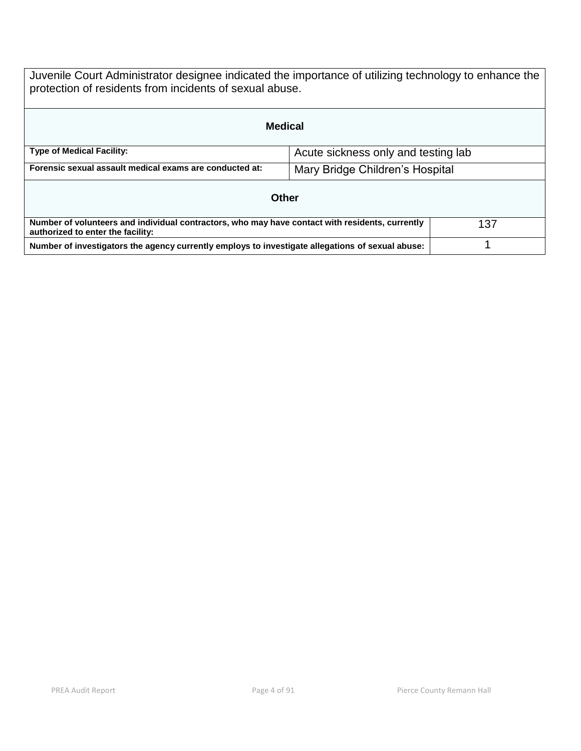Juvenile Court Administrator designee indicated the importance of utilizing technology to enhance the protection of residents from incidents of sexual abuse.

## Medical

| | |
|---|---|
| **Type of Medical Facility:** | Acute sickness only and testing lab |
| **Forensic sexual assault medical exams are conducted at:** | Mary Bridge Children's Hospital |

## Other

| | |
|---|---|
| **Number of volunteers and individual contractors, who may have contact with residents, currently authorized to enter the facility:** | 137 |
| **Number of investigators the agency currently employs to investigate allegations of sexual abuse:** | 1 |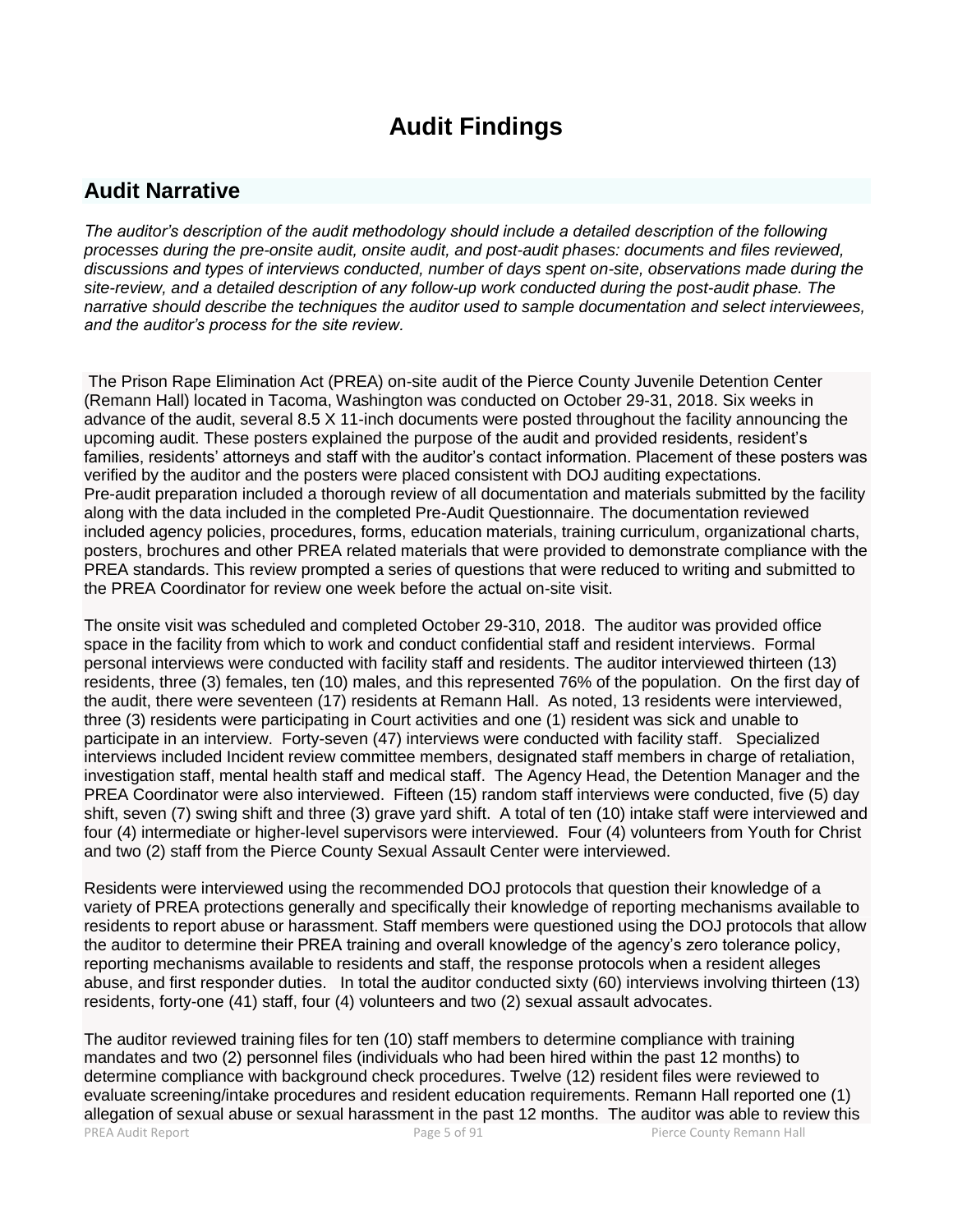# Audit Findings

## Audit Narrative

*The auditor's description of the audit methodology should include a detailed description of the following processes during the pre-onsite audit, onsite audit, and post-audit phases: documents and files reviewed, discussions and types of interviews conducted, number of days spent on-site, observations made during the site-review, and a detailed description of any follow-up work conducted during the post-audit phase. The narrative should describe the techniques the auditor used to sample documentation and select interviewees, and the auditor's process for the site review.*

The Prison Rape Elimination Act (PREA) on-site audit of the Pierce County Juvenile Detention Center (Remann Hall) located in Tacoma, Washington was conducted on October 29-31, 2018. Six weeks in advance of the audit, several 8.5 X 11-inch documents were posted throughout the facility announcing the upcoming audit. These posters explained the purpose of the audit and provided residents, resident's families, residents' attorneys and staff with the auditor's contact information. Placement of these posters was verified by the auditor and the posters were placed consistent with DOJ auditing expectations.
Pre-audit preparation included a thorough review of all documentation and materials submitted by the facility along with the data included in the completed Pre-Audit Questionnaire. The documentation reviewed included agency policies, procedures, forms, education materials, training curriculum, organizational charts, posters, brochures and other PREA related materials that were provided to demonstrate compliance with the PREA standards. This review prompted a series of questions that were reduced to writing and submitted to the PREA Coordinator for review one week before the actual on-site visit.

The onsite visit was scheduled and completed October 29-310, 2018. The auditor was provided office space in the facility from which to work and conduct confidential staff and resident interviews. Formal personal interviews were conducted with facility staff and residents. The auditor interviewed thirteen (13) residents, three (3) females, ten (10) males, and this represented 76% of the population. On the first day of the audit, there were seventeen (17) residents at Remann Hall. As noted, 13 residents were interviewed, three (3) residents were participating in Court activities and one (1) resident was sick and unable to participate in an interview. Forty-seven (47) interviews were conducted with facility staff. Specialized interviews included Incident review committee members, designated staff members in charge of retaliation, investigation staff, mental health staff and medical staff. The Agency Head, the Detention Manager and the PREA Coordinator were also interviewed. Fifteen (15) random staff interviews were conducted, five (5) day shift, seven (7) swing shift and three (3) grave yard shift. A total of ten (10) intake staff were interviewed and four (4) intermediate or higher-level supervisors were interviewed. Four (4) volunteers from Youth for Christ and two (2) staff from the Pierce County Sexual Assault Center were interviewed.

Residents were interviewed using the recommended DOJ protocols that question their knowledge of a variety of PREA protections generally and specifically their knowledge of reporting mechanisms available to residents to report abuse or harassment. Staff members were questioned using the DOJ protocols that allow the auditor to determine their PREA training and overall knowledge of the agency's zero tolerance policy, reporting mechanisms available to residents and staff, the response protocols when a resident alleges abuse, and first responder duties. In total the auditor conducted sixty (60) interviews involving thirteen (13) residents, forty-one (41) staff, four (4) volunteers and two (2) sexual assault advocates.

The auditor reviewed training files for ten (10) staff members to determine compliance with training mandates and two (2) personnel files (individuals who had been hired within the past 12 months) to determine compliance with background check procedures. Twelve (12) resident files were reviewed to evaluate screening/intake procedures and resident education requirements. Remann Hall reported one (1) allegation of sexual abuse or sexual harassment in the past 12 months. The auditor was able to review this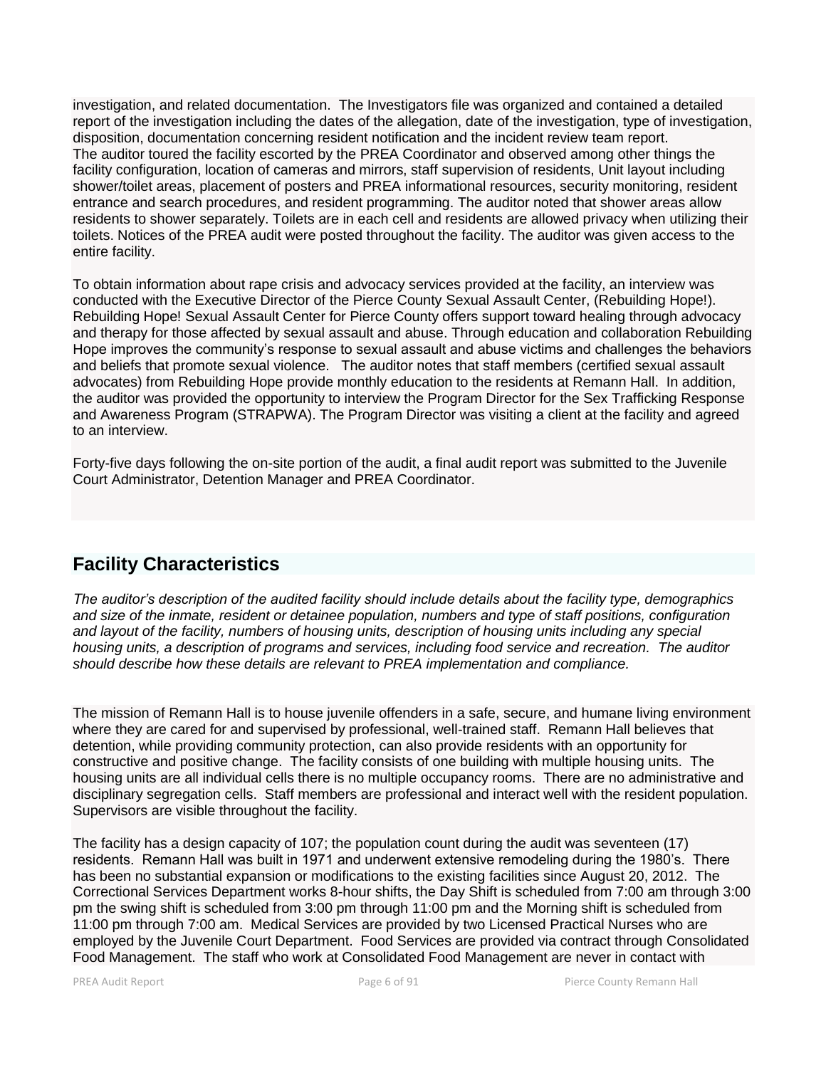investigation, and related documentation. The Investigators file was organized and contained a detailed report of the investigation including the dates of the allegation, date of the investigation, type of investigation, disposition, documentation concerning resident notification and the incident review team report. The auditor toured the facility escorted by the PREA Coordinator and observed among other things the facility configuration, location of cameras and mirrors, staff supervision of residents, Unit layout including shower/toilet areas, placement of posters and PREA informational resources, security monitoring, resident entrance and search procedures, and resident programming. The auditor noted that shower areas allow residents to shower separately. Toilets are in each cell and residents are allowed privacy when utilizing their toilets. Notices of the PREA audit were posted throughout the facility. The auditor was given access to the entire facility.

To obtain information about rape crisis and advocacy services provided at the facility, an interview was conducted with the Executive Director of the Pierce County Sexual Assault Center, (Rebuilding Hope!). Rebuilding Hope! Sexual Assault Center for Pierce County offers support toward healing through advocacy and therapy for those affected by sexual assault and abuse. Through education and collaboration Rebuilding Hope improves the community's response to sexual assault and abuse victims and challenges the behaviors and beliefs that promote sexual violence. The auditor notes that staff members (certified sexual assault advocates) from Rebuilding Hope provide monthly education to the residents at Remann Hall. In addition, the auditor was provided the opportunity to interview the Program Director for the Sex Trafficking Response and Awareness Program (STRAPWA). The Program Director was visiting a client at the facility and agreed to an interview.

Forty-five days following the on-site portion of the audit, a final audit report was submitted to the Juvenile Court Administrator, Detention Manager and PREA Coordinator.

## Facility Characteristics

*The auditor's description of the audited facility should include details about the facility type, demographics and size of the inmate, resident or detainee population, numbers and type of staff positions, configuration and layout of the facility, numbers of housing units, description of housing units including any special housing units, a description of programs and services, including food service and recreation. The auditor should describe how these details are relevant to PREA implementation and compliance.*

The mission of Remann Hall is to house juvenile offenders in a safe, secure, and humane living environment where they are cared for and supervised by professional, well-trained staff. Remann Hall believes that detention, while providing community protection, can also provide residents with an opportunity for constructive and positive change. The facility consists of one building with multiple housing units. The housing units are all individual cells there is no multiple occupancy rooms. There are no administrative and disciplinary segregation cells. Staff members are professional and interact well with the resident population. Supervisors are visible throughout the facility.

The facility has a design capacity of 107; the population count during the audit was seventeen (17) residents. Remann Hall was built in 1971 and underwent extensive remodeling during the 1980's. There has been no substantial expansion or modifications to the existing facilities since August 20, 2012. The Correctional Services Department works 8-hour shifts, the Day Shift is scheduled from 7:00 am through 3:00 pm the swing shift is scheduled from 3:00 pm through 11:00 pm and the Morning shift is scheduled from 11:00 pm through 7:00 am. Medical Services are provided by two Licensed Practical Nurses who are employed by the Juvenile Court Department. Food Services are provided via contract through Consolidated Food Management. The staff who work at Consolidated Food Management are never in contact with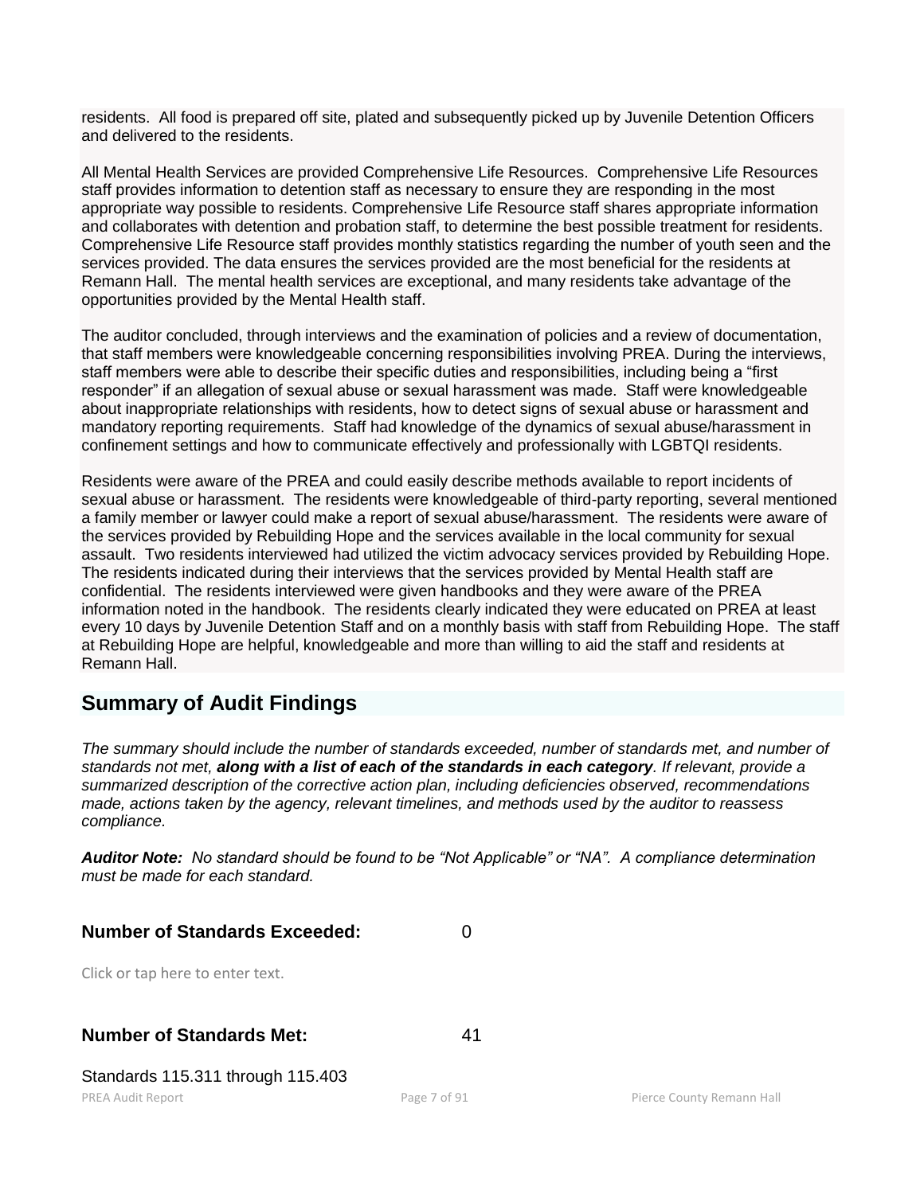residents. All food is prepared off site, plated and subsequently picked up by Juvenile Detention Officers and delivered to the residents.

All Mental Health Services are provided Comprehensive Life Resources. Comprehensive Life Resources staff provides information to detention staff as necessary to ensure they are responding in the most appropriate way possible to residents. Comprehensive Life Resource staff shares appropriate information and collaborates with detention and probation staff, to determine the best possible treatment for residents. Comprehensive Life Resource staff provides monthly statistics regarding the number of youth seen and the services provided. The data ensures the services provided are the most beneficial for the residents at Remann Hall. The mental health services are exceptional, and many residents take advantage of the opportunities provided by the Mental Health staff.

The auditor concluded, through interviews and the examination of policies and a review of documentation, that staff members were knowledgeable concerning responsibilities involving PREA. During the interviews, staff members were able to describe their specific duties and responsibilities, including being a "first responder" if an allegation of sexual abuse or sexual harassment was made. Staff were knowledgeable about inappropriate relationships with residents, how to detect signs of sexual abuse or harassment and mandatory reporting requirements. Staff had knowledge of the dynamics of sexual abuse/harassment in confinement settings and how to communicate effectively and professionally with LGBTQI residents.

Residents were aware of the PREA and could easily describe methods available to report incidents of sexual abuse or harassment. The residents were knowledgeable of third-party reporting, several mentioned a family member or lawyer could make a report of sexual abuse/harassment. The residents were aware of the services provided by Rebuilding Hope and the services available in the local community for sexual assault. Two residents interviewed had utilized the victim advocacy services provided by Rebuilding Hope. The residents indicated during their interviews that the services provided by Mental Health staff are confidential. The residents interviewed were given handbooks and they were aware of the PREA information noted in the handbook. The residents clearly indicated they were educated on PREA at least every 10 days by Juvenile Detention Staff and on a monthly basis with staff from Rebuilding Hope. The staff at Rebuilding Hope are helpful, knowledgeable and more than willing to aid the staff and residents at Remann Hall.

## Summary of Audit Findings

*The summary should include the number of standards exceeded, number of standards met, and number of standards not met, **along with a list of each of the standards in each category**. If relevant, provide a summarized description of the corrective action plan, including deficiencies observed, recommendations made, actions taken by the agency, relevant timelines, and methods used by the auditor to reassess compliance.*

***Auditor Note:*** *No standard should be found to be "Not Applicable" or "NA". A compliance determination must be made for each standard.*

**Number of Standards Exceeded:** 0

Click or tap here to enter text.

**Number of Standards Met:** 41

Standards 115.311 through 115.403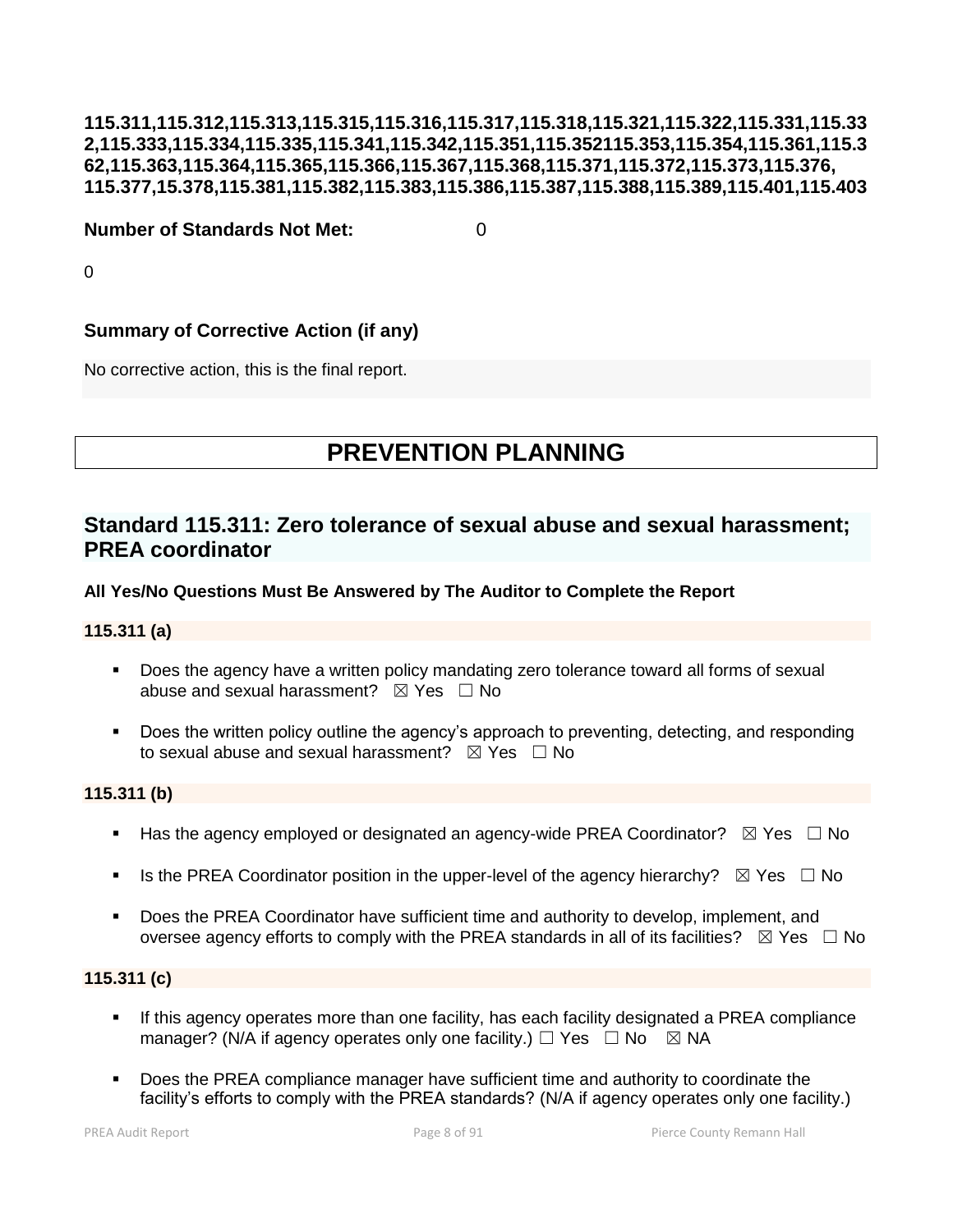**115.311,115.312,115.313,115.315,115.316,115.317,115.318,115.321,115.322,115.331,115.332,115.333,115.334,115.335,115.341,115.342,115.351,115.352115.353,115.354,115.361,115.362,115.363,115.364,115.365,115.366,115.367,115.368,115.371,115.372,115.373,115.376, 115.377,15.378,115.381,115.382,115.383,115.386,115.387,115.388,115.389,115.401,115.403**

**Number of Standards Not Met:** 0

0

### Summary of Corrective Action (if any)

No corrective action, this is the final report.

# PREVENTION PLANNING

## Standard 115.311: Zero tolerance of sexual abuse and sexual harassment; PREA coordinator

**All Yes/No Questions Must Be Answered by The Auditor to Complete the Report**

**115.311 (a)**

- Does the agency have a written policy mandating zero tolerance toward all forms of sexual abuse and sexual harassment? ☒ Yes ☐ No
- Does the written policy outline the agency's approach to preventing, detecting, and responding to sexual abuse and sexual harassment? ☒ Yes ☐ No

**115.311 (b)**

- Has the agency employed or designated an agency-wide PREA Coordinator? ☒ Yes ☐ No
- Is the PREA Coordinator position in the upper-level of the agency hierarchy? ☒ Yes ☐ No
- Does the PREA Coordinator have sufficient time and authority to develop, implement, and oversee agency efforts to comply with the PREA standards in all of its facilities? ☒ Yes ☐ No

**115.311 (c)**

- If this agency operates more than one facility, has each facility designated a PREA compliance manager? (N/A if agency operates only one facility.) ☐ Yes ☐ No ☒ NA
- Does the PREA compliance manager have sufficient time and authority to coordinate the facility's efforts to comply with the PREA standards? (N/A if agency operates only one facility.)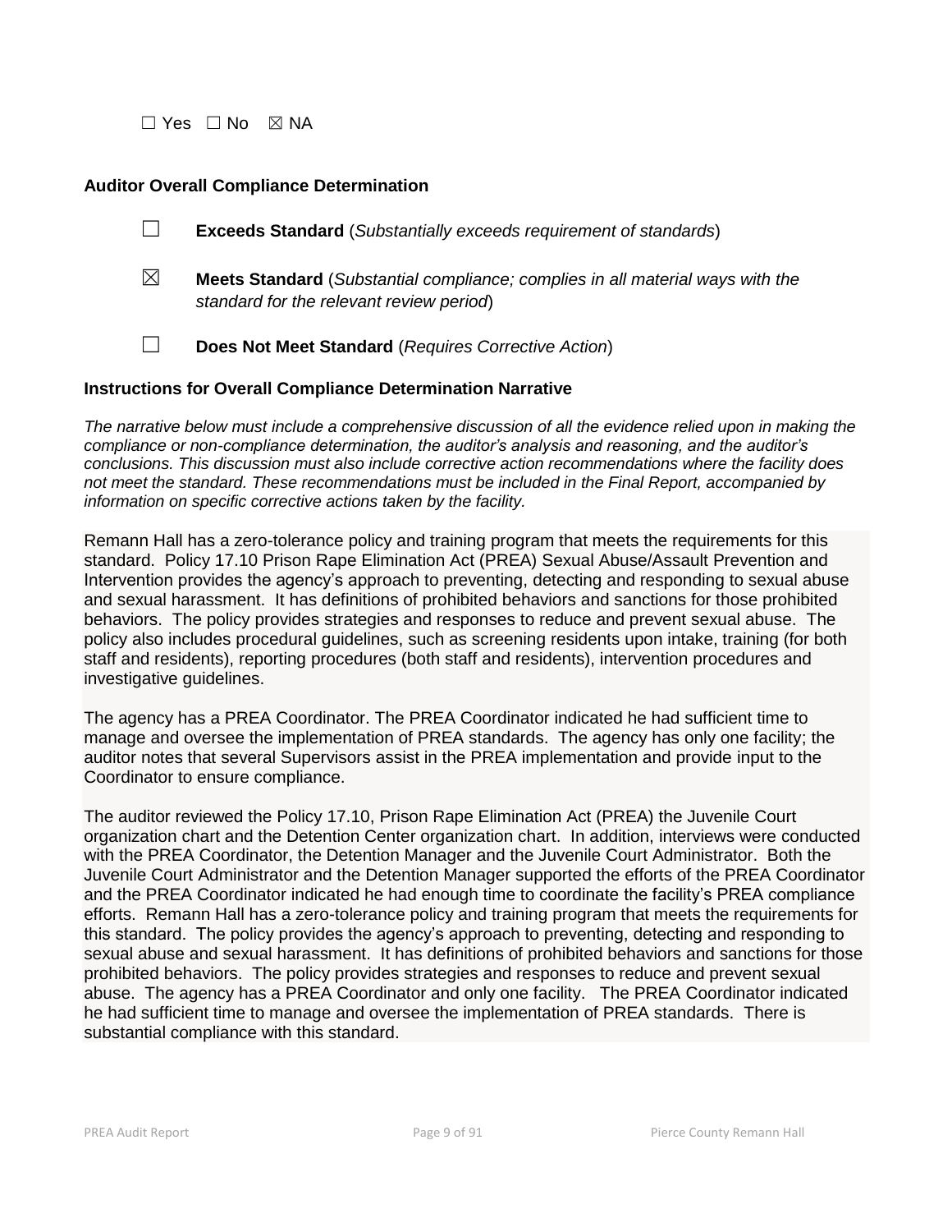☐ Yes ☐ No ☒ NA

**Auditor Overall Compliance Determination**

☐ **Exceeds Standard** (*Substantially exceeds requirement of standards*)

☒ **Meets Standard** (*Substantial compliance; complies in all material ways with the standard for the relevant review period*)

☐ **Does Not Meet Standard** (*Requires Corrective Action*)

**Instructions for Overall Compliance Determination Narrative**

*The narrative below must include a comprehensive discussion of all the evidence relied upon in making the compliance or non-compliance determination, the auditor's analysis and reasoning, and the auditor's conclusions. This discussion must also include corrective action recommendations where the facility does not meet the standard. These recommendations must be included in the Final Report, accompanied by information on specific corrective actions taken by the facility.*

Remann Hall has a zero-tolerance policy and training program that meets the requirements for this standard. Policy 17.10 Prison Rape Elimination Act (PREA) Sexual Abuse/Assault Prevention and Intervention provides the agency's approach to preventing, detecting and responding to sexual abuse and sexual harassment. It has definitions of prohibited behaviors and sanctions for those prohibited behaviors. The policy provides strategies and responses to reduce and prevent sexual abuse. The policy also includes procedural guidelines, such as screening residents upon intake, training (for both staff and residents), reporting procedures (both staff and residents), intervention procedures and investigative guidelines.

The agency has a PREA Coordinator. The PREA Coordinator indicated he had sufficient time to manage and oversee the implementation of PREA standards. The agency has only one facility; the auditor notes that several Supervisors assist in the PREA implementation and provide input to the Coordinator to ensure compliance.

The auditor reviewed the Policy 17.10, Prison Rape Elimination Act (PREA) the Juvenile Court organization chart and the Detention Center organization chart. In addition, interviews were conducted with the PREA Coordinator, the Detention Manager and the Juvenile Court Administrator. Both the Juvenile Court Administrator and the Detention Manager supported the efforts of the PREA Coordinator and the PREA Coordinator indicated he had enough time to coordinate the facility's PREA compliance efforts. Remann Hall has a zero-tolerance policy and training program that meets the requirements for this standard. The policy provides the agency's approach to preventing, detecting and responding to sexual abuse and sexual harassment. It has definitions of prohibited behaviors and sanctions for those prohibited behaviors. The policy provides strategies and responses to reduce and prevent sexual abuse. The agency has a PREA Coordinator and only one facility. The PREA Coordinator indicated he had sufficient time to manage and oversee the implementation of PREA standards. There is substantial compliance with this standard.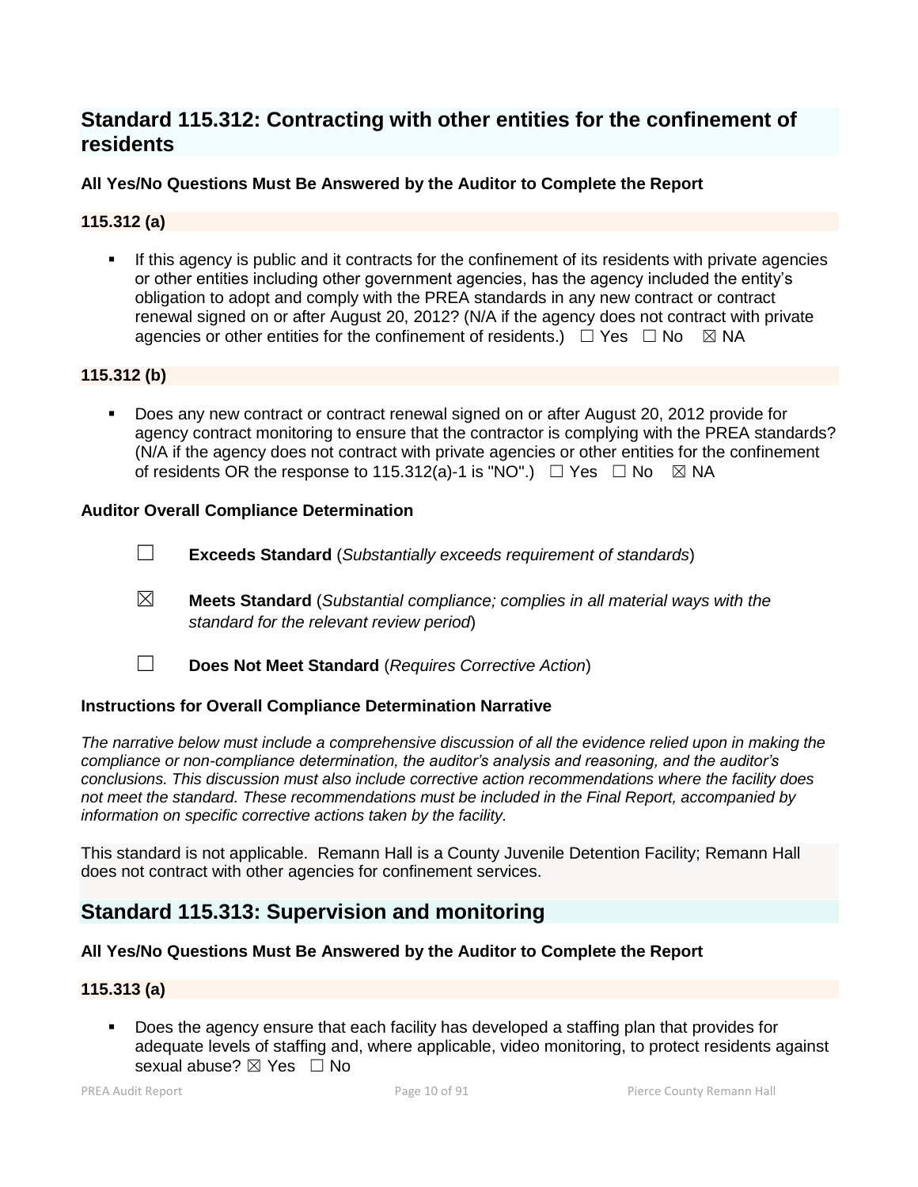## Standard 115.312: Contracting with other entities for the confinement of residents

**All Yes/No Questions Must Be Answered by the Auditor to Complete the Report**

**115.312 (a)**

- If this agency is public and it contracts for the confinement of its residents with private agencies or other entities including other government agencies, has the agency included the entity's obligation to adopt and comply with the PREA standards in any new contract or contract renewal signed on or after August 20, 2012? (N/A if the agency does not contract with private agencies or other entities for the confinement of residents.) ☐ Yes ☐ No ☒ NA

**115.312 (b)**

- Does any new contract or contract renewal signed on or after August 20, 2012 provide for agency contract monitoring to ensure that the contractor is complying with the PREA standards? (N/A if the agency does not contract with private agencies or other entities for the confinement of residents OR the response to 115.312(a)-1 is "NO".) ☐ Yes ☐ No ☒ NA

**Auditor Overall Compliance Determination**

☐ **Exceeds Standard** (*Substantially exceeds requirement of standards*)

☒ **Meets Standard** (*Substantial compliance; complies in all material ways with the standard for the relevant review period*)

☐ **Does Not Meet Standard** (*Requires Corrective Action*)

**Instructions for Overall Compliance Determination Narrative**

*The narrative below must include a comprehensive discussion of all the evidence relied upon in making the compliance or non-compliance determination, the auditor's analysis and reasoning, and the auditor's conclusions. This discussion must also include corrective action recommendations where the facility does not meet the standard. These recommendations must be included in the Final Report, accompanied by information on specific corrective actions taken by the facility.*

This standard is not applicable. Remann Hall is a County Juvenile Detention Facility; Remann Hall does not contract with other agencies for confinement services.

## Standard 115.313: Supervision and monitoring

**All Yes/No Questions Must Be Answered by the Auditor to Complete the Report**

**115.313 (a)**

- Does the agency ensure that each facility has developed a staffing plan that provides for adequate levels of staffing and, where applicable, video monitoring, to protect residents against sexual abuse? ☒ Yes ☐ No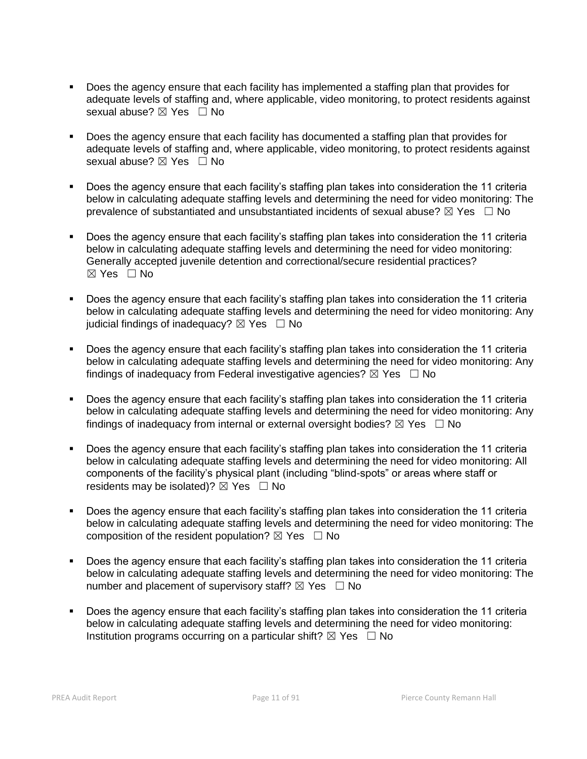- Does the agency ensure that each facility has implemented a staffing plan that provides for adequate levels of staffing and, where applicable, video monitoring, to protect residents against sexual abuse? ☒ Yes ☐ No

- Does the agency ensure that each facility has documented a staffing plan that provides for adequate levels of staffing and, where applicable, video monitoring, to protect residents against sexual abuse? ☒ Yes ☐ No

- Does the agency ensure that each facility's staffing plan takes into consideration the 11 criteria below in calculating adequate staffing levels and determining the need for video monitoring: The prevalence of substantiated and unsubstantiated incidents of sexual abuse? ☒ Yes ☐ No

- Does the agency ensure that each facility's staffing plan takes into consideration the 11 criteria below in calculating adequate staffing levels and determining the need for video monitoring: Generally accepted juvenile detention and correctional/secure residential practices? ☒ Yes ☐ No

- Does the agency ensure that each facility's staffing plan takes into consideration the 11 criteria below in calculating adequate staffing levels and determining the need for video monitoring: Any judicial findings of inadequacy? ☒ Yes ☐ No

- Does the agency ensure that each facility's staffing plan takes into consideration the 11 criteria below in calculating adequate staffing levels and determining the need for video monitoring: Any findings of inadequacy from Federal investigative agencies? ☒ Yes ☐ No

- Does the agency ensure that each facility's staffing plan takes into consideration the 11 criteria below in calculating adequate staffing levels and determining the need for video monitoring: Any findings of inadequacy from internal or external oversight bodies? ☒ Yes ☐ No

- Does the agency ensure that each facility's staffing plan takes into consideration the 11 criteria below in calculating adequate staffing levels and determining the need for video monitoring: All components of the facility's physical plant (including "blind-spots" or areas where staff or residents may be isolated)? ☒ Yes ☐ No

- Does the agency ensure that each facility's staffing plan takes into consideration the 11 criteria below in calculating adequate staffing levels and determining the need for video monitoring: The composition of the resident population? ☒ Yes ☐ No

- Does the agency ensure that each facility's staffing plan takes into consideration the 11 criteria below in calculating adequate staffing levels and determining the need for video monitoring: The number and placement of supervisory staff? ☒ Yes ☐ No

- Does the agency ensure that each facility's staffing plan takes into consideration the 11 criteria below in calculating adequate staffing levels and determining the need for video monitoring: Institution programs occurring on a particular shift? ☒ Yes ☐ No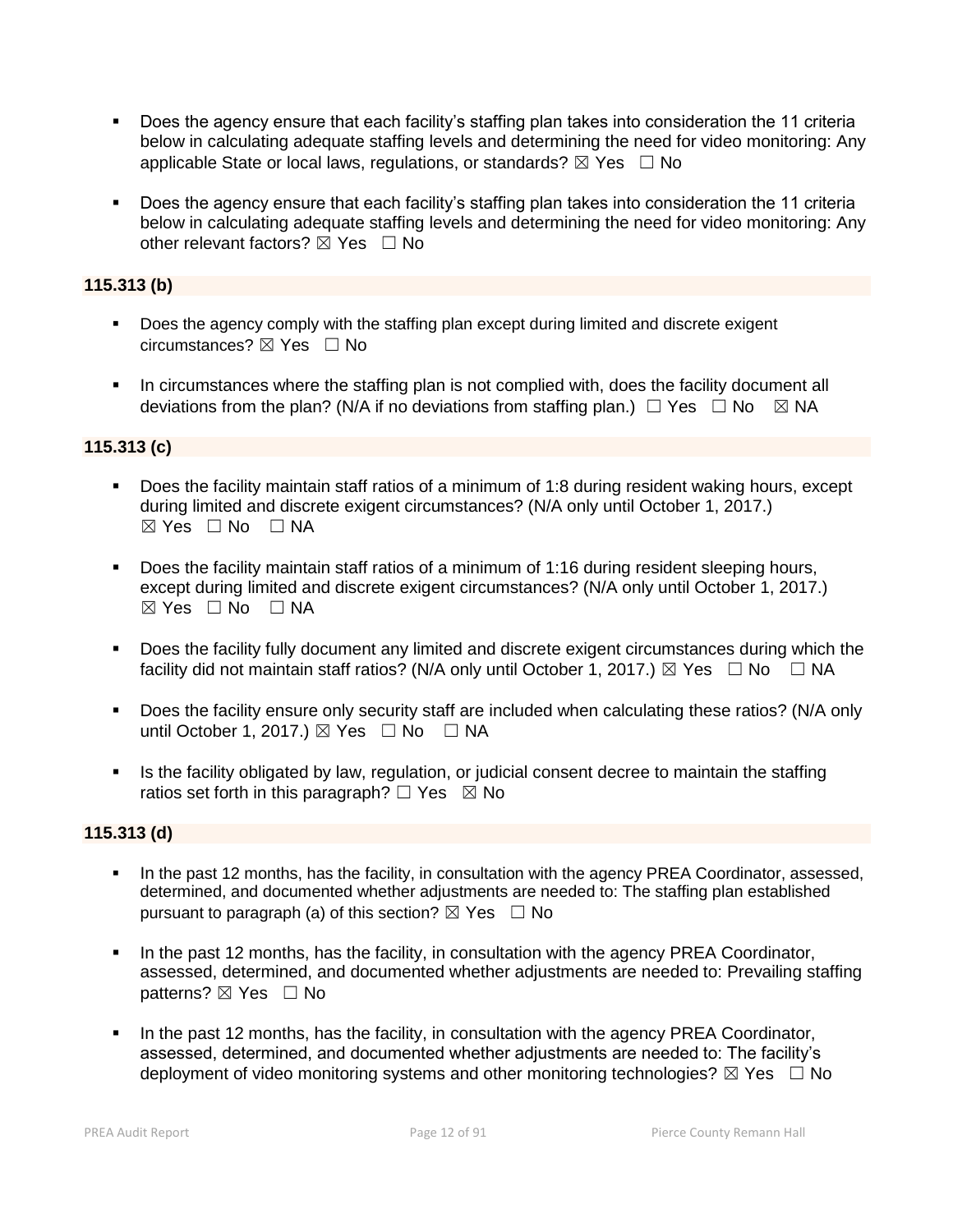- Does the agency ensure that each facility's staffing plan takes into consideration the 11 criteria below in calculating adequate staffing levels and determining the need for video monitoring: Any applicable State or local laws, regulations, or standards? ☒ Yes ☐ No

- Does the agency ensure that each facility's staffing plan takes into consideration the 11 criteria below in calculating adequate staffing levels and determining the need for video monitoring: Any other relevant factors? ☒ Yes ☐ No

**115.313 (b)**

- Does the agency comply with the staffing plan except during limited and discrete exigent circumstances? ☒ Yes ☐ No

- In circumstances where the staffing plan is not complied with, does the facility document all deviations from the plan? (N/A if no deviations from staffing plan.) ☐ Yes ☐ No ☒ NA

**115.313 (c)**

- Does the facility maintain staff ratios of a minimum of 1:8 during resident waking hours, except during limited and discrete exigent circumstances? (N/A only until October 1, 2017.) ☒ Yes ☐ No ☐ NA

- Does the facility maintain staff ratios of a minimum of 1:16 during resident sleeping hours, except during limited and discrete exigent circumstances? (N/A only until October 1, 2017.) ☒ Yes ☐ No ☐ NA

- Does the facility fully document any limited and discrete exigent circumstances during which the facility did not maintain staff ratios? (N/A only until October 1, 2017.) ☒ Yes ☐ No ☐ NA

- Does the facility ensure only security staff are included when calculating these ratios? (N/A only until October 1, 2017.) ☒ Yes ☐ No ☐ NA

- Is the facility obligated by law, regulation, or judicial consent decree to maintain the staffing ratios set forth in this paragraph? ☐ Yes ☒ No

**115.313 (d)**

- In the past 12 months, has the facility, in consultation with the agency PREA Coordinator, assessed, determined, and documented whether adjustments are needed to: The staffing plan established pursuant to paragraph (a) of this section? ☒ Yes ☐ No

- In the past 12 months, has the facility, in consultation with the agency PREA Coordinator, assessed, determined, and documented whether adjustments are needed to: Prevailing staffing patterns? ☒ Yes ☐ No

- In the past 12 months, has the facility, in consultation with the agency PREA Coordinator, assessed, determined, and documented whether adjustments are needed to: The facility's deployment of video monitoring systems and other monitoring technologies? ☒ Yes ☐ No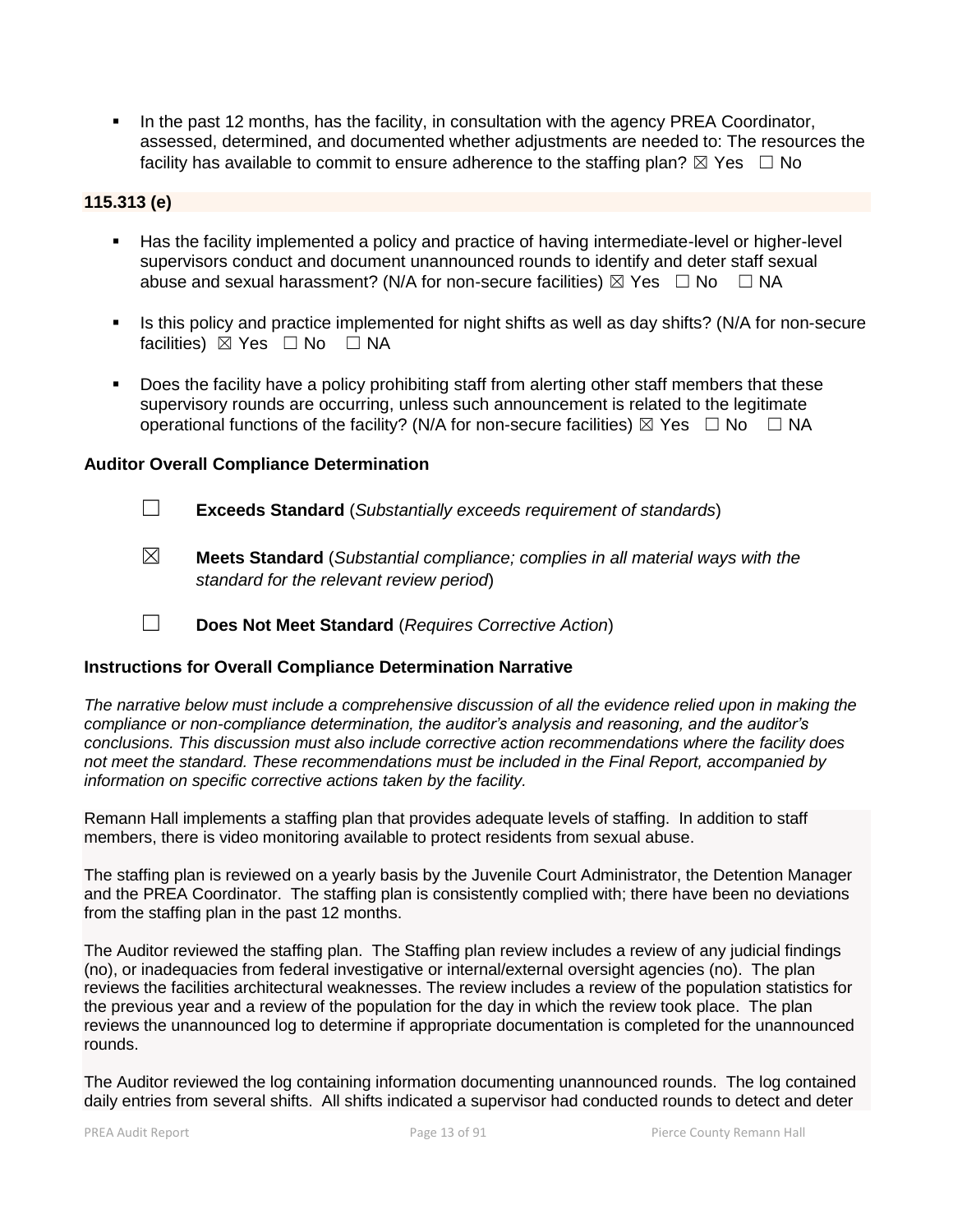- In the past 12 months, has the facility, in consultation with the agency PREA Coordinator, assessed, determined, and documented whether adjustments are needed to: The resources the facility has available to commit to ensure adherence to the staffing plan? ☒ Yes ☐ No

**115.313 (e)**

- Has the facility implemented a policy and practice of having intermediate-level or higher-level supervisors conduct and document unannounced rounds to identify and deter staff sexual abuse and sexual harassment? (N/A for non-secure facilities) ☒ Yes ☐ No ☐ NA

- Is this policy and practice implemented for night shifts as well as day shifts? (N/A for non-secure facilities) ☒ Yes ☐ No ☐ NA

- Does the facility have a policy prohibiting staff from alerting other staff members that these supervisory rounds are occurring, unless such announcement is related to the legitimate operational functions of the facility? (N/A for non-secure facilities) ☒ Yes ☐ No ☐ NA

**Auditor Overall Compliance Determination**

☐ **Exceeds Standard** (*Substantially exceeds requirement of standards*)

☒ **Meets Standard** (*Substantial compliance; complies in all material ways with the standard for the relevant review period*)

☐ **Does Not Meet Standard** (*Requires Corrective Action*)

**Instructions for Overall Compliance Determination Narrative**

*The narrative below must include a comprehensive discussion of all the evidence relied upon in making the compliance or non-compliance determination, the auditor's analysis and reasoning, and the auditor's conclusions. This discussion must also include corrective action recommendations where the facility does not meet the standard. These recommendations must be included in the Final Report, accompanied by information on specific corrective actions taken by the facility.*

Remann Hall implements a staffing plan that provides adequate levels of staffing. In addition to staff members, there is video monitoring available to protect residents from sexual abuse.

The staffing plan is reviewed on a yearly basis by the Juvenile Court Administrator, the Detention Manager and the PREA Coordinator. The staffing plan is consistently complied with; there have been no deviations from the staffing plan in the past 12 months.

The Auditor reviewed the staffing plan. The Staffing plan review includes a review of any judicial findings (no), or inadequacies from federal investigative or internal/external oversight agencies (no). The plan reviews the facilities architectural weaknesses. The review includes a review of the population statistics for the previous year and a review of the population for the day in which the review took place. The plan reviews the unannounced log to determine if appropriate documentation is completed for the unannounced rounds.

The Auditor reviewed the log containing information documenting unannounced rounds. The log contained daily entries from several shifts. All shifts indicated a supervisor had conducted rounds to detect and deter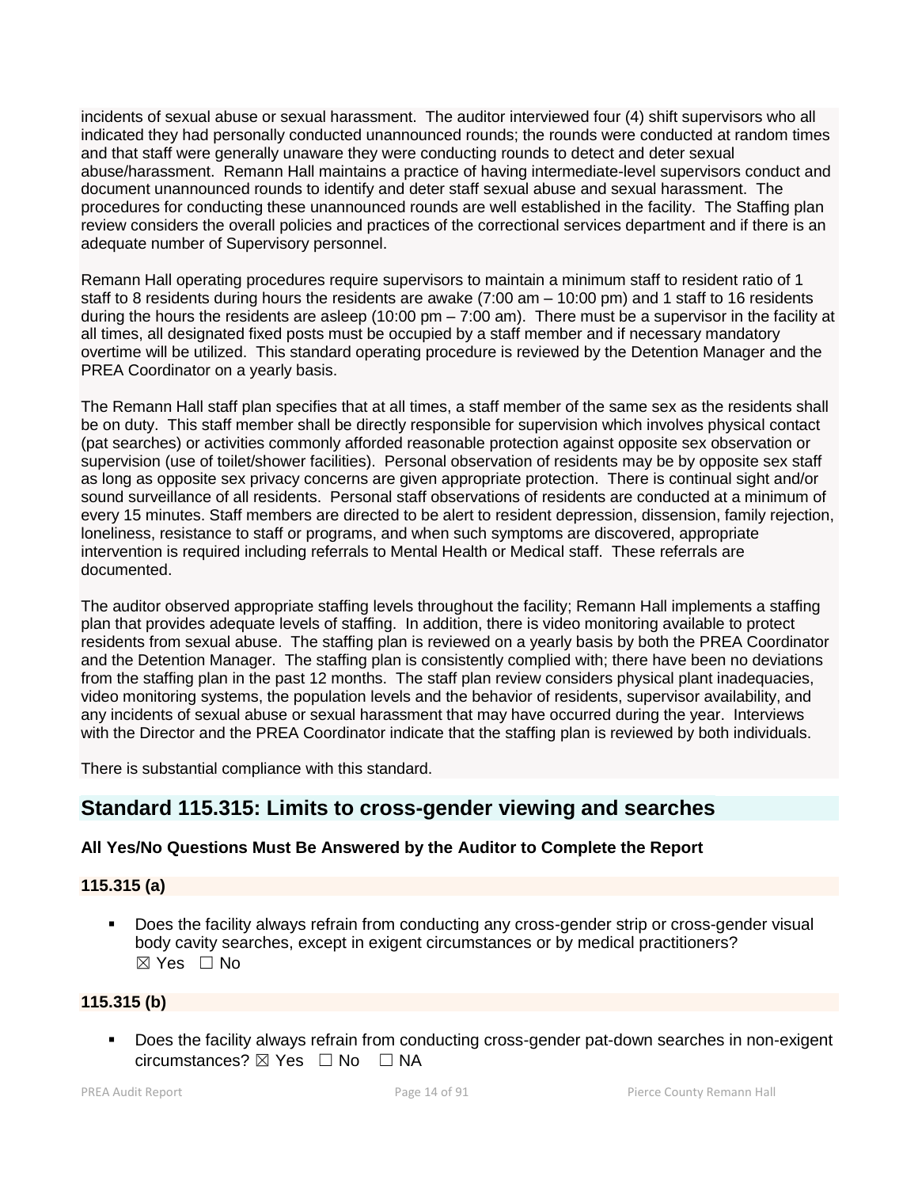incidents of sexual abuse or sexual harassment. The auditor interviewed four (4) shift supervisors who all indicated they had personally conducted unannounced rounds; the rounds were conducted at random times and that staff were generally unaware they were conducting rounds to detect and deter sexual abuse/harassment. Remann Hall maintains a practice of having intermediate-level supervisors conduct and document unannounced rounds to identify and deter staff sexual abuse and sexual harassment. The procedures for conducting these unannounced rounds are well established in the facility. The Staffing plan review considers the overall policies and practices of the correctional services department and if there is an adequate number of Supervisory personnel.

Remann Hall operating procedures require supervisors to maintain a minimum staff to resident ratio of 1 staff to 8 residents during hours the residents are awake (7:00 am – 10:00 pm) and 1 staff to 16 residents during the hours the residents are asleep (10:00 pm – 7:00 am). There must be a supervisor in the facility at all times, all designated fixed posts must be occupied by a staff member and if necessary mandatory overtime will be utilized. This standard operating procedure is reviewed by the Detention Manager and the PREA Coordinator on a yearly basis.

The Remann Hall staff plan specifies that at all times, a staff member of the same sex as the residents shall be on duty. This staff member shall be directly responsible for supervision which involves physical contact (pat searches) or activities commonly afforded reasonable protection against opposite sex observation or supervision (use of toilet/shower facilities). Personal observation of residents may be by opposite sex staff as long as opposite sex privacy concerns are given appropriate protection. There is continual sight and/or sound surveillance of all residents. Personal staff observations of residents are conducted at a minimum of every 15 minutes. Staff members are directed to be alert to resident depression, dissension, family rejection, loneliness, resistance to staff or programs, and when such symptoms are discovered, appropriate intervention is required including referrals to Mental Health or Medical staff. These referrals are documented.

The auditor observed appropriate staffing levels throughout the facility; Remann Hall implements a staffing plan that provides adequate levels of staffing. In addition, there is video monitoring available to protect residents from sexual abuse. The staffing plan is reviewed on a yearly basis by both the PREA Coordinator and the Detention Manager. The staffing plan is consistently complied with; there have been no deviations from the staffing plan in the past 12 months. The staff plan review considers physical plant inadequacies, video monitoring systems, the population levels and the behavior of residents, supervisor availability, and any incidents of sexual abuse or sexual harassment that may have occurred during the year. Interviews with the Director and the PREA Coordinator indicate that the staffing plan is reviewed by both individuals.

There is substantial compliance with this standard.

## Standard 115.315: Limits to cross-gender viewing and searches

**All Yes/No Questions Must Be Answered by the Auditor to Complete the Report**

**115.315 (a)**

- Does the facility always refrain from conducting any cross-gender strip or cross-gender visual body cavity searches, except in exigent circumstances or by medical practitioners? ☒ Yes ☐ No

**115.315 (b)**

- Does the facility always refrain from conducting cross-gender pat-down searches in non-exigent circumstances? ☒ Yes ☐ No ☐ NA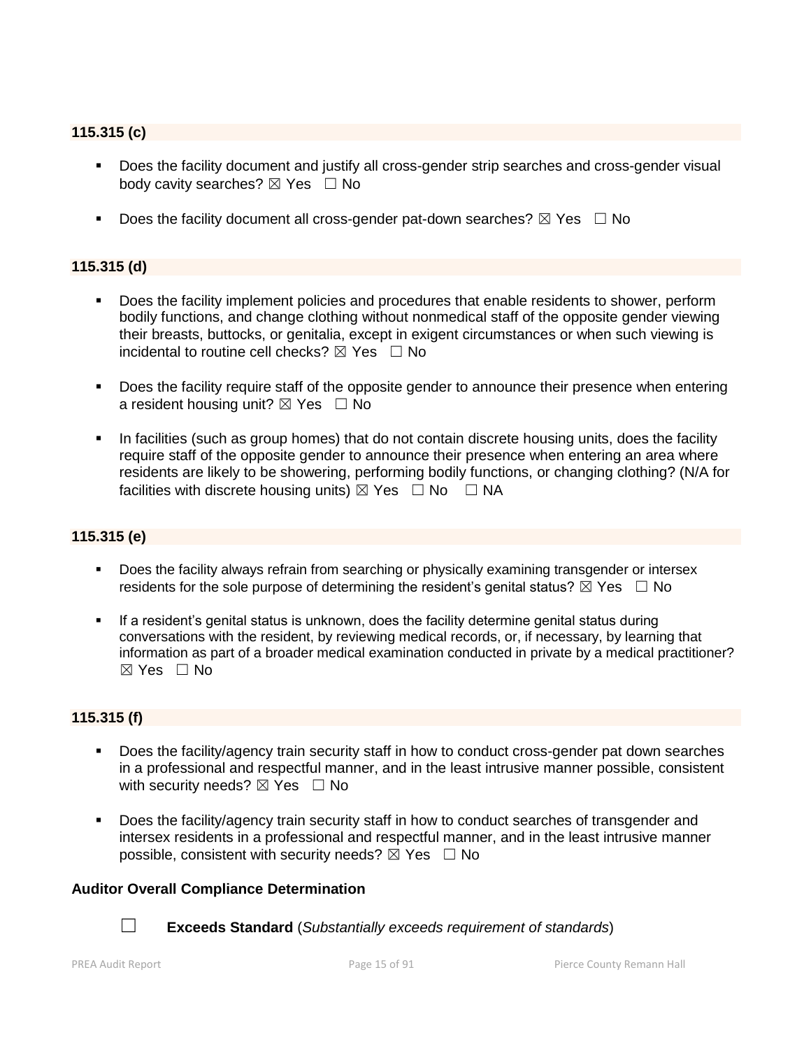**115.315 (c)**

- Does the facility document and justify all cross-gender strip searches and cross-gender visual body cavity searches? ☒ Yes ☐ No
- Does the facility document all cross-gender pat-down searches? ☒ Yes ☐ No

**115.315 (d)**

- Does the facility implement policies and procedures that enable residents to shower, perform bodily functions, and change clothing without nonmedical staff of the opposite gender viewing their breasts, buttocks, or genitalia, except in exigent circumstances or when such viewing is incidental to routine cell checks? ☒ Yes ☐ No
- Does the facility require staff of the opposite gender to announce their presence when entering a resident housing unit? ☒ Yes ☐ No
- In facilities (such as group homes) that do not contain discrete housing units, does the facility require staff of the opposite gender to announce their presence when entering an area where residents are likely to be showering, performing bodily functions, or changing clothing? (N/A for facilities with discrete housing units) ☒ Yes ☐ No ☐ NA

**115.315 (e)**

- Does the facility always refrain from searching or physically examining transgender or intersex residents for the sole purpose of determining the resident's genital status? ☒ Yes ☐ No
- If a resident's genital status is unknown, does the facility determine genital status during conversations with the resident, by reviewing medical records, or, if necessary, by learning that information as part of a broader medical examination conducted in private by a medical practitioner? ☒ Yes ☐ No

**115.315 (f)**

- Does the facility/agency train security staff in how to conduct cross-gender pat down searches in a professional and respectful manner, and in the least intrusive manner possible, consistent with security needs? ☒ Yes ☐ No
- Does the facility/agency train security staff in how to conduct searches of transgender and intersex residents in a professional and respectful manner, and in the least intrusive manner possible, consistent with security needs? ☒ Yes ☐ No

**Auditor Overall Compliance Determination**

☐ **Exceeds Standard** (*Substantially exceeds requirement of standards*)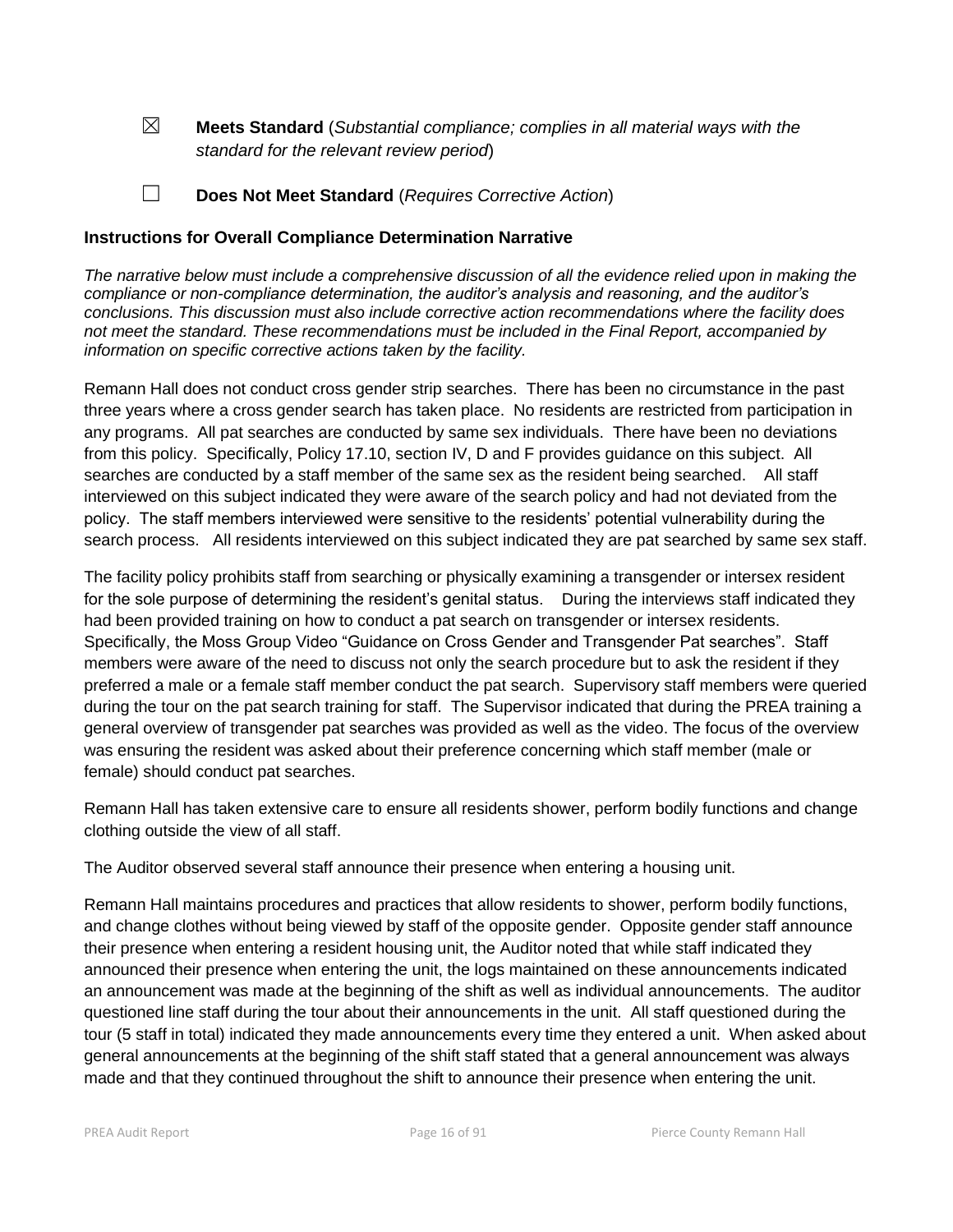☒ **Meets Standard** (*Substantial compliance; complies in all material ways with the standard for the relevant review period*)

☐ **Does Not Meet Standard** (*Requires Corrective Action*)

**Instructions for Overall Compliance Determination Narrative**

*The narrative below must include a comprehensive discussion of all the evidence relied upon in making the compliance or non-compliance determination, the auditor's analysis and reasoning, and the auditor's conclusions. This discussion must also include corrective action recommendations where the facility does not meet the standard. These recommendations must be included in the Final Report, accompanied by information on specific corrective actions taken by the facility.*

Remann Hall does not conduct cross gender strip searches. There has been no circumstance in the past three years where a cross gender search has taken place. No residents are restricted from participation in any programs. All pat searches are conducted by same sex individuals. There have been no deviations from this policy. Specifically, Policy 17.10, section IV, D and F provides guidance on this subject. All searches are conducted by a staff member of the same sex as the resident being searched. All staff interviewed on this subject indicated they were aware of the search policy and had not deviated from the policy. The staff members interviewed were sensitive to the residents' potential vulnerability during the search process. All residents interviewed on this subject indicated they are pat searched by same sex staff.

The facility policy prohibits staff from searching or physically examining a transgender or intersex resident for the sole purpose of determining the resident's genital status. During the interviews staff indicated they had been provided training on how to conduct a pat search on transgender or intersex residents. Specifically, the Moss Group Video "Guidance on Cross Gender and Transgender Pat searches". Staff members were aware of the need to discuss not only the search procedure but to ask the resident if they preferred a male or a female staff member conduct the pat search. Supervisory staff members were queried during the tour on the pat search training for staff. The Supervisor indicated that during the PREA training a general overview of transgender pat searches was provided as well as the video. The focus of the overview was ensuring the resident was asked about their preference concerning which staff member (male or female) should conduct pat searches.

Remann Hall has taken extensive care to ensure all residents shower, perform bodily functions and change clothing outside the view of all staff.

The Auditor observed several staff announce their presence when entering a housing unit.

Remann Hall maintains procedures and practices that allow residents to shower, perform bodily functions, and change clothes without being viewed by staff of the opposite gender. Opposite gender staff announce their presence when entering a resident housing unit, the Auditor noted that while staff indicated they announced their presence when entering the unit, the logs maintained on these announcements indicated an announcement was made at the beginning of the shift as well as individual announcements. The auditor questioned line staff during the tour about their announcements in the unit. All staff questioned during the tour (5 staff in total) indicated they made announcements every time they entered a unit. When asked about general announcements at the beginning of the shift staff stated that a general announcement was always made and that they continued throughout the shift to announce their presence when entering the unit.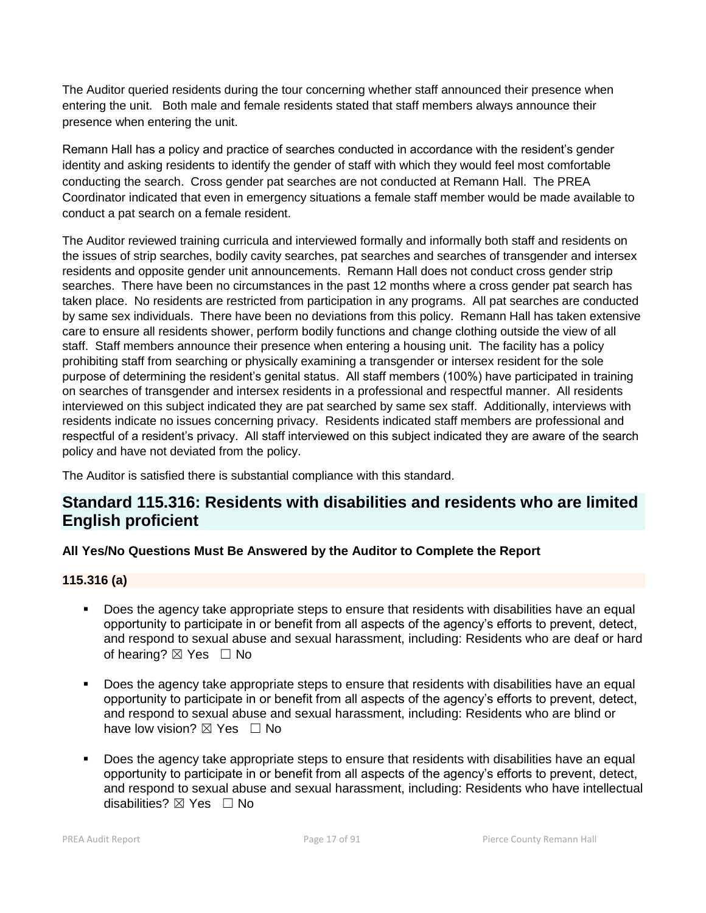The Auditor queried residents during the tour concerning whether staff announced their presence when entering the unit. Both male and female residents stated that staff members always announce their presence when entering the unit.

Remann Hall has a policy and practice of searches conducted in accordance with the resident's gender identity and asking residents to identify the gender of staff with which they would feel most comfortable conducting the search. Cross gender pat searches are not conducted at Remann Hall. The PREA Coordinator indicated that even in emergency situations a female staff member would be made available to conduct a pat search on a female resident.

The Auditor reviewed training curricula and interviewed formally and informally both staff and residents on the issues of strip searches, bodily cavity searches, pat searches and searches of transgender and intersex residents and opposite gender unit announcements. Remann Hall does not conduct cross gender strip searches. There have been no circumstances in the past 12 months where a cross gender pat search has taken place. No residents are restricted from participation in any programs. All pat searches are conducted by same sex individuals. There have been no deviations from this policy. Remann Hall has taken extensive care to ensure all residents shower, perform bodily functions and change clothing outside the view of all staff. Staff members announce their presence when entering a housing unit. The facility has a policy prohibiting staff from searching or physically examining a transgender or intersex resident for the sole purpose of determining the resident's genital status. All staff members (100%) have participated in training on searches of transgender and intersex residents in a professional and respectful manner. All residents interviewed on this subject indicated they are pat searched by same sex staff. Additionally, interviews with residents indicate no issues concerning privacy. Residents indicated staff members are professional and respectful of a resident's privacy. All staff interviewed on this subject indicated they are aware of the search policy and have not deviated from the policy.

The Auditor is satisfied there is substantial compliance with this standard.

## Standard 115.316: Residents with disabilities and residents who are limited English proficient

**All Yes/No Questions Must Be Answered by the Auditor to Complete the Report**

**115.316 (a)**

- Does the agency take appropriate steps to ensure that residents with disabilities have an equal opportunity to participate in or benefit from all aspects of the agency's efforts to prevent, detect, and respond to sexual abuse and sexual harassment, including: Residents who are deaf or hard of hearing? ☒ Yes ☐ No

- Does the agency take appropriate steps to ensure that residents with disabilities have an equal opportunity to participate in or benefit from all aspects of the agency's efforts to prevent, detect, and respond to sexual abuse and sexual harassment, including: Residents who are blind or have low vision? ☒ Yes ☐ No

- Does the agency take appropriate steps to ensure that residents with disabilities have an equal opportunity to participate in or benefit from all aspects of the agency's efforts to prevent, detect, and respond to sexual abuse and sexual harassment, including: Residents who have intellectual disabilities? ☒ Yes ☐ No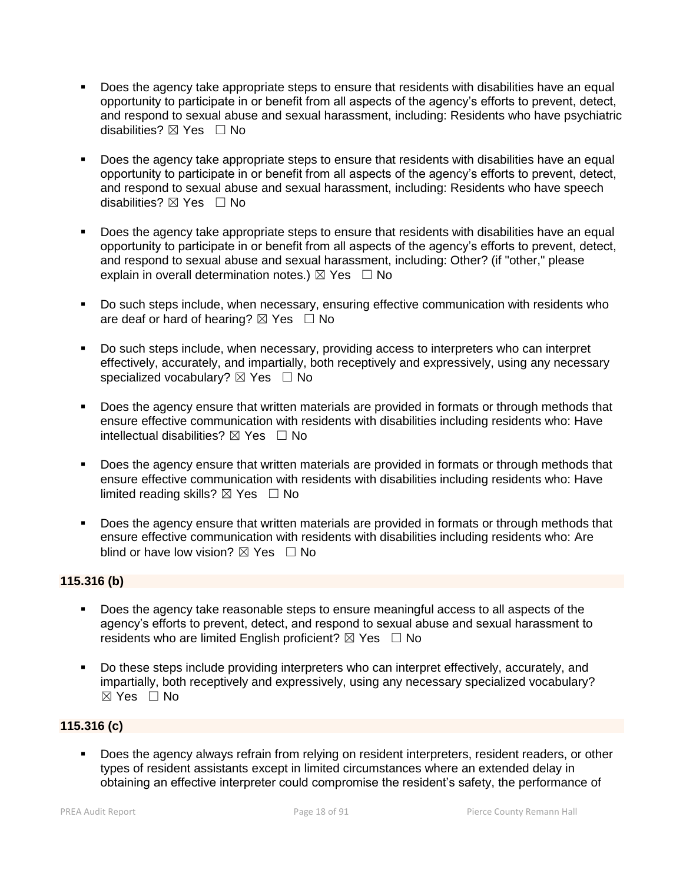- Does the agency take appropriate steps to ensure that residents with disabilities have an equal opportunity to participate in or benefit from all aspects of the agency's efforts to prevent, detect, and respond to sexual abuse and sexual harassment, including: Residents who have psychiatric disabilities? ☒ Yes ☐ No

- Does the agency take appropriate steps to ensure that residents with disabilities have an equal opportunity to participate in or benefit from all aspects of the agency's efforts to prevent, detect, and respond to sexual abuse and sexual harassment, including: Residents who have speech disabilities? ☒ Yes ☐ No

- Does the agency take appropriate steps to ensure that residents with disabilities have an equal opportunity to participate in or benefit from all aspects of the agency's efforts to prevent, detect, and respond to sexual abuse and sexual harassment, including: Other? (if "other," please explain in overall determination notes.) ☒ Yes ☐ No

- Do such steps include, when necessary, ensuring effective communication with residents who are deaf or hard of hearing? ☒ Yes ☐ No

- Do such steps include, when necessary, providing access to interpreters who can interpret effectively, accurately, and impartially, both receptively and expressively, using any necessary specialized vocabulary? ☒ Yes ☐ No

- Does the agency ensure that written materials are provided in formats or through methods that ensure effective communication with residents with disabilities including residents who: Have intellectual disabilities? ☒ Yes ☐ No

- Does the agency ensure that written materials are provided in formats or through methods that ensure effective communication with residents with disabilities including residents who: Have limited reading skills? ☒ Yes ☐ No

- Does the agency ensure that written materials are provided in formats or through methods that ensure effective communication with residents with disabilities including residents who: Are blind or have low vision? ☒ Yes ☐ No

**115.316 (b)**

- Does the agency take reasonable steps to ensure meaningful access to all aspects of the agency's efforts to prevent, detect, and respond to sexual abuse and sexual harassment to residents who are limited English proficient? ☒ Yes ☐ No

- Do these steps include providing interpreters who can interpret effectively, accurately, and impartially, both receptively and expressively, using any necessary specialized vocabulary? ☒ Yes ☐ No

**115.316 (c)**

- Does the agency always refrain from relying on resident interpreters, resident readers, or other types of resident assistants except in limited circumstances where an extended delay in obtaining an effective interpreter could compromise the resident's safety, the performance of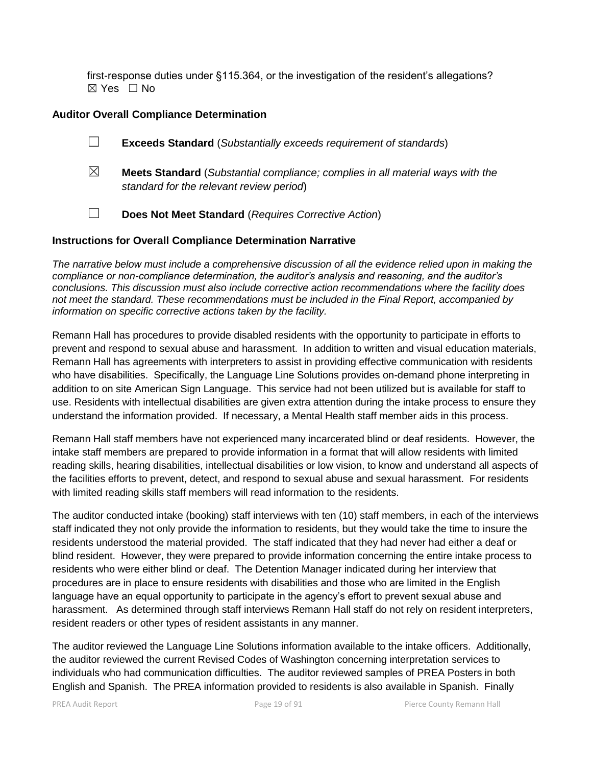first-response duties under §115.364, or the investigation of the resident's allegations?
☒ Yes ☐ No

### Auditor Overall Compliance Determination

☐ **Exceeds Standard** (*Substantially exceeds requirement of standards*)

☒ **Meets Standard** (*Substantial compliance; complies in all material ways with the standard for the relevant review period*)

☐ **Does Not Meet Standard** (*Requires Corrective Action*)

### Instructions for Overall Compliance Determination Narrative

*The narrative below must include a comprehensive discussion of all the evidence relied upon in making the compliance or non-compliance determination, the auditor's analysis and reasoning, and the auditor's conclusions. This discussion must also include corrective action recommendations where the facility does not meet the standard. These recommendations must be included in the Final Report, accompanied by information on specific corrective actions taken by the facility.*

Remann Hall has procedures to provide disabled residents with the opportunity to participate in efforts to prevent and respond to sexual abuse and harassment. In addition to written and visual education materials, Remann Hall has agreements with interpreters to assist in providing effective communication with residents who have disabilities. Specifically, the Language Line Solutions provides on-demand phone interpreting in addition to on site American Sign Language. This service had not been utilized but is available for staff to use. Residents with intellectual disabilities are given extra attention during the intake process to ensure they understand the information provided. If necessary, a Mental Health staff member aids in this process.

Remann Hall staff members have not experienced many incarcerated blind or deaf residents. However, the intake staff members are prepared to provide information in a format that will allow residents with limited reading skills, hearing disabilities, intellectual disabilities or low vision, to know and understand all aspects of the facilities efforts to prevent, detect, and respond to sexual abuse and sexual harassment. For residents with limited reading skills staff members will read information to the residents.

The auditor conducted intake (booking) staff interviews with ten (10) staff members, in each of the interviews staff indicated they not only provide the information to residents, but they would take the time to insure the residents understood the material provided. The staff indicated that they had never had either a deaf or blind resident. However, they were prepared to provide information concerning the entire intake process to residents who were either blind or deaf. The Detention Manager indicated during her interview that procedures are in place to ensure residents with disabilities and those who are limited in the English language have an equal opportunity to participate in the agency's effort to prevent sexual abuse and harassment. As determined through staff interviews Remann Hall staff do not rely on resident interpreters, resident readers or other types of resident assistants in any manner.

The auditor reviewed the Language Line Solutions information available to the intake officers. Additionally, the auditor reviewed the current Revised Codes of Washington concerning interpretation services to individuals who had communication difficulties. The auditor reviewed samples of PREA Posters in both English and Spanish. The PREA information provided to residents is also available in Spanish. Finally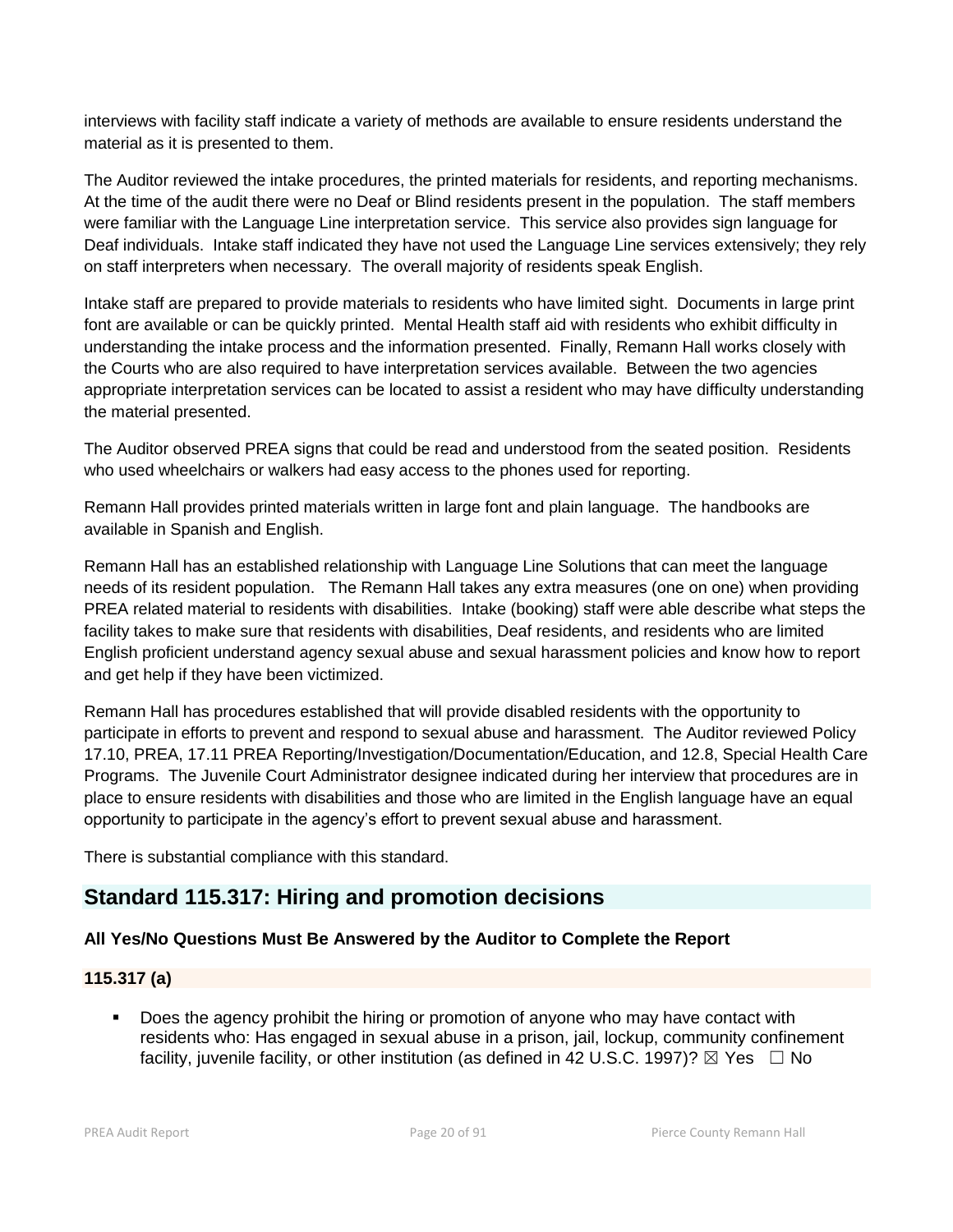interviews with facility staff indicate a variety of methods are available to ensure residents understand the material as it is presented to them.

The Auditor reviewed the intake procedures, the printed materials for residents, and reporting mechanisms. At the time of the audit there were no Deaf or Blind residents present in the population. The staff members were familiar with the Language Line interpretation service. This service also provides sign language for Deaf individuals. Intake staff indicated they have not used the Language Line services extensively; they rely on staff interpreters when necessary. The overall majority of residents speak English.

Intake staff are prepared to provide materials to residents who have limited sight. Documents in large print font are available or can be quickly printed. Mental Health staff aid with residents who exhibit difficulty in understanding the intake process and the information presented. Finally, Remann Hall works closely with the Courts who are also required to have interpretation services available. Between the two agencies appropriate interpretation services can be located to assist a resident who may have difficulty understanding the material presented.

The Auditor observed PREA signs that could be read and understood from the seated position. Residents who used wheelchairs or walkers had easy access to the phones used for reporting.

Remann Hall provides printed materials written in large font and plain language. The handbooks are available in Spanish and English.

Remann Hall has an established relationship with Language Line Solutions that can meet the language needs of its resident population. The Remann Hall takes any extra measures (one on one) when providing PREA related material to residents with disabilities. Intake (booking) staff were able describe what steps the facility takes to make sure that residents with disabilities, Deaf residents, and residents who are limited English proficient understand agency sexual abuse and sexual harassment policies and know how to report and get help if they have been victimized.

Remann Hall has procedures established that will provide disabled residents with the opportunity to participate in efforts to prevent and respond to sexual abuse and harassment. The Auditor reviewed Policy 17.10, PREA, 17.11 PREA Reporting/Investigation/Documentation/Education, and 12.8, Special Health Care Programs. The Juvenile Court Administrator designee indicated during her interview that procedures are in place to ensure residents with disabilities and those who are limited in the English language have an equal opportunity to participate in the agency's effort to prevent sexual abuse and harassment.

There is substantial compliance with this standard.

## Standard 115.317: Hiring and promotion decisions

**All Yes/No Questions Must Be Answered by the Auditor to Complete the Report**

**115.317 (a)**

- Does the agency prohibit the hiring or promotion of anyone who may have contact with residents who: Has engaged in sexual abuse in a prison, jail, lockup, community confinement facility, juvenile facility, or other institution (as defined in 42 U.S.C. 1997)? ☒ Yes ☐ No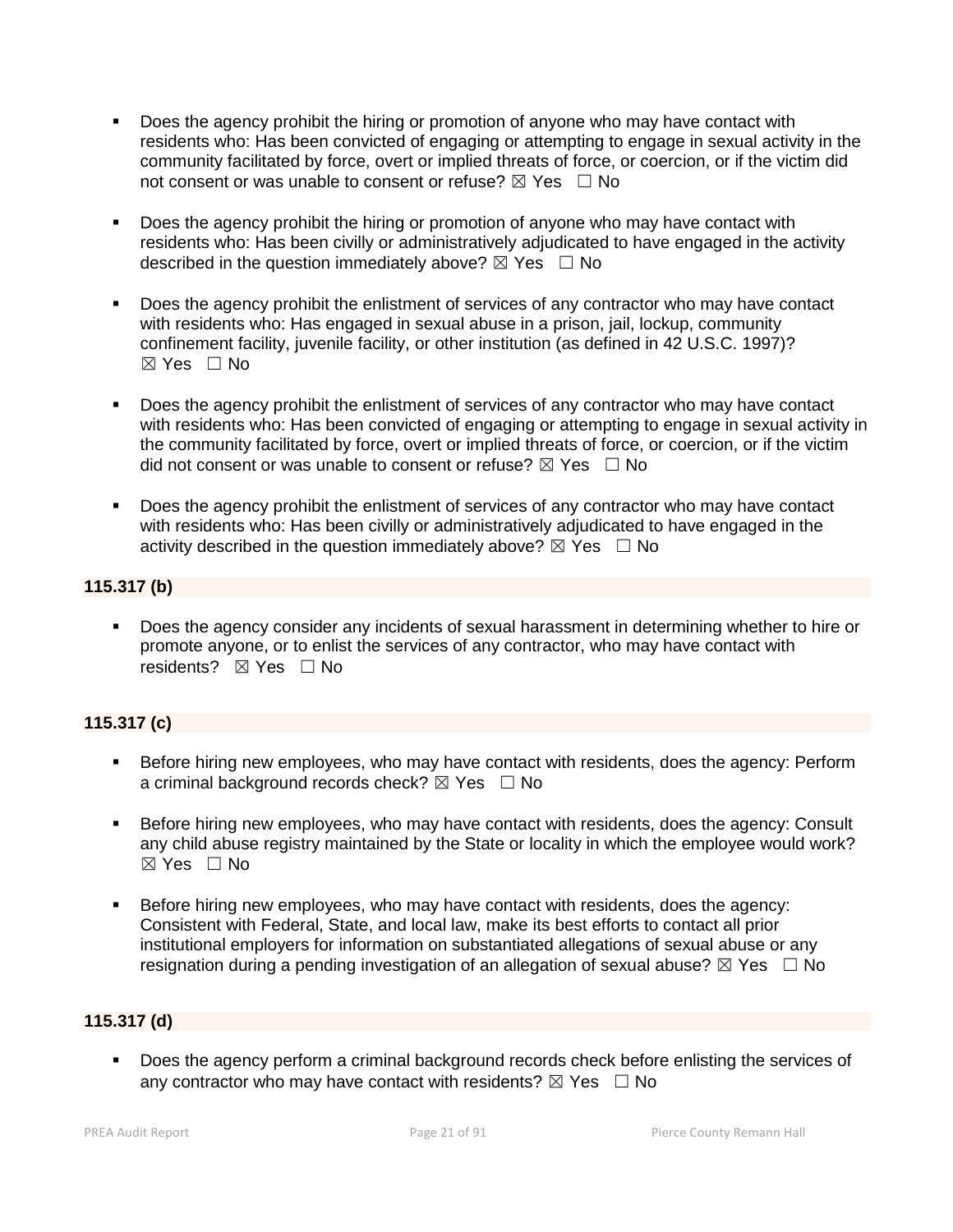- Does the agency prohibit the hiring or promotion of anyone who may have contact with residents who: Has been convicted of engaging or attempting to engage in sexual activity in the community facilitated by force, overt or implied threats of force, or coercion, or if the victim did not consent or was unable to consent or refuse? ☒ Yes ☐ No

- Does the agency prohibit the hiring or promotion of anyone who may have contact with residents who: Has been civilly or administratively adjudicated to have engaged in the activity described in the question immediately above? ☒ Yes ☐ No

- Does the agency prohibit the enlistment of services of any contractor who may have contact with residents who: Has engaged in sexual abuse in a prison, jail, lockup, community confinement facility, juvenile facility, or other institution (as defined in 42 U.S.C. 1997)? ☒ Yes ☐ No

- Does the agency prohibit the enlistment of services of any contractor who may have contact with residents who: Has been convicted of engaging or attempting to engage in sexual activity in the community facilitated by force, overt or implied threats of force, or coercion, or if the victim did not consent or was unable to consent or refuse? ☒ Yes ☐ No

- Does the agency prohibit the enlistment of services of any contractor who may have contact with residents who: Has been civilly or administratively adjudicated to have engaged in the activity described in the question immediately above? ☒ Yes ☐ No

**115.317 (b)**

- Does the agency consider any incidents of sexual harassment in determining whether to hire or promote anyone, or to enlist the services of any contractor, who may have contact with residents? ☒ Yes ☐ No

**115.317 (c)**

- Before hiring new employees, who may have contact with residents, does the agency: Perform a criminal background records check? ☒ Yes ☐ No

- Before hiring new employees, who may have contact with residents, does the agency: Consult any child abuse registry maintained by the State or locality in which the employee would work? ☒ Yes ☐ No

- Before hiring new employees, who may have contact with residents, does the agency: Consistent with Federal, State, and local law, make its best efforts to contact all prior institutional employers for information on substantiated allegations of sexual abuse or any resignation during a pending investigation of an allegation of sexual abuse? ☒ Yes ☐ No

**115.317 (d)**

- Does the agency perform a criminal background records check before enlisting the services of any contractor who may have contact with residents? ☒ Yes ☐ No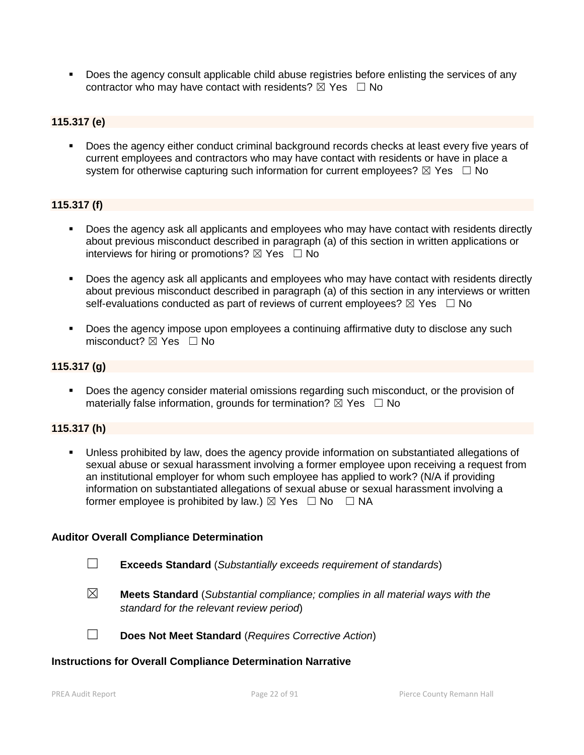- Does the agency consult applicable child abuse registries before enlisting the services of any contractor who may have contact with residents? ☒ Yes ☐ No

**115.317 (e)**

- Does the agency either conduct criminal background records checks at least every five years of current employees and contractors who may have contact with residents or have in place a system for otherwise capturing such information for current employees? ☒ Yes ☐ No

**115.317 (f)**

- Does the agency ask all applicants and employees who may have contact with residents directly about previous misconduct described in paragraph (a) of this section in written applications or interviews for hiring or promotions? ☒ Yes ☐ No
- Does the agency ask all applicants and employees who may have contact with residents directly about previous misconduct described in paragraph (a) of this section in any interviews or written self-evaluations conducted as part of reviews of current employees? ☒ Yes ☐ No
- Does the agency impose upon employees a continuing affirmative duty to disclose any such misconduct? ☒ Yes ☐ No

**115.317 (g)**

- Does the agency consider material omissions regarding such misconduct, or the provision of materially false information, grounds for termination? ☒ Yes ☐ No

**115.317 (h)**

- Unless prohibited by law, does the agency provide information on substantiated allegations of sexual abuse or sexual harassment involving a former employee upon receiving a request from an institutional employer for whom such employee has applied to work? (N/A if providing information on substantiated allegations of sexual abuse or sexual harassment involving a former employee is prohibited by law.) ☒ Yes ☐ No ☐ NA

**Auditor Overall Compliance Determination**

☐ **Exceeds Standard** (*Substantially exceeds requirement of standards*)

☒ **Meets Standard** (*Substantial compliance; complies in all material ways with the standard for the relevant review period*)

☐ **Does Not Meet Standard** (*Requires Corrective Action*)

**Instructions for Overall Compliance Determination Narrative**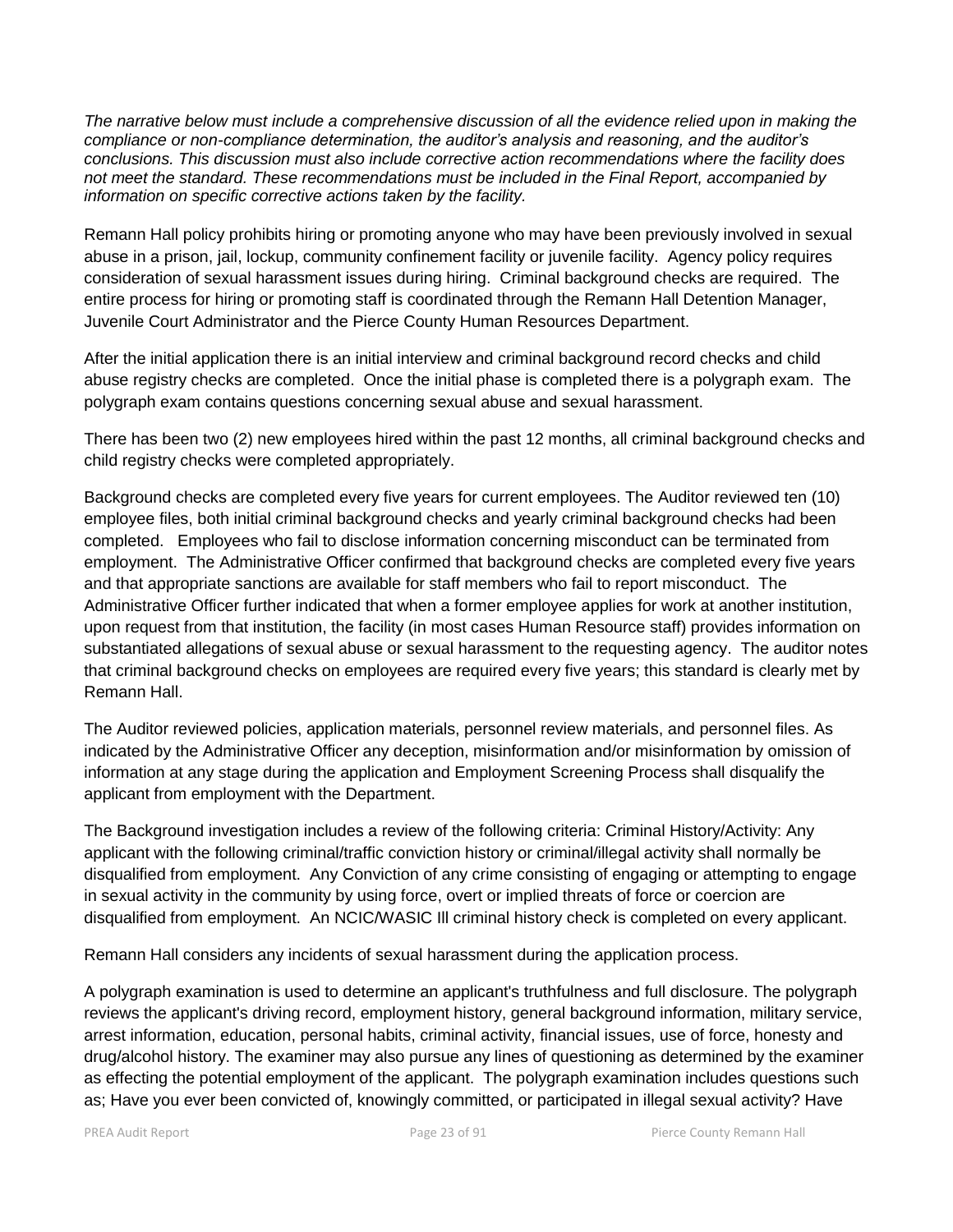*The narrative below must include a comprehensive discussion of all the evidence relied upon in making the compliance or non-compliance determination, the auditor's analysis and reasoning, and the auditor's conclusions. This discussion must also include corrective action recommendations where the facility does not meet the standard. These recommendations must be included in the Final Report, accompanied by information on specific corrective actions taken by the facility.*

Remann Hall policy prohibits hiring or promoting anyone who may have been previously involved in sexual abuse in a prison, jail, lockup, community confinement facility or juvenile facility. Agency policy requires consideration of sexual harassment issues during hiring. Criminal background checks are required. The entire process for hiring or promoting staff is coordinated through the Remann Hall Detention Manager, Juvenile Court Administrator and the Pierce County Human Resources Department.

After the initial application there is an initial interview and criminal background record checks and child abuse registry checks are completed. Once the initial phase is completed there is a polygraph exam. The polygraph exam contains questions concerning sexual abuse and sexual harassment.

There has been two (2) new employees hired within the past 12 months, all criminal background checks and child registry checks were completed appropriately.

Background checks are completed every five years for current employees. The Auditor reviewed ten (10) employee files, both initial criminal background checks and yearly criminal background checks had been completed. Employees who fail to disclose information concerning misconduct can be terminated from employment. The Administrative Officer confirmed that background checks are completed every five years and that appropriate sanctions are available for staff members who fail to report misconduct. The Administrative Officer further indicated that when a former employee applies for work at another institution, upon request from that institution, the facility (in most cases Human Resource staff) provides information on substantiated allegations of sexual abuse or sexual harassment to the requesting agency. The auditor notes that criminal background checks on employees are required every five years; this standard is clearly met by Remann Hall.

The Auditor reviewed policies, application materials, personnel review materials, and personnel files. As indicated by the Administrative Officer any deception, misinformation and/or misinformation by omission of information at any stage during the application and Employment Screening Process shall disqualify the applicant from employment with the Department.

The Background investigation includes a review of the following criteria: Criminal History/Activity: Any applicant with the following criminal/traffic conviction history or criminal/illegal activity shall normally be disqualified from employment. Any Conviction of any crime consisting of engaging or attempting to engage in sexual activity in the community by using force, overt or implied threats of force or coercion are disqualified from employment. An NCIC/WASIC Ill criminal history check is completed on every applicant.

Remann Hall considers any incidents of sexual harassment during the application process.

A polygraph examination is used to determine an applicant's truthfulness and full disclosure. The polygraph reviews the applicant's driving record, employment history, general background information, military service, arrest information, education, personal habits, criminal activity, financial issues, use of force, honesty and drug/alcohol history. The examiner may also pursue any lines of questioning as determined by the examiner as effecting the potential employment of the applicant. The polygraph examination includes questions such as; Have you ever been convicted of, knowingly committed, or participated in illegal sexual activity? Have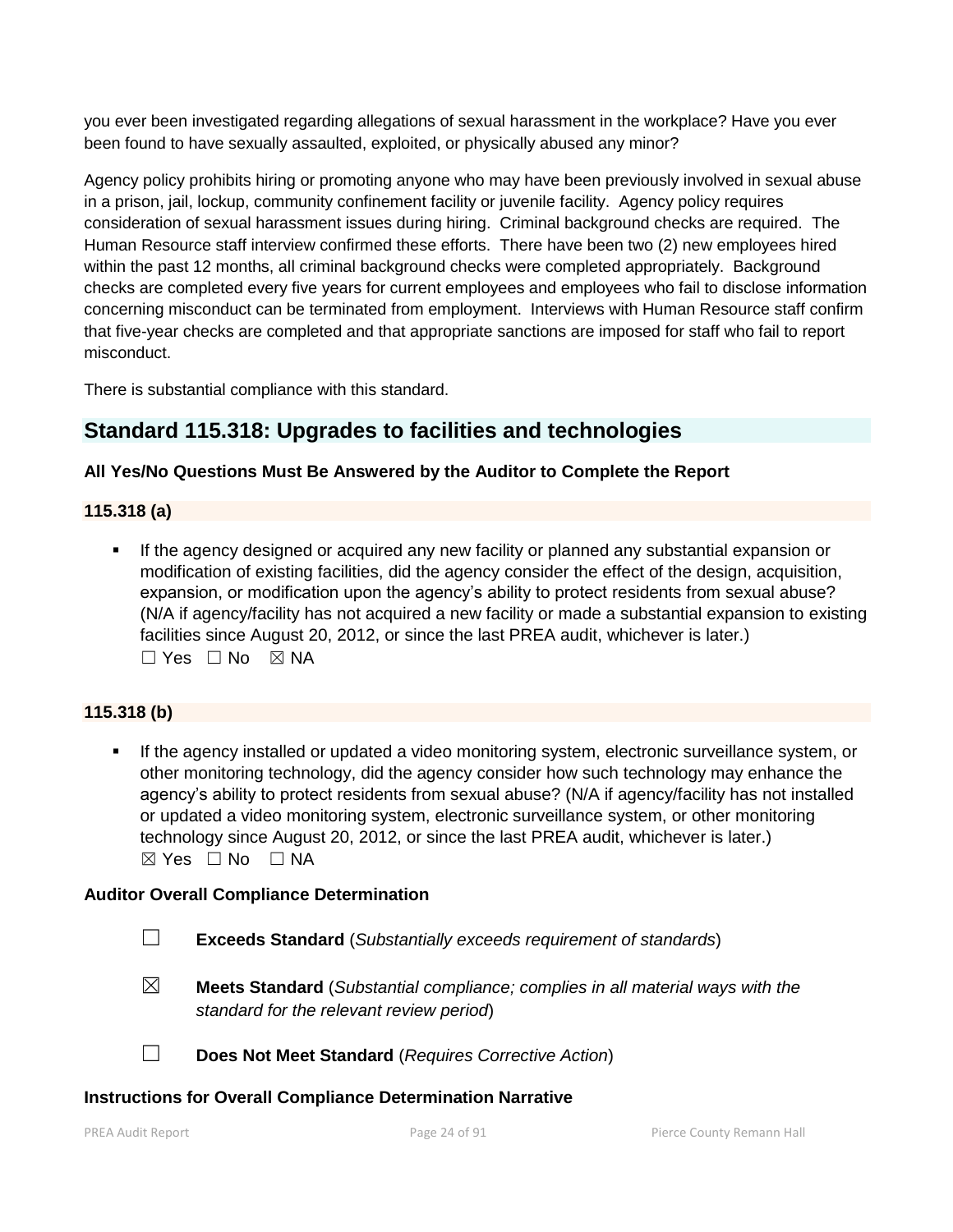you ever been investigated regarding allegations of sexual harassment in the workplace? Have you ever been found to have sexually assaulted, exploited, or physically abused any minor?

Agency policy prohibits hiring or promoting anyone who may have been previously involved in sexual abuse in a prison, jail, lockup, community confinement facility or juvenile facility. Agency policy requires consideration of sexual harassment issues during hiring. Criminal background checks are required. The Human Resource staff interview confirmed these efforts. There have been two (2) new employees hired within the past 12 months, all criminal background checks were completed appropriately. Background checks are completed every five years for current employees and employees who fail to disclose information concerning misconduct can be terminated from employment. Interviews with Human Resource staff confirm that five-year checks are completed and that appropriate sanctions are imposed for staff who fail to report misconduct.

There is substantial compliance with this standard.

## Standard 115.318: Upgrades to facilities and technologies

**All Yes/No Questions Must Be Answered by the Auditor to Complete the Report**

**115.318 (a)**

- If the agency designed or acquired any new facility or planned any substantial expansion or modification of existing facilities, did the agency consider the effect of the design, acquisition, expansion, or modification upon the agency's ability to protect residents from sexual abuse? (N/A if agency/facility has not acquired a new facility or made a substantial expansion to existing facilities since August 20, 2012, or since the last PREA audit, whichever is later.)
  ☐ Yes ☐ No ☒ NA

**115.318 (b)**

- If the agency installed or updated a video monitoring system, electronic surveillance system, or other monitoring technology, did the agency consider how such technology may enhance the agency's ability to protect residents from sexual abuse? (N/A if agency/facility has not installed or updated a video monitoring system, electronic surveillance system, or other monitoring technology since August 20, 2012, or since the last PREA audit, whichever is later.)
  ☒ Yes ☐ No ☐ NA

**Auditor Overall Compliance Determination**

☐ **Exceeds Standard** (*Substantially exceeds requirement of standards*)

☒ **Meets Standard** (*Substantial compliance; complies in all material ways with the standard for the relevant review period*)

☐ **Does Not Meet Standard** (*Requires Corrective Action*)

**Instructions for Overall Compliance Determination Narrative**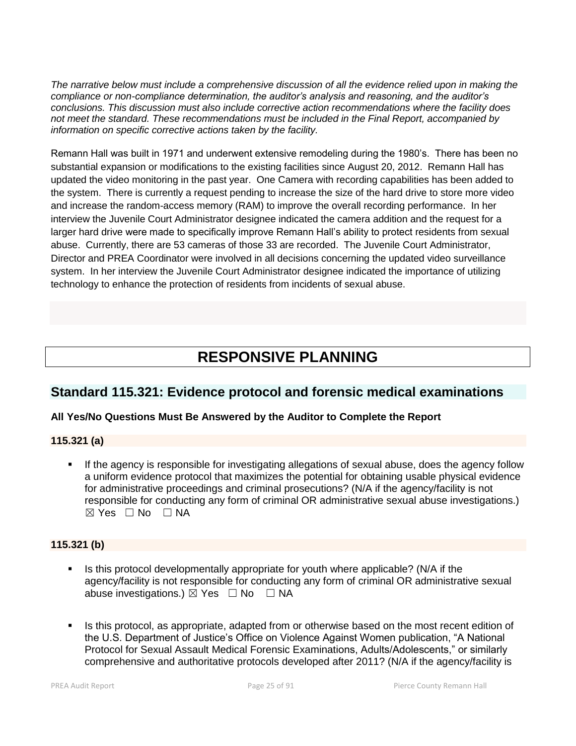*The narrative below must include a comprehensive discussion of all the evidence relied upon in making the compliance or non-compliance determination, the auditor's analysis and reasoning, and the auditor's conclusions. This discussion must also include corrective action recommendations where the facility does not meet the standard. These recommendations must be included in the Final Report, accompanied by information on specific corrective actions taken by the facility.*

Remann Hall was built in 1971 and underwent extensive remodeling during the 1980's. There has been no substantial expansion or modifications to the existing facilities since August 20, 2012. Remann Hall has updated the video monitoring in the past year. One Camera with recording capabilities has been added to the system. There is currently a request pending to increase the size of the hard drive to store more video and increase the random-access memory (RAM) to improve the overall recording performance. In her interview the Juvenile Court Administrator designee indicated the camera addition and the request for a larger hard drive were made to specifically improve Remann Hall's ability to protect residents from sexual abuse. Currently, there are 53 cameras of those 33 are recorded. The Juvenile Court Administrator, Director and PREA Coordinator were involved in all decisions concerning the updated video surveillance system. In her interview the Juvenile Court Administrator designee indicated the importance of utilizing technology to enhance the protection of residents from incidents of sexual abuse.

# RESPONSIVE PLANNING

## Standard 115.321: Evidence protocol and forensic medical examinations

**All Yes/No Questions Must Be Answered by the Auditor to Complete the Report**

### 115.321 (a)

- If the agency is responsible for investigating allegations of sexual abuse, does the agency follow a uniform evidence protocol that maximizes the potential for obtaining usable physical evidence for administrative proceedings and criminal prosecutions? (N/A if the agency/facility is not responsible for conducting any form of criminal OR administrative sexual abuse investigations.) ☒ Yes ☐ No ☐ NA

### 115.321 (b)

- Is this protocol developmentally appropriate for youth where applicable? (N/A if the agency/facility is not responsible for conducting any form of criminal OR administrative sexual abuse investigations.) ☒ Yes ☐ No ☐ NA

- Is this protocol, as appropriate, adapted from or otherwise based on the most recent edition of the U.S. Department of Justice's Office on Violence Against Women publication, "A National Protocol for Sexual Assault Medical Forensic Examinations, Adults/Adolescents," or similarly comprehensive and authoritative protocols developed after 2011? (N/A if the agency/facility is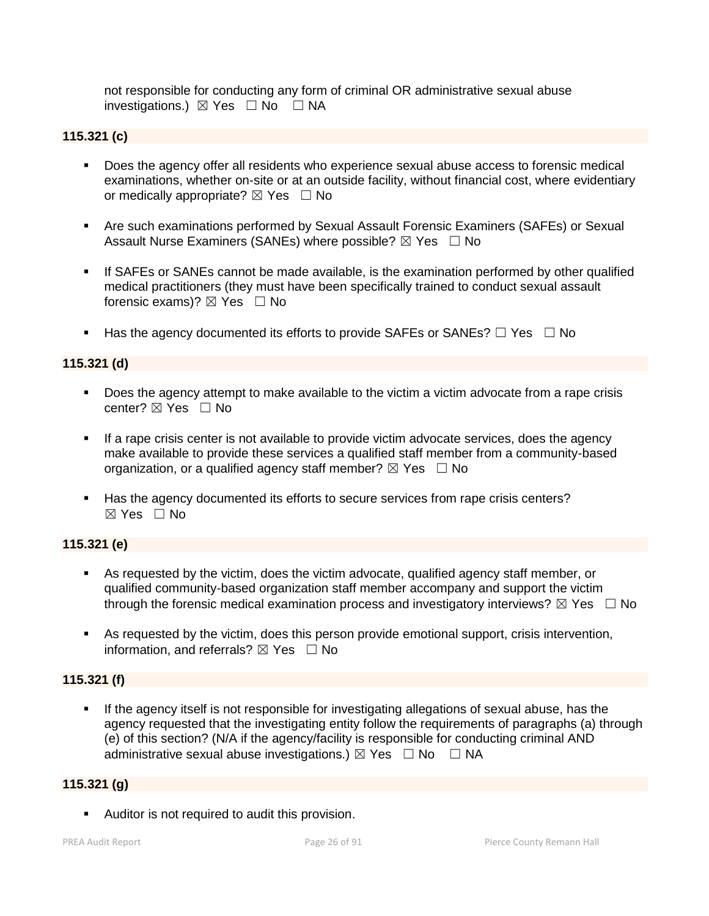not responsible for conducting any form of criminal OR administrative sexual abuse investigations.) ☒ Yes ☐ No ☐ NA

**115.321 (c)**

- Does the agency offer all residents who experience sexual abuse access to forensic medical examinations, whether on-site or at an outside facility, without financial cost, where evidentiary or medically appropriate? ☒ Yes ☐ No
- Are such examinations performed by Sexual Assault Forensic Examiners (SAFEs) or Sexual Assault Nurse Examiners (SANEs) where possible? ☒ Yes ☐ No
- If SAFEs or SANEs cannot be made available, is the examination performed by other qualified medical practitioners (they must have been specifically trained to conduct sexual assault forensic exams)? ☒ Yes ☐ No
- Has the agency documented its efforts to provide SAFEs or SANEs? ☐ Yes ☐ No

**115.321 (d)**

- Does the agency attempt to make available to the victim a victim advocate from a rape crisis center? ☒ Yes ☐ No
- If a rape crisis center is not available to provide victim advocate services, does the agency make available to provide these services a qualified staff member from a community-based organization, or a qualified agency staff member? ☒ Yes ☐ No
- Has the agency documented its efforts to secure services from rape crisis centers? ☒ Yes ☐ No

**115.321 (e)**

- As requested by the victim, does the victim advocate, qualified agency staff member, or qualified community-based organization staff member accompany and support the victim through the forensic medical examination process and investigatory interviews? ☒ Yes ☐ No
- As requested by the victim, does this person provide emotional support, crisis intervention, information, and referrals? ☒ Yes ☐ No

**115.321 (f)**

- If the agency itself is not responsible for investigating allegations of sexual abuse, has the agency requested that the investigating entity follow the requirements of paragraphs (a) through (e) of this section? (N/A if the agency/facility is responsible for conducting criminal AND administrative sexual abuse investigations.) ☒ Yes ☐ No ☐ NA

**115.321 (g)**

- Auditor is not required to audit this provision.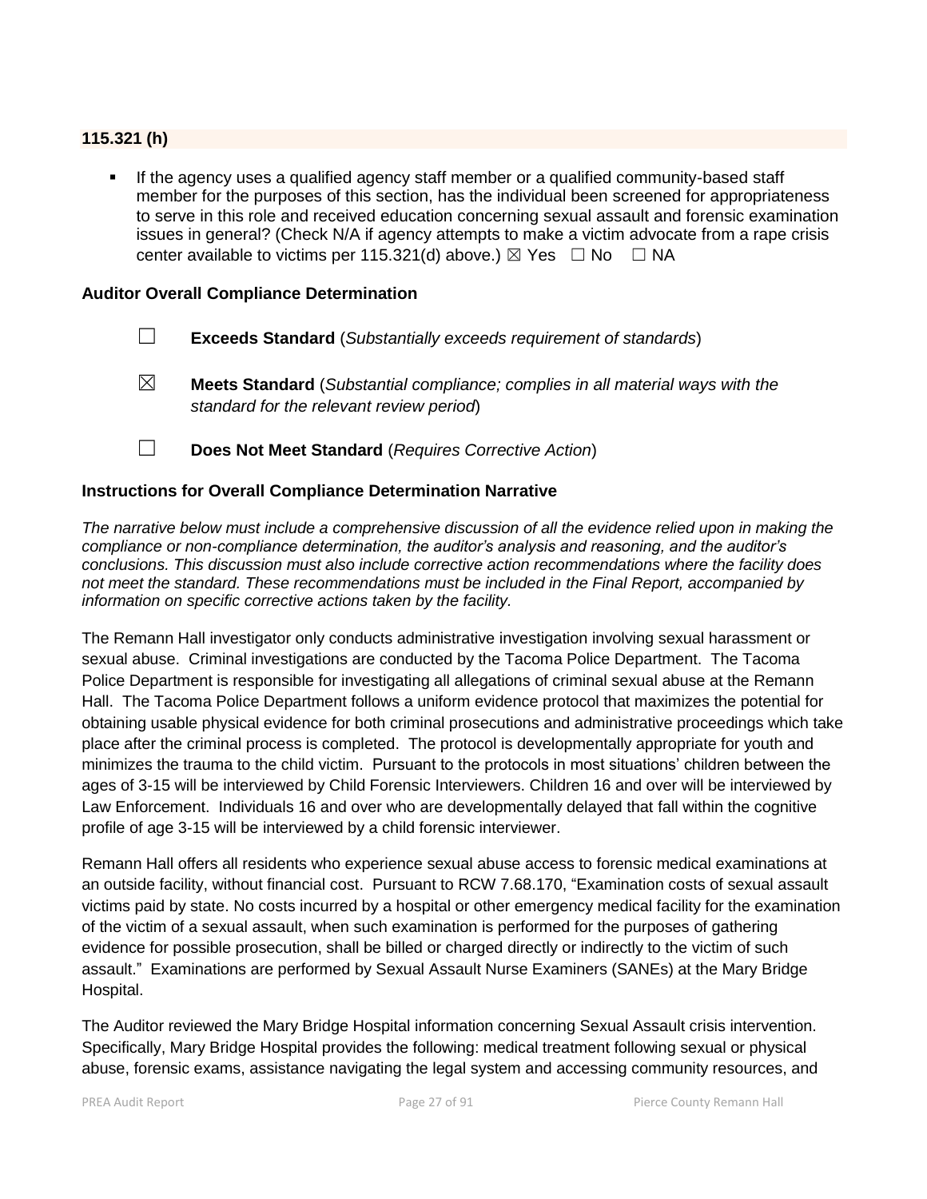**115.321 (h)**

- If the agency uses a qualified agency staff member or a qualified community-based staff member for the purposes of this section, has the individual been screened for appropriateness to serve in this role and received education concerning sexual assault and forensic examination issues in general? (Check N/A if agency attempts to make a victim advocate from a rape crisis center available to victims per 115.321(d) above.) ☒ Yes ☐ No ☐ NA

**Auditor Overall Compliance Determination**

☐ **Exceeds Standard** (*Substantially exceeds requirement of standards*)

☒ **Meets Standard** (*Substantial compliance; complies in all material ways with the standard for the relevant review period*)

☐ **Does Not Meet Standard** (*Requires Corrective Action*)

**Instructions for Overall Compliance Determination Narrative**

*The narrative below must include a comprehensive discussion of all the evidence relied upon in making the compliance or non-compliance determination, the auditor's analysis and reasoning, and the auditor's conclusions. This discussion must also include corrective action recommendations where the facility does not meet the standard. These recommendations must be included in the Final Report, accompanied by information on specific corrective actions taken by the facility.*

The Remann Hall investigator only conducts administrative investigation involving sexual harassment or sexual abuse. Criminal investigations are conducted by the Tacoma Police Department. The Tacoma Police Department is responsible for investigating all allegations of criminal sexual abuse at the Remann Hall. The Tacoma Police Department follows a uniform evidence protocol that maximizes the potential for obtaining usable physical evidence for both criminal prosecutions and administrative proceedings which take place after the criminal process is completed. The protocol is developmentally appropriate for youth and minimizes the trauma to the child victim. Pursuant to the protocols in most situations' children between the ages of 3-15 will be interviewed by Child Forensic Interviewers. Children 16 and over will be interviewed by Law Enforcement. Individuals 16 and over who are developmentally delayed that fall within the cognitive profile of age 3-15 will be interviewed by a child forensic interviewer.

Remann Hall offers all residents who experience sexual abuse access to forensic medical examinations at an outside facility, without financial cost. Pursuant to RCW 7.68.170, "Examination costs of sexual assault victims paid by state. No costs incurred by a hospital or other emergency medical facility for the examination of the victim of a sexual assault, when such examination is performed for the purposes of gathering evidence for possible prosecution, shall be billed or charged directly or indirectly to the victim of such assault." Examinations are performed by Sexual Assault Nurse Examiners (SANEs) at the Mary Bridge Hospital.

The Auditor reviewed the Mary Bridge Hospital information concerning Sexual Assault crisis intervention. Specifically, Mary Bridge Hospital provides the following: medical treatment following sexual or physical abuse, forensic exams, assistance navigating the legal system and accessing community resources, and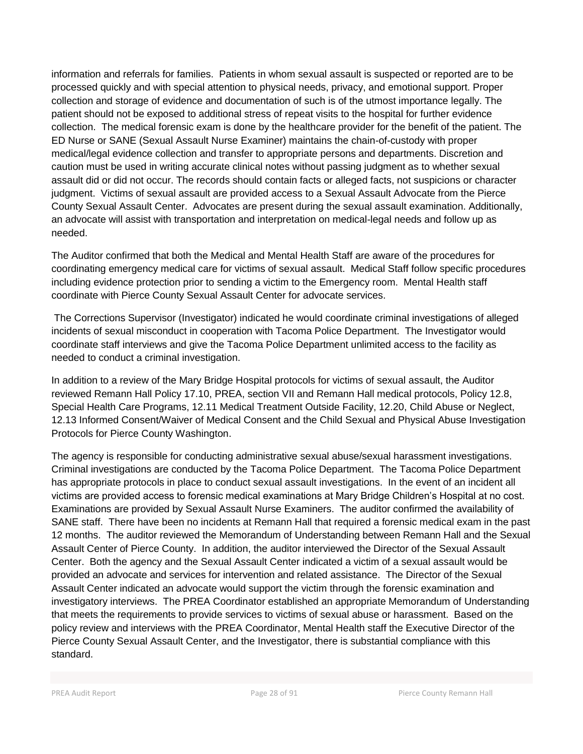information and referrals for families. Patients in whom sexual assault is suspected or reported are to be processed quickly and with special attention to physical needs, privacy, and emotional support. Proper collection and storage of evidence and documentation of such is of the utmost importance legally. The patient should not be exposed to additional stress of repeat visits to the hospital for further evidence collection. The medical forensic exam is done by the healthcare provider for the benefit of the patient. The ED Nurse or SANE (Sexual Assault Nurse Examiner) maintains the chain-of-custody with proper medical/legal evidence collection and transfer to appropriate persons and departments. Discretion and caution must be used in writing accurate clinical notes without passing judgment as to whether sexual assault did or did not occur. The records should contain facts or alleged facts, not suspicions or character judgment. Victims of sexual assault are provided access to a Sexual Assault Advocate from the Pierce County Sexual Assault Center. Advocates are present during the sexual assault examination. Additionally, an advocate will assist with transportation and interpretation on medical-legal needs and follow up as needed.

The Auditor confirmed that both the Medical and Mental Health Staff are aware of the procedures for coordinating emergency medical care for victims of sexual assault. Medical Staff follow specific procedures including evidence protection prior to sending a victim to the Emergency room. Mental Health staff coordinate with Pierce County Sexual Assault Center for advocate services.

The Corrections Supervisor (Investigator) indicated he would coordinate criminal investigations of alleged incidents of sexual misconduct in cooperation with Tacoma Police Department. The Investigator would coordinate staff interviews and give the Tacoma Police Department unlimited access to the facility as needed to conduct a criminal investigation.

In addition to a review of the Mary Bridge Hospital protocols for victims of sexual assault, the Auditor reviewed Remann Hall Policy 17.10, PREA, section VII and Remann Hall medical protocols, Policy 12.8, Special Health Care Programs, 12.11 Medical Treatment Outside Facility, 12.20, Child Abuse or Neglect, 12.13 Informed Consent/Waiver of Medical Consent and the Child Sexual and Physical Abuse Investigation Protocols for Pierce County Washington.

The agency is responsible for conducting administrative sexual abuse/sexual harassment investigations. Criminal investigations are conducted by the Tacoma Police Department. The Tacoma Police Department has appropriate protocols in place to conduct sexual assault investigations. In the event of an incident all victims are provided access to forensic medical examinations at Mary Bridge Children's Hospital at no cost. Examinations are provided by Sexual Assault Nurse Examiners. The auditor confirmed the availability of SANE staff. There have been no incidents at Remann Hall that required a forensic medical exam in the past 12 months. The auditor reviewed the Memorandum of Understanding between Remann Hall and the Sexual Assault Center of Pierce County. In addition, the auditor interviewed the Director of the Sexual Assault Center. Both the agency and the Sexual Assault Center indicated a victim of a sexual assault would be provided an advocate and services for intervention and related assistance. The Director of the Sexual Assault Center indicated an advocate would support the victim through the forensic examination and investigatory interviews. The PREA Coordinator established an appropriate Memorandum of Understanding that meets the requirements to provide services to victims of sexual abuse or harassment. Based on the policy review and interviews with the PREA Coordinator, Mental Health staff the Executive Director of the Pierce County Sexual Assault Center, and the Investigator, there is substantial compliance with this standard.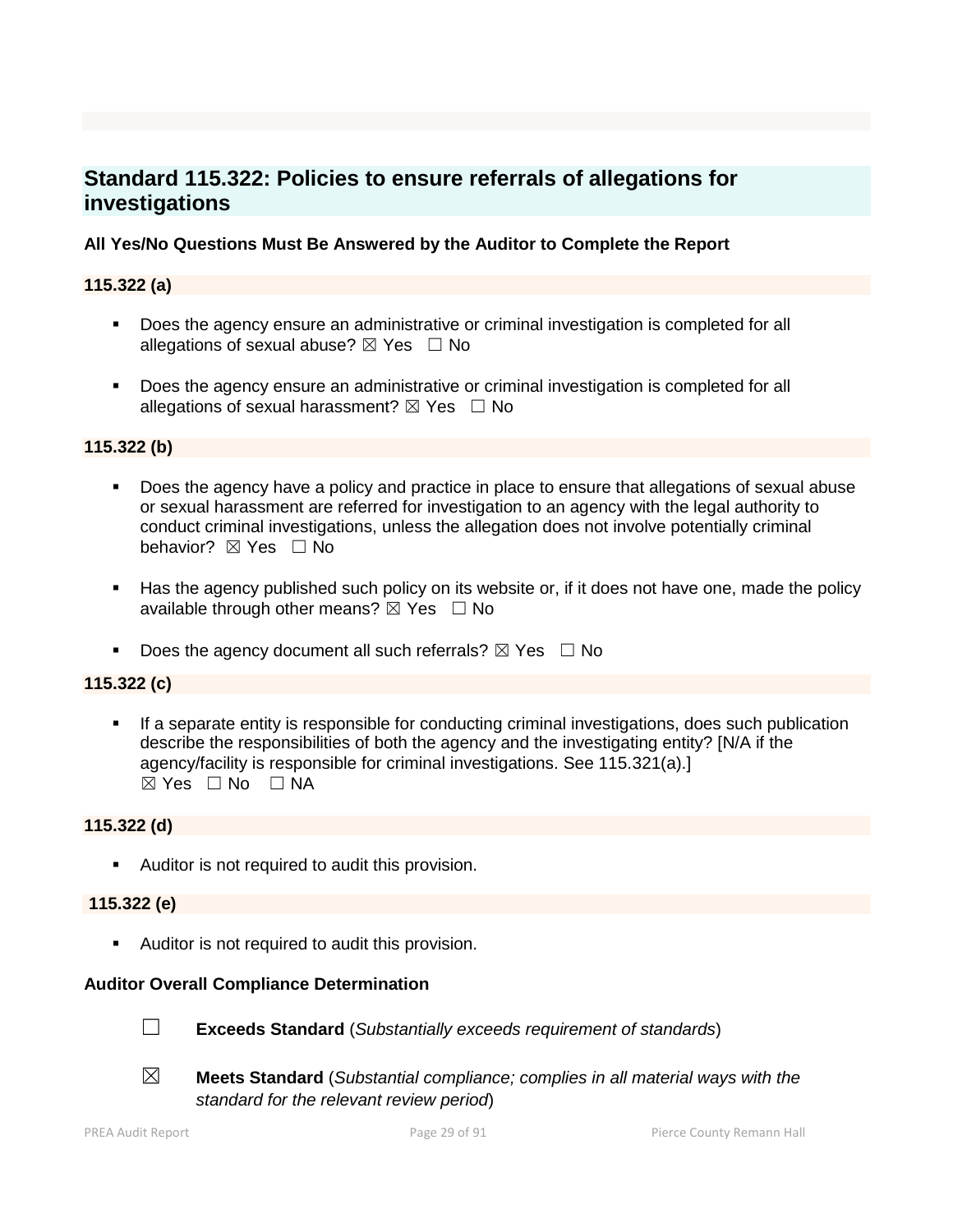## Standard 115.322: Policies to ensure referrals of allegations for investigations

**All Yes/No Questions Must Be Answered by the Auditor to Complete the Report**

**115.322 (a)**

- Does the agency ensure an administrative or criminal investigation is completed for all allegations of sexual abuse? ☒ Yes ☐ No
- Does the agency ensure an administrative or criminal investigation is completed for all allegations of sexual harassment? ☒ Yes ☐ No

**115.322 (b)**

- Does the agency have a policy and practice in place to ensure that allegations of sexual abuse or sexual harassment are referred for investigation to an agency with the legal authority to conduct criminal investigations, unless the allegation does not involve potentially criminal behavior? ☒ Yes ☐ No
- Has the agency published such policy on its website or, if it does not have one, made the policy available through other means? ☒ Yes ☐ No
- Does the agency document all such referrals? ☒ Yes ☐ No

**115.322 (c)**

- If a separate entity is responsible for conducting criminal investigations, does such publication describe the responsibilities of both the agency and the investigating entity? [N/A if the agency/facility is responsible for criminal investigations. See 115.321(a).] ☒ Yes ☐ No ☐ NA

**115.322 (d)**

- Auditor is not required to audit this provision.

**115.322 (e)**

- Auditor is not required to audit this provision.

**Auditor Overall Compliance Determination**

☐ **Exceeds Standard** (*Substantially exceeds requirement of standards*)

☒ **Meets Standard** (*Substantial compliance; complies in all material ways with the standard for the relevant review period*)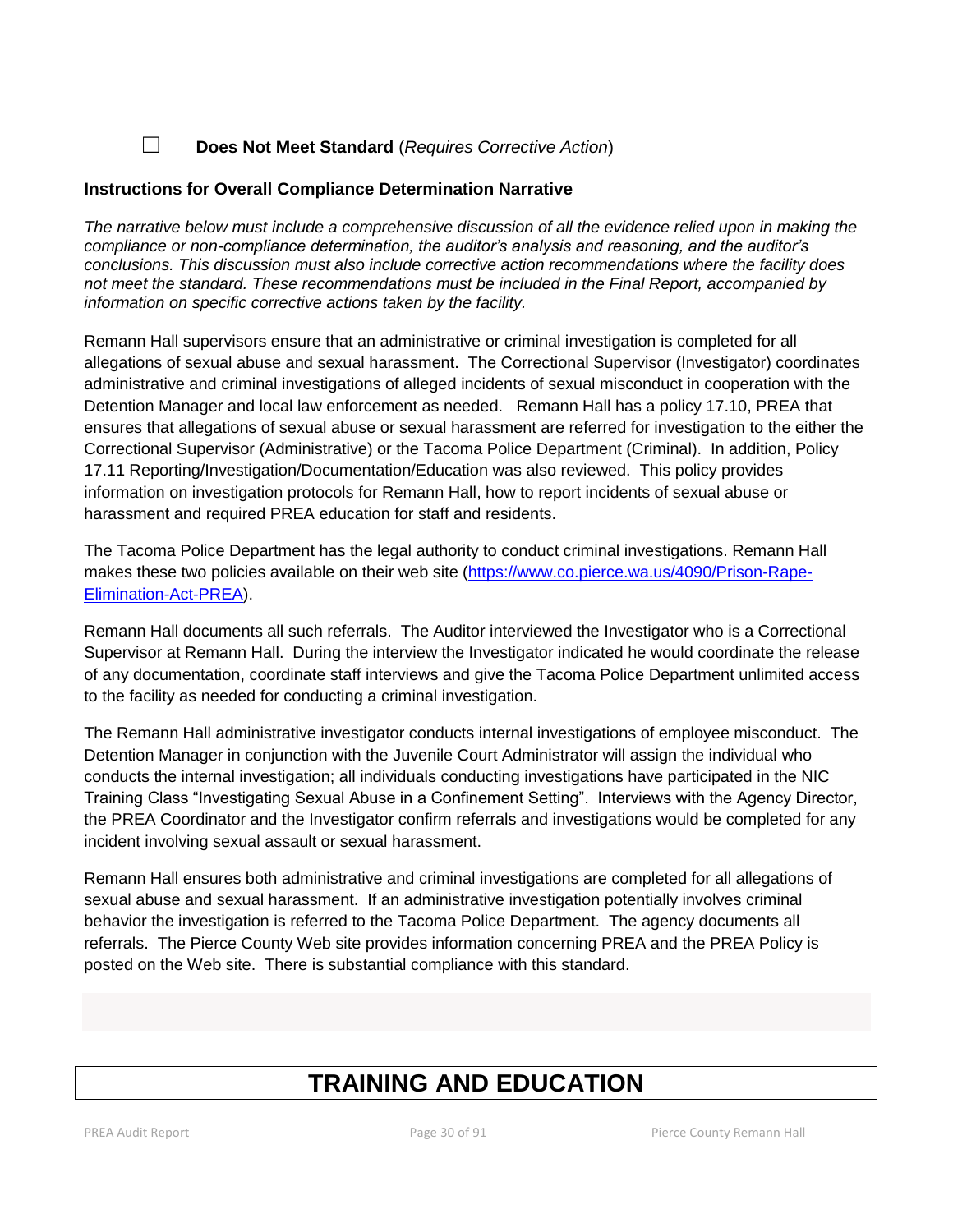☐ **Does Not Meet Standard** (*Requires Corrective Action*)

**Instructions for Overall Compliance Determination Narrative**

*The narrative below must include a comprehensive discussion of all the evidence relied upon in making the compliance or non-compliance determination, the auditor's analysis and reasoning, and the auditor's conclusions. This discussion must also include corrective action recommendations where the facility does not meet the standard. These recommendations must be included in the Final Report, accompanied by information on specific corrective actions taken by the facility.*

Remann Hall supervisors ensure that an administrative or criminal investigation is completed for all allegations of sexual abuse and sexual harassment. The Correctional Supervisor (Investigator) coordinates administrative and criminal investigations of alleged incidents of sexual misconduct in cooperation with the Detention Manager and local law enforcement as needed. Remann Hall has a policy 17.10, PREA that ensures that allegations of sexual abuse or sexual harassment are referred for investigation to the either the Correctional Supervisor (Administrative) or the Tacoma Police Department (Criminal). In addition, Policy 17.11 Reporting/Investigation/Documentation/Education was also reviewed. This policy provides information on investigation protocols for Remann Hall, how to report incidents of sexual abuse or harassment and required PREA education for staff and residents.

The Tacoma Police Department has the legal authority to conduct criminal investigations. Remann Hall makes these two policies available on their web site (https://www.co.pierce.wa.us/4090/Prison-Rape-Elimination-Act-PREA).

Remann Hall documents all such referrals. The Auditor interviewed the Investigator who is a Correctional Supervisor at Remann Hall. During the interview the Investigator indicated he would coordinate the release of any documentation, coordinate staff interviews and give the Tacoma Police Department unlimited access to the facility as needed for conducting a criminal investigation.

The Remann Hall administrative investigator conducts internal investigations of employee misconduct. The Detention Manager in conjunction with the Juvenile Court Administrator will assign the individual who conducts the internal investigation; all individuals conducting investigations have participated in the NIC Training Class "Investigating Sexual Abuse in a Confinement Setting". Interviews with the Agency Director, the PREA Coordinator and the Investigator confirm referrals and investigations would be completed for any incident involving sexual assault or sexual harassment.

Remann Hall ensures both administrative and criminal investigations are completed for all allegations of sexual abuse and sexual harassment. If an administrative investigation potentially involves criminal behavior the investigation is referred to the Tacoma Police Department. The agency documents all referrals. The Pierce County Web site provides information concerning PREA and the PREA Policy is posted on the Web site. There is substantial compliance with this standard.

# TRAINING AND EDUCATION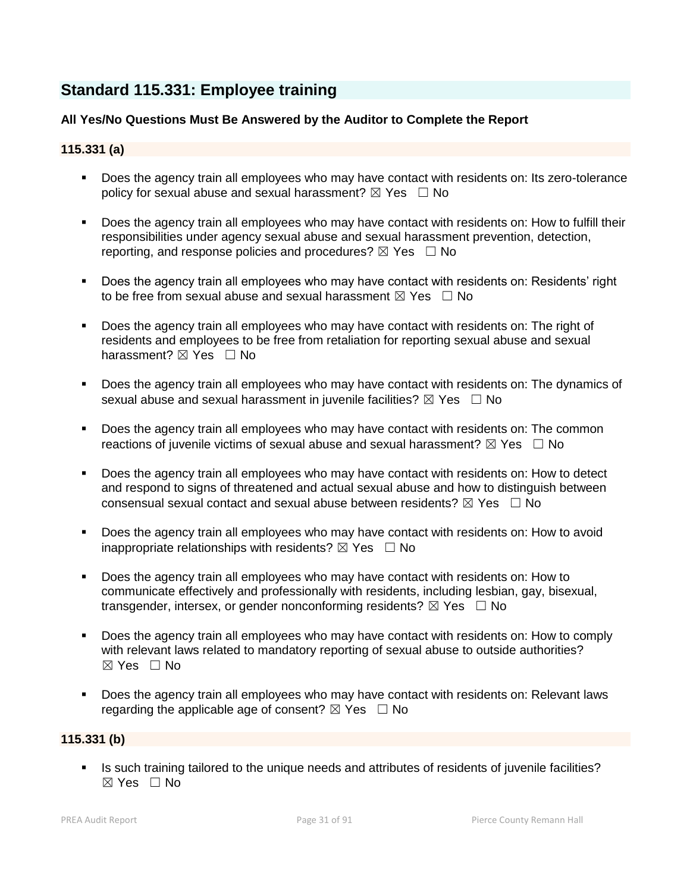## Standard 115.331: Employee training

**All Yes/No Questions Must Be Answered by the Auditor to Complete the Report**

**115.331 (a)**

- Does the agency train all employees who may have contact with residents on: Its zero-tolerance policy for sexual abuse and sexual harassment? ☒ Yes ☐ No
- Does the agency train all employees who may have contact with residents on: How to fulfill their responsibilities under agency sexual abuse and sexual harassment prevention, detection, reporting, and response policies and procedures? ☒ Yes ☐ No
- Does the agency train all employees who may have contact with residents on: Residents' right to be free from sexual abuse and sexual harassment ☒ Yes ☐ No
- Does the agency train all employees who may have contact with residents on: The right of residents and employees to be free from retaliation for reporting sexual abuse and sexual harassment? ☒ Yes ☐ No
- Does the agency train all employees who may have contact with residents on: The dynamics of sexual abuse and sexual harassment in juvenile facilities? ☒ Yes ☐ No
- Does the agency train all employees who may have contact with residents on: The common reactions of juvenile victims of sexual abuse and sexual harassment? ☒ Yes ☐ No
- Does the agency train all employees who may have contact with residents on: How to detect and respond to signs of threatened and actual sexual abuse and how to distinguish between consensual sexual contact and sexual abuse between residents? ☒ Yes ☐ No
- Does the agency train all employees who may have contact with residents on: How to avoid inappropriate relationships with residents? ☒ Yes ☐ No
- Does the agency train all employees who may have contact with residents on: How to communicate effectively and professionally with residents, including lesbian, gay, bisexual, transgender, intersex, or gender nonconforming residents? ☒ Yes ☐ No
- Does the agency train all employees who may have contact with residents on: How to comply with relevant laws related to mandatory reporting of sexual abuse to outside authorities? ☒ Yes ☐ No
- Does the agency train all employees who may have contact with residents on: Relevant laws regarding the applicable age of consent? ☒ Yes ☐ No

**115.331 (b)**

- Is such training tailored to the unique needs and attributes of residents of juvenile facilities? ☒ Yes ☐ No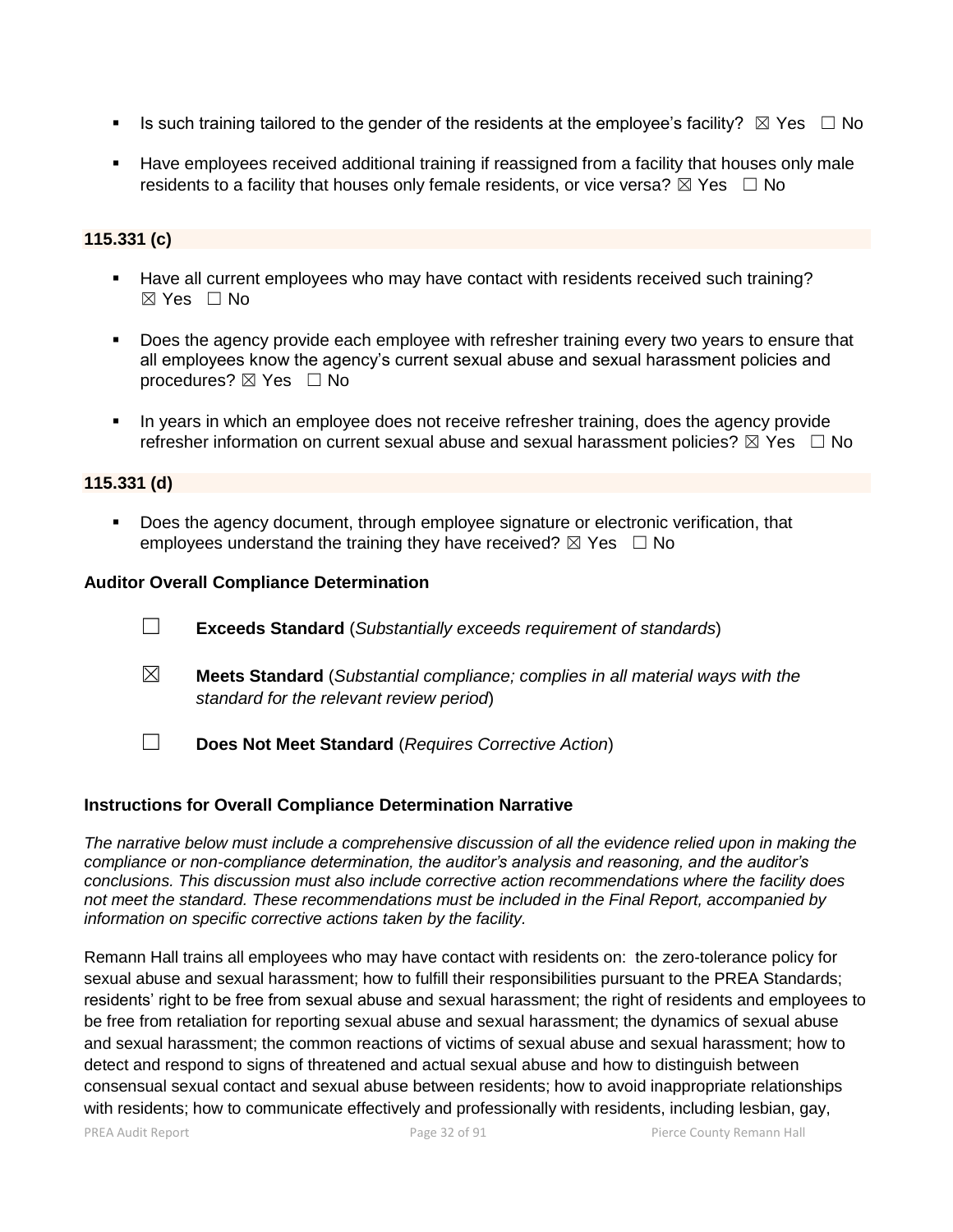- Is such training tailored to the gender of the residents at the employee's facility? ☒ Yes ☐ No

- Have employees received additional training if reassigned from a facility that houses only male residents to a facility that houses only female residents, or vice versa? ☒ Yes ☐ No

**115.331 (c)**

- Have all current employees who may have contact with residents received such training? ☒ Yes ☐ No

- Does the agency provide each employee with refresher training every two years to ensure that all employees know the agency's current sexual abuse and sexual harassment policies and procedures? ☒ Yes ☐ No

- In years in which an employee does not receive refresher training, does the agency provide refresher information on current sexual abuse and sexual harassment policies? ☒ Yes ☐ No

**115.331 (d)**

- Does the agency document, through employee signature or electronic verification, that employees understand the training they have received? ☒ Yes ☐ No

**Auditor Overall Compliance Determination**

☐ **Exceeds Standard** (*Substantially exceeds requirement of standards*)

☒ **Meets Standard** (*Substantial compliance; complies in all material ways with the standard for the relevant review period*)

☐ **Does Not Meet Standard** (*Requires Corrective Action*)

**Instructions for Overall Compliance Determination Narrative**

*The narrative below must include a comprehensive discussion of all the evidence relied upon in making the compliance or non-compliance determination, the auditor's analysis and reasoning, and the auditor's conclusions. This discussion must also include corrective action recommendations where the facility does not meet the standard. These recommendations must be included in the Final Report, accompanied by information on specific corrective actions taken by the facility.*

Remann Hall trains all employees who may have contact with residents on: the zero-tolerance policy for sexual abuse and sexual harassment; how to fulfill their responsibilities pursuant to the PREA Standards; residents' right to be free from sexual abuse and sexual harassment; the right of residents and employees to be free from retaliation for reporting sexual abuse and sexual harassment; the dynamics of sexual abuse and sexual harassment; the common reactions of victims of sexual abuse and sexual harassment; how to detect and respond to signs of threatened and actual sexual abuse and how to distinguish between consensual sexual contact and sexual abuse between residents; how to avoid inappropriate relationships with residents; how to communicate effectively and professionally with residents, including lesbian, gay,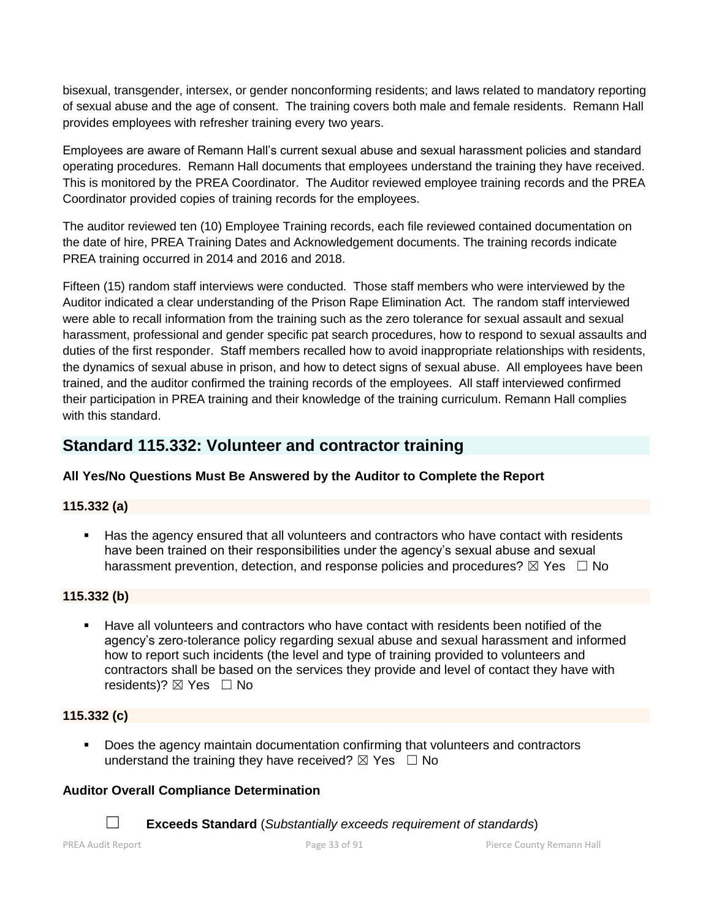bisexual, transgender, intersex, or gender nonconforming residents; and laws related to mandatory reporting of sexual abuse and the age of consent. The training covers both male and female residents. Remann Hall provides employees with refresher training every two years.

Employees are aware of Remann Hall's current sexual abuse and sexual harassment policies and standard operating procedures. Remann Hall documents that employees understand the training they have received. This is monitored by the PREA Coordinator. The Auditor reviewed employee training records and the PREA Coordinator provided copies of training records for the employees.

The auditor reviewed ten (10) Employee Training records, each file reviewed contained documentation on the date of hire, PREA Training Dates and Acknowledgement documents. The training records indicate PREA training occurred in 2014 and 2016 and 2018.

Fifteen (15) random staff interviews were conducted. Those staff members who were interviewed by the Auditor indicated a clear understanding of the Prison Rape Elimination Act. The random staff interviewed were able to recall information from the training such as the zero tolerance for sexual assault and sexual harassment, professional and gender specific pat search procedures, how to respond to sexual assaults and duties of the first responder. Staff members recalled how to avoid inappropriate relationships with residents, the dynamics of sexual abuse in prison, and how to detect signs of sexual abuse. All employees have been trained, and the auditor confirmed the training records of the employees. All staff interviewed confirmed their participation in PREA training and their knowledge of the training curriculum. Remann Hall complies with this standard.

## Standard 115.332: Volunteer and contractor training

**All Yes/No Questions Must Be Answered by the Auditor to Complete the Report**

**115.332 (a)**

- Has the agency ensured that all volunteers and contractors who have contact with residents have been trained on their responsibilities under the agency's sexual abuse and sexual harassment prevention, detection, and response policies and procedures? ☒ Yes ☐ No

**115.332 (b)**

- Have all volunteers and contractors who have contact with residents been notified of the agency's zero-tolerance policy regarding sexual abuse and sexual harassment and informed how to report such incidents (the level and type of training provided to volunteers and contractors shall be based on the services they provide and level of contact they have with residents)? ☒ Yes ☐ No

**115.332 (c)**

- Does the agency maintain documentation confirming that volunteers and contractors understand the training they have received? ☒ Yes ☐ No

**Auditor Overall Compliance Determination**

☐ **Exceeds Standard** (*Substantially exceeds requirement of standards*)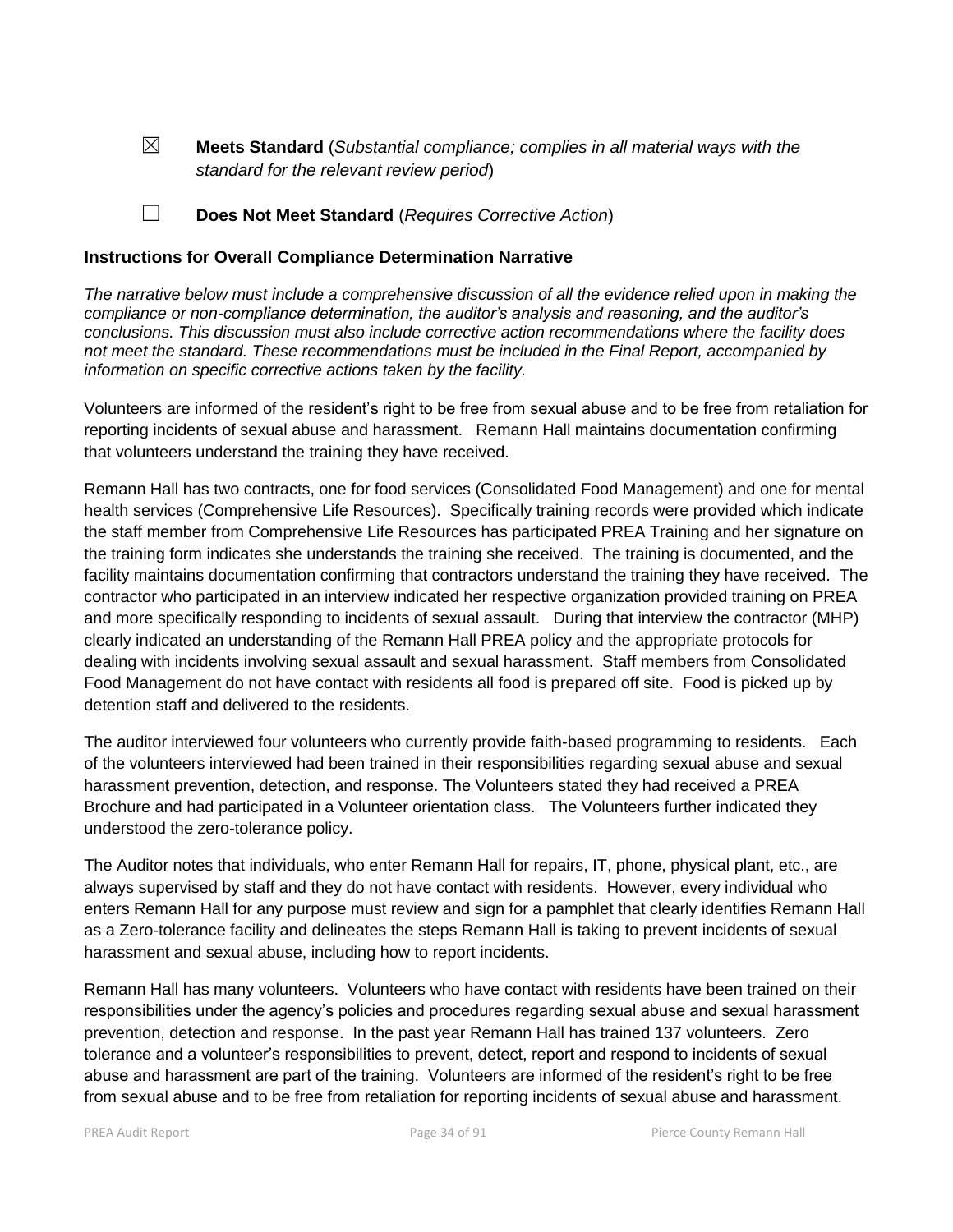☒ **Meets Standard** (*Substantial compliance; complies in all material ways with the standard for the relevant review period*)

☐ **Does Not Meet Standard** (*Requires Corrective Action*)

**Instructions for Overall Compliance Determination Narrative**

*The narrative below must include a comprehensive discussion of all the evidence relied upon in making the compliance or non-compliance determination, the auditor's analysis and reasoning, and the auditor's conclusions. This discussion must also include corrective action recommendations where the facility does not meet the standard. These recommendations must be included in the Final Report, accompanied by information on specific corrective actions taken by the facility.*

Volunteers are informed of the resident's right to be free from sexual abuse and to be free from retaliation for reporting incidents of sexual abuse and harassment. Remann Hall maintains documentation confirming that volunteers understand the training they have received.

Remann Hall has two contracts, one for food services (Consolidated Food Management) and one for mental health services (Comprehensive Life Resources). Specifically training records were provided which indicate the staff member from Comprehensive Life Resources has participated PREA Training and her signature on the training form indicates she understands the training she received. The training is documented, and the facility maintains documentation confirming that contractors understand the training they have received. The contractor who participated in an interview indicated her respective organization provided training on PREA and more specifically responding to incidents of sexual assault. During that interview the contractor (MHP) clearly indicated an understanding of the Remann Hall PREA policy and the appropriate protocols for dealing with incidents involving sexual assault and sexual harassment. Staff members from Consolidated Food Management do not have contact with residents all food is prepared off site. Food is picked up by detention staff and delivered to the residents.

The auditor interviewed four volunteers who currently provide faith-based programming to residents. Each of the volunteers interviewed had been trained in their responsibilities regarding sexual abuse and sexual harassment prevention, detection, and response. The Volunteers stated they had received a PREA Brochure and had participated in a Volunteer orientation class. The Volunteers further indicated they understood the zero-tolerance policy.

The Auditor notes that individuals, who enter Remann Hall for repairs, IT, phone, physical plant, etc., are always supervised by staff and they do not have contact with residents. However, every individual who enters Remann Hall for any purpose must review and sign for a pamphlet that clearly identifies Remann Hall as a Zero-tolerance facility and delineates the steps Remann Hall is taking to prevent incidents of sexual harassment and sexual abuse, including how to report incidents.

Remann Hall has many volunteers. Volunteers who have contact with residents have been trained on their responsibilities under the agency's policies and procedures regarding sexual abuse and sexual harassment prevention, detection and response. In the past year Remann Hall has trained 137 volunteers. Zero tolerance and a volunteer's responsibilities to prevent, detect, report and respond to incidents of sexual abuse and harassment are part of the training. Volunteers are informed of the resident's right to be free from sexual abuse and to be free from retaliation for reporting incidents of sexual abuse and harassment.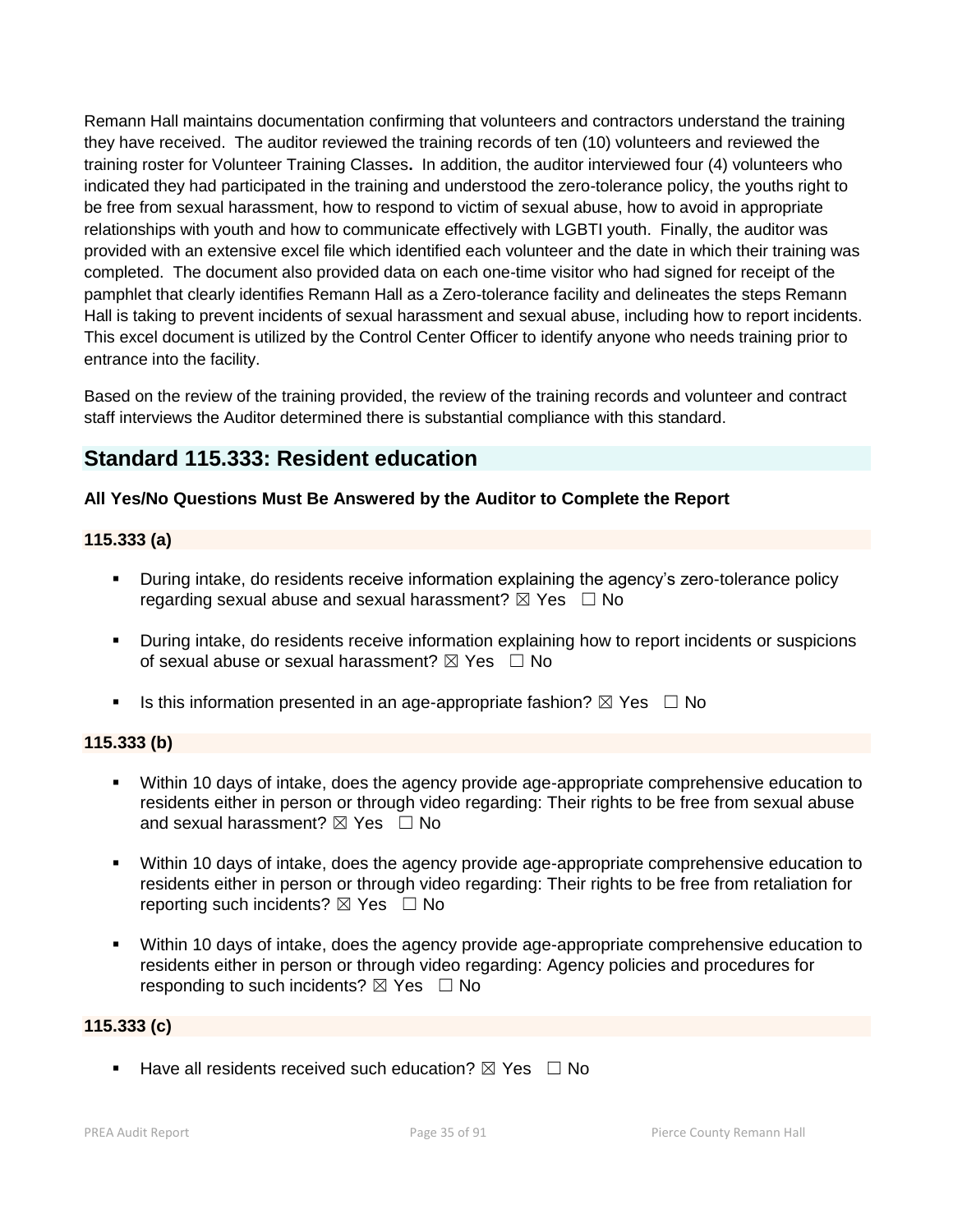Remann Hall maintains documentation confirming that volunteers and contractors understand the training they have received. The auditor reviewed the training records of ten (10) volunteers and reviewed the training roster for Volunteer Training Classes**.** In addition, the auditor interviewed four (4) volunteers who indicated they had participated in the training and understood the zero-tolerance policy, the youths right to be free from sexual harassment, how to respond to victim of sexual abuse, how to avoid in appropriate relationships with youth and how to communicate effectively with LGBTI youth. Finally, the auditor was provided with an extensive excel file which identified each volunteer and the date in which their training was completed. The document also provided data on each one-time visitor who had signed for receipt of the pamphlet that clearly identifies Remann Hall as a Zero-tolerance facility and delineates the steps Remann Hall is taking to prevent incidents of sexual harassment and sexual abuse, including how to report incidents. This excel document is utilized by the Control Center Officer to identify anyone who needs training prior to entrance into the facility.

Based on the review of the training provided, the review of the training records and volunteer and contract staff interviews the Auditor determined there is substantial compliance with this standard.

## Standard 115.333: Resident education

**All Yes/No Questions Must Be Answered by the Auditor to Complete the Report**

### 115.333 (a)

- During intake, do residents receive information explaining the agency's zero-tolerance policy regarding sexual abuse and sexual harassment? ☒ Yes ☐ No
- During intake, do residents receive information explaining how to report incidents or suspicions of sexual abuse or sexual harassment? ☒ Yes ☐ No
- Is this information presented in an age-appropriate fashion? ☒ Yes ☐ No

### 115.333 (b)

- Within 10 days of intake, does the agency provide age-appropriate comprehensive education to residents either in person or through video regarding: Their rights to be free from sexual abuse and sexual harassment? ☒ Yes ☐ No
- Within 10 days of intake, does the agency provide age-appropriate comprehensive education to residents either in person or through video regarding: Their rights to be free from retaliation for reporting such incidents? ☒ Yes ☐ No
- Within 10 days of intake, does the agency provide age-appropriate comprehensive education to residents either in person or through video regarding: Agency policies and procedures for responding to such incidents? ☒ Yes ☐ No

### 115.333 (c)

- Have all residents received such education? ☒ Yes ☐ No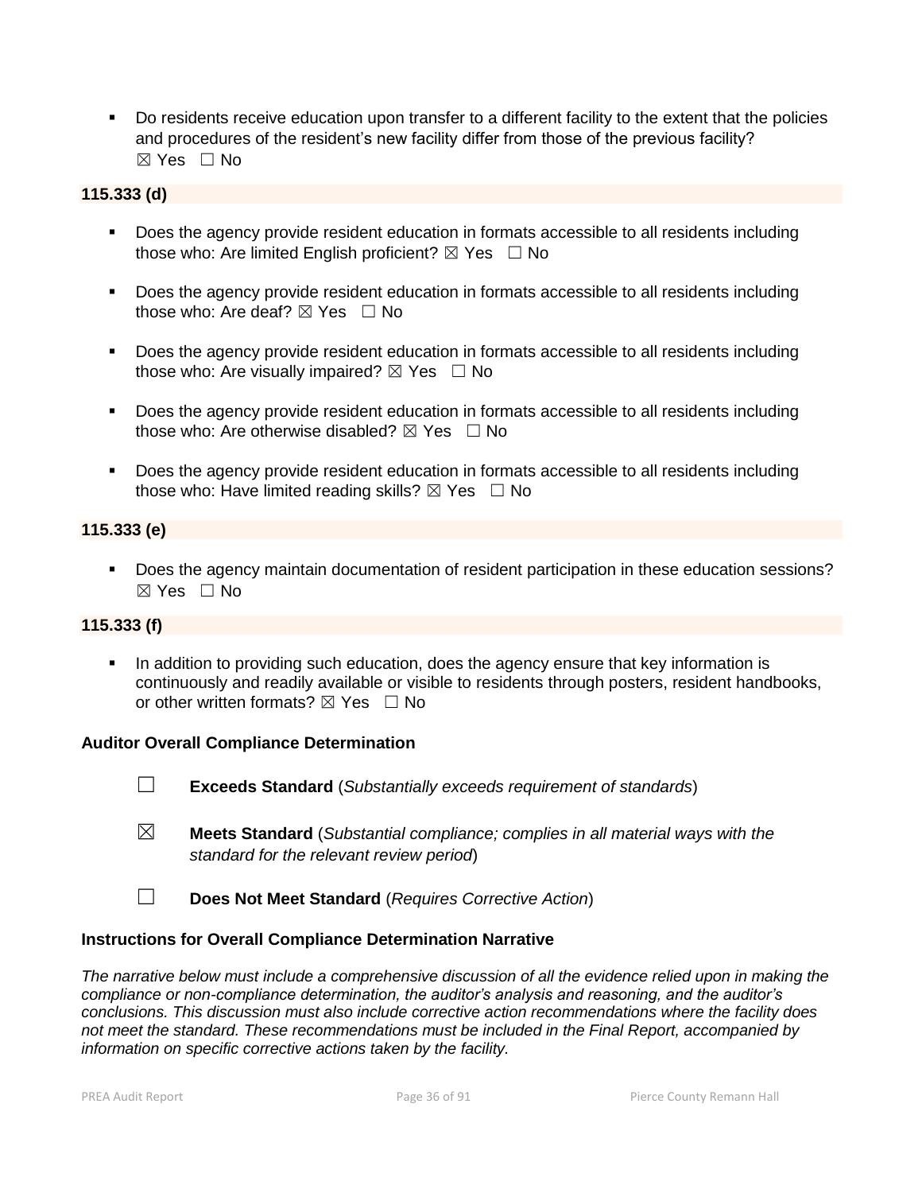- Do residents receive education upon transfer to a different facility to the extent that the policies and procedures of the resident's new facility differ from those of the previous facility? ☒ Yes ☐ No

**115.333 (d)**

- Does the agency provide resident education in formats accessible to all residents including those who: Are limited English proficient? ☒ Yes ☐ No
- Does the agency provide resident education in formats accessible to all residents including those who: Are deaf? ☒ Yes ☐ No
- Does the agency provide resident education in formats accessible to all residents including those who: Are visually impaired? ☒ Yes ☐ No
- Does the agency provide resident education in formats accessible to all residents including those who: Are otherwise disabled? ☒ Yes ☐ No
- Does the agency provide resident education in formats accessible to all residents including those who: Have limited reading skills? ☒ Yes ☐ No

**115.333 (e)**

- Does the agency maintain documentation of resident participation in these education sessions? ☒ Yes ☐ No

**115.333 (f)**

- In addition to providing such education, does the agency ensure that key information is continuously and readily available or visible to residents through posters, resident handbooks, or other written formats? ☒ Yes ☐ No

**Auditor Overall Compliance Determination**

☐ **Exceeds Standard** (*Substantially exceeds requirement of standards*)

☒ **Meets Standard** (*Substantial compliance; complies in all material ways with the standard for the relevant review period*)

☐ **Does Not Meet Standard** (*Requires Corrective Action*)

**Instructions for Overall Compliance Determination Narrative**

*The narrative below must include a comprehensive discussion of all the evidence relied upon in making the compliance or non-compliance determination, the auditor's analysis and reasoning, and the auditor's conclusions. This discussion must also include corrective action recommendations where the facility does not meet the standard. These recommendations must be included in the Final Report, accompanied by information on specific corrective actions taken by the facility.*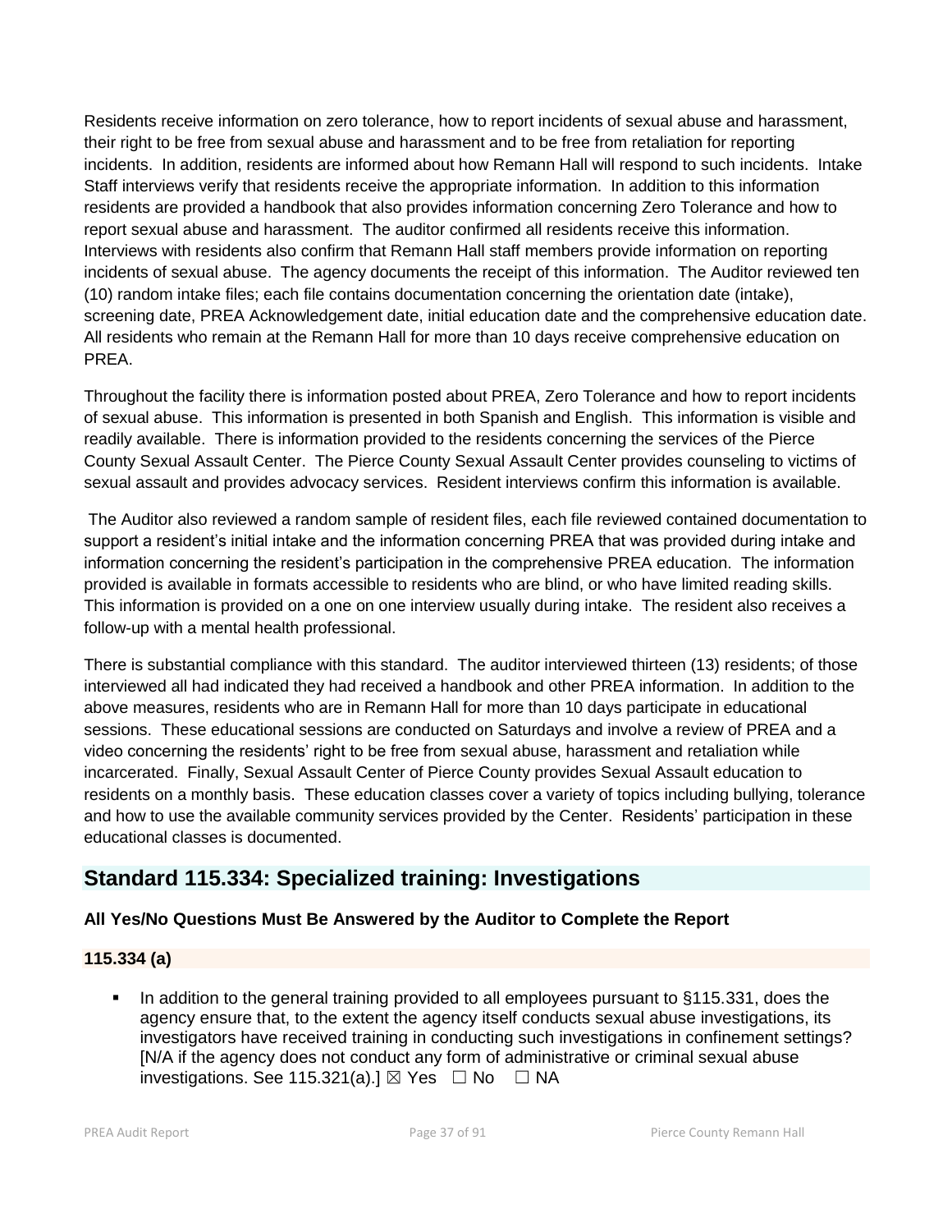Residents receive information on zero tolerance, how to report incidents of sexual abuse and harassment, their right to be free from sexual abuse and harassment and to be free from retaliation for reporting incidents. In addition, residents are informed about how Remann Hall will respond to such incidents. Intake Staff interviews verify that residents receive the appropriate information. In addition to this information residents are provided a handbook that also provides information concerning Zero Tolerance and how to report sexual abuse and harassment. The auditor confirmed all residents receive this information. Interviews with residents also confirm that Remann Hall staff members provide information on reporting incidents of sexual abuse. The agency documents the receipt of this information. The Auditor reviewed ten (10) random intake files; each file contains documentation concerning the orientation date (intake), screening date, PREA Acknowledgement date, initial education date and the comprehensive education date. All residents who remain at the Remann Hall for more than 10 days receive comprehensive education on PREA.

Throughout the facility there is information posted about PREA, Zero Tolerance and how to report incidents of sexual abuse. This information is presented in both Spanish and English. This information is visible and readily available. There is information provided to the residents concerning the services of the Pierce County Sexual Assault Center. The Pierce County Sexual Assault Center provides counseling to victims of sexual assault and provides advocacy services. Resident interviews confirm this information is available.

The Auditor also reviewed a random sample of resident files, each file reviewed contained documentation to support a resident's initial intake and the information concerning PREA that was provided during intake and information concerning the resident's participation in the comprehensive PREA education. The information provided is available in formats accessible to residents who are blind, or who have limited reading skills. This information is provided on a one on one interview usually during intake. The resident also receives a follow-up with a mental health professional.

There is substantial compliance with this standard. The auditor interviewed thirteen (13) residents; of those interviewed all had indicated they had received a handbook and other PREA information. In addition to the above measures, residents who are in Remann Hall for more than 10 days participate in educational sessions. These educational sessions are conducted on Saturdays and involve a review of PREA and a video concerning the residents' right to be free from sexual abuse, harassment and retaliation while incarcerated. Finally, Sexual Assault Center of Pierce County provides Sexual Assault education to residents on a monthly basis. These education classes cover a variety of topics including bullying, tolerance and how to use the available community services provided by the Center. Residents' participation in these educational classes is documented.

## Standard 115.334: Specialized training: Investigations

**All Yes/No Questions Must Be Answered by the Auditor to Complete the Report**

**115.334 (a)**

- In addition to the general training provided to all employees pursuant to §115.331, does the agency ensure that, to the extent the agency itself conducts sexual abuse investigations, its investigators have received training in conducting such investigations in confinement settings? [N/A if the agency does not conduct any form of administrative or criminal sexual abuse investigations. See 115.321(a).] ☒ Yes ☐ No ☐ NA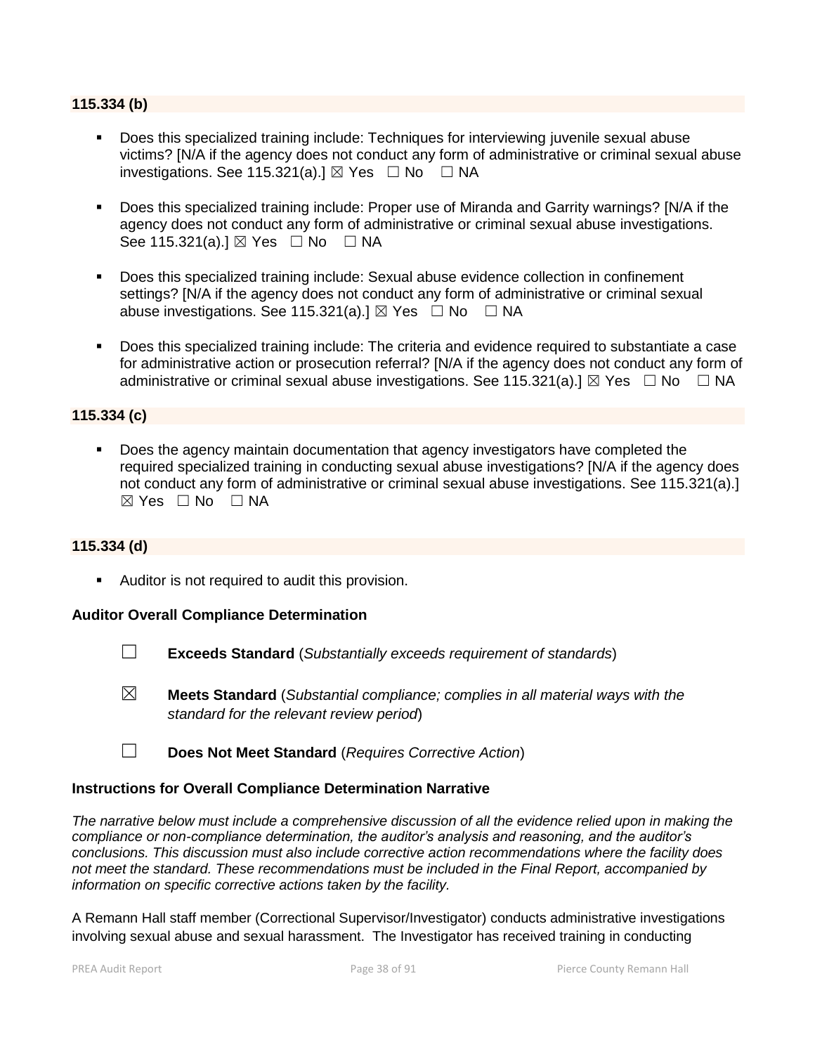### 115.334 (b)

- Does this specialized training include: Techniques for interviewing juvenile sexual abuse victims? [N/A if the agency does not conduct any form of administrative or criminal sexual abuse investigations. See 115.321(a).] ☒ Yes ☐ No ☐ NA
- Does this specialized training include: Proper use of Miranda and Garrity warnings? [N/A if the agency does not conduct any form of administrative or criminal sexual abuse investigations. See 115.321(a).] ☒ Yes ☐ No ☐ NA
- Does this specialized training include: Sexual abuse evidence collection in confinement settings? [N/A if the agency does not conduct any form of administrative or criminal sexual abuse investigations. See 115.321(a).] ☒ Yes ☐ No ☐ NA
- Does this specialized training include: The criteria and evidence required to substantiate a case for administrative action or prosecution referral? [N/A if the agency does not conduct any form of administrative or criminal sexual abuse investigations. See 115.321(a).] ☒ Yes ☐ No ☐ NA

### 115.334 (c)

- Does the agency maintain documentation that agency investigators have completed the required specialized training in conducting sexual abuse investigations? [N/A if the agency does not conduct any form of administrative or criminal sexual abuse investigations. See 115.321(a).] ☒ Yes ☐ No ☐ NA

### 115.334 (d)

- Auditor is not required to audit this provision.

**Auditor Overall Compliance Determination**

☐ **Exceeds Standard** (*Substantially exceeds requirement of standards*)

☒ **Meets Standard** (*Substantial compliance; complies in all material ways with the standard for the relevant review period*)

☐ **Does Not Meet Standard** (*Requires Corrective Action*)

**Instructions for Overall Compliance Determination Narrative**

*The narrative below must include a comprehensive discussion of all the evidence relied upon in making the compliance or non-compliance determination, the auditor's analysis and reasoning, and the auditor's conclusions. This discussion must also include corrective action recommendations where the facility does not meet the standard. These recommendations must be included in the Final Report, accompanied by information on specific corrective actions taken by the facility.*

A Remann Hall staff member (Correctional Supervisor/Investigator) conducts administrative investigations involving sexual abuse and sexual harassment. The Investigator has received training in conducting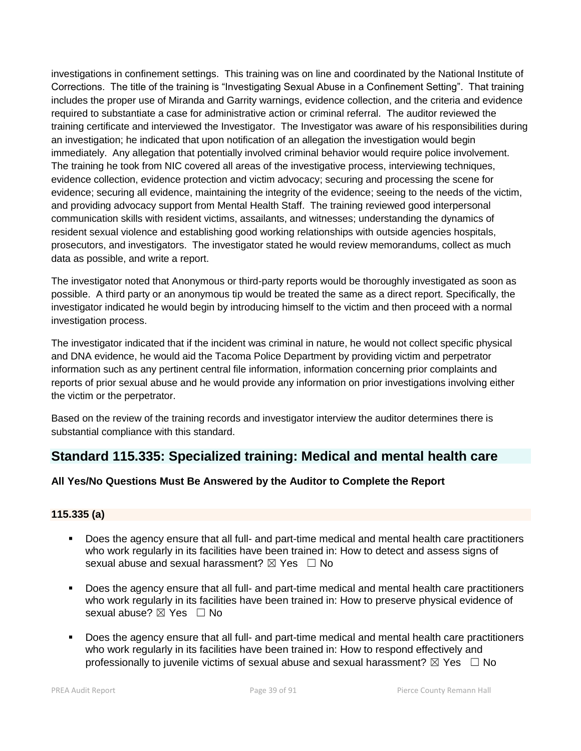investigations in confinement settings. This training was on line and coordinated by the National Institute of Corrections. The title of the training is "Investigating Sexual Abuse in a Confinement Setting". That training includes the proper use of Miranda and Garrity warnings, evidence collection, and the criteria and evidence required to substantiate a case for administrative action or criminal referral. The auditor reviewed the training certificate and interviewed the Investigator. The Investigator was aware of his responsibilities during an investigation; he indicated that upon notification of an allegation the investigation would begin immediately. Any allegation that potentially involved criminal behavior would require police involvement. The training he took from NIC covered all areas of the investigative process, interviewing techniques, evidence collection, evidence protection and victim advocacy; securing and processing the scene for evidence; securing all evidence, maintaining the integrity of the evidence; seeing to the needs of the victim, and providing advocacy support from Mental Health Staff. The training reviewed good interpersonal communication skills with resident victims, assailants, and witnesses; understanding the dynamics of resident sexual violence and establishing good working relationships with outside agencies hospitals, prosecutors, and investigators. The investigator stated he would review memorandums, collect as much data as possible, and write a report.

The investigator noted that Anonymous or third-party reports would be thoroughly investigated as soon as possible. A third party or an anonymous tip would be treated the same as a direct report. Specifically, the investigator indicated he would begin by introducing himself to the victim and then proceed with a normal investigation process.

The investigator indicated that if the incident was criminal in nature, he would not collect specific physical and DNA evidence, he would aid the Tacoma Police Department by providing victim and perpetrator information such as any pertinent central file information, information concerning prior complaints and reports of prior sexual abuse and he would provide any information on prior investigations involving either the victim or the perpetrator.

Based on the review of the training records and investigator interview the auditor determines there is substantial compliance with this standard.

## Standard 115.335: Specialized training: Medical and mental health care

**All Yes/No Questions Must Be Answered by the Auditor to Complete the Report**

**115.335 (a)**

- Does the agency ensure that all full- and part-time medical and mental health care practitioners who work regularly in its facilities have been trained in: How to detect and assess signs of sexual abuse and sexual harassment? ☒ Yes ☐ No
- Does the agency ensure that all full- and part-time medical and mental health care practitioners who work regularly in its facilities have been trained in: How to preserve physical evidence of sexual abuse? ☒ Yes ☐ No
- Does the agency ensure that all full- and part-time medical and mental health care practitioners who work regularly in its facilities have been trained in: How to respond effectively and professionally to juvenile victims of sexual abuse and sexual harassment? ☒ Yes ☐ No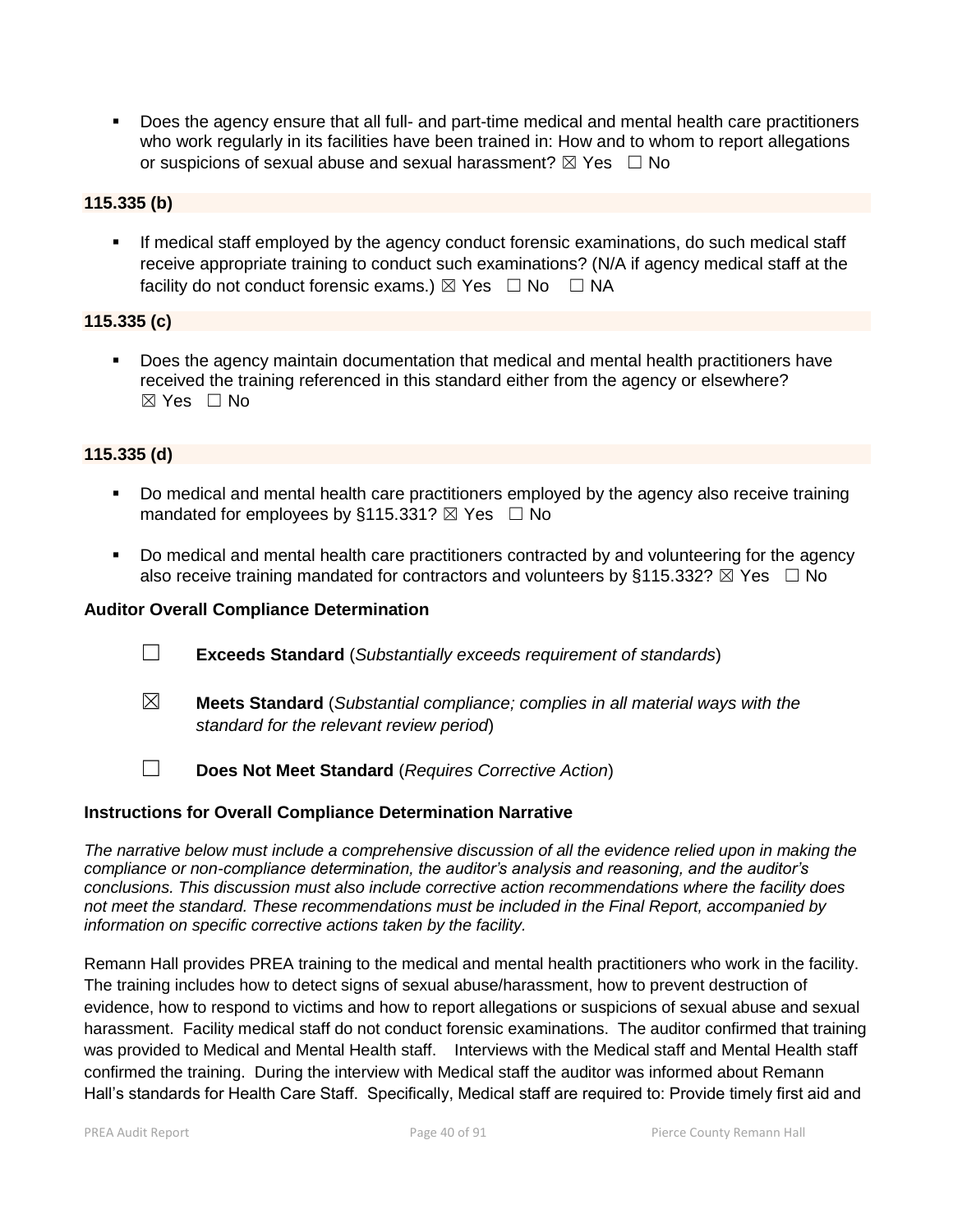- Does the agency ensure that all full- and part-time medical and mental health care practitioners who work regularly in its facilities have been trained in: How and to whom to report allegations or suspicions of sexual abuse and sexual harassment? ☒ Yes ☐ No

**115.335 (b)**

- If medical staff employed by the agency conduct forensic examinations, do such medical staff receive appropriate training to conduct such examinations? (N/A if agency medical staff at the facility do not conduct forensic exams.) ☒ Yes ☐ No ☐ NA

**115.335 (c)**

- Does the agency maintain documentation that medical and mental health practitioners have received the training referenced in this standard either from the agency or elsewhere? ☒ Yes ☐ No

**115.335 (d)**

- Do medical and mental health care practitioners employed by the agency also receive training mandated for employees by §115.331? ☒ Yes ☐ No
- Do medical and mental health care practitioners contracted by and volunteering for the agency also receive training mandated for contractors and volunteers by §115.332? ☒ Yes ☐ No

**Auditor Overall Compliance Determination**

☐ **Exceeds Standard** (*Substantially exceeds requirement of standards*)

☒ **Meets Standard** (*Substantial compliance; complies in all material ways with the standard for the relevant review period*)

☐ **Does Not Meet Standard** (*Requires Corrective Action*)

**Instructions for Overall Compliance Determination Narrative**

*The narrative below must include a comprehensive discussion of all the evidence relied upon in making the compliance or non-compliance determination, the auditor's analysis and reasoning, and the auditor's conclusions. This discussion must also include corrective action recommendations where the facility does not meet the standard. These recommendations must be included in the Final Report, accompanied by information on specific corrective actions taken by the facility.*

Remann Hall provides PREA training to the medical and mental health practitioners who work in the facility. The training includes how to detect signs of sexual abuse/harassment, how to prevent destruction of evidence, how to respond to victims and how to report allegations or suspicions of sexual abuse and sexual harassment. Facility medical staff do not conduct forensic examinations. The auditor confirmed that training was provided to Medical and Mental Health staff. Interviews with the Medical staff and Mental Health staff confirmed the training. During the interview with Medical staff the auditor was informed about Remann Hall's standards for Health Care Staff. Specifically, Medical staff are required to: Provide timely first aid and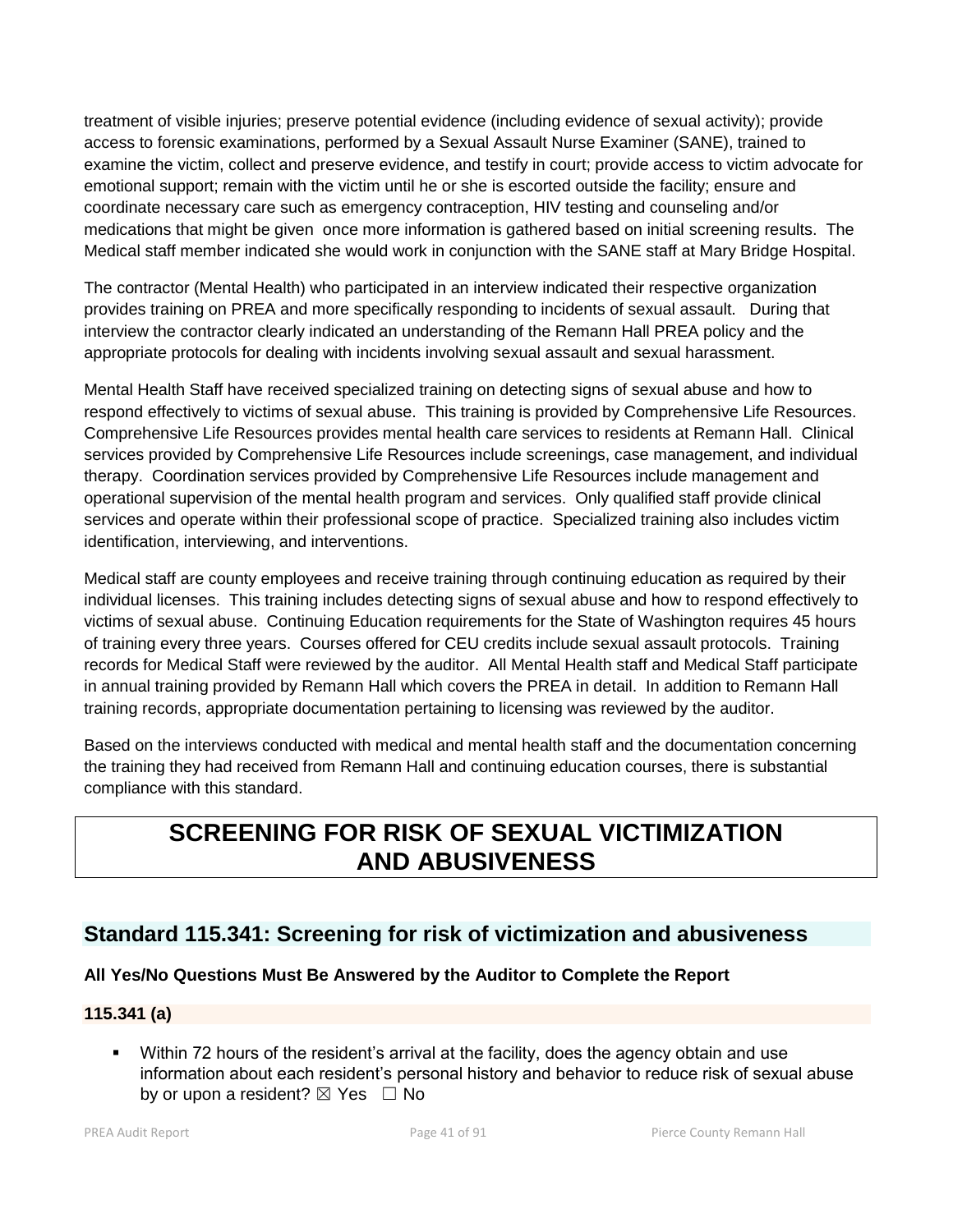treatment of visible injuries; preserve potential evidence (including evidence of sexual activity); provide access to forensic examinations, performed by a Sexual Assault Nurse Examiner (SANE), trained to examine the victim, collect and preserve evidence, and testify in court; provide access to victim advocate for emotional support; remain with the victim until he or she is escorted outside the facility; ensure and coordinate necessary care such as emergency contraception, HIV testing and counseling and/or medications that might be given once more information is gathered based on initial screening results. The Medical staff member indicated she would work in conjunction with the SANE staff at Mary Bridge Hospital.

The contractor (Mental Health) who participated in an interview indicated their respective organization provides training on PREA and more specifically responding to incidents of sexual assault. During that interview the contractor clearly indicated an understanding of the Remann Hall PREA policy and the appropriate protocols for dealing with incidents involving sexual assault and sexual harassment.

Mental Health Staff have received specialized training on detecting signs of sexual abuse and how to respond effectively to victims of sexual abuse. This training is provided by Comprehensive Life Resources. Comprehensive Life Resources provides mental health care services to residents at Remann Hall. Clinical services provided by Comprehensive Life Resources include screenings, case management, and individual therapy. Coordination services provided by Comprehensive Life Resources include management and operational supervision of the mental health program and services. Only qualified staff provide clinical services and operate within their professional scope of practice. Specialized training also includes victim identification, interviewing, and interventions.

Medical staff are county employees and receive training through continuing education as required by their individual licenses. This training includes detecting signs of sexual abuse and how to respond effectively to victims of sexual abuse. Continuing Education requirements for the State of Washington requires 45 hours of training every three years. Courses offered for CEU credits include sexual assault protocols. Training records for Medical Staff were reviewed by the auditor. All Mental Health staff and Medical Staff participate in annual training provided by Remann Hall which covers the PREA in detail. In addition to Remann Hall training records, appropriate documentation pertaining to licensing was reviewed by the auditor.

Based on the interviews conducted with medical and mental health staff and the documentation concerning the training they had received from Remann Hall and continuing education courses, there is substantial compliance with this standard.

# SCREENING FOR RISK OF SEXUAL VICTIMIZATION AND ABUSIVENESS

## Standard 115.341: Screening for risk of victimization and abusiveness

**All Yes/No Questions Must Be Answered by the Auditor to Complete the Report**

### 115.341 (a)

- Within 72 hours of the resident's arrival at the facility, does the agency obtain and use information about each resident's personal history and behavior to reduce risk of sexual abuse by or upon a resident? ☒ Yes ☐ No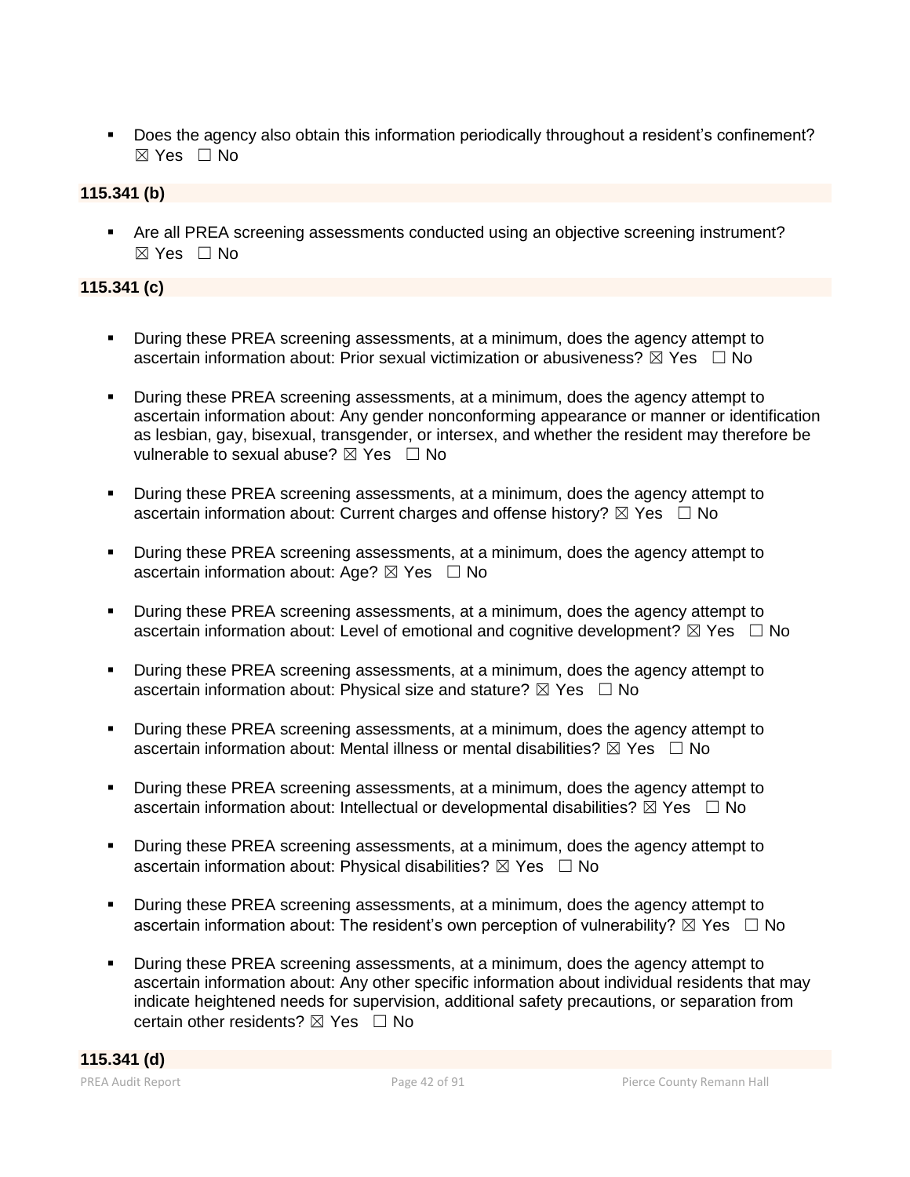- Does the agency also obtain this information periodically throughout a resident's confinement? ☒ Yes ☐ No

**115.341 (b)**

- Are all PREA screening assessments conducted using an objective screening instrument? ☒ Yes ☐ No

**115.341 (c)**

- During these PREA screening assessments, at a minimum, does the agency attempt to ascertain information about: Prior sexual victimization or abusiveness? ☒ Yes ☐ No
- During these PREA screening assessments, at a minimum, does the agency attempt to ascertain information about: Any gender nonconforming appearance or manner or identification as lesbian, gay, bisexual, transgender, or intersex, and whether the resident may therefore be vulnerable to sexual abuse? ☒ Yes ☐ No
- During these PREA screening assessments, at a minimum, does the agency attempt to ascertain information about: Current charges and offense history? ☒ Yes ☐ No
- During these PREA screening assessments, at a minimum, does the agency attempt to ascertain information about: Age? ☒ Yes ☐ No
- During these PREA screening assessments, at a minimum, does the agency attempt to ascertain information about: Level of emotional and cognitive development? ☒ Yes ☐ No
- During these PREA screening assessments, at a minimum, does the agency attempt to ascertain information about: Physical size and stature? ☒ Yes ☐ No
- During these PREA screening assessments, at a minimum, does the agency attempt to ascertain information about: Mental illness or mental disabilities? ☒ Yes ☐ No
- During these PREA screening assessments, at a minimum, does the agency attempt to ascertain information about: Intellectual or developmental disabilities? ☒ Yes ☐ No
- During these PREA screening assessments, at a minimum, does the agency attempt to ascertain information about: Physical disabilities? ☒ Yes ☐ No
- During these PREA screening assessments, at a minimum, does the agency attempt to ascertain information about: The resident's own perception of vulnerability? ☒ Yes ☐ No
- During these PREA screening assessments, at a minimum, does the agency attempt to ascertain information about: Any other specific information about individual residents that may indicate heightened needs for supervision, additional safety precautions, or separation from certain other residents? ☒ Yes ☐ No

**115.341 (d)**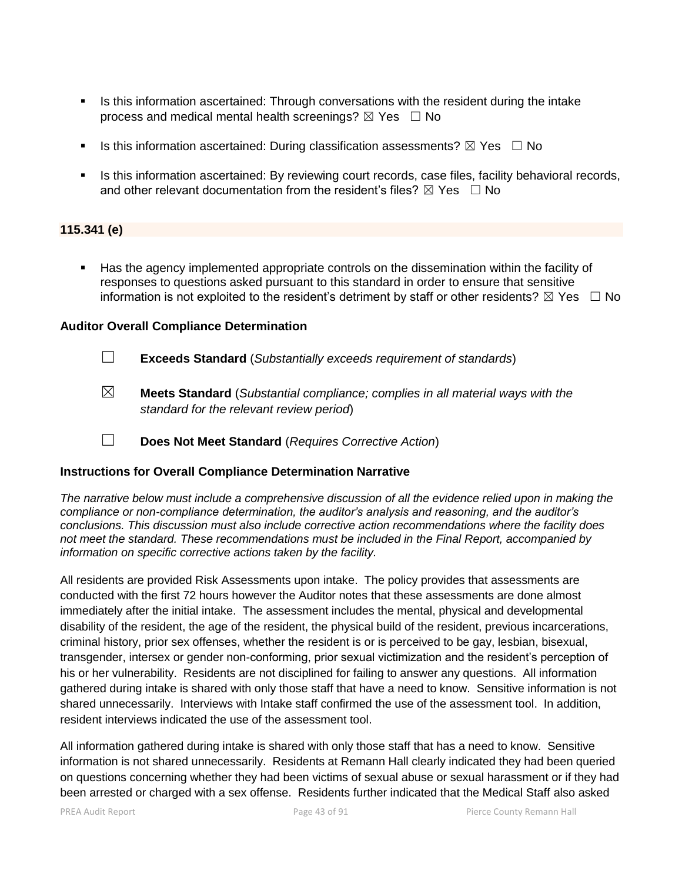- Is this information ascertained: Through conversations with the resident during the intake process and medical mental health screenings? ☒ Yes ☐ No
- Is this information ascertained: During classification assessments? ☒ Yes ☐ No
- Is this information ascertained: By reviewing court records, case files, facility behavioral records, and other relevant documentation from the resident's files? ☒ Yes ☐ No

**115.341 (e)**

- Has the agency implemented appropriate controls on the dissemination within the facility of responses to questions asked pursuant to this standard in order to ensure that sensitive information is not exploited to the resident's detriment by staff or other residents? ☒ Yes ☐ No

**Auditor Overall Compliance Determination**

☐ **Exceeds Standard** (*Substantially exceeds requirement of standards*)

☒ **Meets Standard** (*Substantial compliance; complies in all material ways with the standard for the relevant review period*)

☐ **Does Not Meet Standard** (*Requires Corrective Action*)

**Instructions for Overall Compliance Determination Narrative**

*The narrative below must include a comprehensive discussion of all the evidence relied upon in making the compliance or non-compliance determination, the auditor's analysis and reasoning, and the auditor's conclusions. This discussion must also include corrective action recommendations where the facility does not meet the standard. These recommendations must be included in the Final Report, accompanied by information on specific corrective actions taken by the facility.*

All residents are provided Risk Assessments upon intake. The policy provides that assessments are conducted with the first 72 hours however the Auditor notes that these assessments are done almost immediately after the initial intake. The assessment includes the mental, physical and developmental disability of the resident, the age of the resident, the physical build of the resident, previous incarcerations, criminal history, prior sex offenses, whether the resident is or is perceived to be gay, lesbian, bisexual, transgender, intersex or gender non-conforming, prior sexual victimization and the resident's perception of his or her vulnerability. Residents are not disciplined for failing to answer any questions. All information gathered during intake is shared with only those staff that have a need to know. Sensitive information is not shared unnecessarily. Interviews with Intake staff confirmed the use of the assessment tool. In addition, resident interviews indicated the use of the assessment tool.

All information gathered during intake is shared with only those staff that has a need to know. Sensitive information is not shared unnecessarily. Residents at Remann Hall clearly indicated they had been queried on questions concerning whether they had been victims of sexual abuse or sexual harassment or if they had been arrested or charged with a sex offense. Residents further indicated that the Medical Staff also asked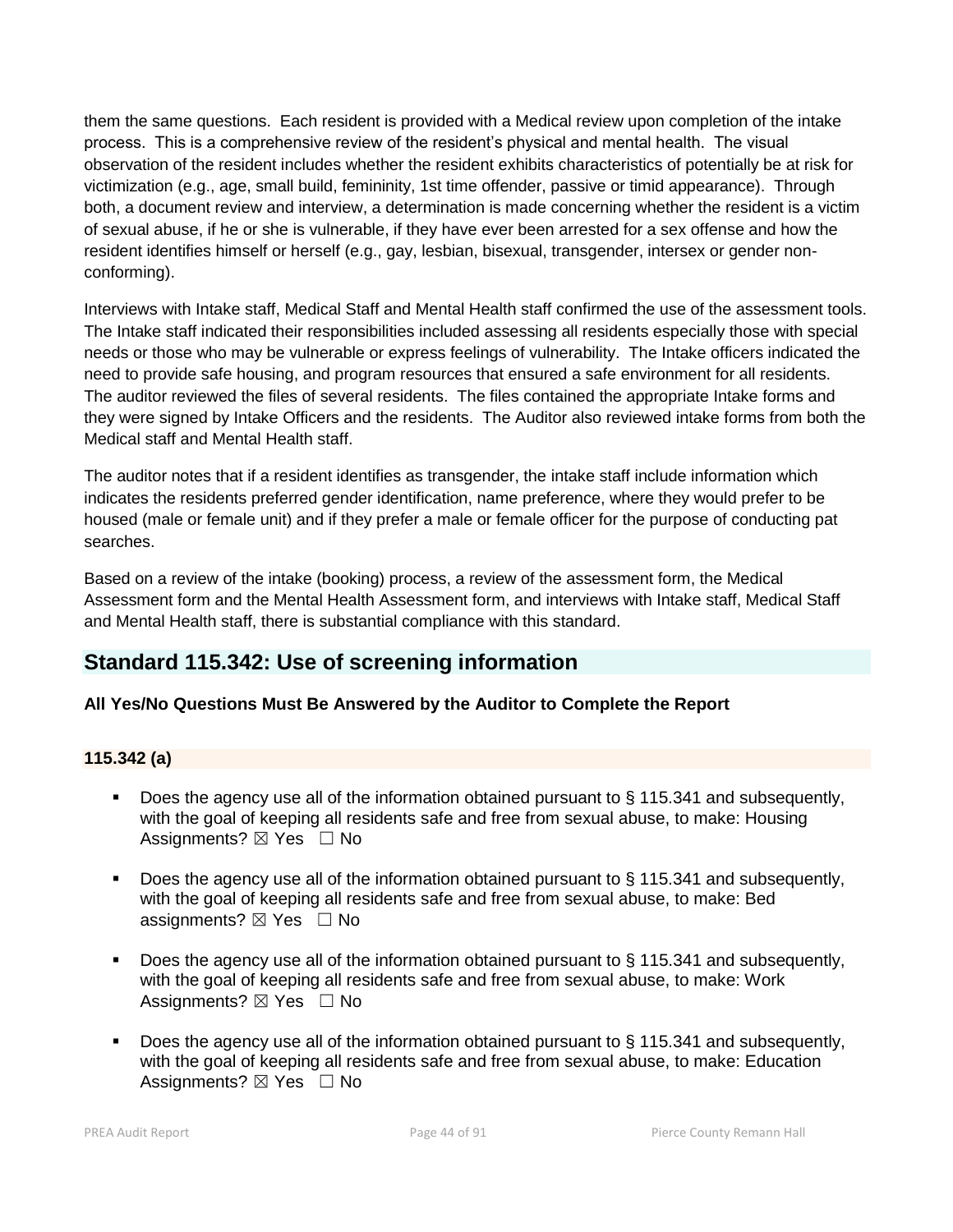them the same questions. Each resident is provided with a Medical review upon completion of the intake process. This is a comprehensive review of the resident's physical and mental health. The visual observation of the resident includes whether the resident exhibits characteristics of potentially be at risk for victimization (e.g., age, small build, femininity, 1st time offender, passive or timid appearance). Through both, a document review and interview, a determination is made concerning whether the resident is a victim of sexual abuse, if he or she is vulnerable, if they have ever been arrested for a sex offense and how the resident identifies himself or herself (e.g., gay, lesbian, bisexual, transgender, intersex or gender non-conforming).

Interviews with Intake staff, Medical Staff and Mental Health staff confirmed the use of the assessment tools. The Intake staff indicated their responsibilities included assessing all residents especially those with special needs or those who may be vulnerable or express feelings of vulnerability. The Intake officers indicated the need to provide safe housing, and program resources that ensured a safe environment for all residents. The auditor reviewed the files of several residents. The files contained the appropriate Intake forms and they were signed by Intake Officers and the residents. The Auditor also reviewed intake forms from both the Medical staff and Mental Health staff.

The auditor notes that if a resident identifies as transgender, the intake staff include information which indicates the residents preferred gender identification, name preference, where they would prefer to be housed (male or female unit) and if they prefer a male or female officer for the purpose of conducting pat searches.

Based on a review of the intake (booking) process, a review of the assessment form, the Medical Assessment form and the Mental Health Assessment form, and interviews with Intake staff, Medical Staff and Mental Health staff, there is substantial compliance with this standard.

## Standard 115.342: Use of screening information

**All Yes/No Questions Must Be Answered by the Auditor to Complete the Report**

### 115.342 (a)

- Does the agency use all of the information obtained pursuant to § 115.341 and subsequently, with the goal of keeping all residents safe and free from sexual abuse, to make: Housing Assignments? ☒ Yes ☐ No
- Does the agency use all of the information obtained pursuant to § 115.341 and subsequently, with the goal of keeping all residents safe and free from sexual abuse, to make: Bed assignments? ☒ Yes ☐ No
- Does the agency use all of the information obtained pursuant to § 115.341 and subsequently, with the goal of keeping all residents safe and free from sexual abuse, to make: Work Assignments? ☒ Yes ☐ No
- Does the agency use all of the information obtained pursuant to § 115.341 and subsequently, with the goal of keeping all residents safe and free from sexual abuse, to make: Education Assignments? ☒ Yes ☐ No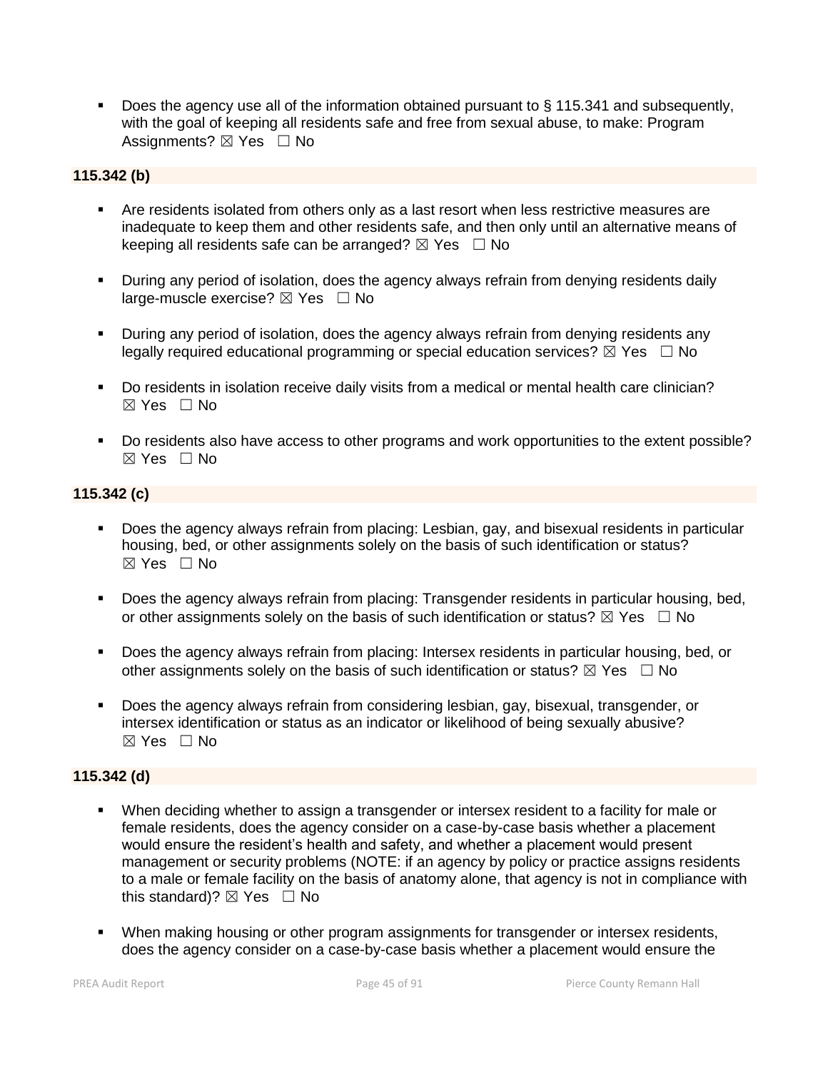- Does the agency use all of the information obtained pursuant to § 115.341 and subsequently, with the goal of keeping all residents safe and free from sexual abuse, to make: Program Assignments? ☒ Yes ☐ No

**115.342 (b)**

- Are residents isolated from others only as a last resort when less restrictive measures are inadequate to keep them and other residents safe, and then only until an alternative means of keeping all residents safe can be arranged? ☒ Yes ☐ No
- During any period of isolation, does the agency always refrain from denying residents daily large-muscle exercise? ☒ Yes ☐ No
- During any period of isolation, does the agency always refrain from denying residents any legally required educational programming or special education services? ☒ Yes ☐ No
- Do residents in isolation receive daily visits from a medical or mental health care clinician? ☒ Yes ☐ No
- Do residents also have access to other programs and work opportunities to the extent possible? ☒ Yes ☐ No

**115.342 (c)**

- Does the agency always refrain from placing: Lesbian, gay, and bisexual residents in particular housing, bed, or other assignments solely on the basis of such identification or status? ☒ Yes ☐ No
- Does the agency always refrain from placing: Transgender residents in particular housing, bed, or other assignments solely on the basis of such identification or status? ☒ Yes ☐ No
- Does the agency always refrain from placing: Intersex residents in particular housing, bed, or other assignments solely on the basis of such identification or status? ☒ Yes ☐ No
- Does the agency always refrain from considering lesbian, gay, bisexual, transgender, or intersex identification or status as an indicator or likelihood of being sexually abusive? ☒ Yes ☐ No

**115.342 (d)**

- When deciding whether to assign a transgender or intersex resident to a facility for male or female residents, does the agency consider on a case-by-case basis whether a placement would ensure the resident's health and safety, and whether a placement would present management or security problems (NOTE: if an agency by policy or practice assigns residents to a male or female facility on the basis of anatomy alone, that agency is not in compliance with this standard)? ☒ Yes ☐ No
- When making housing or other program assignments for transgender or intersex residents, does the agency consider on a case-by-case basis whether a placement would ensure the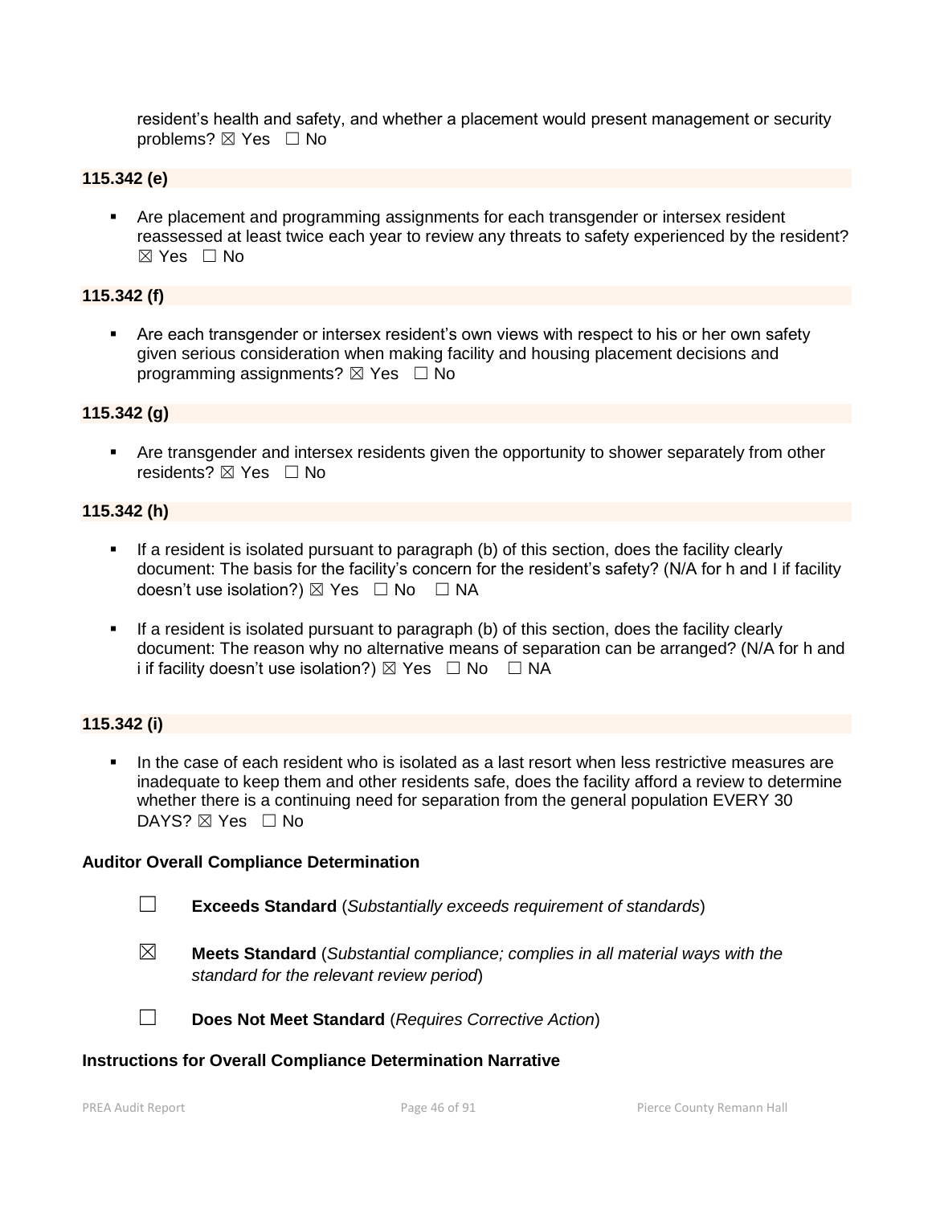resident's health and safety, and whether a placement would present management or security problems? ☒ Yes ☐ No

**115.342 (e)**

- Are placement and programming assignments for each transgender or intersex resident reassessed at least twice each year to review any threats to safety experienced by the resident? ☒ Yes ☐ No

**115.342 (f)**

- Are each transgender or intersex resident's own views with respect to his or her own safety given serious consideration when making facility and housing placement decisions and programming assignments? ☒ Yes ☐ No

**115.342 (g)**

- Are transgender and intersex residents given the opportunity to shower separately from other residents? ☒ Yes ☐ No

**115.342 (h)**

- If a resident is isolated pursuant to paragraph (b) of this section, does the facility clearly document: The basis for the facility's concern for the resident's safety? (N/A for h and I if facility doesn't use isolation?) ☒ Yes ☐ No ☐ NA
- If a resident is isolated pursuant to paragraph (b) of this section, does the facility clearly document: The reason why no alternative means of separation can be arranged? (N/A for h and i if facility doesn't use isolation?) ☒ Yes ☐ No ☐ NA

**115.342 (i)**

- In the case of each resident who is isolated as a last resort when less restrictive measures are inadequate to keep them and other residents safe, does the facility afford a review to determine whether there is a continuing need for separation from the general population EVERY 30 DAYS? ☒ Yes ☐ No

**Auditor Overall Compliance Determination**

☐ **Exceeds Standard** (*Substantially exceeds requirement of standards*)

☒ **Meets Standard** (*Substantial compliance; complies in all material ways with the standard for the relevant review period*)

☐ **Does Not Meet Standard** (*Requires Corrective Action*)

**Instructions for Overall Compliance Determination Narrative**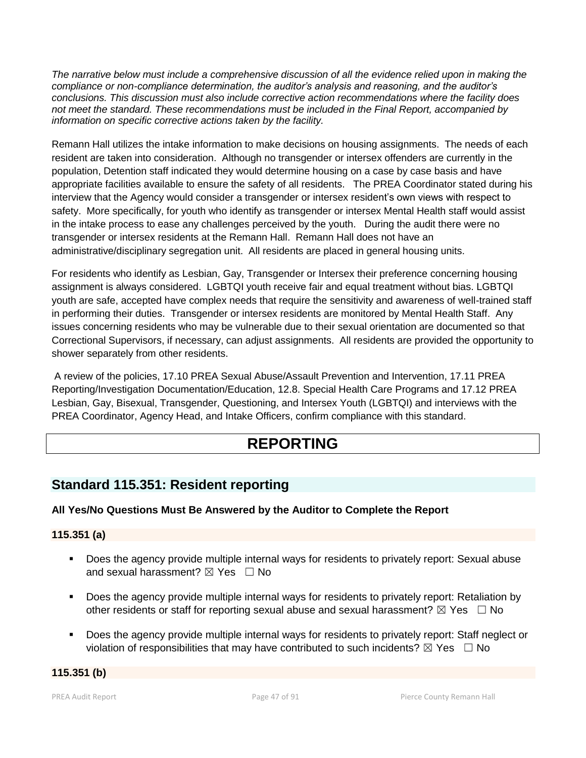*The narrative below must include a comprehensive discussion of all the evidence relied upon in making the compliance or non-compliance determination, the auditor's analysis and reasoning, and the auditor's conclusions. This discussion must also include corrective action recommendations where the facility does not meet the standard. These recommendations must be included in the Final Report, accompanied by information on specific corrective actions taken by the facility.*

Remann Hall utilizes the intake information to make decisions on housing assignments. The needs of each resident are taken into consideration. Although no transgender or intersex offenders are currently in the population, Detention staff indicated they would determine housing on a case by case basis and have appropriate facilities available to ensure the safety of all residents. The PREA Coordinator stated during his interview that the Agency would consider a transgender or intersex resident's own views with respect to safety. More specifically, for youth who identify as transgender or intersex Mental Health staff would assist in the intake process to ease any challenges perceived by the youth. During the audit there were no transgender or intersex residents at the Remann Hall. Remann Hall does not have an administrative/disciplinary segregation unit. All residents are placed in general housing units.

For residents who identify as Lesbian, Gay, Transgender or Intersex their preference concerning housing assignment is always considered. LGBTQI youth receive fair and equal treatment without bias. LGBTQI youth are safe, accepted have complex needs that require the sensitivity and awareness of well-trained staff in performing their duties. Transgender or intersex residents are monitored by Mental Health Staff. Any issues concerning residents who may be vulnerable due to their sexual orientation are documented so that Correctional Supervisors, if necessary, can adjust assignments. All residents are provided the opportunity to shower separately from other residents.

A review of the policies, 17.10 PREA Sexual Abuse/Assault Prevention and Intervention, 17.11 PREA Reporting/Investigation Documentation/Education, 12.8. Special Health Care Programs and 17.12 PREA Lesbian, Gay, Bisexual, Transgender, Questioning, and Intersex Youth (LGBTQI) and interviews with the PREA Coordinator, Agency Head, and Intake Officers, confirm compliance with this standard.

# REPORTING

## Standard 115.351: Resident reporting

**All Yes/No Questions Must Be Answered by the Auditor to Complete the Report**

**115.351 (a)**

- Does the agency provide multiple internal ways for residents to privately report: Sexual abuse and sexual harassment? ☒ Yes ☐ No
- Does the agency provide multiple internal ways for residents to privately report: Retaliation by other residents or staff for reporting sexual abuse and sexual harassment? ☒ Yes ☐ No
- Does the agency provide multiple internal ways for residents to privately report: Staff neglect or violation of responsibilities that may have contributed to such incidents? ☒ Yes ☐ No

**115.351 (b)**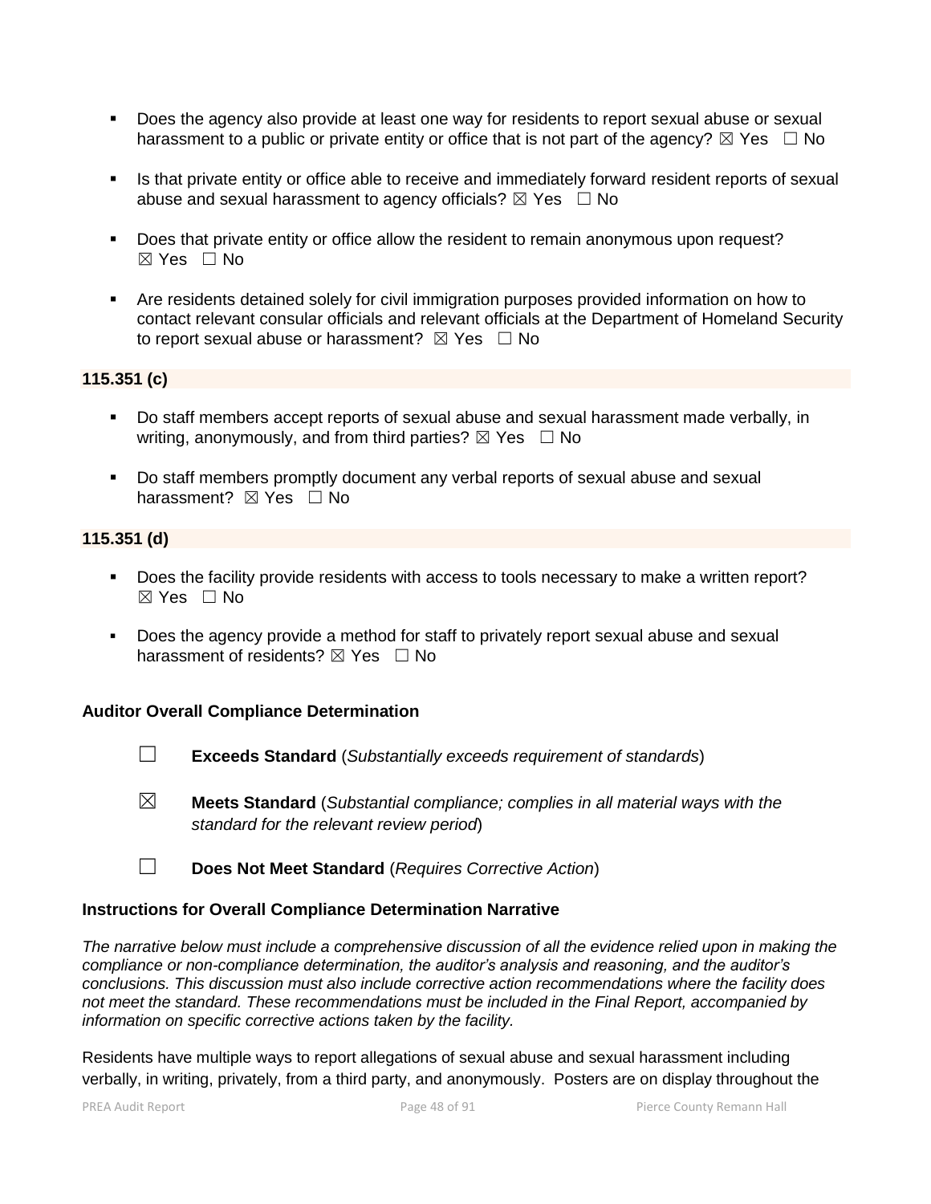- Does the agency also provide at least one way for residents to report sexual abuse or sexual harassment to a public or private entity or office that is not part of the agency? ☒ Yes ☐ No

- Is that private entity or office able to receive and immediately forward resident reports of sexual abuse and sexual harassment to agency officials? ☒ Yes ☐ No

- Does that private entity or office allow the resident to remain anonymous upon request? ☒ Yes ☐ No

- Are residents detained solely for civil immigration purposes provided information on how to contact relevant consular officials and relevant officials at the Department of Homeland Security to report sexual abuse or harassment? ☒ Yes ☐ No

**115.351 (c)**

- Do staff members accept reports of sexual abuse and sexual harassment made verbally, in writing, anonymously, and from third parties? ☒ Yes ☐ No

- Do staff members promptly document any verbal reports of sexual abuse and sexual harassment? ☒ Yes ☐ No

**115.351 (d)**

- Does the facility provide residents with access to tools necessary to make a written report? ☒ Yes ☐ No

- Does the agency provide a method for staff to privately report sexual abuse and sexual harassment of residents? ☒ Yes ☐ No

**Auditor Overall Compliance Determination**

☐ **Exceeds Standard** (*Substantially exceeds requirement of standards*)

☒ **Meets Standard** (*Substantial compliance; complies in all material ways with the standard for the relevant review period*)

☐ **Does Not Meet Standard** (*Requires Corrective Action*)

**Instructions for Overall Compliance Determination Narrative**

*The narrative below must include a comprehensive discussion of all the evidence relied upon in making the compliance or non-compliance determination, the auditor's analysis and reasoning, and the auditor's conclusions. This discussion must also include corrective action recommendations where the facility does not meet the standard. These recommendations must be included in the Final Report, accompanied by information on specific corrective actions taken by the facility.*

Residents have multiple ways to report allegations of sexual abuse and sexual harassment including verbally, in writing, privately, from a third party, and anonymously. Posters are on display throughout the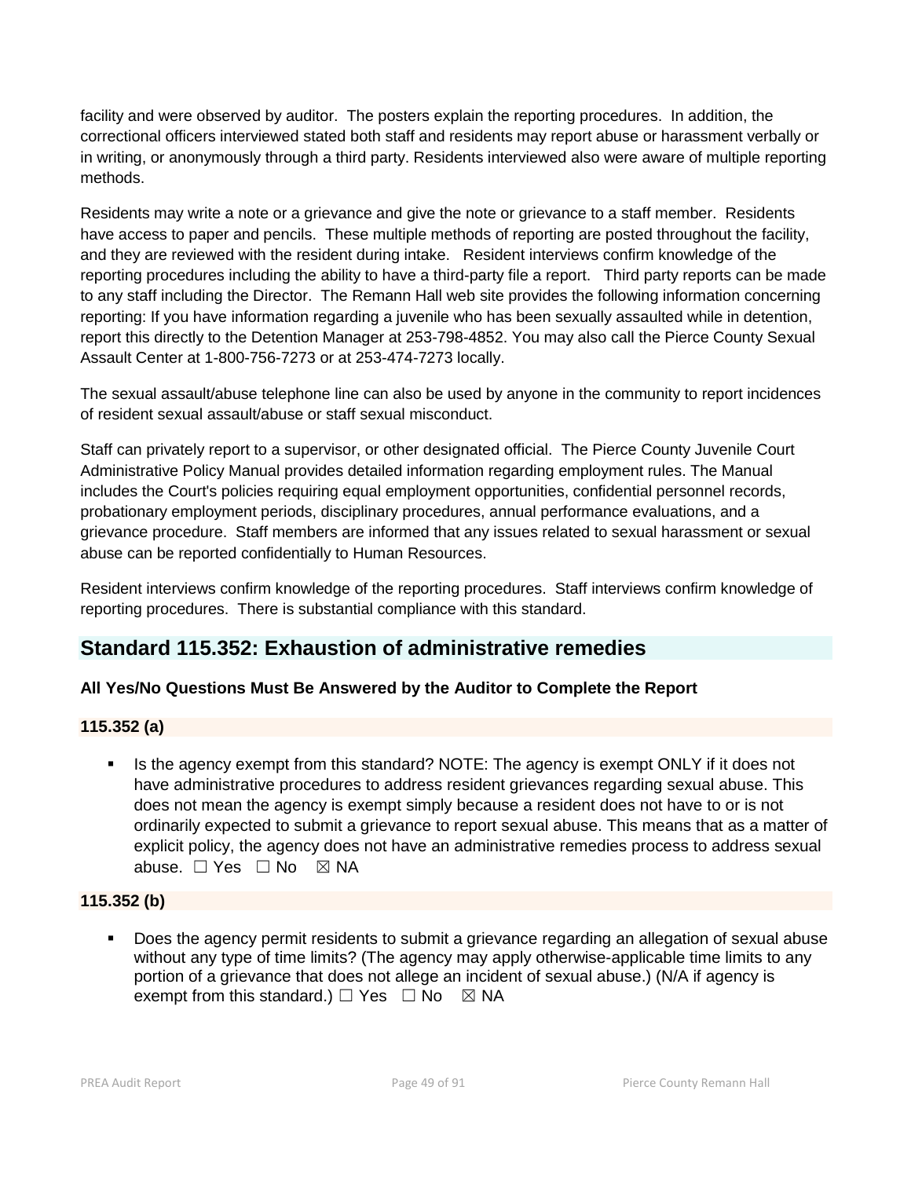facility and were observed by auditor. The posters explain the reporting procedures. In addition, the correctional officers interviewed stated both staff and residents may report abuse or harassment verbally or in writing, or anonymously through a third party. Residents interviewed also were aware of multiple reporting methods.

Residents may write a note or a grievance and give the note or grievance to a staff member. Residents have access to paper and pencils. These multiple methods of reporting are posted throughout the facility, and they are reviewed with the resident during intake. Resident interviews confirm knowledge of the reporting procedures including the ability to have a third-party file a report. Third party reports can be made to any staff including the Director. The Remann Hall web site provides the following information concerning reporting: If you have information regarding a juvenile who has been sexually assaulted while in detention, report this directly to the Detention Manager at 253-798-4852. You may also call the Pierce County Sexual Assault Center at 1-800-756-7273 or at 253-474-7273 locally.

The sexual assault/abuse telephone line can also be used by anyone in the community to report incidences of resident sexual assault/abuse or staff sexual misconduct.

Staff can privately report to a supervisor, or other designated official. The Pierce County Juvenile Court Administrative Policy Manual provides detailed information regarding employment rules. The Manual includes the Court's policies requiring equal employment opportunities, confidential personnel records, probationary employment periods, disciplinary procedures, annual performance evaluations, and a grievance procedure. Staff members are informed that any issues related to sexual harassment or sexual abuse can be reported confidentially to Human Resources.

Resident interviews confirm knowledge of the reporting procedures. Staff interviews confirm knowledge of reporting procedures. There is substantial compliance with this standard.

## Standard 115.352: Exhaustion of administrative remedies

**All Yes/No Questions Must Be Answered by the Auditor to Complete the Report**

### 115.352 (a)

- Is the agency exempt from this standard? NOTE: The agency is exempt ONLY if it does not have administrative procedures to address resident grievances regarding sexual abuse. This does not mean the agency is exempt simply because a resident does not have to or is not ordinarily expected to submit a grievance to report sexual abuse. This means that as a matter of explicit policy, the agency does not have an administrative remedies process to address sexual abuse. ☐ Yes ☐ No ☒ NA

### 115.352 (b)

- Does the agency permit residents to submit a grievance regarding an allegation of sexual abuse without any type of time limits? (The agency may apply otherwise-applicable time limits to any portion of a grievance that does not allege an incident of sexual abuse.) (N/A if agency is exempt from this standard.) ☐ Yes ☐ No ☒ NA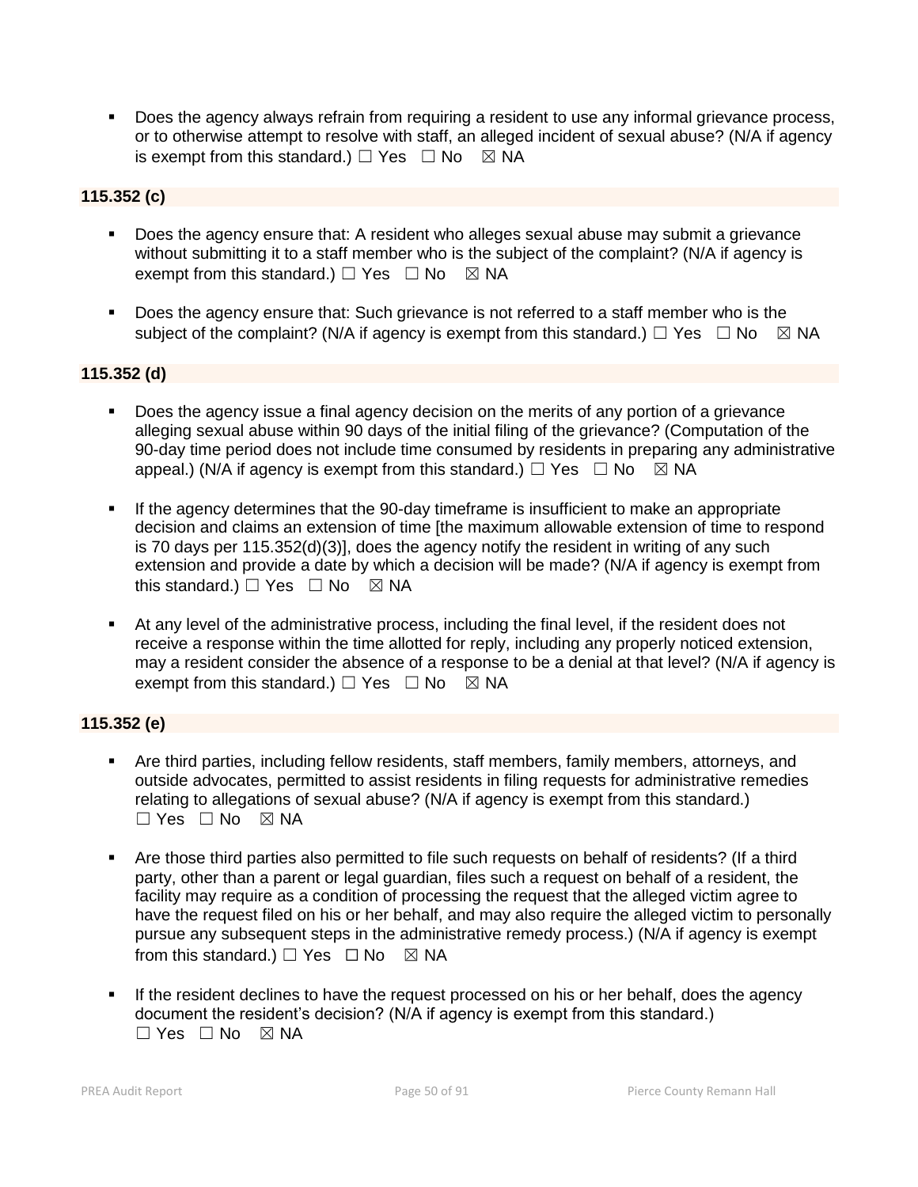- Does the agency always refrain from requiring a resident to use any informal grievance process, or to otherwise attempt to resolve with staff, an alleged incident of sexual abuse? (N/A if agency is exempt from this standard.) ☐ Yes ☐ No ☒ NA

**115.352 (c)**

- Does the agency ensure that: A resident who alleges sexual abuse may submit a grievance without submitting it to a staff member who is the subject of the complaint? (N/A if agency is exempt from this standard.) ☐ Yes ☐ No ☒ NA
- Does the agency ensure that: Such grievance is not referred to a staff member who is the subject of the complaint? (N/A if agency is exempt from this standard.) ☐ Yes ☐ No ☒ NA

**115.352 (d)**

- Does the agency issue a final agency decision on the merits of any portion of a grievance alleging sexual abuse within 90 days of the initial filing of the grievance? (Computation of the 90-day time period does not include time consumed by residents in preparing any administrative appeal.) (N/A if agency is exempt from this standard.) ☐ Yes ☐ No ☒ NA
- If the agency determines that the 90-day timeframe is insufficient to make an appropriate decision and claims an extension of time [the maximum allowable extension of time to respond is 70 days per 115.352(d)(3)], does the agency notify the resident in writing of any such extension and provide a date by which a decision will be made? (N/A if agency is exempt from this standard.) ☐ Yes ☐ No ☒ NA
- At any level of the administrative process, including the final level, if the resident does not receive a response within the time allotted for reply, including any properly noticed extension, may a resident consider the absence of a response to be a denial at that level? (N/A if agency is exempt from this standard.) ☐ Yes ☐ No ☒ NA

**115.352 (e)**

- Are third parties, including fellow residents, staff members, family members, attorneys, and outside advocates, permitted to assist residents in filing requests for administrative remedies relating to allegations of sexual abuse? (N/A if agency is exempt from this standard.) ☐ Yes ☐ No ☒ NA
- Are those third parties also permitted to file such requests on behalf of residents? (If a third party, other than a parent or legal guardian, files such a request on behalf of a resident, the facility may require as a condition of processing the request that the alleged victim agree to have the request filed on his or her behalf, and may also require the alleged victim to personally pursue any subsequent steps in the administrative remedy process.) (N/A if agency is exempt from this standard.) ☐ Yes ☐ No ☒ NA
- If the resident declines to have the request processed on his or her behalf, does the agency document the resident's decision? (N/A if agency is exempt from this standard.) ☐ Yes ☐ No ☒ NA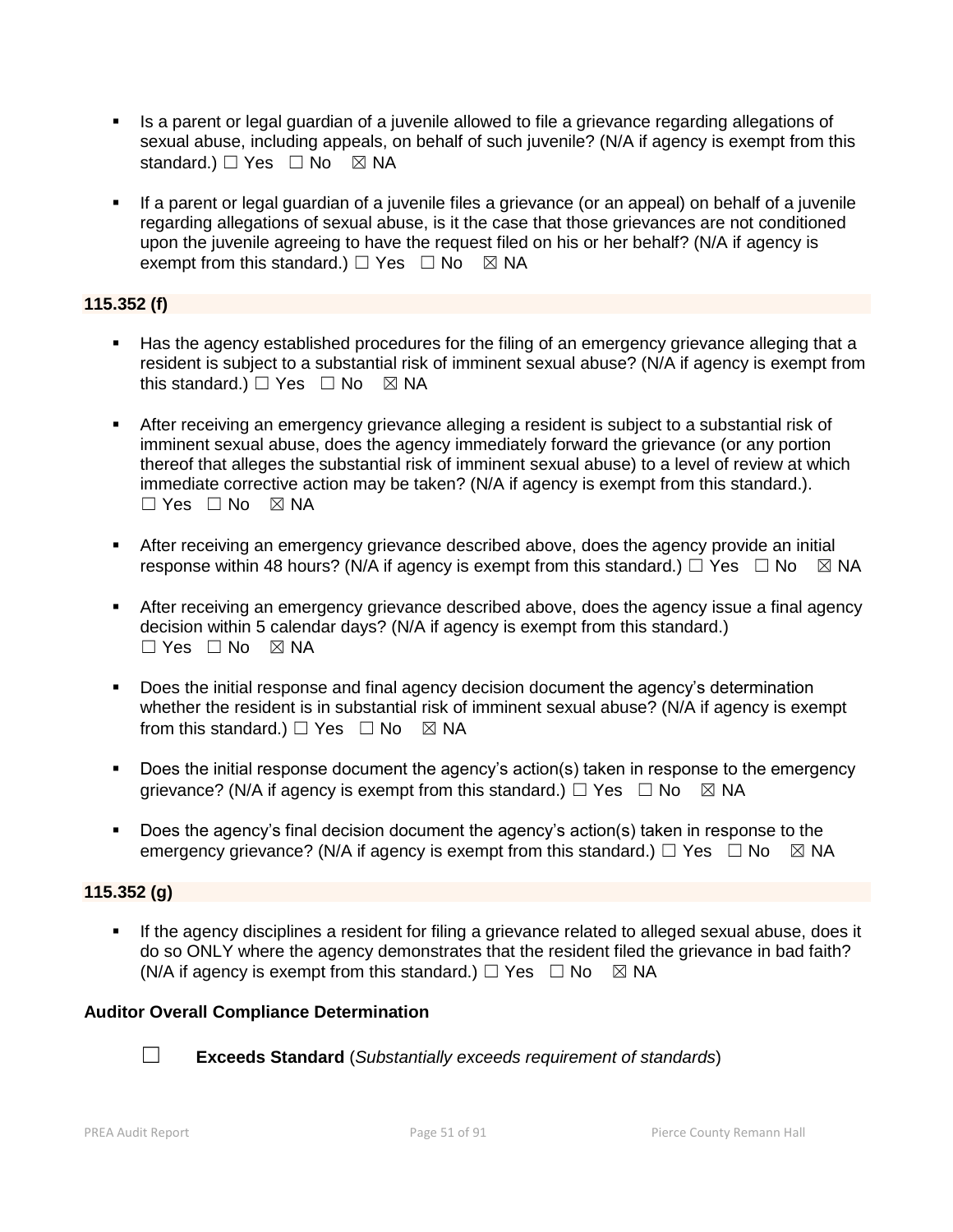- Is a parent or legal guardian of a juvenile allowed to file a grievance regarding allegations of sexual abuse, including appeals, on behalf of such juvenile? (N/A if agency is exempt from this standard.) ☐ Yes ☐ No ☒ NA

- If a parent or legal guardian of a juvenile files a grievance (or an appeal) on behalf of a juvenile regarding allegations of sexual abuse, is it the case that those grievances are not conditioned upon the juvenile agreeing to have the request filed on his or her behalf? (N/A if agency is exempt from this standard.) ☐ Yes ☐ No ☒ NA

**115.352 (f)**

- Has the agency established procedures for the filing of an emergency grievance alleging that a resident is subject to a substantial risk of imminent sexual abuse? (N/A if agency is exempt from this standard.) ☐ Yes ☐ No ☒ NA

- After receiving an emergency grievance alleging a resident is subject to a substantial risk of imminent sexual abuse, does the agency immediately forward the grievance (or any portion thereof that alleges the substantial risk of imminent sexual abuse) to a level of review at which immediate corrective action may be taken? (N/A if agency is exempt from this standard.). ☐ Yes ☐ No ☒ NA

- After receiving an emergency grievance described above, does the agency provide an initial response within 48 hours? (N/A if agency is exempt from this standard.) ☐ Yes ☐ No ☒ NA

- After receiving an emergency grievance described above, does the agency issue a final agency decision within 5 calendar days? (N/A if agency is exempt from this standard.) ☐ Yes ☐ No ☒ NA

- Does the initial response and final agency decision document the agency's determination whether the resident is in substantial risk of imminent sexual abuse? (N/A if agency is exempt from this standard.) ☐ Yes ☐ No ☒ NA

- Does the initial response document the agency's action(s) taken in response to the emergency grievance? (N/A if agency is exempt from this standard.) ☐ Yes ☐ No ☒ NA

- Does the agency's final decision document the agency's action(s) taken in response to the emergency grievance? (N/A if agency is exempt from this standard.) ☐ Yes ☐ No ☒ NA

**115.352 (g)**

- If the agency disciplines a resident for filing a grievance related to alleged sexual abuse, does it do so ONLY where the agency demonstrates that the resident filed the grievance in bad faith? (N/A if agency is exempt from this standard.) ☐ Yes ☐ No ☒ NA

**Auditor Overall Compliance Determination**

☐ **Exceeds Standard** (*Substantially exceeds requirement of standards*)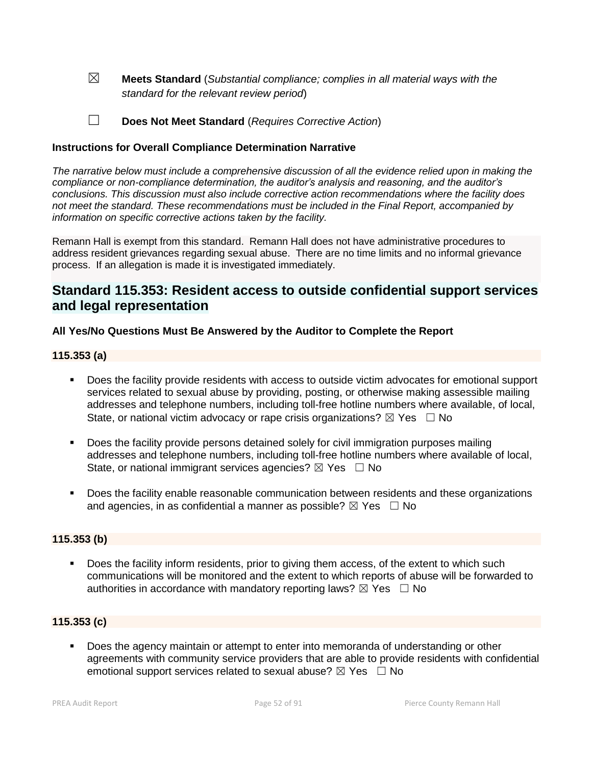☒ **Meets Standard** (*Substantial compliance; complies in all material ways with the standard for the relevant review period*)

☐ **Does Not Meet Standard** (*Requires Corrective Action*)

**Instructions for Overall Compliance Determination Narrative**

*The narrative below must include a comprehensive discussion of all the evidence relied upon in making the compliance or non-compliance determination, the auditor's analysis and reasoning, and the auditor's conclusions. This discussion must also include corrective action recommendations where the facility does not meet the standard. These recommendations must be included in the Final Report, accompanied by information on specific corrective actions taken by the facility.*

Remann Hall is exempt from this standard. Remann Hall does not have administrative procedures to address resident grievances regarding sexual abuse. There are no time limits and no informal grievance process. If an allegation is made it is investigated immediately.

## Standard 115.353: Resident access to outside confidential support services and legal representation

**All Yes/No Questions Must Be Answered by the Auditor to Complete the Report**

**115.353 (a)**

- Does the facility provide residents with access to outside victim advocates for emotional support services related to sexual abuse by providing, posting, or otherwise making assessible mailing addresses and telephone numbers, including toll-free hotline numbers where available, of local, State, or national victim advocacy or rape crisis organizations? ☒ Yes ☐ No
- Does the facility provide persons detained solely for civil immigration purposes mailing addresses and telephone numbers, including toll-free hotline numbers where available of local, State, or national immigrant services agencies? ☒ Yes ☐ No
- Does the facility enable reasonable communication between residents and these organizations and agencies, in as confidential a manner as possible? ☒ Yes ☐ No

**115.353 (b)**

- Does the facility inform residents, prior to giving them access, of the extent to which such communications will be monitored and the extent to which reports of abuse will be forwarded to authorities in accordance with mandatory reporting laws? ☒ Yes ☐ No

**115.353 (c)**

- Does the agency maintain or attempt to enter into memoranda of understanding or other agreements with community service providers that are able to provide residents with confidential emotional support services related to sexual abuse? ☒ Yes ☐ No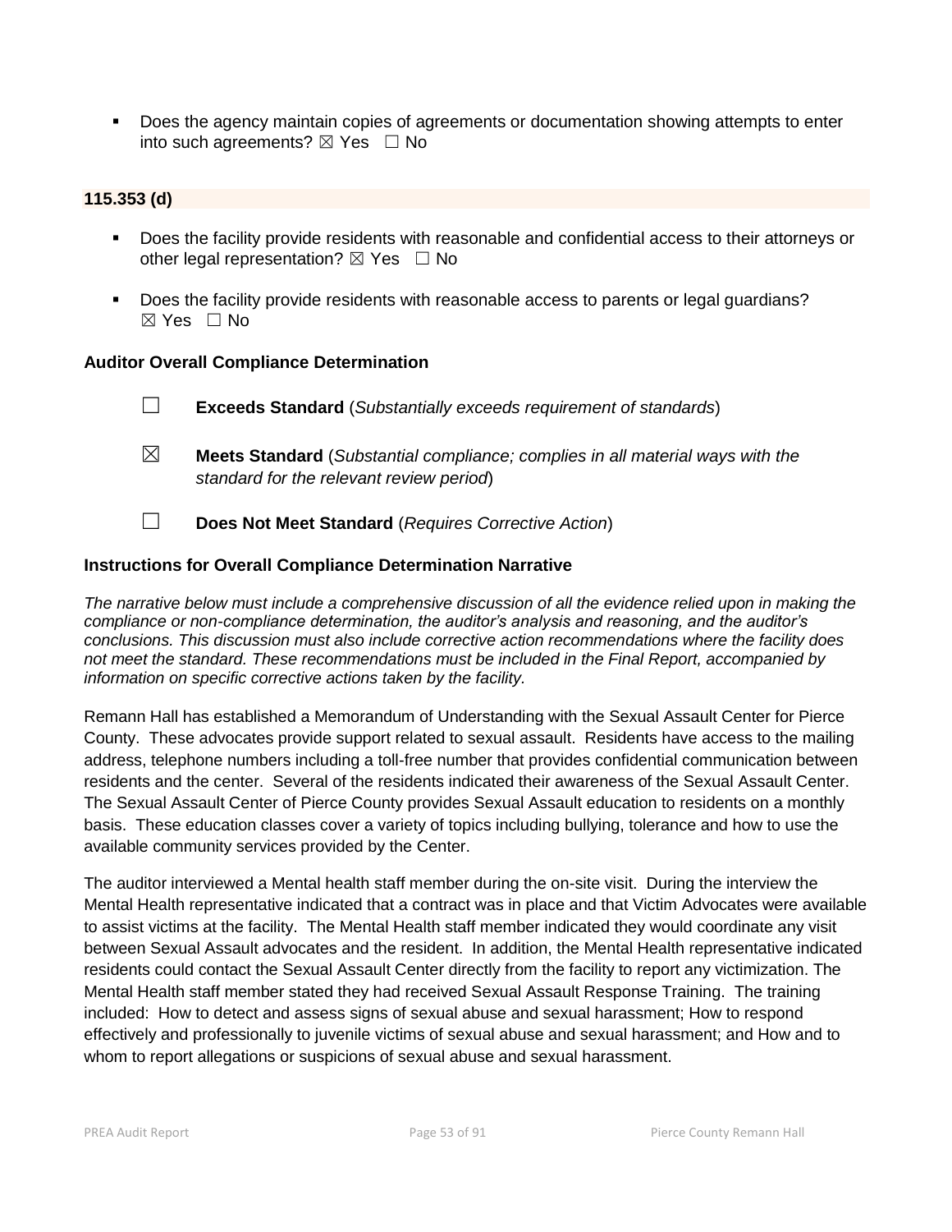- Does the agency maintain copies of agreements or documentation showing attempts to enter into such agreements? ☒ Yes ☐ No

**115.353 (d)**

- Does the facility provide residents with reasonable and confidential access to their attorneys or other legal representation? ☒ Yes ☐ No
- Does the facility provide residents with reasonable access to parents or legal guardians? ☒ Yes ☐ No

**Auditor Overall Compliance Determination**

☐ **Exceeds Standard** (*Substantially exceeds requirement of standards*)

☒ **Meets Standard** (*Substantial compliance; complies in all material ways with the standard for the relevant review period*)

☐ **Does Not Meet Standard** (*Requires Corrective Action*)

**Instructions for Overall Compliance Determination Narrative**

*The narrative below must include a comprehensive discussion of all the evidence relied upon in making the compliance or non-compliance determination, the auditor's analysis and reasoning, and the auditor's conclusions. This discussion must also include corrective action recommendations where the facility does not meet the standard. These recommendations must be included in the Final Report, accompanied by information on specific corrective actions taken by the facility.*

Remann Hall has established a Memorandum of Understanding with the Sexual Assault Center for Pierce County. These advocates provide support related to sexual assault. Residents have access to the mailing address, telephone numbers including a toll-free number that provides confidential communication between residents and the center. Several of the residents indicated their awareness of the Sexual Assault Center. The Sexual Assault Center of Pierce County provides Sexual Assault education to residents on a monthly basis. These education classes cover a variety of topics including bullying, tolerance and how to use the available community services provided by the Center.

The auditor interviewed a Mental health staff member during the on-site visit. During the interview the Mental Health representative indicated that a contract was in place and that Victim Advocates were available to assist victims at the facility. The Mental Health staff member indicated they would coordinate any visit between Sexual Assault advocates and the resident. In addition, the Mental Health representative indicated residents could contact the Sexual Assault Center directly from the facility to report any victimization. The Mental Health staff member stated they had received Sexual Assault Response Training. The training included: How to detect and assess signs of sexual abuse and sexual harassment; How to respond effectively and professionally to juvenile victims of sexual abuse and sexual harassment; and How and to whom to report allegations or suspicions of sexual abuse and sexual harassment.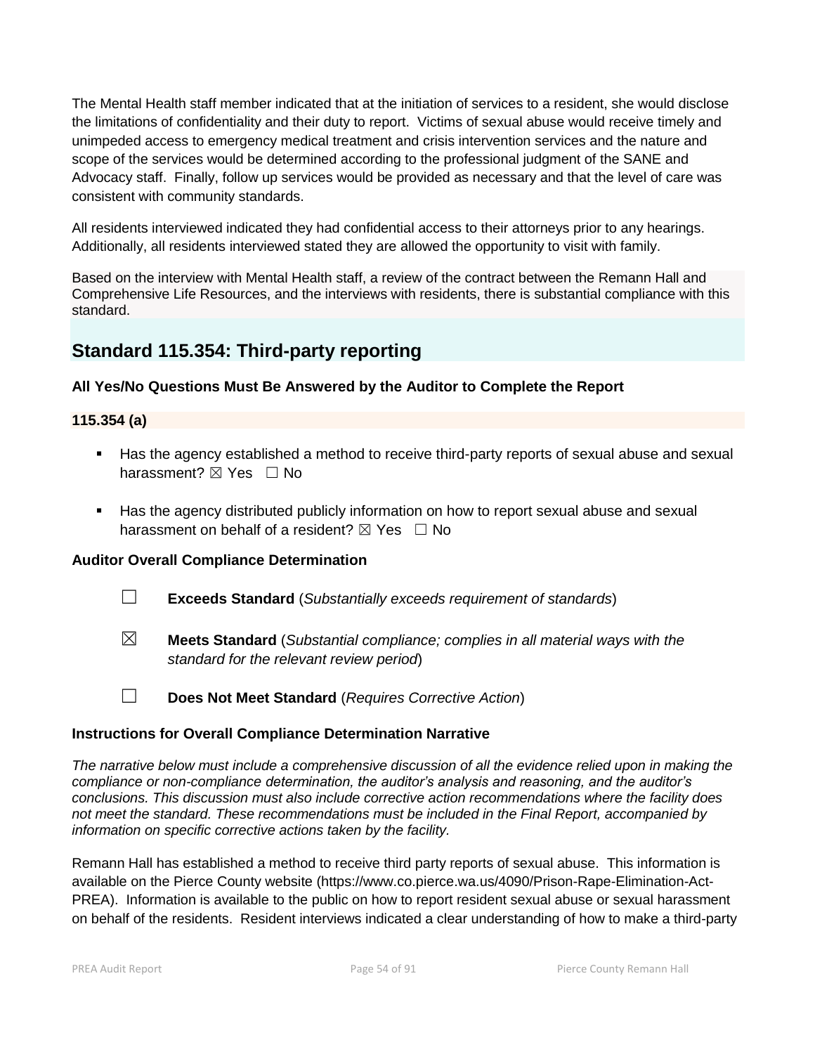The Mental Health staff member indicated that at the initiation of services to a resident, she would disclose the limitations of confidentiality and their duty to report. Victims of sexual abuse would receive timely and unimpeded access to emergency medical treatment and crisis intervention services and the nature and scope of the services would be determined according to the professional judgment of the SANE and Advocacy staff. Finally, follow up services would be provided as necessary and that the level of care was consistent with community standards.

All residents interviewed indicated they had confidential access to their attorneys prior to any hearings. Additionally, all residents interviewed stated they are allowed the opportunity to visit with family.

Based on the interview with Mental Health staff, a review of the contract between the Remann Hall and Comprehensive Life Resources, and the interviews with residents, there is substantial compliance with this standard.

## Standard 115.354: Third-party reporting

**All Yes/No Questions Must Be Answered by the Auditor to Complete the Report**

**115.354 (a)**

- Has the agency established a method to receive third-party reports of sexual abuse and sexual harassment? ☒ Yes ☐ No
- Has the agency distributed publicly information on how to report sexual abuse and sexual harassment on behalf of a resident? ☒ Yes ☐ No

**Auditor Overall Compliance Determination**

☐ **Exceeds Standard** (*Substantially exceeds requirement of standards*)

☒ **Meets Standard** (*Substantial compliance; complies in all material ways with the standard for the relevant review period*)

☐ **Does Not Meet Standard** (*Requires Corrective Action*)

**Instructions for Overall Compliance Determination Narrative**

*The narrative below must include a comprehensive discussion of all the evidence relied upon in making the compliance or non-compliance determination, the auditor's analysis and reasoning, and the auditor's conclusions. This discussion must also include corrective action recommendations where the facility does not meet the standard. These recommendations must be included in the Final Report, accompanied by information on specific corrective actions taken by the facility.*

Remann Hall has established a method to receive third party reports of sexual abuse. This information is available on the Pierce County website (https://www.co.pierce.wa.us/4090/Prison-Rape-Elimination-Act-PREA). Information is available to the public on how to report resident sexual abuse or sexual harassment on behalf of the residents. Resident interviews indicated a clear understanding of how to make a third-party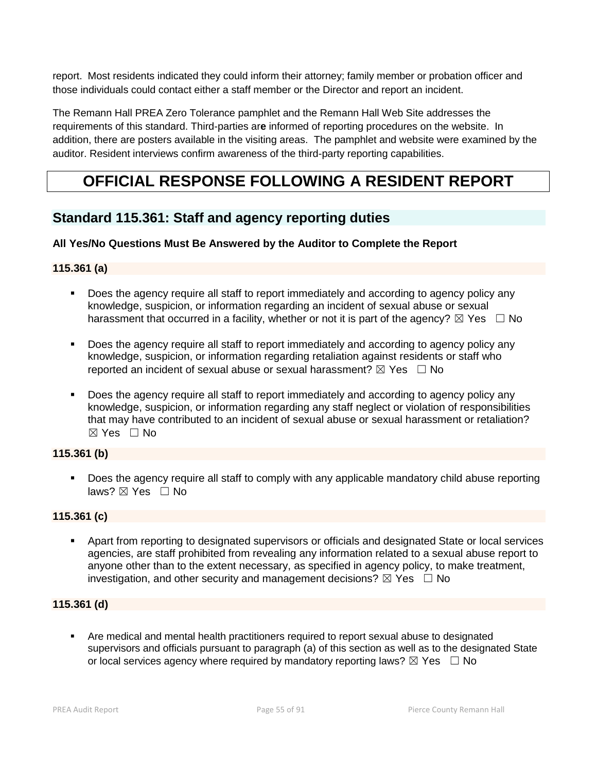report. Most residents indicated they could inform their attorney; family member or probation officer and those individuals could contact either a staff member or the Director and report an incident.

The Remann Hall PREA Zero Tolerance pamphlet and the Remann Hall Web Site addresses the requirements of this standard. Third-parties are informed of reporting procedures on the website. In addition, there are posters available in the visiting areas. The pamphlet and website were examined by the auditor. Resident interviews confirm awareness of the third-party reporting capabilities.

# OFFICIAL RESPONSE FOLLOWING A RESIDENT REPORT

## Standard 115.361: Staff and agency reporting duties

**All Yes/No Questions Must Be Answered by the Auditor to Complete the Report**

**115.361 (a)**

- Does the agency require all staff to report immediately and according to agency policy any knowledge, suspicion, or information regarding an incident of sexual abuse or sexual harassment that occurred in a facility, whether or not it is part of the agency? ☒ Yes ☐ No
- Does the agency require all staff to report immediately and according to agency policy any knowledge, suspicion, or information regarding retaliation against residents or staff who reported an incident of sexual abuse or sexual harassment? ☒ Yes ☐ No
- Does the agency require all staff to report immediately and according to agency policy any knowledge, suspicion, or information regarding any staff neglect or violation of responsibilities that may have contributed to an incident of sexual abuse or sexual harassment or retaliation? ☒ Yes ☐ No

**115.361 (b)**

- Does the agency require all staff to comply with any applicable mandatory child abuse reporting laws? ☒ Yes ☐ No

**115.361 (c)**

- Apart from reporting to designated supervisors or officials and designated State or local services agencies, are staff prohibited from revealing any information related to a sexual abuse report to anyone other than to the extent necessary, as specified in agency policy, to make treatment, investigation, and other security and management decisions? ☒ Yes ☐ No

**115.361 (d)**

- Are medical and mental health practitioners required to report sexual abuse to designated supervisors and officials pursuant to paragraph (a) of this section as well as to the designated State or local services agency where required by mandatory reporting laws? ☒ Yes ☐ No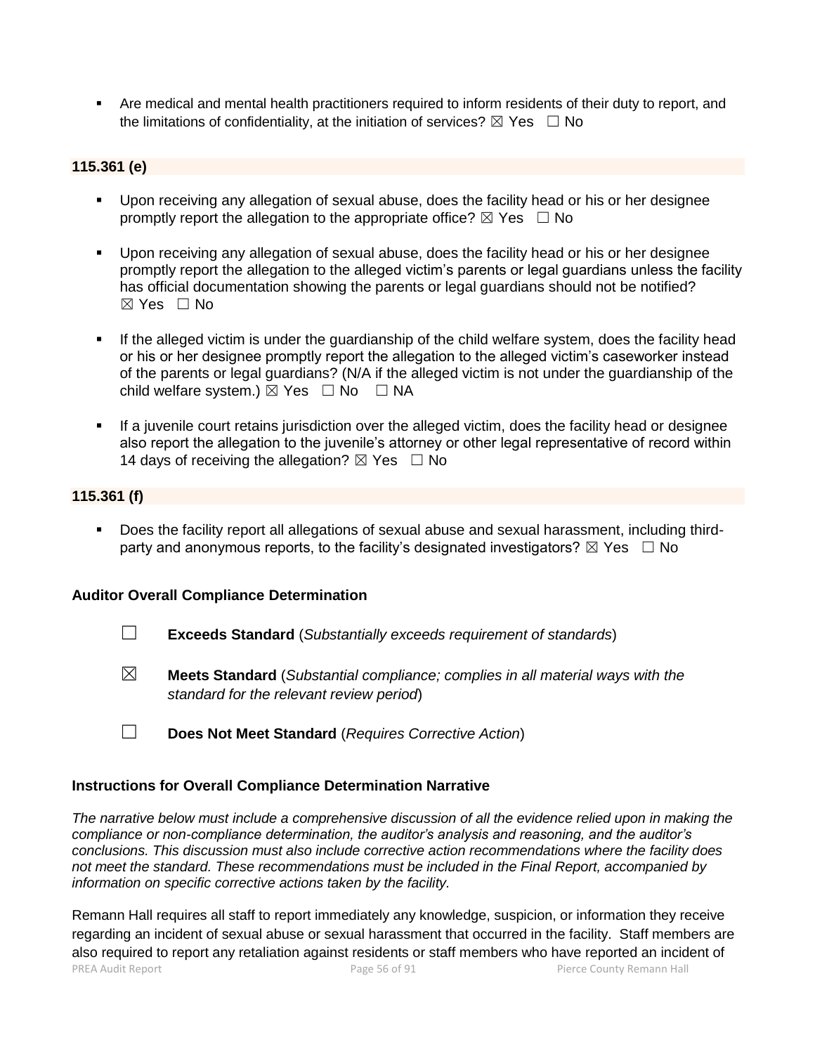- Are medical and mental health practitioners required to inform residents of their duty to report, and the limitations of confidentiality, at the initiation of services? ☒ Yes ☐ No

**115.361 (e)**

- Upon receiving any allegation of sexual abuse, does the facility head or his or her designee promptly report the allegation to the appropriate office? ☒ Yes ☐ No
- Upon receiving any allegation of sexual abuse, does the facility head or his or her designee promptly report the allegation to the alleged victim's parents or legal guardians unless the facility has official documentation showing the parents or legal guardians should not be notified? ☒ Yes ☐ No
- If the alleged victim is under the guardianship of the child welfare system, does the facility head or his or her designee promptly report the allegation to the alleged victim's caseworker instead of the parents or legal guardians? (N/A if the alleged victim is not under the guardianship of the child welfare system.) ☒ Yes ☐ No ☐ NA
- If a juvenile court retains jurisdiction over the alleged victim, does the facility head or designee also report the allegation to the juvenile's attorney or other legal representative of record within 14 days of receiving the allegation? ☒ Yes ☐ No

**115.361 (f)**

- Does the facility report all allegations of sexual abuse and sexual harassment, including third-party and anonymous reports, to the facility's designated investigators? ☒ Yes ☐ No

**Auditor Overall Compliance Determination**

☐ **Exceeds Standard** (*Substantially exceeds requirement of standards*)

☒ **Meets Standard** (*Substantial compliance; complies in all material ways with the standard for the relevant review period*)

☐ **Does Not Meet Standard** (*Requires Corrective Action*)

**Instructions for Overall Compliance Determination Narrative**

*The narrative below must include a comprehensive discussion of all the evidence relied upon in making the compliance or non-compliance determination, the auditor's analysis and reasoning, and the auditor's conclusions. This discussion must also include corrective action recommendations where the facility does not meet the standard. These recommendations must be included in the Final Report, accompanied by information on specific corrective actions taken by the facility.*

Remann Hall requires all staff to report immediately any knowledge, suspicion, or information they receive regarding an incident of sexual abuse or sexual harassment that occurred in the facility. Staff members are also required to report any retaliation against residents or staff members who have reported an incident of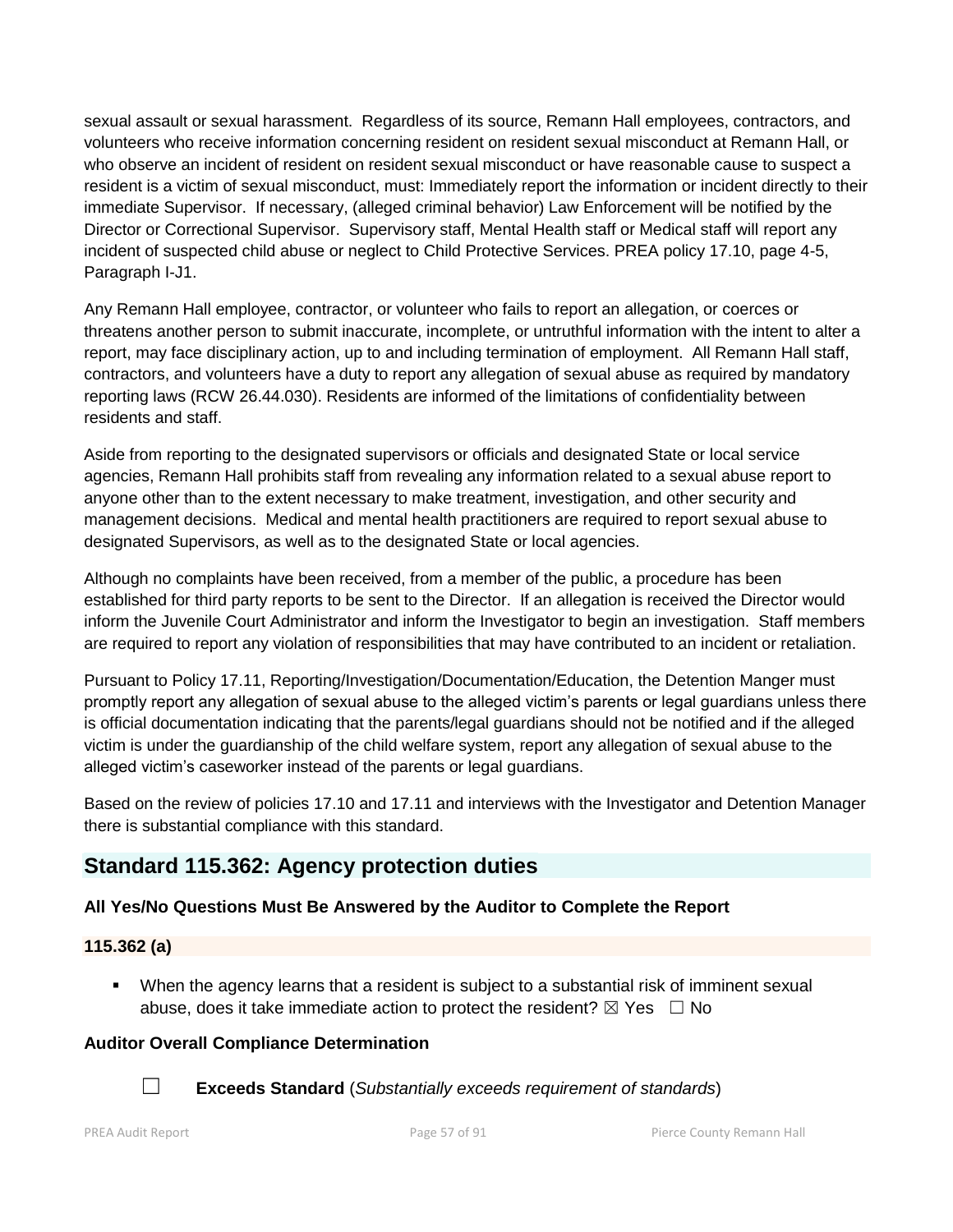sexual assault or sexual harassment. Regardless of its source, Remann Hall employees, contractors, and volunteers who receive information concerning resident on resident sexual misconduct at Remann Hall, or who observe an incident of resident on resident sexual misconduct or have reasonable cause to suspect a resident is a victim of sexual misconduct, must: Immediately report the information or incident directly to their immediate Supervisor. If necessary, (alleged criminal behavior) Law Enforcement will be notified by the Director or Correctional Supervisor. Supervisory staff, Mental Health staff or Medical staff will report any incident of suspected child abuse or neglect to Child Protective Services. PREA policy 17.10, page 4-5, Paragraph I-J1.

Any Remann Hall employee, contractor, or volunteer who fails to report an allegation, or coerces or threatens another person to submit inaccurate, incomplete, or untruthful information with the intent to alter a report, may face disciplinary action, up to and including termination of employment. All Remann Hall staff, contractors, and volunteers have a duty to report any allegation of sexual abuse as required by mandatory reporting laws (RCW 26.44.030). Residents are informed of the limitations of confidentiality between residents and staff.

Aside from reporting to the designated supervisors or officials and designated State or local service agencies, Remann Hall prohibits staff from revealing any information related to a sexual abuse report to anyone other than to the extent necessary to make treatment, investigation, and other security and management decisions. Medical and mental health practitioners are required to report sexual abuse to designated Supervisors, as well as to the designated State or local agencies.

Although no complaints have been received, from a member of the public, a procedure has been established for third party reports to be sent to the Director. If an allegation is received the Director would inform the Juvenile Court Administrator and inform the Investigator to begin an investigation. Staff members are required to report any violation of responsibilities that may have contributed to an incident or retaliation.

Pursuant to Policy 17.11, Reporting/Investigation/Documentation/Education, the Detention Manger must promptly report any allegation of sexual abuse to the alleged victim's parents or legal guardians unless there is official documentation indicating that the parents/legal guardians should not be notified and if the alleged victim is under the guardianship of the child welfare system, report any allegation of sexual abuse to the alleged victim's caseworker instead of the parents or legal guardians.

Based on the review of policies 17.10 and 17.11 and interviews with the Investigator and Detention Manager there is substantial compliance with this standard.

## Standard 115.362: Agency protection duties

**All Yes/No Questions Must Be Answered by the Auditor to Complete the Report**

**115.362 (a)**

- When the agency learns that a resident is subject to a substantial risk of imminent sexual abuse, does it take immediate action to protect the resident? ☒ Yes ☐ No

**Auditor Overall Compliance Determination**

☐ **Exceeds Standard** (*Substantially exceeds requirement of standards*)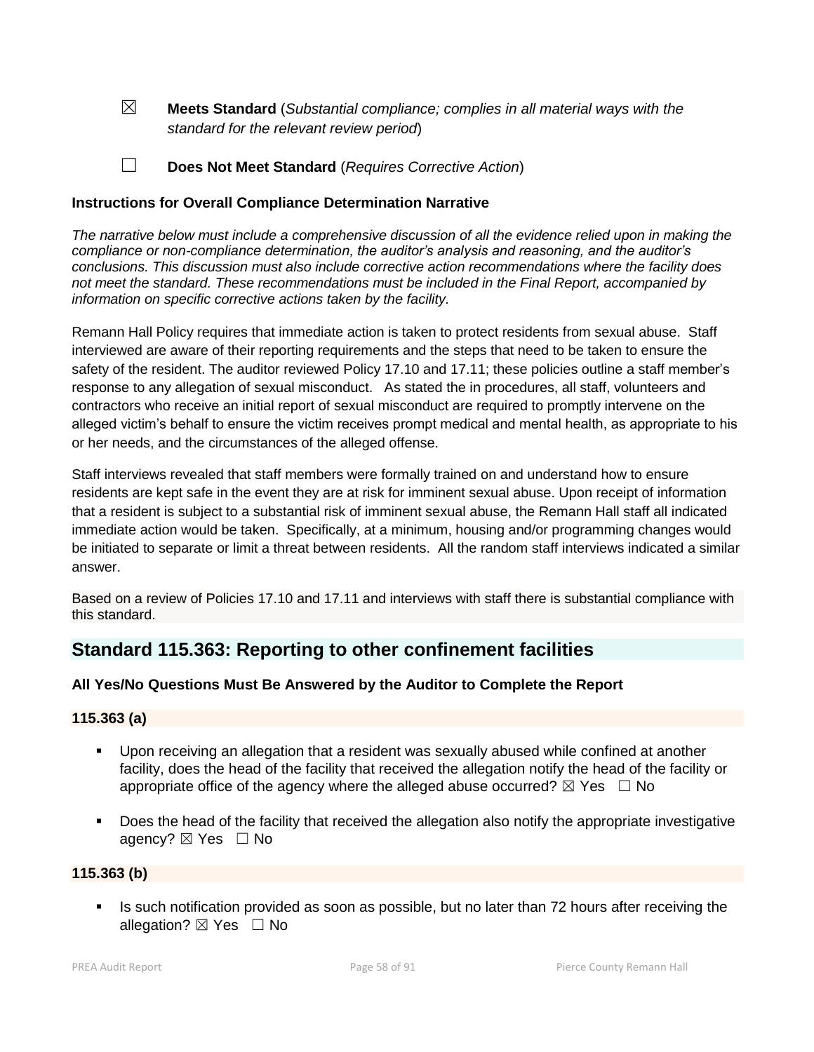☒ **Meets Standard** (*Substantial compliance; complies in all material ways with the standard for the relevant review period*)

☐ **Does Not Meet Standard** (*Requires Corrective Action*)

**Instructions for Overall Compliance Determination Narrative**

*The narrative below must include a comprehensive discussion of all the evidence relied upon in making the compliance or non-compliance determination, the auditor's analysis and reasoning, and the auditor's conclusions. This discussion must also include corrective action recommendations where the facility does not meet the standard. These recommendations must be included in the Final Report, accompanied by information on specific corrective actions taken by the facility.*

Remann Hall Policy requires that immediate action is taken to protect residents from sexual abuse. Staff interviewed are aware of their reporting requirements and the steps that need to be taken to ensure the safety of the resident. The auditor reviewed Policy 17.10 and 17.11; these policies outline a staff member's response to any allegation of sexual misconduct. As stated the in procedures, all staff, volunteers and contractors who receive an initial report of sexual misconduct are required to promptly intervene on the alleged victim's behalf to ensure the victim receives prompt medical and mental health, as appropriate to his or her needs, and the circumstances of the alleged offense.

Staff interviews revealed that staff members were formally trained on and understand how to ensure residents are kept safe in the event they are at risk for imminent sexual abuse. Upon receipt of information that a resident is subject to a substantial risk of imminent sexual abuse, the Remann Hall staff all indicated immediate action would be taken. Specifically, at a minimum, housing and/or programming changes would be initiated to separate or limit a threat between residents. All the random staff interviews indicated a similar answer.

Based on a review of Policies 17.10 and 17.11 and interviews with staff there is substantial compliance with this standard.

## Standard 115.363: Reporting to other confinement facilities

**All Yes/No Questions Must Be Answered by the Auditor to Complete the Report**

**115.363 (a)**

- Upon receiving an allegation that a resident was sexually abused while confined at another facility, does the head of the facility that received the allegation notify the head of the facility or appropriate office of the agency where the alleged abuse occurred? ☒ Yes ☐ No
- Does the head of the facility that received the allegation also notify the appropriate investigative agency? ☒ Yes ☐ No

**115.363 (b)**

- Is such notification provided as soon as possible, but no later than 72 hours after receiving the allegation? ☒ Yes ☐ No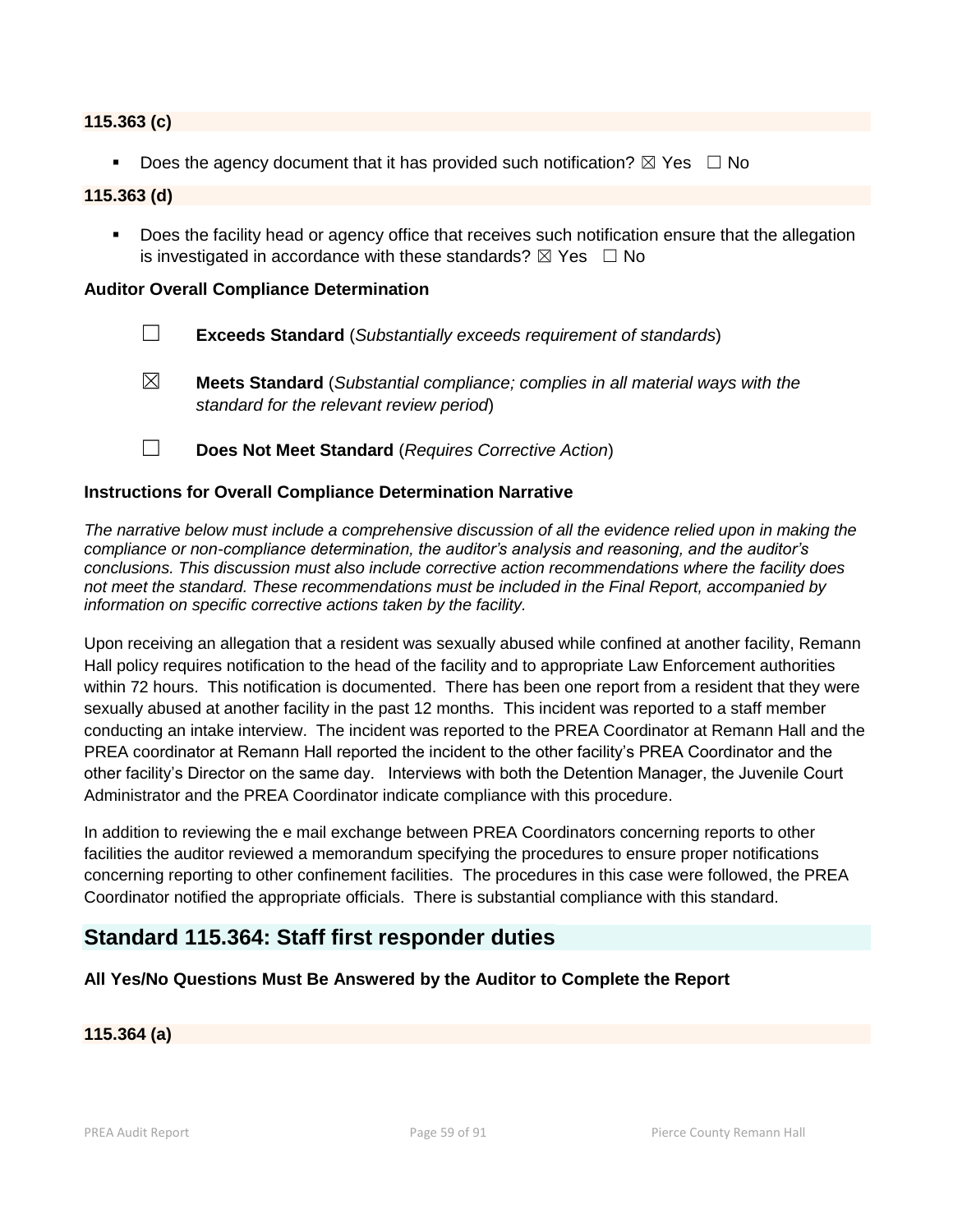**115.363 (c)**

- Does the agency document that it has provided such notification? ☒ Yes ☐ No

**115.363 (d)**

- Does the facility head or agency office that receives such notification ensure that the allegation is investigated in accordance with these standards? ☒ Yes ☐ No

**Auditor Overall Compliance Determination**

☐ **Exceeds Standard** (*Substantially exceeds requirement of standards*)

☒ **Meets Standard** (*Substantial compliance; complies in all material ways with the standard for the relevant review period*)

☐ **Does Not Meet Standard** (*Requires Corrective Action*)

**Instructions for Overall Compliance Determination Narrative**

*The narrative below must include a comprehensive discussion of all the evidence relied upon in making the compliance or non-compliance determination, the auditor's analysis and reasoning, and the auditor's conclusions. This discussion must also include corrective action recommendations where the facility does not meet the standard. These recommendations must be included in the Final Report, accompanied by information on specific corrective actions taken by the facility.*

Upon receiving an allegation that a resident was sexually abused while confined at another facility, Remann Hall policy requires notification to the head of the facility and to appropriate Law Enforcement authorities within 72 hours. This notification is documented. There has been one report from a resident that they were sexually abused at another facility in the past 12 months. This incident was reported to a staff member conducting an intake interview. The incident was reported to the PREA Coordinator at Remann Hall and the PREA coordinator at Remann Hall reported the incident to the other facility's PREA Coordinator and the other facility's Director on the same day. Interviews with both the Detention Manager, the Juvenile Court Administrator and the PREA Coordinator indicate compliance with this procedure.

In addition to reviewing the e mail exchange between PREA Coordinators concerning reports to other facilities the auditor reviewed a memorandum specifying the procedures to ensure proper notifications concerning reporting to other confinement facilities. The procedures in this case were followed, the PREA Coordinator notified the appropriate officials. There is substantial compliance with this standard.

## Standard 115.364: Staff first responder duties

**All Yes/No Questions Must Be Answered by the Auditor to Complete the Report**

**115.364 (a)**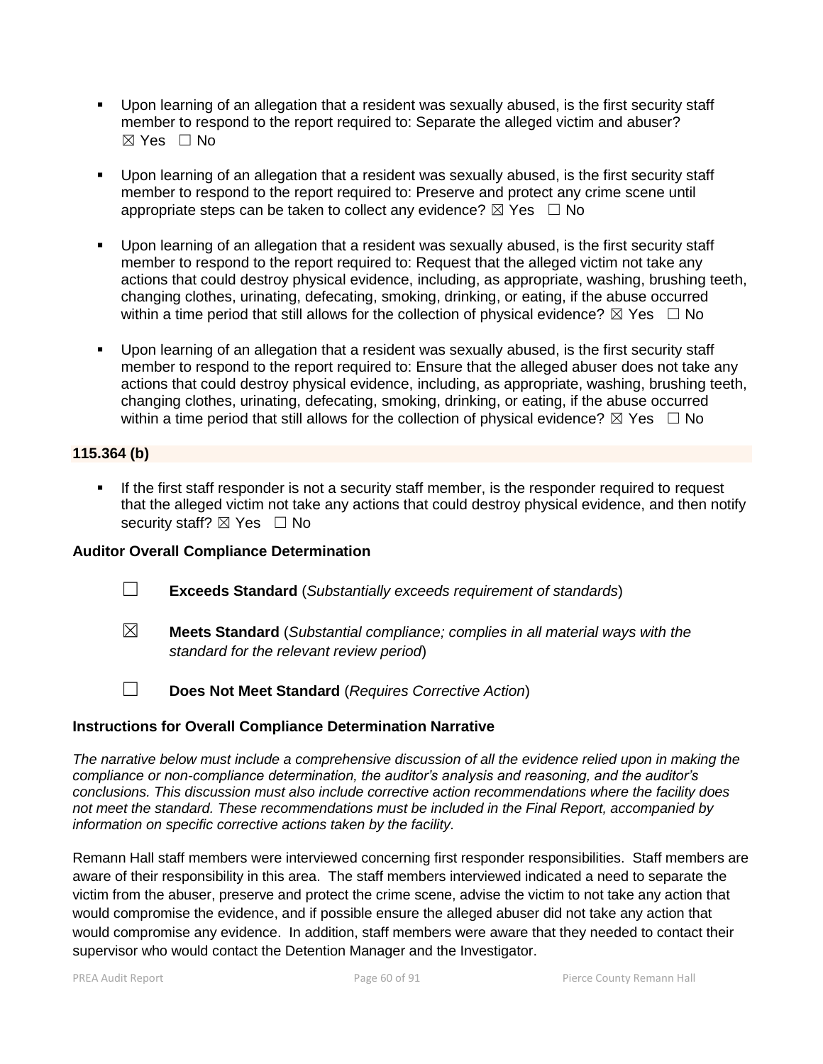- Upon learning of an allegation that a resident was sexually abused, is the first security staff member to respond to the report required to: Separate the alleged victim and abuser? ☒ Yes ☐ No

- Upon learning of an allegation that a resident was sexually abused, is the first security staff member to respond to the report required to: Preserve and protect any crime scene until appropriate steps can be taken to collect any evidence? ☒ Yes ☐ No

- Upon learning of an allegation that a resident was sexually abused, is the first security staff member to respond to the report required to: Request that the alleged victim not take any actions that could destroy physical evidence, including, as appropriate, washing, brushing teeth, changing clothes, urinating, defecating, smoking, drinking, or eating, if the abuse occurred within a time period that still allows for the collection of physical evidence? ☒ Yes ☐ No

- Upon learning of an allegation that a resident was sexually abused, is the first security staff member to respond to the report required to: Ensure that the alleged abuser does not take any actions that could destroy physical evidence, including, as appropriate, washing, brushing teeth, changing clothes, urinating, defecating, smoking, drinking, or eating, if the abuse occurred within a time period that still allows for the collection of physical evidence? ☒ Yes ☐ No

**115.364 (b)**

- If the first staff responder is not a security staff member, is the responder required to request that the alleged victim not take any actions that could destroy physical evidence, and then notify security staff? ☒ Yes ☐ No

**Auditor Overall Compliance Determination**

☐ **Exceeds Standard** (*Substantially exceeds requirement of standards*)

☒ **Meets Standard** (*Substantial compliance; complies in all material ways with the standard for the relevant review period*)

☐ **Does Not Meet Standard** (*Requires Corrective Action*)

**Instructions for Overall Compliance Determination Narrative**

*The narrative below must include a comprehensive discussion of all the evidence relied upon in making the compliance or non-compliance determination, the auditor's analysis and reasoning, and the auditor's conclusions. This discussion must also include corrective action recommendations where the facility does not meet the standard. These recommendations must be included in the Final Report, accompanied by information on specific corrective actions taken by the facility.*

Remann Hall staff members were interviewed concerning first responder responsibilities. Staff members are aware of their responsibility in this area. The staff members interviewed indicated a need to separate the victim from the abuser, preserve and protect the crime scene, advise the victim to not take any action that would compromise the evidence, and if possible ensure the alleged abuser did not take any action that would compromise any evidence. In addition, staff members were aware that they needed to contact their supervisor who would contact the Detention Manager and the Investigator.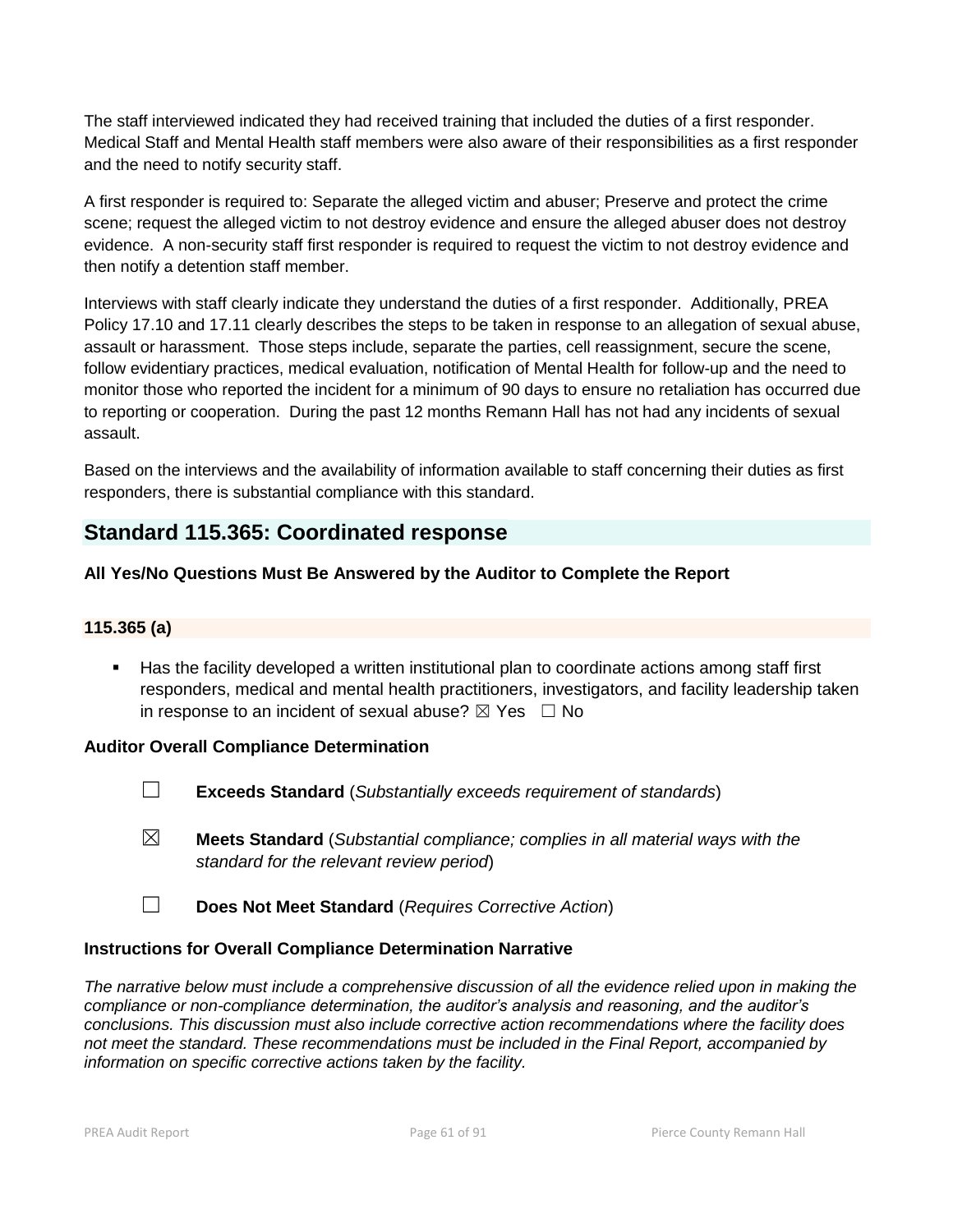The staff interviewed indicated they had received training that included the duties of a first responder. Medical Staff and Mental Health staff members were also aware of their responsibilities as a first responder and the need to notify security staff.

A first responder is required to: Separate the alleged victim and abuser; Preserve and protect the crime scene; request the alleged victim to not destroy evidence and ensure the alleged abuser does not destroy evidence. A non-security staff first responder is required to request the victim to not destroy evidence and then notify a detention staff member.

Interviews with staff clearly indicate they understand the duties of a first responder. Additionally, PREA Policy 17.10 and 17.11 clearly describes the steps to be taken in response to an allegation of sexual abuse, assault or harassment. Those steps include, separate the parties, cell reassignment, secure the scene, follow evidentiary practices, medical evaluation, notification of Mental Health for follow-up and the need to monitor those who reported the incident for a minimum of 90 days to ensure no retaliation has occurred due to reporting or cooperation. During the past 12 months Remann Hall has not had any incidents of sexual assault.

Based on the interviews and the availability of information available to staff concerning their duties as first responders, there is substantial compliance with this standard.

## Standard 115.365: Coordinated response

**All Yes/No Questions Must Be Answered by the Auditor to Complete the Report**

**115.365 (a)**

- Has the facility developed a written institutional plan to coordinate actions among staff first responders, medical and mental health practitioners, investigators, and facility leadership taken in response to an incident of sexual abuse? ☒ Yes ☐ No

**Auditor Overall Compliance Determination**

☐ **Exceeds Standard** (*Substantially exceeds requirement of standards*)

☒ **Meets Standard** (*Substantial compliance; complies in all material ways with the standard for the relevant review period*)

☐ **Does Not Meet Standard** (*Requires Corrective Action*)

**Instructions for Overall Compliance Determination Narrative**

*The narrative below must include a comprehensive discussion of all the evidence relied upon in making the compliance or non-compliance determination, the auditor's analysis and reasoning, and the auditor's conclusions. This discussion must also include corrective action recommendations where the facility does not meet the standard. These recommendations must be included in the Final Report, accompanied by information on specific corrective actions taken by the facility.*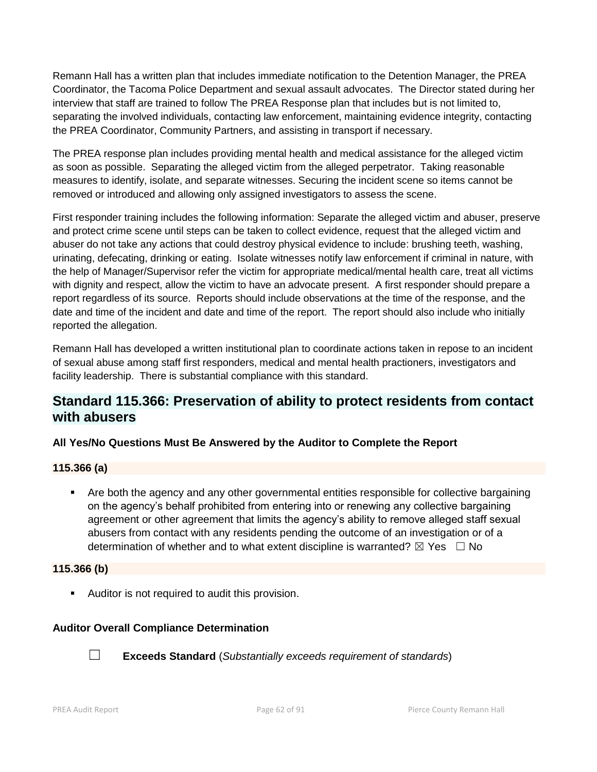Remann Hall has a written plan that includes immediate notification to the Detention Manager, the PREA Coordinator, the Tacoma Police Department and sexual assault advocates. The Director stated during her interview that staff are trained to follow The PREA Response plan that includes but is not limited to, separating the involved individuals, contacting law enforcement, maintaining evidence integrity, contacting the PREA Coordinator, Community Partners, and assisting in transport if necessary.

The PREA response plan includes providing mental health and medical assistance for the alleged victim as soon as possible. Separating the alleged victim from the alleged perpetrator. Taking reasonable measures to identify, isolate, and separate witnesses. Securing the incident scene so items cannot be removed or introduced and allowing only assigned investigators to assess the scene.

First responder training includes the following information: Separate the alleged victim and abuser, preserve and protect crime scene until steps can be taken to collect evidence, request that the alleged victim and abuser do not take any actions that could destroy physical evidence to include: brushing teeth, washing, urinating, defecating, drinking or eating. Isolate witnesses notify law enforcement if criminal in nature, with the help of Manager/Supervisor refer the victim for appropriate medical/mental health care, treat all victims with dignity and respect, allow the victim to have an advocate present. A first responder should prepare a report regardless of its source. Reports should include observations at the time of the response, and the date and time of the incident and date and time of the report. The report should also include who initially reported the allegation.

Remann Hall has developed a written institutional plan to coordinate actions taken in repose to an incident of sexual abuse among staff first responders, medical and mental health practioners, investigators and facility leadership. There is substantial compliance with this standard.

## Standard 115.366: Preservation of ability to protect residents from contact with abusers

**All Yes/No Questions Must Be Answered by the Auditor to Complete the Report**

**115.366 (a)**

- Are both the agency and any other governmental entities responsible for collective bargaining on the agency's behalf prohibited from entering into or renewing any collective bargaining agreement or other agreement that limits the agency's ability to remove alleged staff sexual abusers from contact with any residents pending the outcome of an investigation or of a determination of whether and to what extent discipline is warranted? ☒ Yes ☐ No

**115.366 (b)**

- Auditor is not required to audit this provision.

**Auditor Overall Compliance Determination**

☐ **Exceeds Standard** (*Substantially exceeds requirement of standards*)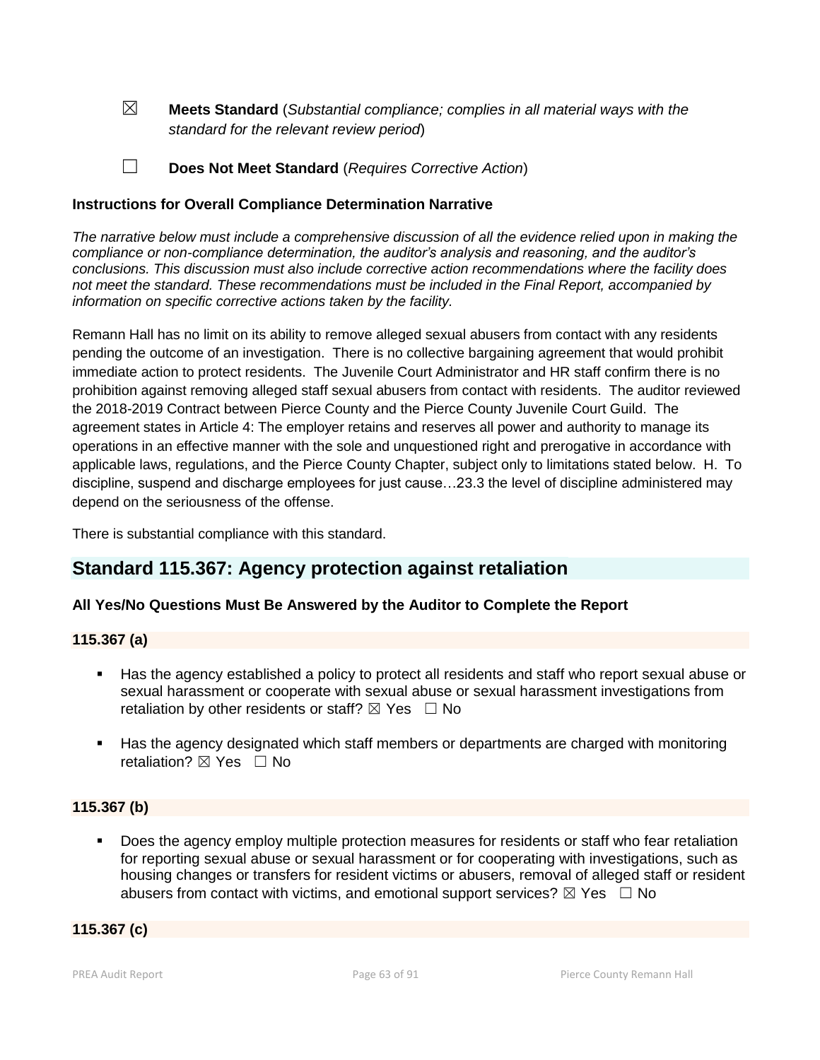☒ **Meets Standard** (*Substantial compliance; complies in all material ways with the standard for the relevant review period*)

☐ **Does Not Meet Standard** (*Requires Corrective Action*)

**Instructions for Overall Compliance Determination Narrative**

*The narrative below must include a comprehensive discussion of all the evidence relied upon in making the compliance or non-compliance determination, the auditor's analysis and reasoning, and the auditor's conclusions. This discussion must also include corrective action recommendations where the facility does not meet the standard. These recommendations must be included in the Final Report, accompanied by information on specific corrective actions taken by the facility.*

Remann Hall has no limit on its ability to remove alleged sexual abusers from contact with any residents pending the outcome of an investigation. There is no collective bargaining agreement that would prohibit immediate action to protect residents. The Juvenile Court Administrator and HR staff confirm there is no prohibition against removing alleged staff sexual abusers from contact with residents. The auditor reviewed the 2018-2019 Contract between Pierce County and the Pierce County Juvenile Court Guild. The agreement states in Article 4: The employer retains and reserves all power and authority to manage its operations in an effective manner with the sole and unquestioned right and prerogative in accordance with applicable laws, regulations, and the Pierce County Chapter, subject only to limitations stated below. H. To discipline, suspend and discharge employees for just cause…23.3 the level of discipline administered may depend on the seriousness of the offense.

There is substantial compliance with this standard.

## Standard 115.367: Agency protection against retaliation

**All Yes/No Questions Must Be Answered by the Auditor to Complete the Report**

**115.367 (a)**

- Has the agency established a policy to protect all residents and staff who report sexual abuse or sexual harassment or cooperate with sexual abuse or sexual harassment investigations from retaliation by other residents or staff? ☒ Yes ☐ No
- Has the agency designated which staff members or departments are charged with monitoring retaliation? ☒ Yes ☐ No

**115.367 (b)**

- Does the agency employ multiple protection measures for residents or staff who fear retaliation for reporting sexual abuse or sexual harassment or for cooperating with investigations, such as housing changes or transfers for resident victims or abusers, removal of alleged staff or resident abusers from contact with victims, and emotional support services? ☒ Yes ☐ No

**115.367 (c)**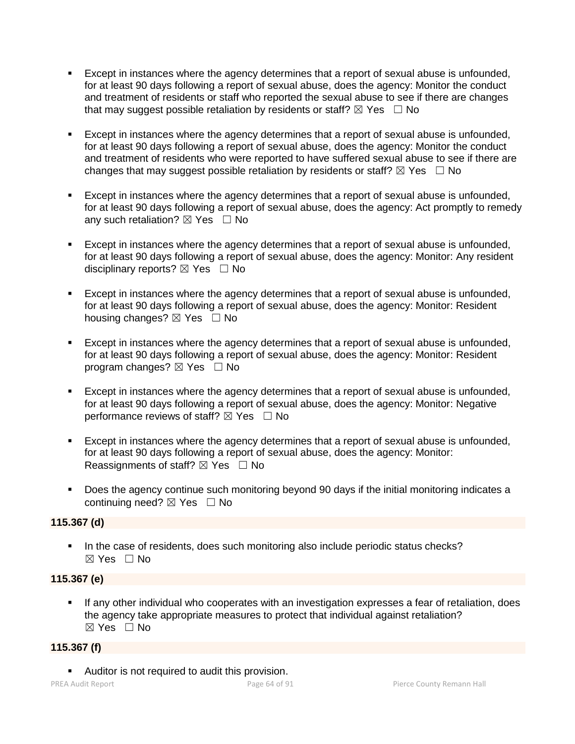- Except in instances where the agency determines that a report of sexual abuse is unfounded, for at least 90 days following a report of sexual abuse, does the agency: Monitor the conduct and treatment of residents or staff who reported the sexual abuse to see if there are changes that may suggest possible retaliation by residents or staff? ☒ Yes ☐ No

- Except in instances where the agency determines that a report of sexual abuse is unfounded, for at least 90 days following a report of sexual abuse, does the agency: Monitor the conduct and treatment of residents who were reported to have suffered sexual abuse to see if there are changes that may suggest possible retaliation by residents or staff? ☒ Yes ☐ No

- Except in instances where the agency determines that a report of sexual abuse is unfounded, for at least 90 days following a report of sexual abuse, does the agency: Act promptly to remedy any such retaliation? ☒ Yes ☐ No

- Except in instances where the agency determines that a report of sexual abuse is unfounded, for at least 90 days following a report of sexual abuse, does the agency: Monitor: Any resident disciplinary reports? ☒ Yes ☐ No

- Except in instances where the agency determines that a report of sexual abuse is unfounded, for at least 90 days following a report of sexual abuse, does the agency: Monitor: Resident housing changes? ☒ Yes ☐ No

- Except in instances where the agency determines that a report of sexual abuse is unfounded, for at least 90 days following a report of sexual abuse, does the agency: Monitor: Resident program changes? ☒ Yes ☐ No

- Except in instances where the agency determines that a report of sexual abuse is unfounded, for at least 90 days following a report of sexual abuse, does the agency: Monitor: Negative performance reviews of staff? ☒ Yes ☐ No

- Except in instances where the agency determines that a report of sexual abuse is unfounded, for at least 90 days following a report of sexual abuse, does the agency: Monitor: Reassignments of staff? ☒ Yes ☐ No

- Does the agency continue such monitoring beyond 90 days if the initial monitoring indicates a continuing need? ☒ Yes ☐ No

**115.367 (d)**

- In the case of residents, does such monitoring also include periodic status checks? ☒ Yes ☐ No

**115.367 (e)**

- If any other individual who cooperates with an investigation expresses a fear of retaliation, does the agency take appropriate measures to protect that individual against retaliation? ☒ Yes ☐ No

**115.367 (f)**

- Auditor is not required to audit this provision.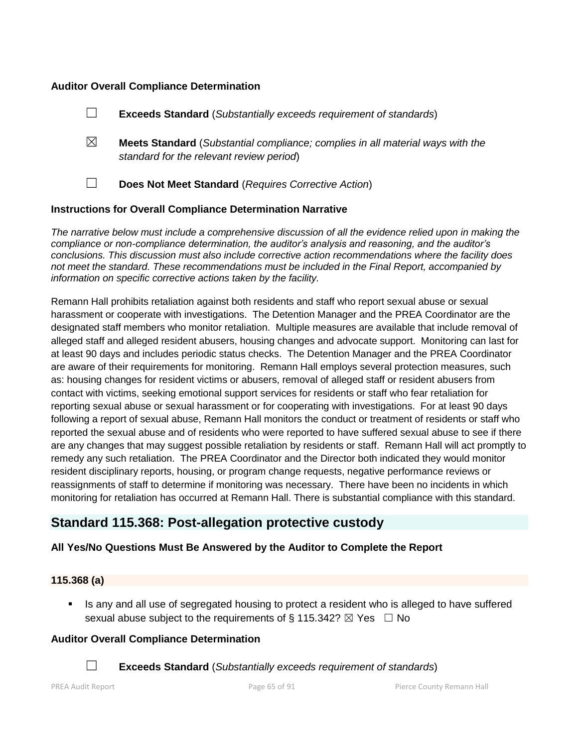**Auditor Overall Compliance Determination**

☐ **Exceeds Standard** (*Substantially exceeds requirement of standards*)

☒ **Meets Standard** (*Substantial compliance; complies in all material ways with the standard for the relevant review period*)

☐ **Does Not Meet Standard** (*Requires Corrective Action*)

**Instructions for Overall Compliance Determination Narrative**

*The narrative below must include a comprehensive discussion of all the evidence relied upon in making the compliance or non-compliance determination, the auditor's analysis and reasoning, and the auditor's conclusions. This discussion must also include corrective action recommendations where the facility does not meet the standard. These recommendations must be included in the Final Report, accompanied by information on specific corrective actions taken by the facility.*

Remann Hall prohibits retaliation against both residents and staff who report sexual abuse or sexual harassment or cooperate with investigations. The Detention Manager and the PREA Coordinator are the designated staff members who monitor retaliation. Multiple measures are available that include removal of alleged staff and alleged resident abusers, housing changes and advocate support. Monitoring can last for at least 90 days and includes periodic status checks. The Detention Manager and the PREA Coordinator are aware of their requirements for monitoring. Remann Hall employs several protection measures, such as: housing changes for resident victims or abusers, removal of alleged staff or resident abusers from contact with victims, seeking emotional support services for residents or staff who fear retaliation for reporting sexual abuse or sexual harassment or for cooperating with investigations. For at least 90 days following a report of sexual abuse, Remann Hall monitors the conduct or treatment of residents or staff who reported the sexual abuse and of residents who were reported to have suffered sexual abuse to see if there are any changes that may suggest possible retaliation by residents or staff. Remann Hall will act promptly to remedy any such retaliation. The PREA Coordinator and the Director both indicated they would monitor resident disciplinary reports, housing, or program change requests, negative performance reviews or reassignments of staff to determine if monitoring was necessary. There have been no incidents in which monitoring for retaliation has occurred at Remann Hall. There is substantial compliance with this standard.

## Standard 115.368: Post-allegation protective custody

**All Yes/No Questions Must Be Answered by the Auditor to Complete the Report**

**115.368 (a)**

- Is any and all use of segregated housing to protect a resident who is alleged to have suffered sexual abuse subject to the requirements of § 115.342? ☒ Yes ☐ No

**Auditor Overall Compliance Determination**

☐ **Exceeds Standard** (*Substantially exceeds requirement of standards*)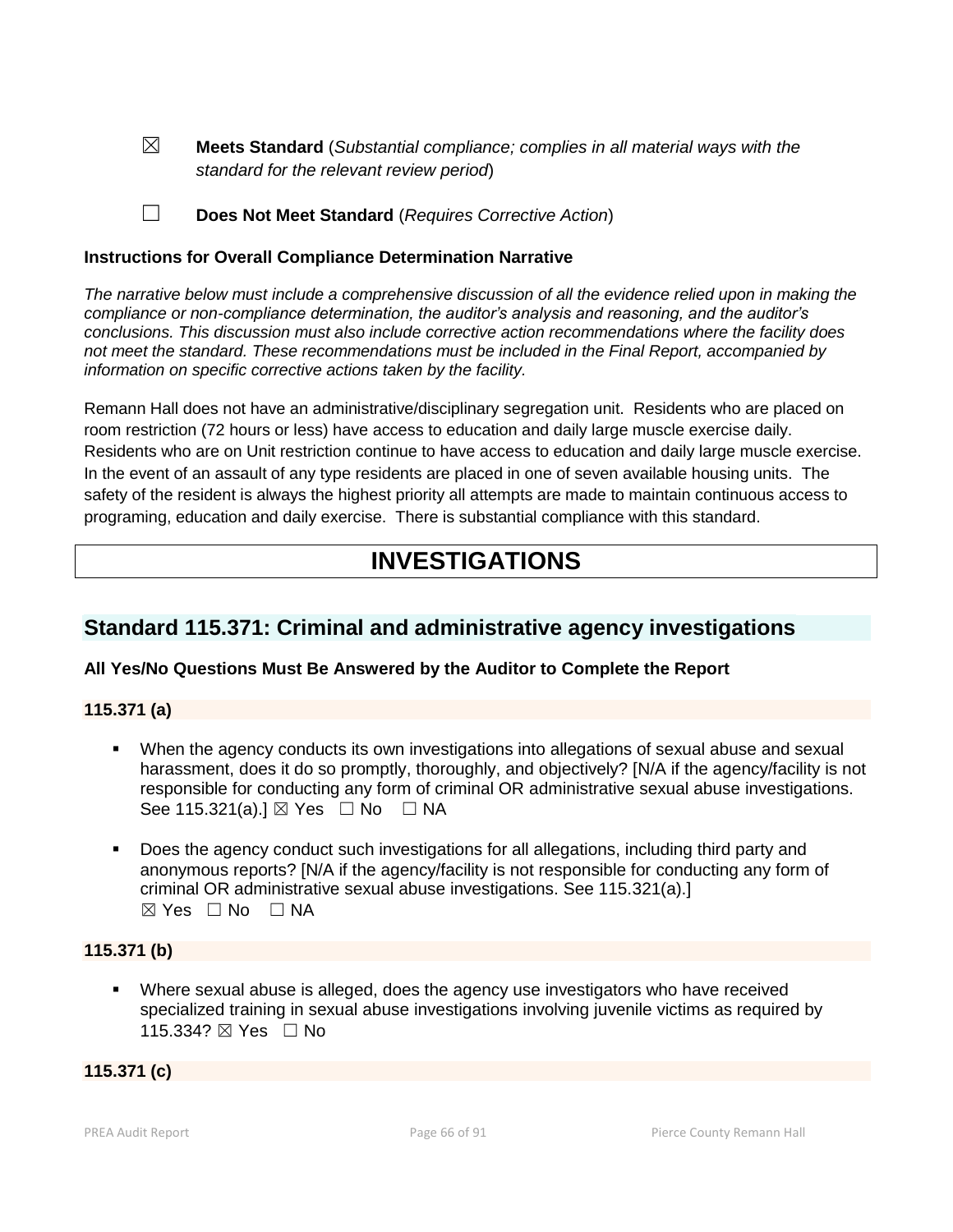☒ **Meets Standard** (*Substantial compliance; complies in all material ways with the standard for the relevant review period*)

☐ **Does Not Meet Standard** (*Requires Corrective Action*)

**Instructions for Overall Compliance Determination Narrative**

*The narrative below must include a comprehensive discussion of all the evidence relied upon in making the compliance or non-compliance determination, the auditor's analysis and reasoning, and the auditor's conclusions. This discussion must also include corrective action recommendations where the facility does not meet the standard. These recommendations must be included in the Final Report, accompanied by information on specific corrective actions taken by the facility.*

Remann Hall does not have an administrative/disciplinary segregation unit. Residents who are placed on room restriction (72 hours or less) have access to education and daily large muscle exercise daily. Residents who are on Unit restriction continue to have access to education and daily large muscle exercise. In the event of an assault of any type residents are placed in one of seven available housing units. The safety of the resident is always the highest priority all attempts are made to maintain continuous access to programing, education and daily exercise. There is substantial compliance with this standard.

# INVESTIGATIONS

## Standard 115.371: Criminal and administrative agency investigations

**All Yes/No Questions Must Be Answered by the Auditor to Complete the Report**

**115.371 (a)**

- When the agency conducts its own investigations into allegations of sexual abuse and sexual harassment, does it do so promptly, thoroughly, and objectively? [N/A if the agency/facility is not responsible for conducting any form of criminal OR administrative sexual abuse investigations. See 115.321(a).] ☒ Yes ☐ No ☐ NA
- Does the agency conduct such investigations for all allegations, including third party and anonymous reports? [N/A if the agency/facility is not responsible for conducting any form of criminal OR administrative sexual abuse investigations. See 115.321(a).] ☒ Yes ☐ No ☐ NA

**115.371 (b)**

- Where sexual abuse is alleged, does the agency use investigators who have received specialized training in sexual abuse investigations involving juvenile victims as required by 115.334? ☒ Yes ☐ No

**115.371 (c)**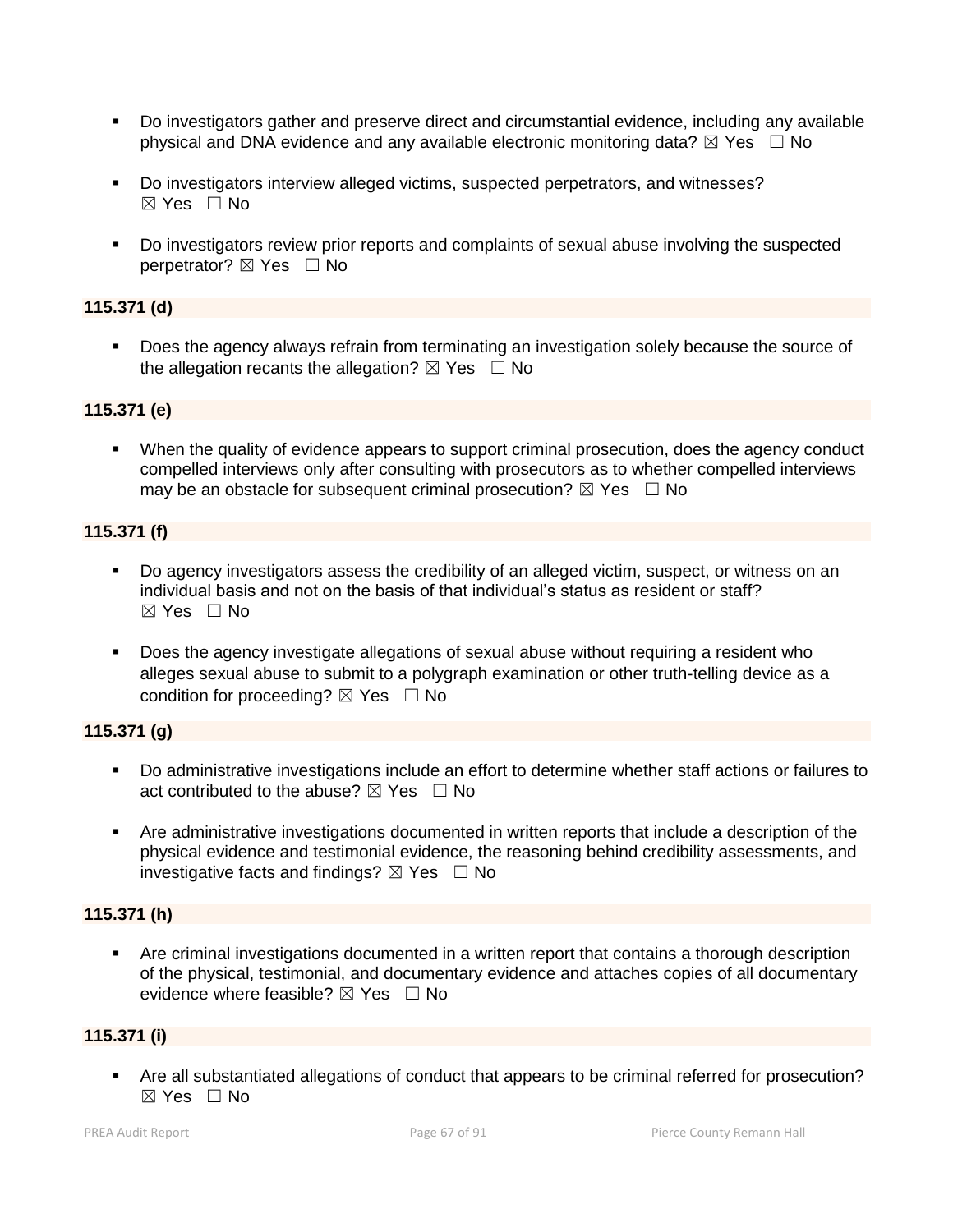- Do investigators gather and preserve direct and circumstantial evidence, including any available physical and DNA evidence and any available electronic monitoring data? ☒ Yes ☐ No

- Do investigators interview alleged victims, suspected perpetrators, and witnesses? ☒ Yes ☐ No

- Do investigators review prior reports and complaints of sexual abuse involving the suspected perpetrator? ☒ Yes ☐ No

**115.371 (d)**

- Does the agency always refrain from terminating an investigation solely because the source of the allegation recants the allegation? ☒ Yes ☐ No

**115.371 (e)**

- When the quality of evidence appears to support criminal prosecution, does the agency conduct compelled interviews only after consulting with prosecutors as to whether compelled interviews may be an obstacle for subsequent criminal prosecution? ☒ Yes ☐ No

**115.371 (f)**

- Do agency investigators assess the credibility of an alleged victim, suspect, or witness on an individual basis and not on the basis of that individual's status as resident or staff? ☒ Yes ☐ No

- Does the agency investigate allegations of sexual abuse without requiring a resident who alleges sexual abuse to submit to a polygraph examination or other truth-telling device as a condition for proceeding? ☒ Yes ☐ No

**115.371 (g)**

- Do administrative investigations include an effort to determine whether staff actions or failures to act contributed to the abuse? ☒ Yes ☐ No

- Are administrative investigations documented in written reports that include a description of the physical evidence and testimonial evidence, the reasoning behind credibility assessments, and investigative facts and findings? ☒ Yes ☐ No

**115.371 (h)**

- Are criminal investigations documented in a written report that contains a thorough description of the physical, testimonial, and documentary evidence and attaches copies of all documentary evidence where feasible? ☒ Yes ☐ No

**115.371 (i)**

- Are all substantiated allegations of conduct that appears to be criminal referred for prosecution? ☒ Yes ☐ No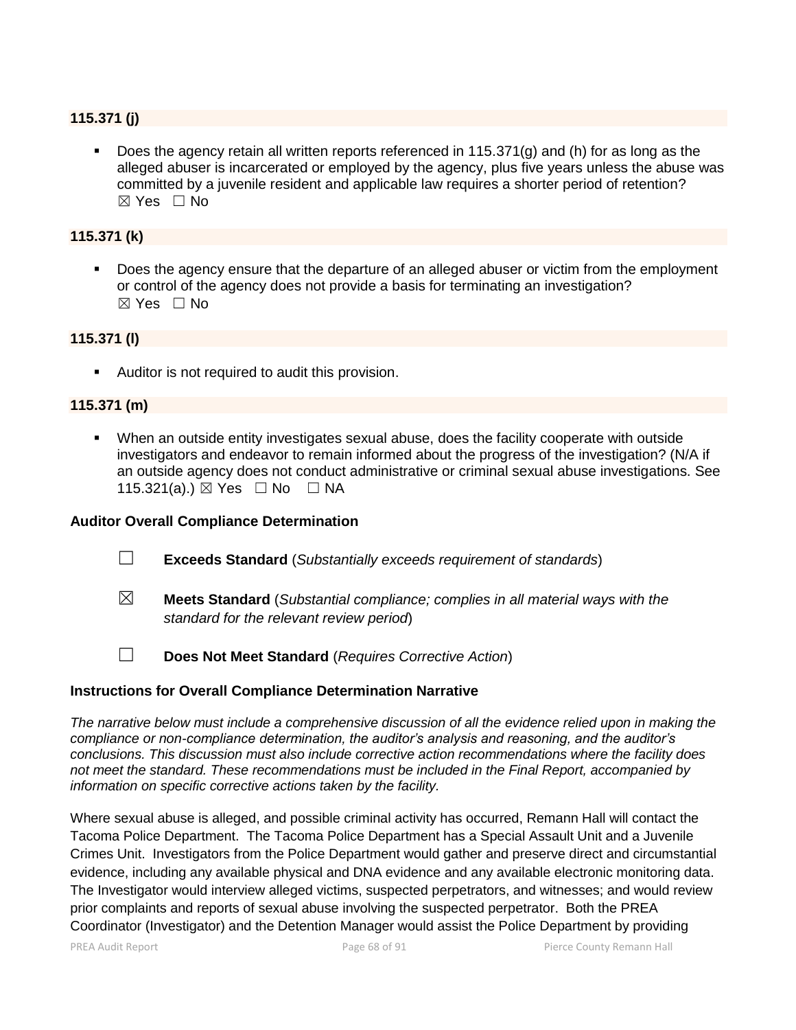**115.371 (j)**

- Does the agency retain all written reports referenced in 115.371(g) and (h) for as long as the alleged abuser is incarcerated or employed by the agency, plus five years unless the abuse was committed by a juvenile resident and applicable law requires a shorter period of retention? ☒ Yes ☐ No

**115.371 (k)**

- Does the agency ensure that the departure of an alleged abuser or victim from the employment or control of the agency does not provide a basis for terminating an investigation? ☒ Yes ☐ No

**115.371 (l)**

- Auditor is not required to audit this provision.

**115.371 (m)**

- When an outside entity investigates sexual abuse, does the facility cooperate with outside investigators and endeavor to remain informed about the progress of the investigation? (N/A if an outside agency does not conduct administrative or criminal sexual abuse investigations. See 115.321(a).) ☒ Yes ☐ No ☐ NA

**Auditor Overall Compliance Determination**

☐ **Exceeds Standard** (*Substantially exceeds requirement of standards*)

☒ **Meets Standard** (*Substantial compliance; complies in all material ways with the standard for the relevant review period*)

☐ **Does Not Meet Standard** (*Requires Corrective Action*)

**Instructions for Overall Compliance Determination Narrative**

*The narrative below must include a comprehensive discussion of all the evidence relied upon in making the compliance or non-compliance determination, the auditor's analysis and reasoning, and the auditor's conclusions. This discussion must also include corrective action recommendations where the facility does not meet the standard. These recommendations must be included in the Final Report, accompanied by information on specific corrective actions taken by the facility.*

Where sexual abuse is alleged, and possible criminal activity has occurred, Remann Hall will contact the Tacoma Police Department. The Tacoma Police Department has a Special Assault Unit and a Juvenile Crimes Unit. Investigators from the Police Department would gather and preserve direct and circumstantial evidence, including any available physical and DNA evidence and any available electronic monitoring data. The Investigator would interview alleged victims, suspected perpetrators, and witnesses; and would review prior complaints and reports of sexual abuse involving the suspected perpetrator. Both the PREA Coordinator (Investigator) and the Detention Manager would assist the Police Department by providing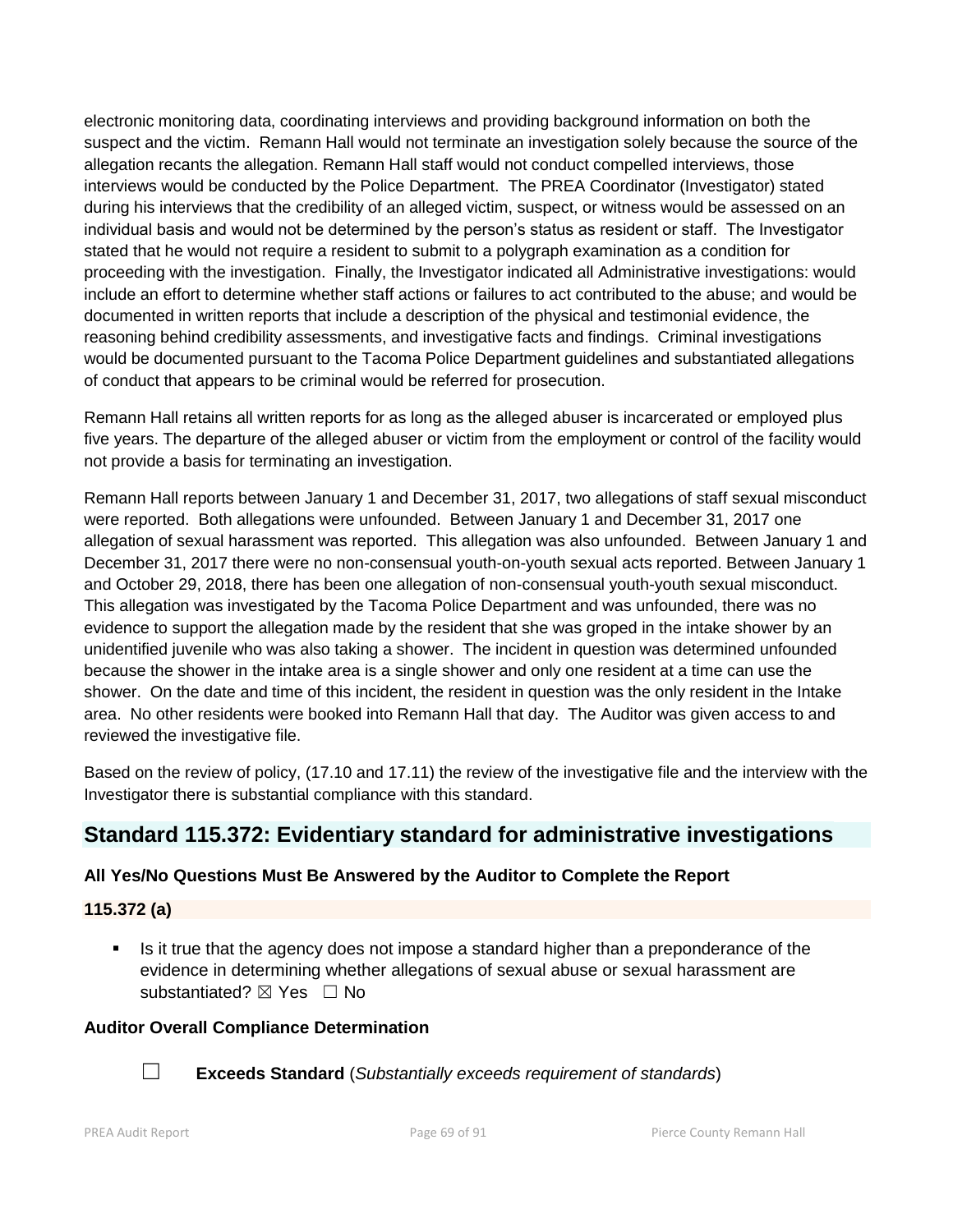electronic monitoring data, coordinating interviews and providing background information on both the suspect and the victim. Remann Hall would not terminate an investigation solely because the source of the allegation recants the allegation. Remann Hall staff would not conduct compelled interviews, those interviews would be conducted by the Police Department. The PREA Coordinator (Investigator) stated during his interviews that the credibility of an alleged victim, suspect, or witness would be assessed on an individual basis and would not be determined by the person's status as resident or staff. The Investigator stated that he would not require a resident to submit to a polygraph examination as a condition for proceeding with the investigation. Finally, the Investigator indicated all Administrative investigations: would include an effort to determine whether staff actions or failures to act contributed to the abuse; and would be documented in written reports that include a description of the physical and testimonial evidence, the reasoning behind credibility assessments, and investigative facts and findings. Criminal investigations would be documented pursuant to the Tacoma Police Department guidelines and substantiated allegations of conduct that appears to be criminal would be referred for prosecution.

Remann Hall retains all written reports for as long as the alleged abuser is incarcerated or employed plus five years. The departure of the alleged abuser or victim from the employment or control of the facility would not provide a basis for terminating an investigation.

Remann Hall reports between January 1 and December 31, 2017, two allegations of staff sexual misconduct were reported. Both allegations were unfounded. Between January 1 and December 31, 2017 one allegation of sexual harassment was reported. This allegation was also unfounded. Between January 1 and December 31, 2017 there were no non-consensual youth-on-youth sexual acts reported. Between January 1 and October 29, 2018, there has been one allegation of non-consensual youth-youth sexual misconduct. This allegation was investigated by the Tacoma Police Department and was unfounded, there was no evidence to support the allegation made by the resident that she was groped in the intake shower by an unidentified juvenile who was also taking a shower. The incident in question was determined unfounded because the shower in the intake area is a single shower and only one resident at a time can use the shower. On the date and time of this incident, the resident in question was the only resident in the Intake area. No other residents were booked into Remann Hall that day. The Auditor was given access to and reviewed the investigative file.

Based on the review of policy, (17.10 and 17.11) the review of the investigative file and the interview with the Investigator there is substantial compliance with this standard.

## Standard 115.372: Evidentiary standard for administrative investigations

**All Yes/No Questions Must Be Answered by the Auditor to Complete the Report**

**115.372 (a)**

- Is it true that the agency does not impose a standard higher than a preponderance of the evidence in determining whether allegations of sexual abuse or sexual harassment are substantiated? ☒ Yes ☐ No

**Auditor Overall Compliance Determination**

☐ **Exceeds Standard** (*Substantially exceeds requirement of standards*)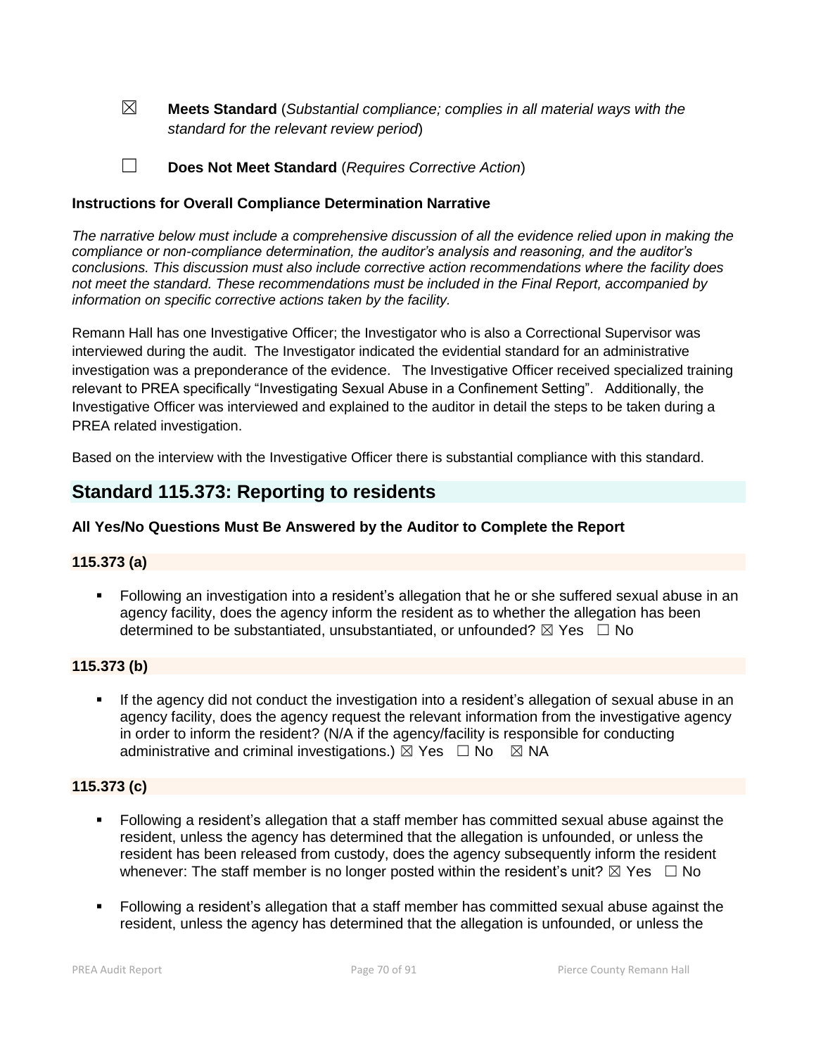☒ **Meets Standard** (*Substantial compliance; complies in all material ways with the standard for the relevant review period*)

☐ **Does Not Meet Standard** (*Requires Corrective Action*)

**Instructions for Overall Compliance Determination Narrative**

*The narrative below must include a comprehensive discussion of all the evidence relied upon in making the compliance or non-compliance determination, the auditor's analysis and reasoning, and the auditor's conclusions. This discussion must also include corrective action recommendations where the facility does not meet the standard. These recommendations must be included in the Final Report, accompanied by information on specific corrective actions taken by the facility.*

Remann Hall has one Investigative Officer; the Investigator who is also a Correctional Supervisor was interviewed during the audit. The Investigator indicated the evidential standard for an administrative investigation was a preponderance of the evidence. The Investigative Officer received specialized training relevant to PREA specifically "Investigating Sexual Abuse in a Confinement Setting". Additionally, the Investigative Officer was interviewed and explained to the auditor in detail the steps to be taken during a PREA related investigation.

Based on the interview with the Investigative Officer there is substantial compliance with this standard.

## Standard 115.373: Reporting to residents

**All Yes/No Questions Must Be Answered by the Auditor to Complete the Report**

**115.373 (a)**

- Following an investigation into a resident's allegation that he or she suffered sexual abuse in an agency facility, does the agency inform the resident as to whether the allegation has been determined to be substantiated, unsubstantiated, or unfounded? ☒ Yes ☐ No

**115.373 (b)**

- If the agency did not conduct the investigation into a resident's allegation of sexual abuse in an agency facility, does the agency request the relevant information from the investigative agency in order to inform the resident? (N/A if the agency/facility is responsible for conducting administrative and criminal investigations.) ☒ Yes ☐ No ☒ NA

**115.373 (c)**

- Following a resident's allegation that a staff member has committed sexual abuse against the resident, unless the agency has determined that the allegation is unfounded, or unless the resident has been released from custody, does the agency subsequently inform the resident whenever: The staff member is no longer posted within the resident's unit? ☒ Yes ☐ No
- Following a resident's allegation that a staff member has committed sexual abuse against the resident, unless the agency has determined that the allegation is unfounded, or unless the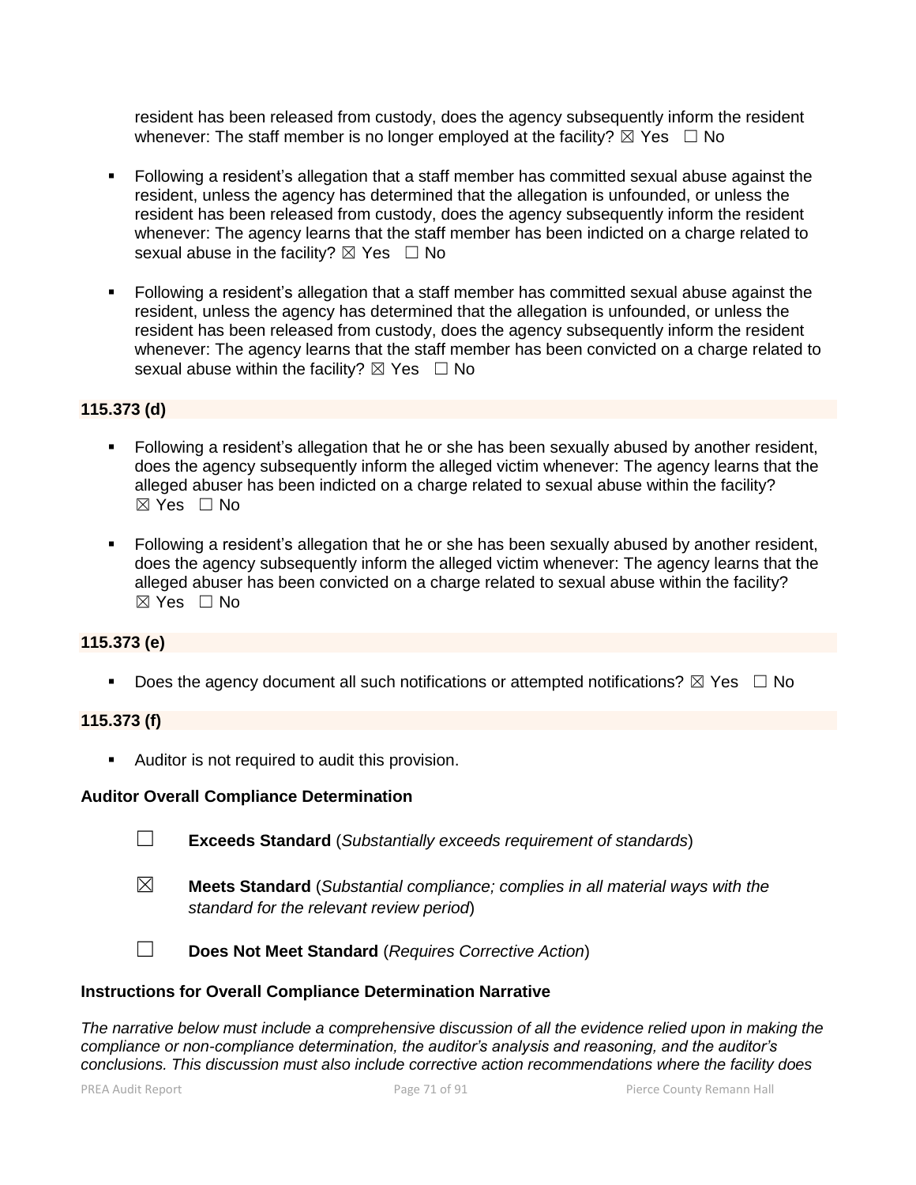resident has been released from custody, does the agency subsequently inform the resident whenever: The staff member is no longer employed at the facility? ☒ Yes ☐ No

- Following a resident's allegation that a staff member has committed sexual abuse against the resident, unless the agency has determined that the allegation is unfounded, or unless the resident has been released from custody, does the agency subsequently inform the resident whenever: The agency learns that the staff member has been indicted on a charge related to sexual abuse in the facility? ☒ Yes ☐ No
- Following a resident's allegation that a staff member has committed sexual abuse against the resident, unless the agency has determined that the allegation is unfounded, or unless the resident has been released from custody, does the agency subsequently inform the resident whenever: The agency learns that the staff member has been convicted on a charge related to sexual abuse within the facility? ☒ Yes ☐ No

**115.373 (d)**

- Following a resident's allegation that he or she has been sexually abused by another resident, does the agency subsequently inform the alleged victim whenever: The agency learns that the alleged abuser has been indicted on a charge related to sexual abuse within the facility? ☒ Yes ☐ No
- Following a resident's allegation that he or she has been sexually abused by another resident, does the agency subsequently inform the alleged victim whenever: The agency learns that the alleged abuser has been convicted on a charge related to sexual abuse within the facility? ☒ Yes ☐ No

**115.373 (e)**

- Does the agency document all such notifications or attempted notifications? ☒ Yes ☐ No

**115.373 (f)**

- Auditor is not required to audit this provision.

**Auditor Overall Compliance Determination**

☐ **Exceeds Standard** (*Substantially exceeds requirement of standards*)

☒ **Meets Standard** (*Substantial compliance; complies in all material ways with the standard for the relevant review period*)

☐ **Does Not Meet Standard** (*Requires Corrective Action*)

**Instructions for Overall Compliance Determination Narrative**

*The narrative below must include a comprehensive discussion of all the evidence relied upon in making the compliance or non-compliance determination, the auditor's analysis and reasoning, and the auditor's conclusions. This discussion must also include corrective action recommendations where the facility does*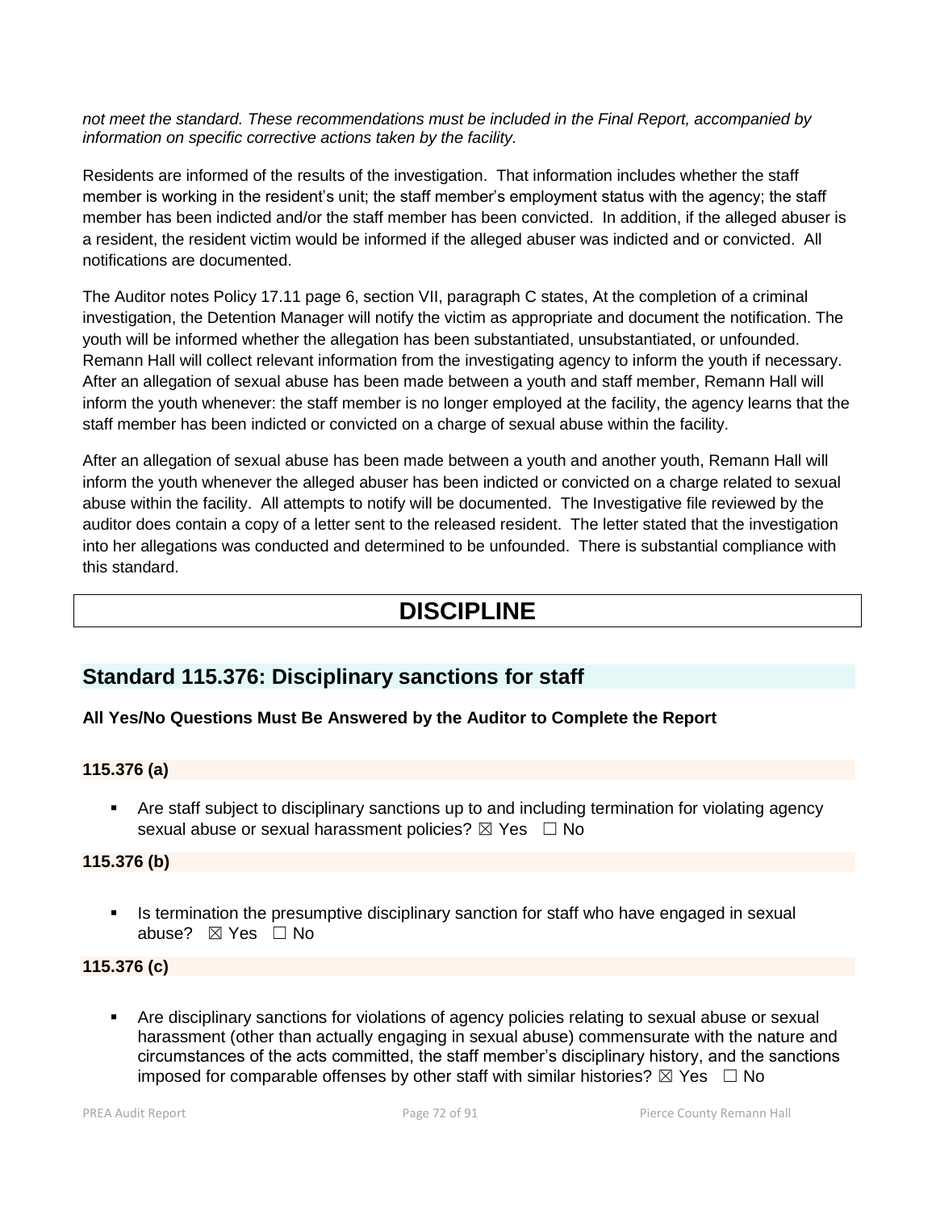*not meet the standard. These recommendations must be included in the Final Report, accompanied by information on specific corrective actions taken by the facility.*

Residents are informed of the results of the investigation. That information includes whether the staff member is working in the resident's unit; the staff member's employment status with the agency; the staff member has been indicted and/or the staff member has been convicted. In addition, if the alleged abuser is a resident, the resident victim would be informed if the alleged abuser was indicted and or convicted. All notifications are documented.

The Auditor notes Policy 17.11 page 6, section VII, paragraph C states, At the completion of a criminal investigation, the Detention Manager will notify the victim as appropriate and document the notification. The youth will be informed whether the allegation has been substantiated, unsubstantiated, or unfounded. Remann Hall will collect relevant information from the investigating agency to inform the youth if necessary. After an allegation of sexual abuse has been made between a youth and staff member, Remann Hall will inform the youth whenever: the staff member is no longer employed at the facility, the agency learns that the staff member has been indicted or convicted on a charge of sexual abuse within the facility.

After an allegation of sexual abuse has been made between a youth and another youth, Remann Hall will inform the youth whenever the alleged abuser has been indicted or convicted on a charge related to sexual abuse within the facility. All attempts to notify will be documented. The Investigative file reviewed by the auditor does contain a copy of a letter sent to the released resident. The letter stated that the investigation into her allegations was conducted and determined to be unfounded. There is substantial compliance with this standard.

# DISCIPLINE

## Standard 115.376: Disciplinary sanctions for staff

**All Yes/No Questions Must Be Answered by the Auditor to Complete the Report**

### 115.376 (a)

- Are staff subject to disciplinary sanctions up to and including termination for violating agency sexual abuse or sexual harassment policies? ☒ Yes ☐ No

### 115.376 (b)

- Is termination the presumptive disciplinary sanction for staff who have engaged in sexual abuse? ☒ Yes ☐ No

### 115.376 (c)

- Are disciplinary sanctions for violations of agency policies relating to sexual abuse or sexual harassment (other than actually engaging in sexual abuse) commensurate with the nature and circumstances of the acts committed, the staff member's disciplinary history, and the sanctions imposed for comparable offenses by other staff with similar histories? ☒ Yes ☐ No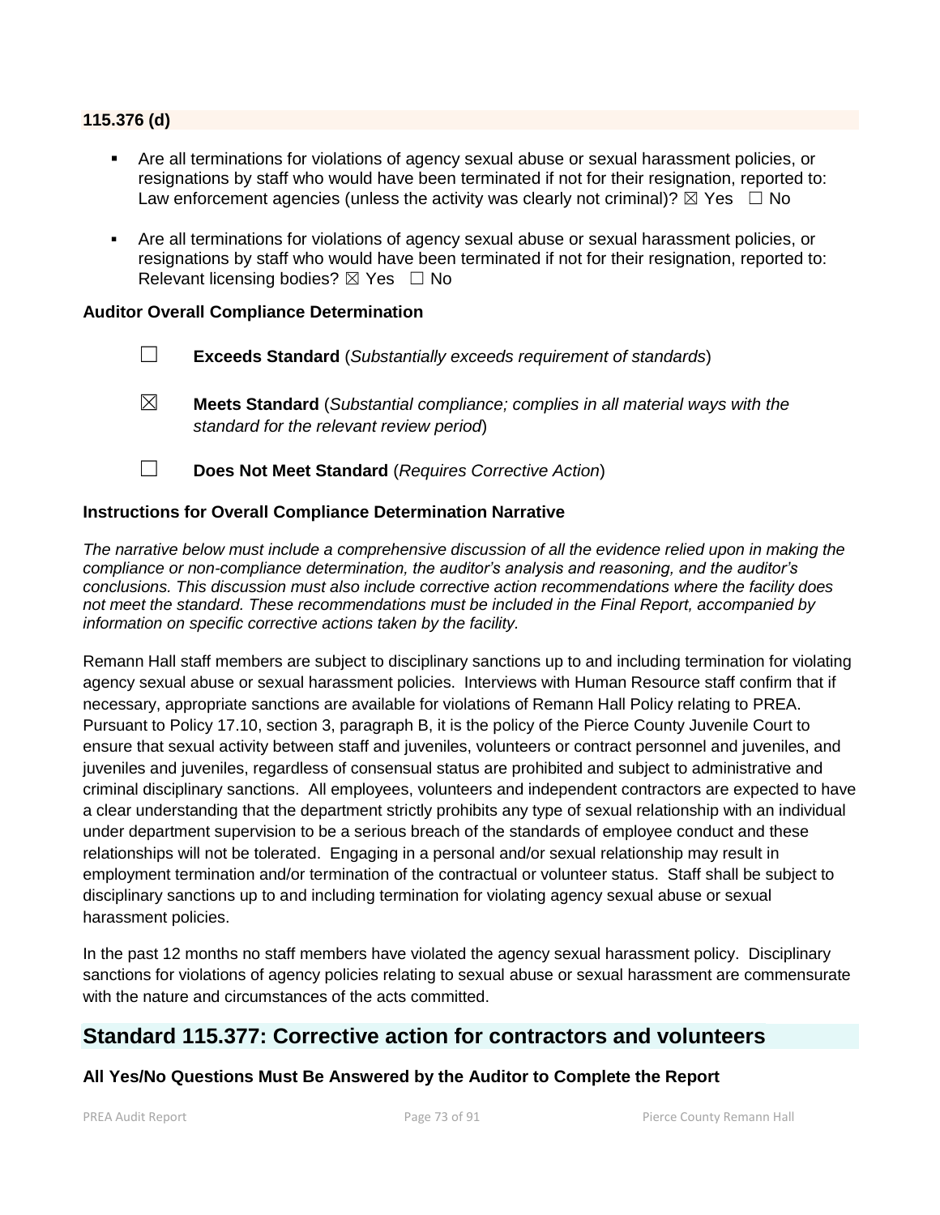**115.376 (d)**

- Are all terminations for violations of agency sexual abuse or sexual harassment policies, or resignations by staff who would have been terminated if not for their resignation, reported to: Law enforcement agencies (unless the activity was clearly not criminal)? ☒ Yes ☐ No
- Are all terminations for violations of agency sexual abuse or sexual harassment policies, or resignations by staff who would have been terminated if not for their resignation, reported to: Relevant licensing bodies? ☒ Yes ☐ No

**Auditor Overall Compliance Determination**

☐ **Exceeds Standard** (*Substantially exceeds requirement of standards*)

☒ **Meets Standard** (*Substantial compliance; complies in all material ways with the standard for the relevant review period*)

☐ **Does Not Meet Standard** (*Requires Corrective Action*)

**Instructions for Overall Compliance Determination Narrative**

*The narrative below must include a comprehensive discussion of all the evidence relied upon in making the compliance or non-compliance determination, the auditor's analysis and reasoning, and the auditor's conclusions. This discussion must also include corrective action recommendations where the facility does not meet the standard. These recommendations must be included in the Final Report, accompanied by information on specific corrective actions taken by the facility.*

Remann Hall staff members are subject to disciplinary sanctions up to and including termination for violating agency sexual abuse or sexual harassment policies. Interviews with Human Resource staff confirm that if necessary, appropriate sanctions are available for violations of Remann Hall Policy relating to PREA. Pursuant to Policy 17.10, section 3, paragraph B, it is the policy of the Pierce County Juvenile Court to ensure that sexual activity between staff and juveniles, volunteers or contract personnel and juveniles, and juveniles and juveniles, regardless of consensual status are prohibited and subject to administrative and criminal disciplinary sanctions. All employees, volunteers and independent contractors are expected to have a clear understanding that the department strictly prohibits any type of sexual relationship with an individual under department supervision to be a serious breach of the standards of employee conduct and these relationships will not be tolerated. Engaging in a personal and/or sexual relationship may result in employment termination and/or termination of the contractual or volunteer status. Staff shall be subject to disciplinary sanctions up to and including termination for violating agency sexual abuse or sexual harassment policies.

In the past 12 months no staff members have violated the agency sexual harassment policy. Disciplinary sanctions for violations of agency policies relating to sexual abuse or sexual harassment are commensurate with the nature and circumstances of the acts committed.

## Standard 115.377: Corrective action for contractors and volunteers

**All Yes/No Questions Must Be Answered by the Auditor to Complete the Report**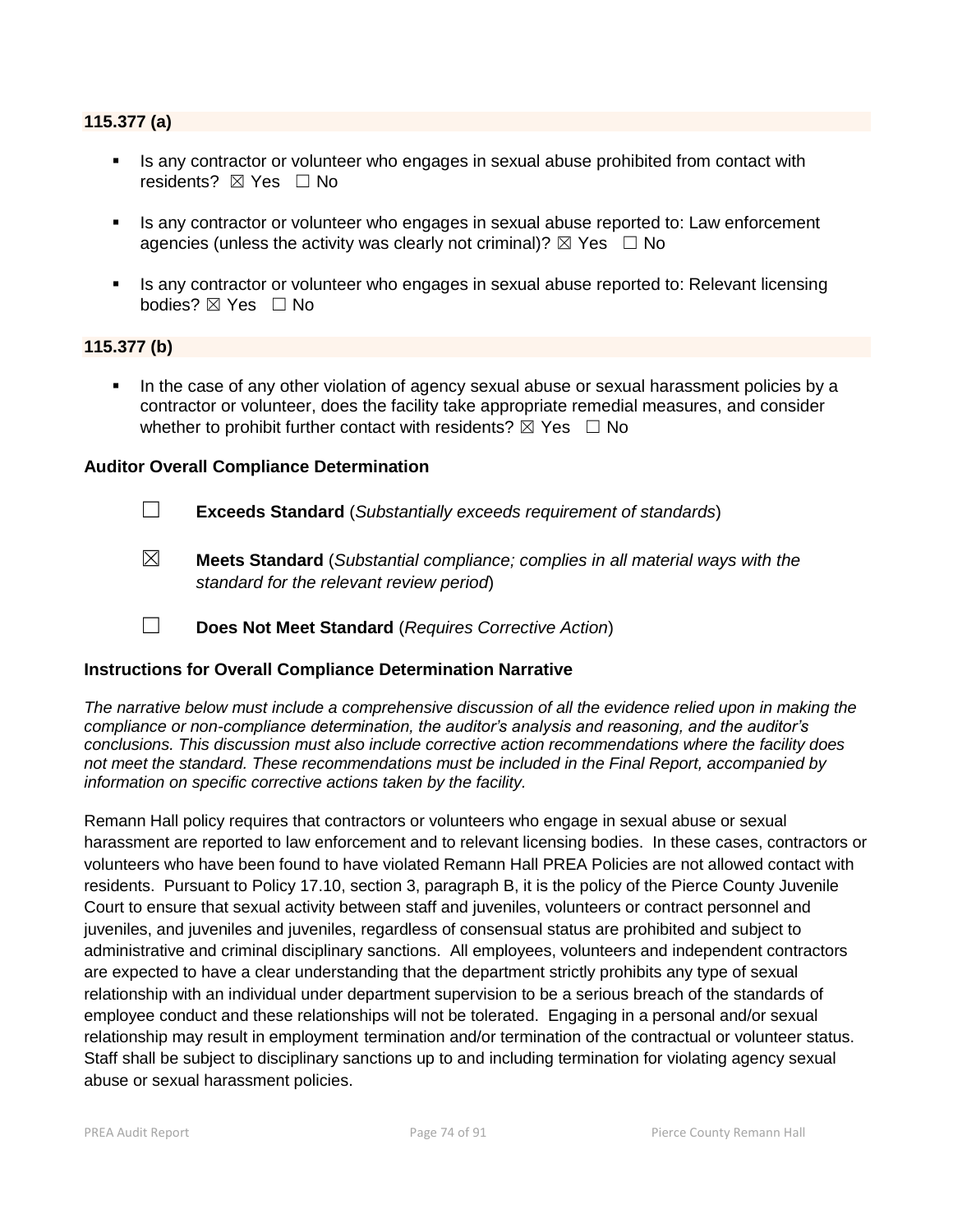**115.377 (a)**

- Is any contractor or volunteer who engages in sexual abuse prohibited from contact with residents? ☒ Yes ☐ No
- Is any contractor or volunteer who engages in sexual abuse reported to: Law enforcement agencies (unless the activity was clearly not criminal)? ☒ Yes ☐ No
- Is any contractor or volunteer who engages in sexual abuse reported to: Relevant licensing bodies? ☒ Yes ☐ No

**115.377 (b)**

- In the case of any other violation of agency sexual abuse or sexual harassment policies by a contractor or volunteer, does the facility take appropriate remedial measures, and consider whether to prohibit further contact with residents? ☒ Yes ☐ No

**Auditor Overall Compliance Determination**

☐ **Exceeds Standard** (*Substantially exceeds requirement of standards*)

☒ **Meets Standard** (*Substantial compliance; complies in all material ways with the standard for the relevant review period*)

☐ **Does Not Meet Standard** (*Requires Corrective Action*)

**Instructions for Overall Compliance Determination Narrative**

*The narrative below must include a comprehensive discussion of all the evidence relied upon in making the compliance or non-compliance determination, the auditor's analysis and reasoning, and the auditor's conclusions. This discussion must also include corrective action recommendations where the facility does not meet the standard. These recommendations must be included in the Final Report, accompanied by information on specific corrective actions taken by the facility.*

Remann Hall policy requires that contractors or volunteers who engage in sexual abuse or sexual harassment are reported to law enforcement and to relevant licensing bodies. In these cases, contractors or volunteers who have been found to have violated Remann Hall PREA Policies are not allowed contact with residents. Pursuant to Policy 17.10, section 3, paragraph B, it is the policy of the Pierce County Juvenile Court to ensure that sexual activity between staff and juveniles, volunteers or contract personnel and juveniles, and juveniles and juveniles, regardless of consensual status are prohibited and subject to administrative and criminal disciplinary sanctions. All employees, volunteers and independent contractors are expected to have a clear understanding that the department strictly prohibits any type of sexual relationship with an individual under department supervision to be a serious breach of the standards of employee conduct and these relationships will not be tolerated. Engaging in a personal and/or sexual relationship may result in employment termination and/or termination of the contractual or volunteer status. Staff shall be subject to disciplinary sanctions up to and including termination for violating agency sexual abuse or sexual harassment policies.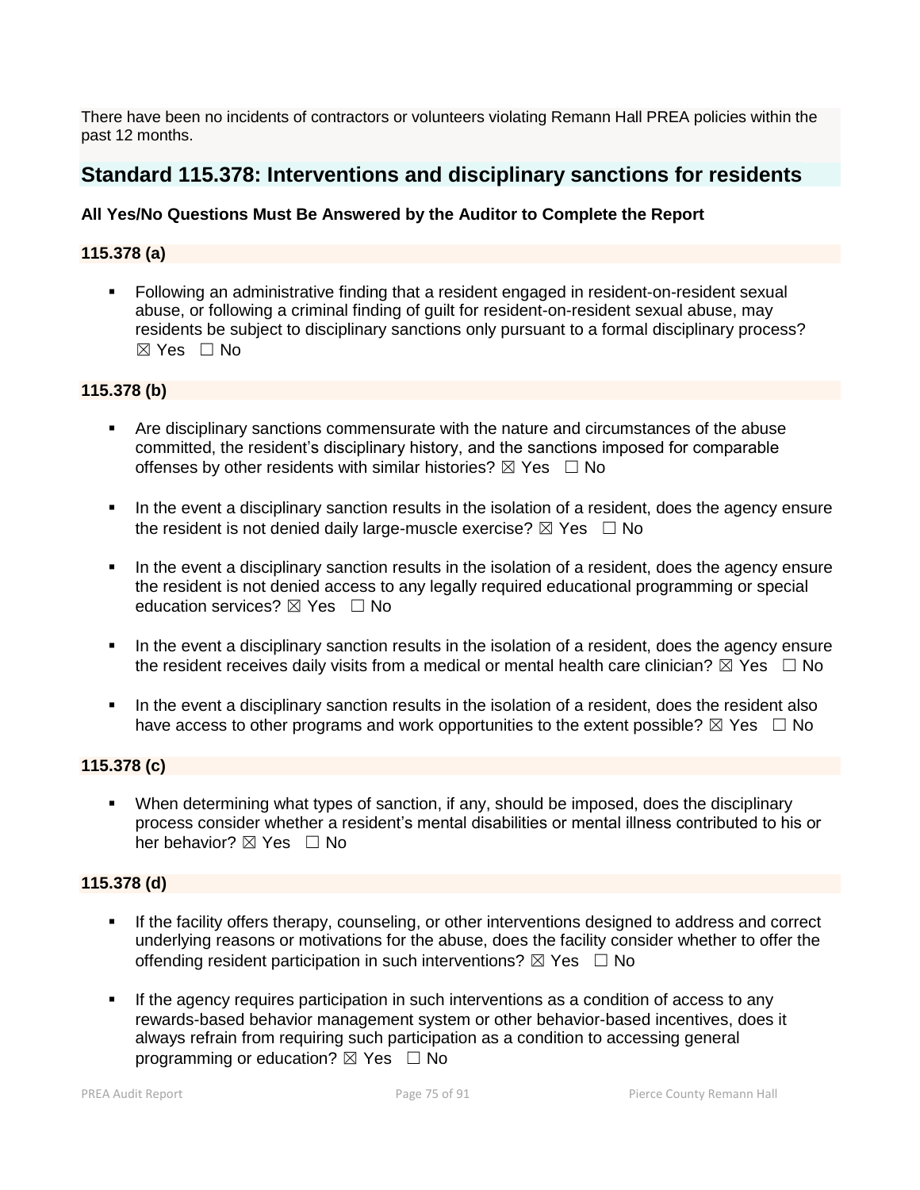There have been no incidents of contractors or volunteers violating Remann Hall PREA policies within the past 12 months.

## Standard 115.378: Interventions and disciplinary sanctions for residents

**All Yes/No Questions Must Be Answered by the Auditor to Complete the Report**

### 115.378 (a)

- Following an administrative finding that a resident engaged in resident-on-resident sexual abuse, or following a criminal finding of guilt for resident-on-resident sexual abuse, may residents be subject to disciplinary sanctions only pursuant to a formal disciplinary process? ☒ Yes ☐ No

### 115.378 (b)

- Are disciplinary sanctions commensurate with the nature and circumstances of the abuse committed, the resident's disciplinary history, and the sanctions imposed for comparable offenses by other residents with similar histories? ☒ Yes ☐ No
- In the event a disciplinary sanction results in the isolation of a resident, does the agency ensure the resident is not denied daily large-muscle exercise? ☒ Yes ☐ No
- In the event a disciplinary sanction results in the isolation of a resident, does the agency ensure the resident is not denied access to any legally required educational programming or special education services? ☒ Yes ☐ No
- In the event a disciplinary sanction results in the isolation of a resident, does the agency ensure the resident receives daily visits from a medical or mental health care clinician? ☒ Yes ☐ No
- In the event a disciplinary sanction results in the isolation of a resident, does the resident also have access to other programs and work opportunities to the extent possible? ☒ Yes ☐ No

### 115.378 (c)

- When determining what types of sanction, if any, should be imposed, does the disciplinary process consider whether a resident's mental disabilities or mental illness contributed to his or her behavior? ☒ Yes ☐ No

### 115.378 (d)

- If the facility offers therapy, counseling, or other interventions designed to address and correct underlying reasons or motivations for the abuse, does the facility consider whether to offer the offending resident participation in such interventions? ☒ Yes ☐ No
- If the agency requires participation in such interventions as a condition of access to any rewards-based behavior management system or other behavior-based incentives, does it always refrain from requiring such participation as a condition to accessing general programming or education? ☒ Yes ☐ No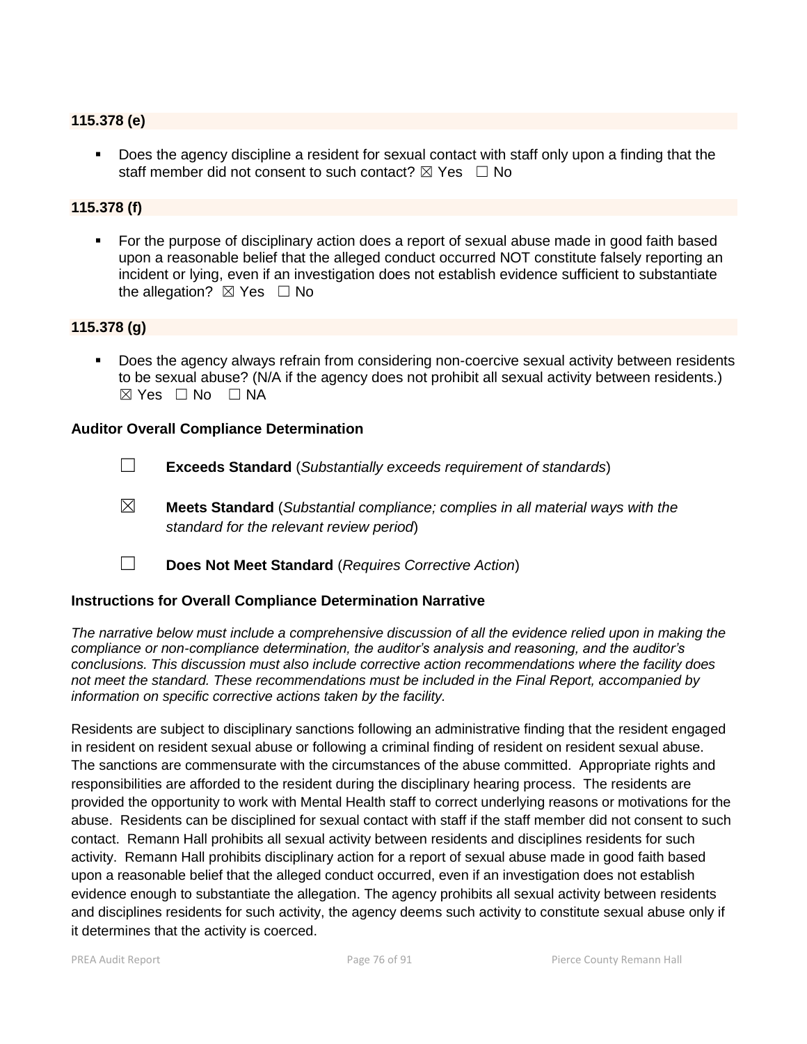**115.378 (e)**

- Does the agency discipline a resident for sexual contact with staff only upon a finding that the staff member did not consent to such contact? ☒ Yes ☐ No

**115.378 (f)**

- For the purpose of disciplinary action does a report of sexual abuse made in good faith based upon a reasonable belief that the alleged conduct occurred NOT constitute falsely reporting an incident or lying, even if an investigation does not establish evidence sufficient to substantiate the allegation? ☒ Yes ☐ No

**115.378 (g)**

- Does the agency always refrain from considering non-coercive sexual activity between residents to be sexual abuse? (N/A if the agency does not prohibit all sexual activity between residents.) ☒ Yes ☐ No ☐ NA

**Auditor Overall Compliance Determination**

☐ **Exceeds Standard** (*Substantially exceeds requirement of standards*)

☒ **Meets Standard** (*Substantial compliance; complies in all material ways with the standard for the relevant review period*)

☐ **Does Not Meet Standard** (*Requires Corrective Action*)

**Instructions for Overall Compliance Determination Narrative**

*The narrative below must include a comprehensive discussion of all the evidence relied upon in making the compliance or non-compliance determination, the auditor's analysis and reasoning, and the auditor's conclusions. This discussion must also include corrective action recommendations where the facility does not meet the standard. These recommendations must be included in the Final Report, accompanied by information on specific corrective actions taken by the facility.*

Residents are subject to disciplinary sanctions following an administrative finding that the resident engaged in resident on resident sexual abuse or following a criminal finding of resident on resident sexual abuse. The sanctions are commensurate with the circumstances of the abuse committed. Appropriate rights and responsibilities are afforded to the resident during the disciplinary hearing process. The residents are provided the opportunity to work with Mental Health staff to correct underlying reasons or motivations for the abuse. Residents can be disciplined for sexual contact with staff if the staff member did not consent to such contact. Remann Hall prohibits all sexual activity between residents and disciplines residents for such activity. Remann Hall prohibits disciplinary action for a report of sexual abuse made in good faith based upon a reasonable belief that the alleged conduct occurred, even if an investigation does not establish evidence enough to substantiate the allegation. The agency prohibits all sexual activity between residents and disciplines residents for such activity, the agency deems such activity to constitute sexual abuse only if it determines that the activity is coerced.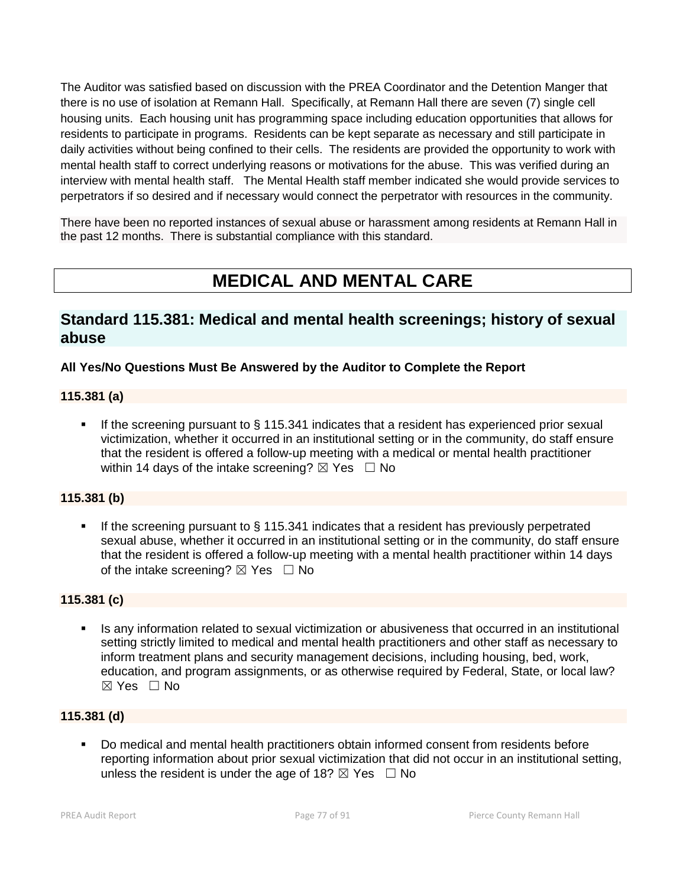The Auditor was satisfied based on discussion with the PREA Coordinator and the Detention Manger that there is no use of isolation at Remann Hall. Specifically, at Remann Hall there are seven (7) single cell housing units. Each housing unit has programming space including education opportunities that allows for residents to participate in programs. Residents can be kept separate as necessary and still participate in daily activities without being confined to their cells. The residents are provided the opportunity to work with mental health staff to correct underlying reasons or motivations for the abuse. This was verified during an interview with mental health staff. The Mental Health staff member indicated she would provide services to perpetrators if so desired and if necessary would connect the perpetrator with resources in the community.

There have been no reported instances of sexual abuse or harassment among residents at Remann Hall in the past 12 months. There is substantial compliance with this standard.

# MEDICAL AND MENTAL CARE

## Standard 115.381: Medical and mental health screenings; history of sexual abuse

**All Yes/No Questions Must Be Answered by the Auditor to Complete the Report**

### 115.381 (a)

- If the screening pursuant to § 115.341 indicates that a resident has experienced prior sexual victimization, whether it occurred in an institutional setting or in the community, do staff ensure that the resident is offered a follow-up meeting with a medical or mental health practitioner within 14 days of the intake screening? ☒ Yes ☐ No

### 115.381 (b)

- If the screening pursuant to § 115.341 indicates that a resident has previously perpetrated sexual abuse, whether it occurred in an institutional setting or in the community, do staff ensure that the resident is offered a follow-up meeting with a mental health practitioner within 14 days of the intake screening? ☒ Yes ☐ No

### 115.381 (c)

- Is any information related to sexual victimization or abusiveness that occurred in an institutional setting strictly limited to medical and mental health practitioners and other staff as necessary to inform treatment plans and security management decisions, including housing, bed, work, education, and program assignments, or as otherwise required by Federal, State, or local law? ☒ Yes ☐ No

### 115.381 (d)

- Do medical and mental health practitioners obtain informed consent from residents before reporting information about prior sexual victimization that did not occur in an institutional setting, unless the resident is under the age of 18? ☒ Yes ☐ No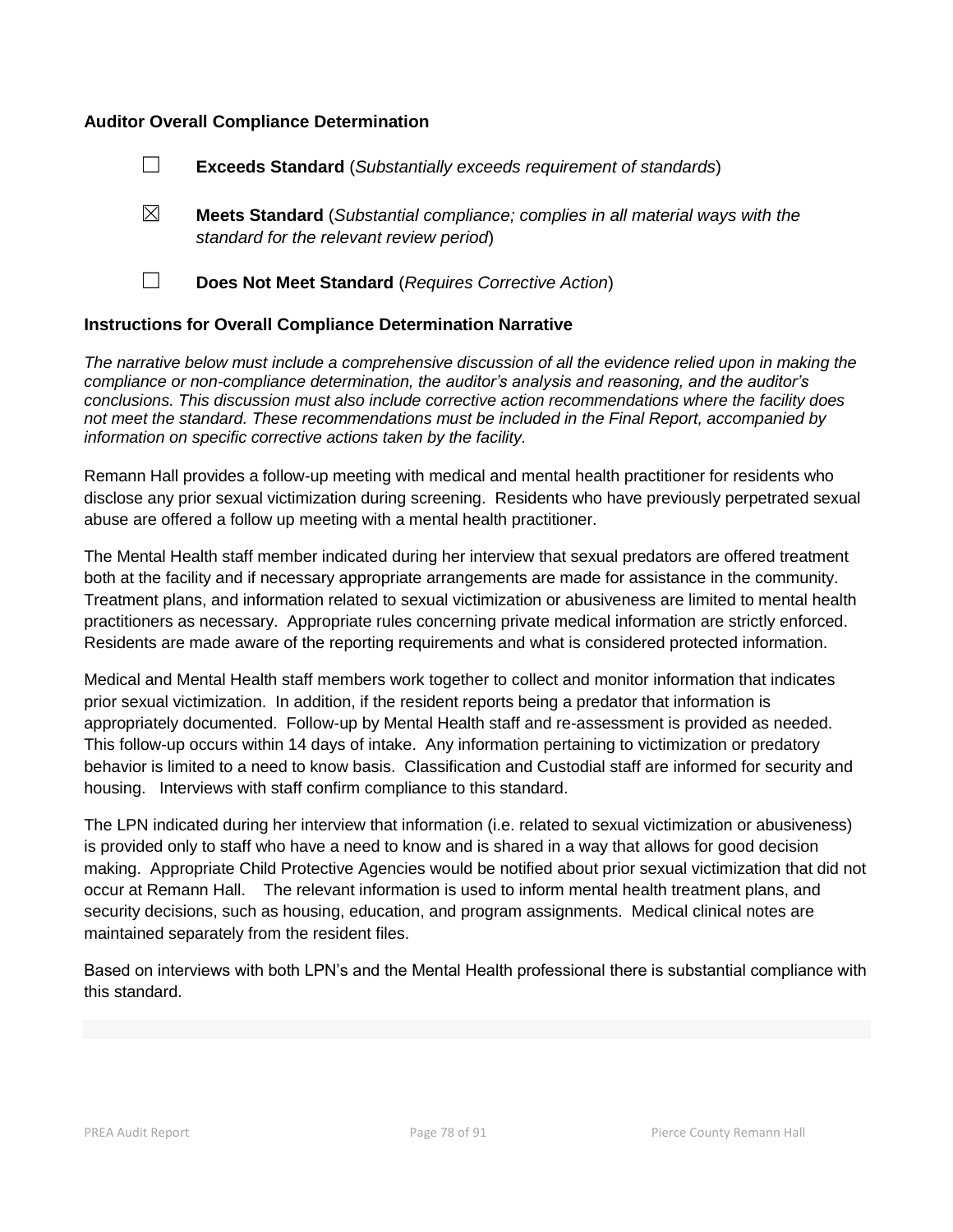### Auditor Overall Compliance Determination

☐ **Exceeds Standard** (*Substantially exceeds requirement of standards*)

☒ **Meets Standard** (*Substantial compliance; complies in all material ways with the standard for the relevant review period*)

☐ **Does Not Meet Standard** (*Requires Corrective Action*)

### Instructions for Overall Compliance Determination Narrative

*The narrative below must include a comprehensive discussion of all the evidence relied upon in making the compliance or non-compliance determination, the auditor's analysis and reasoning, and the auditor's conclusions. This discussion must also include corrective action recommendations where the facility does not meet the standard. These recommendations must be included in the Final Report, accompanied by information on specific corrective actions taken by the facility.*

Remann Hall provides a follow-up meeting with medical and mental health practitioner for residents who disclose any prior sexual victimization during screening. Residents who have previously perpetrated sexual abuse are offered a follow up meeting with a mental health practitioner.

The Mental Health staff member indicated during her interview that sexual predators are offered treatment both at the facility and if necessary appropriate arrangements are made for assistance in the community. Treatment plans, and information related to sexual victimization or abusiveness are limited to mental health practitioners as necessary. Appropriate rules concerning private medical information are strictly enforced. Residents are made aware of the reporting requirements and what is considered protected information.

Medical and Mental Health staff members work together to collect and monitor information that indicates prior sexual victimization. In addition, if the resident reports being a predator that information is appropriately documented. Follow-up by Mental Health staff and re-assessment is provided as needed. This follow-up occurs within 14 days of intake. Any information pertaining to victimization or predatory behavior is limited to a need to know basis. Classification and Custodial staff are informed for security and housing. Interviews with staff confirm compliance to this standard.

The LPN indicated during her interview that information (i.e. related to sexual victimization or abusiveness) is provided only to staff who have a need to know and is shared in a way that allows for good decision making. Appropriate Child Protective Agencies would be notified about prior sexual victimization that did not occur at Remann Hall. The relevant information is used to inform mental health treatment plans, and security decisions, such as housing, education, and program assignments. Medical clinical notes are maintained separately from the resident files.

Based on interviews with both LPN's and the Mental Health professional there is substantial compliance with this standard.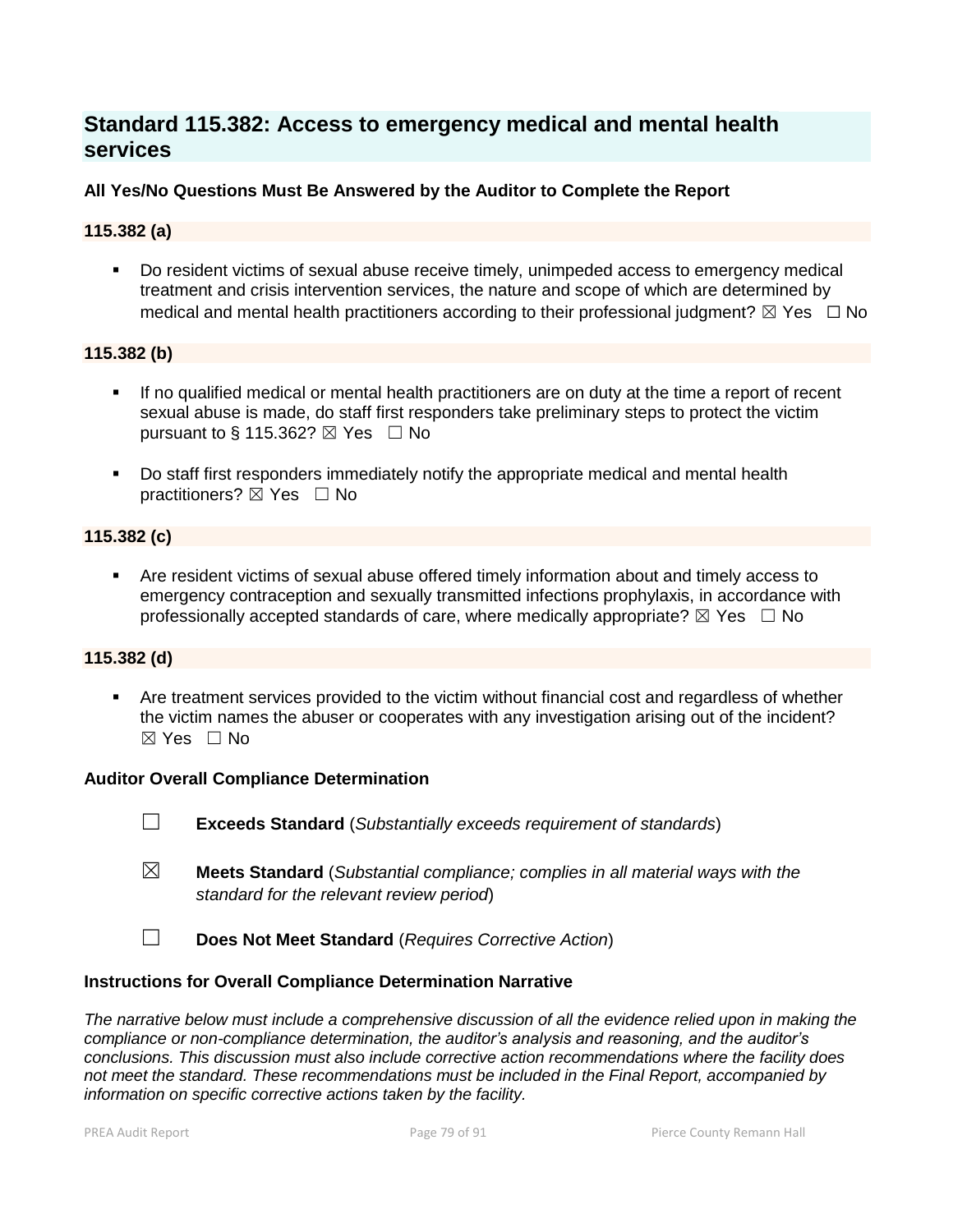## Standard 115.382: Access to emergency medical and mental health services

**All Yes/No Questions Must Be Answered by the Auditor to Complete the Report**

### 115.382 (a)

- Do resident victims of sexual abuse receive timely, unimpeded access to emergency medical treatment and crisis intervention services, the nature and scope of which are determined by medical and mental health practitioners according to their professional judgment? ☒ Yes ☐ No

### 115.382 (b)

- If no qualified medical or mental health practitioners are on duty at the time a report of recent sexual abuse is made, do staff first responders take preliminary steps to protect the victim pursuant to § 115.362? ☒ Yes ☐ No

- Do staff first responders immediately notify the appropriate medical and mental health practitioners? ☒ Yes ☐ No

### 115.382 (c)

- Are resident victims of sexual abuse offered timely information about and timely access to emergency contraception and sexually transmitted infections prophylaxis, in accordance with professionally accepted standards of care, where medically appropriate? ☒ Yes ☐ No

### 115.382 (d)

- Are treatment services provided to the victim without financial cost and regardless of whether the victim names the abuser or cooperates with any investigation arising out of the incident? ☒ Yes ☐ No

**Auditor Overall Compliance Determination**

☐ **Exceeds Standard** (*Substantially exceeds requirement of standards*)

☒ **Meets Standard** (*Substantial compliance; complies in all material ways with the standard for the relevant review period*)

☐ **Does Not Meet Standard** (*Requires Corrective Action*)

**Instructions for Overall Compliance Determination Narrative**

*The narrative below must include a comprehensive discussion of all the evidence relied upon in making the compliance or non-compliance determination, the auditor's analysis and reasoning, and the auditor's conclusions. This discussion must also include corrective action recommendations where the facility does not meet the standard. These recommendations must be included in the Final Report, accompanied by information on specific corrective actions taken by the facility.*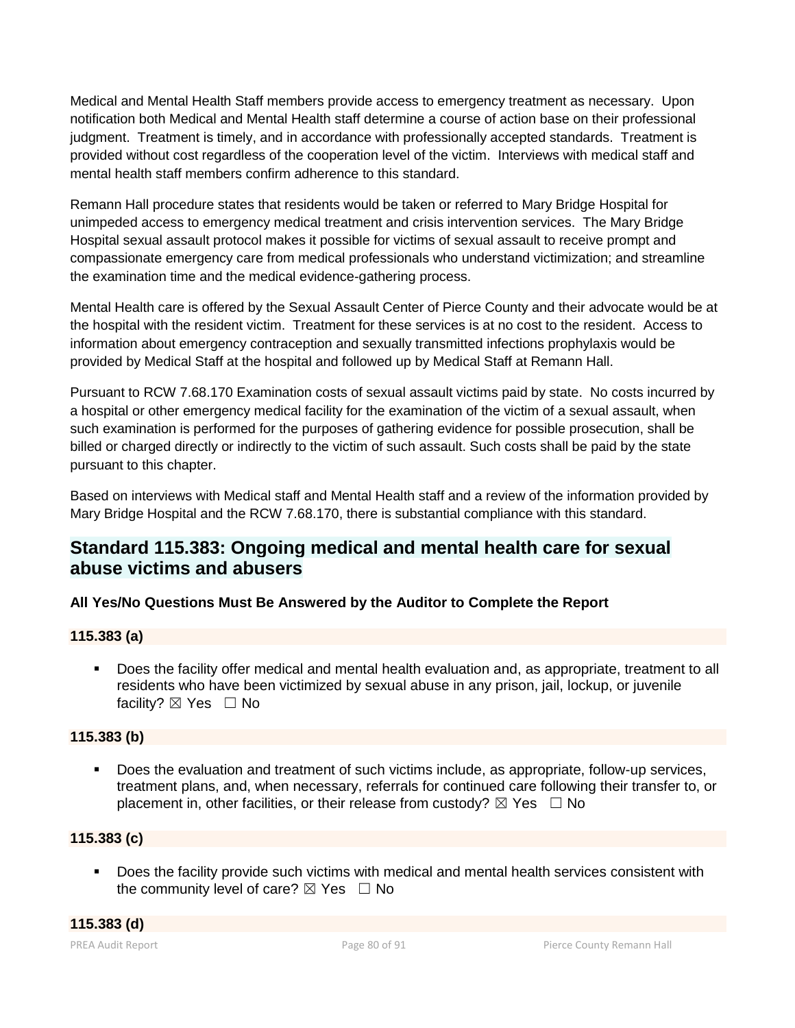Medical and Mental Health Staff members provide access to emergency treatment as necessary. Upon notification both Medical and Mental Health staff determine a course of action base on their professional judgment. Treatment is timely, and in accordance with professionally accepted standards. Treatment is provided without cost regardless of the cooperation level of the victim. Interviews with medical staff and mental health staff members confirm adherence to this standard.

Remann Hall procedure states that residents would be taken or referred to Mary Bridge Hospital for unimpeded access to emergency medical treatment and crisis intervention services. The Mary Bridge Hospital sexual assault protocol makes it possible for victims of sexual assault to receive prompt and compassionate emergency care from medical professionals who understand victimization; and streamline the examination time and the medical evidence-gathering process.

Mental Health care is offered by the Sexual Assault Center of Pierce County and their advocate would be at the hospital with the resident victim. Treatment for these services is at no cost to the resident. Access to information about emergency contraception and sexually transmitted infections prophylaxis would be provided by Medical Staff at the hospital and followed up by Medical Staff at Remann Hall.

Pursuant to RCW 7.68.170 Examination costs of sexual assault victims paid by state. No costs incurred by a hospital or other emergency medical facility for the examination of the victim of a sexual assault, when such examination is performed for the purposes of gathering evidence for possible prosecution, shall be billed or charged directly or indirectly to the victim of such assault. Such costs shall be paid by the state pursuant to this chapter.

Based on interviews with Medical staff and Mental Health staff and a review of the information provided by Mary Bridge Hospital and the RCW 7.68.170, there is substantial compliance with this standard.

## Standard 115.383: Ongoing medical and mental health care for sexual abuse victims and abusers

**All Yes/No Questions Must Be Answered by the Auditor to Complete the Report**

**115.383 (a)**

- Does the facility offer medical and mental health evaluation and, as appropriate, treatment to all residents who have been victimized by sexual abuse in any prison, jail, lockup, or juvenile facility? ☒ Yes ☐ No

**115.383 (b)**

- Does the evaluation and treatment of such victims include, as appropriate, follow-up services, treatment plans, and, when necessary, referrals for continued care following their transfer to, or placement in, other facilities, or their release from custody? ☒ Yes ☐ No

**115.383 (c)**

- Does the facility provide such victims with medical and mental health services consistent with the community level of care? ☒ Yes ☐ No

**115.383 (d)**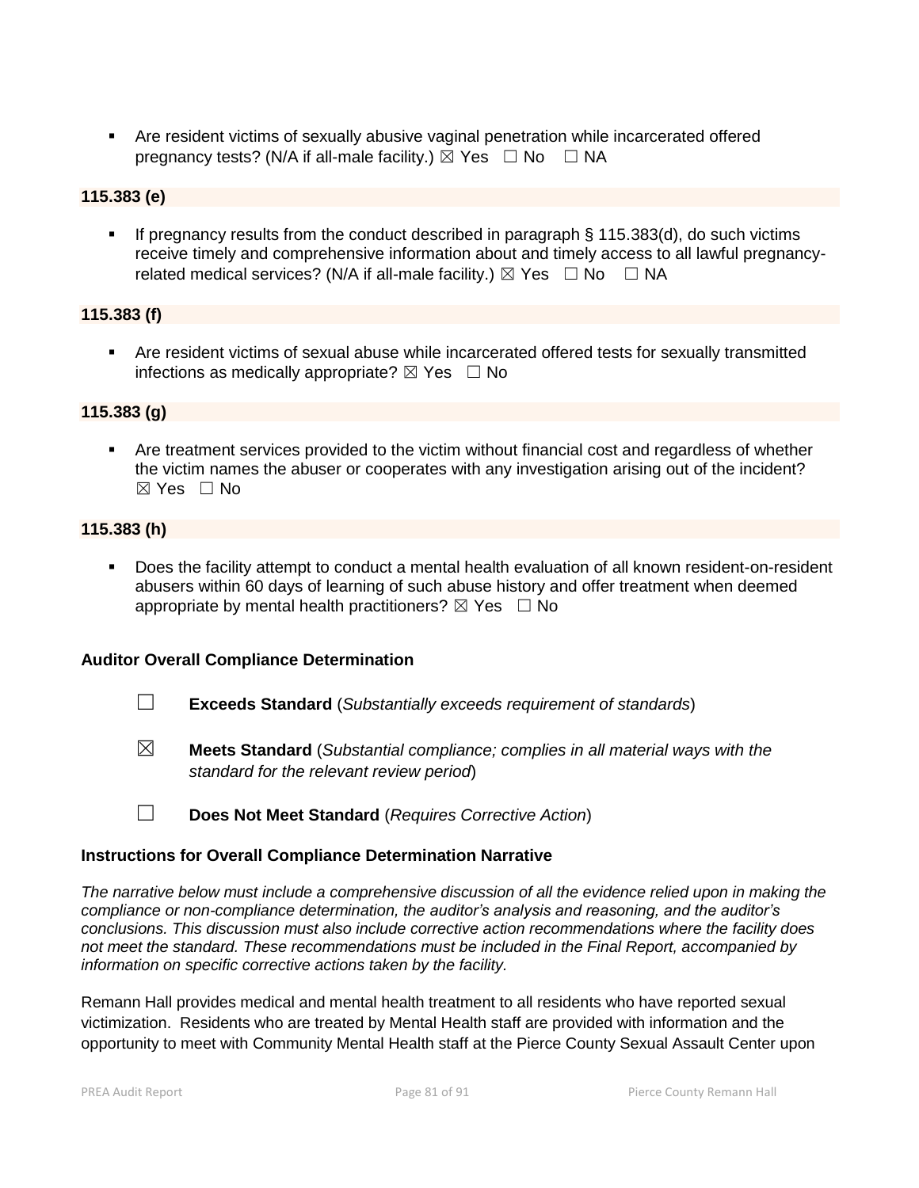- Are resident victims of sexually abusive vaginal penetration while incarcerated offered pregnancy tests? (N/A if all-male facility.) ☒ Yes ☐ No ☐ NA

**115.383 (e)**

- If pregnancy results from the conduct described in paragraph § 115.383(d), do such victims receive timely and comprehensive information about and timely access to all lawful pregnancy-related medical services? (N/A if all-male facility.) ☒ Yes ☐ No ☐ NA

**115.383 (f)**

- Are resident victims of sexual abuse while incarcerated offered tests for sexually transmitted infections as medically appropriate? ☒ Yes ☐ No

**115.383 (g)**

- Are treatment services provided to the victim without financial cost and regardless of whether the victim names the abuser or cooperates with any investigation arising out of the incident? ☒ Yes ☐ No

**115.383 (h)**

- Does the facility attempt to conduct a mental health evaluation of all known resident-on-resident abusers within 60 days of learning of such abuse history and offer treatment when deemed appropriate by mental health practitioners? ☒ Yes ☐ No

**Auditor Overall Compliance Determination**

☐ **Exceeds Standard** (*Substantially exceeds requirement of standards*)

☒ **Meets Standard** (*Substantial compliance; complies in all material ways with the standard for the relevant review period*)

☐ **Does Not Meet Standard** (*Requires Corrective Action*)

**Instructions for Overall Compliance Determination Narrative**

*The narrative below must include a comprehensive discussion of all the evidence relied upon in making the compliance or non-compliance determination, the auditor's analysis and reasoning, and the auditor's conclusions. This discussion must also include corrective action recommendations where the facility does not meet the standard. These recommendations must be included in the Final Report, accompanied by information on specific corrective actions taken by the facility.*

Remann Hall provides medical and mental health treatment to all residents who have reported sexual victimization. Residents who are treated by Mental Health staff are provided with information and the opportunity to meet with Community Mental Health staff at the Pierce County Sexual Assault Center upon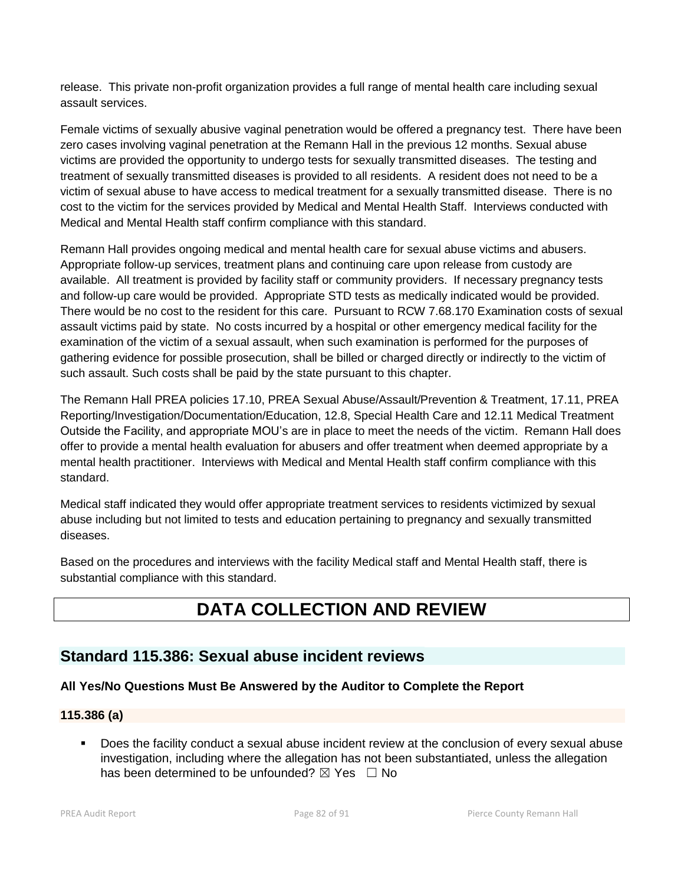release. This private non-profit organization provides a full range of mental health care including sexual assault services.

Female victims of sexually abusive vaginal penetration would be offered a pregnancy test. There have been zero cases involving vaginal penetration at the Remann Hall in the previous 12 months. Sexual abuse victims are provided the opportunity to undergo tests for sexually transmitted diseases. The testing and treatment of sexually transmitted diseases is provided to all residents. A resident does not need to be a victim of sexual abuse to have access to medical treatment for a sexually transmitted disease. There is no cost to the victim for the services provided by Medical and Mental Health Staff. Interviews conducted with Medical and Mental Health staff confirm compliance with this standard.

Remann Hall provides ongoing medical and mental health care for sexual abuse victims and abusers. Appropriate follow-up services, treatment plans and continuing care upon release from custody are available. All treatment is provided by facility staff or community providers. If necessary pregnancy tests and follow-up care would be provided. Appropriate STD tests as medically indicated would be provided. There would be no cost to the resident for this care. Pursuant to RCW 7.68.170 Examination costs of sexual assault victims paid by state. No costs incurred by a hospital or other emergency medical facility for the examination of the victim of a sexual assault, when such examination is performed for the purposes of gathering evidence for possible prosecution, shall be billed or charged directly or indirectly to the victim of such assault. Such costs shall be paid by the state pursuant to this chapter.

The Remann Hall PREA policies 17.10, PREA Sexual Abuse/Assault/Prevention & Treatment, 17.11, PREA Reporting/Investigation/Documentation/Education, 12.8, Special Health Care and 12.11 Medical Treatment Outside the Facility, and appropriate MOU's are in place to meet the needs of the victim. Remann Hall does offer to provide a mental health evaluation for abusers and offer treatment when deemed appropriate by a mental health practitioner. Interviews with Medical and Mental Health staff confirm compliance with this standard.

Medical staff indicated they would offer appropriate treatment services to residents victimized by sexual abuse including but not limited to tests and education pertaining to pregnancy and sexually transmitted diseases.

Based on the procedures and interviews with the facility Medical staff and Mental Health staff, there is substantial compliance with this standard.

# DATA COLLECTION AND REVIEW

## Standard 115.386: Sexual abuse incident reviews

**All Yes/No Questions Must Be Answered by the Auditor to Complete the Report**

**115.386 (a)**

- Does the facility conduct a sexual abuse incident review at the conclusion of every sexual abuse investigation, including where the allegation has not been substantiated, unless the allegation has been determined to be unfounded? ☒ Yes ☐ No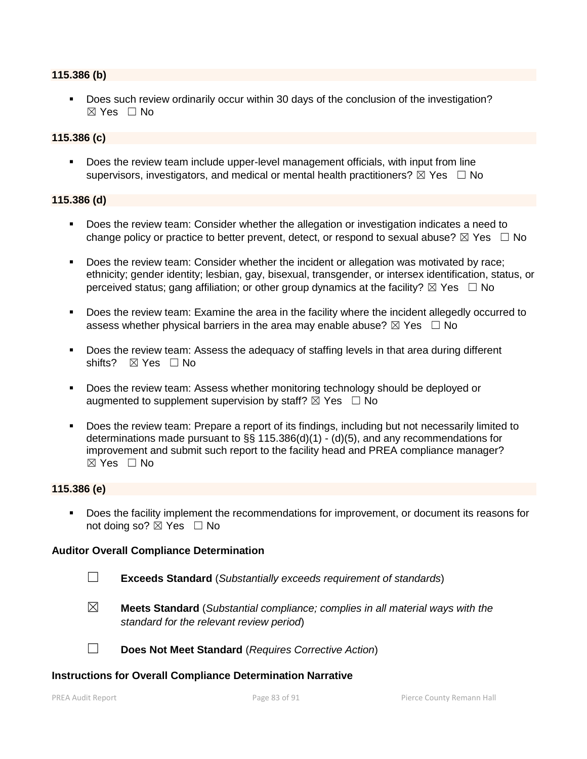**115.386 (b)**

- Does such review ordinarily occur within 30 days of the conclusion of the investigation? ☒ Yes ☐ No

**115.386 (c)**

- Does the review team include upper-level management officials, with input from line supervisors, investigators, and medical or mental health practitioners? ☒ Yes ☐ No

**115.386 (d)**

- Does the review team: Consider whether the allegation or investigation indicates a need to change policy or practice to better prevent, detect, or respond to sexual abuse? ☒ Yes ☐ No
- Does the review team: Consider whether the incident or allegation was motivated by race; ethnicity; gender identity; lesbian, gay, bisexual, transgender, or intersex identification, status, or perceived status; gang affiliation; or other group dynamics at the facility? ☒ Yes ☐ No
- Does the review team: Examine the area in the facility where the incident allegedly occurred to assess whether physical barriers in the area may enable abuse? ☒ Yes ☐ No
- Does the review team: Assess the adequacy of staffing levels in that area during different shifts? ☒ Yes ☐ No
- Does the review team: Assess whether monitoring technology should be deployed or augmented to supplement supervision by staff? ☒ Yes ☐ No
- Does the review team: Prepare a report of its findings, including but not necessarily limited to determinations made pursuant to §§ 115.386(d)(1) - (d)(5), and any recommendations for improvement and submit such report to the facility head and PREA compliance manager? ☒ Yes ☐ No

**115.386 (e)**

- Does the facility implement the recommendations for improvement, or document its reasons for not doing so? ☒ Yes ☐ No

**Auditor Overall Compliance Determination**

☐ **Exceeds Standard** (*Substantially exceeds requirement of standards*)

☒ **Meets Standard** (*Substantial compliance; complies in all material ways with the standard for the relevant review period*)

☐ **Does Not Meet Standard** (*Requires Corrective Action*)

**Instructions for Overall Compliance Determination Narrative**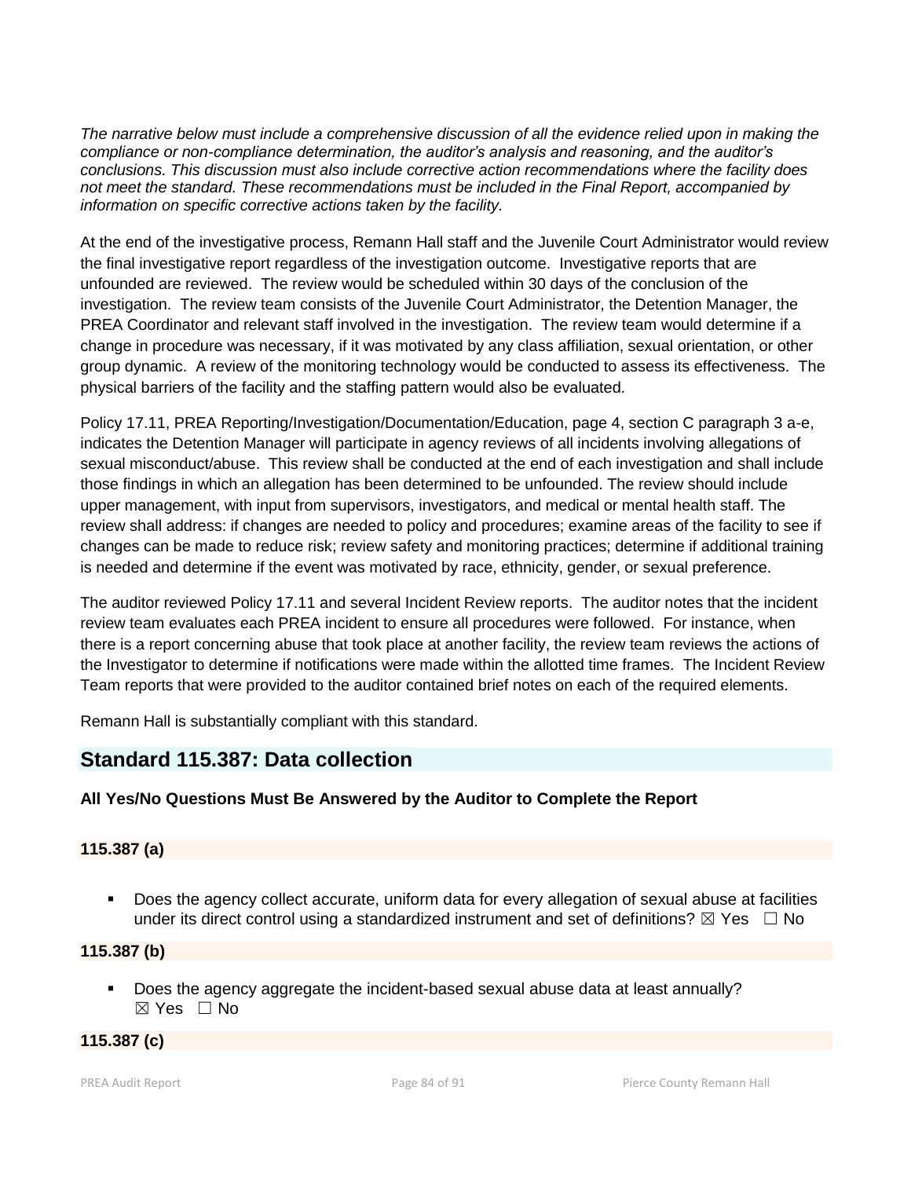*The narrative below must include a comprehensive discussion of all the evidence relied upon in making the compliance or non-compliance determination, the auditor's analysis and reasoning, and the auditor's conclusions. This discussion must also include corrective action recommendations where the facility does not meet the standard. These recommendations must be included in the Final Report, accompanied by information on specific corrective actions taken by the facility.*

At the end of the investigative process, Remann Hall staff and the Juvenile Court Administrator would review the final investigative report regardless of the investigation outcome. Investigative reports that are unfounded are reviewed. The review would be scheduled within 30 days of the conclusion of the investigation. The review team consists of the Juvenile Court Administrator, the Detention Manager, the PREA Coordinator and relevant staff involved in the investigation. The review team would determine if a change in procedure was necessary, if it was motivated by any class affiliation, sexual orientation, or other group dynamic. A review of the monitoring technology would be conducted to assess its effectiveness. The physical barriers of the facility and the staffing pattern would also be evaluated.

Policy 17.11, PREA Reporting/Investigation/Documentation/Education, page 4, section C paragraph 3 a-e, indicates the Detention Manager will participate in agency reviews of all incidents involving allegations of sexual misconduct/abuse. This review shall be conducted at the end of each investigation and shall include those findings in which an allegation has been determined to be unfounded. The review should include upper management, with input from supervisors, investigators, and medical or mental health staff. The review shall address: if changes are needed to policy and procedures; examine areas of the facility to see if changes can be made to reduce risk; review safety and monitoring practices; determine if additional training is needed and determine if the event was motivated by race, ethnicity, gender, or sexual preference.

The auditor reviewed Policy 17.11 and several Incident Review reports. The auditor notes that the incident review team evaluates each PREA incident to ensure all procedures were followed. For instance, when there is a report concerning abuse that took place at another facility, the review team reviews the actions of the Investigator to determine if notifications were made within the allotted time frames. The Incident Review Team reports that were provided to the auditor contained brief notes on each of the required elements.

Remann Hall is substantially compliant with this standard.

## Standard 115.387: Data collection

**All Yes/No Questions Must Be Answered by the Auditor to Complete the Report**

**115.387 (a)**

- Does the agency collect accurate, uniform data for every allegation of sexual abuse at facilities under its direct control using a standardized instrument and set of definitions? ☒ Yes ☐ No

**115.387 (b)**

- Does the agency aggregate the incident-based sexual abuse data at least annually? ☒ Yes ☐ No

**115.387 (c)**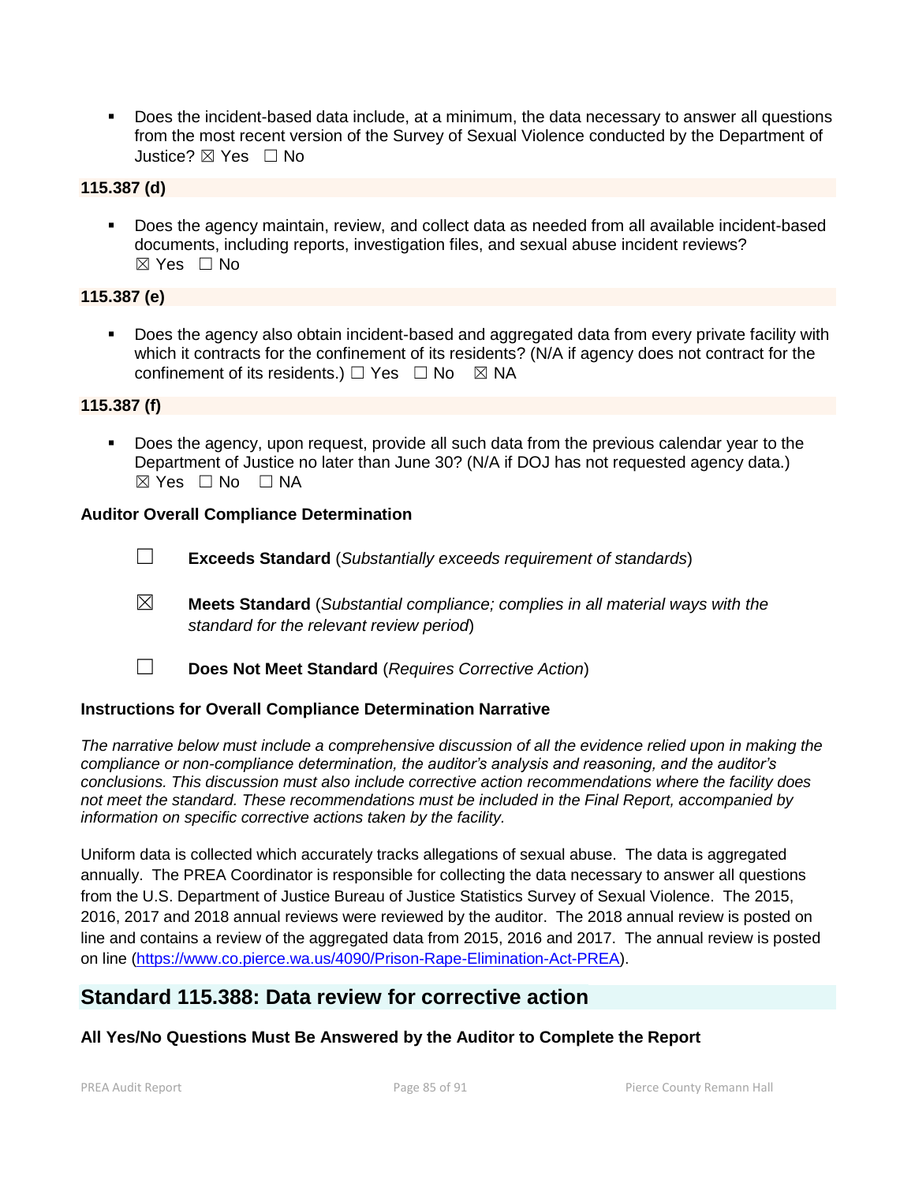- Does the incident-based data include, at a minimum, the data necessary to answer all questions from the most recent version of the Survey of Sexual Violence conducted by the Department of Justice? ☒ Yes ☐ No

**115.387 (d)**

- Does the agency maintain, review, and collect data as needed from all available incident-based documents, including reports, investigation files, and sexual abuse incident reviews? ☒ Yes ☐ No

**115.387 (e)**

- Does the agency also obtain incident-based and aggregated data from every private facility with which it contracts for the confinement of its residents? (N/A if agency does not contract for the confinement of its residents.) ☐ Yes ☐ No ☒ NA

**115.387 (f)**

- Does the agency, upon request, provide all such data from the previous calendar year to the Department of Justice no later than June 30? (N/A if DOJ has not requested agency data.) ☒ Yes ☐ No ☐ NA

**Auditor Overall Compliance Determination**

☐ **Exceeds Standard** (*Substantially exceeds requirement of standards*)

☒ **Meets Standard** (*Substantial compliance; complies in all material ways with the standard for the relevant review period*)

☐ **Does Not Meet Standard** (*Requires Corrective Action*)

**Instructions for Overall Compliance Determination Narrative**

*The narrative below must include a comprehensive discussion of all the evidence relied upon in making the compliance or non-compliance determination, the auditor's analysis and reasoning, and the auditor's conclusions. This discussion must also include corrective action recommendations where the facility does not meet the standard. These recommendations must be included in the Final Report, accompanied by information on specific corrective actions taken by the facility.*

Uniform data is collected which accurately tracks allegations of sexual abuse. The data is aggregated annually. The PREA Coordinator is responsible for collecting the data necessary to answer all questions from the U.S. Department of Justice Bureau of Justice Statistics Survey of Sexual Violence. The 2015, 2016, 2017 and 2018 annual reviews were reviewed by the auditor. The 2018 annual review is posted on line and contains a review of the aggregated data from 2015, 2016 and 2017. The annual review is posted on line (https://www.co.pierce.wa.us/4090/Prison-Rape-Elimination-Act-PREA).

## Standard 115.388: Data review for corrective action

**All Yes/No Questions Must Be Answered by the Auditor to Complete the Report**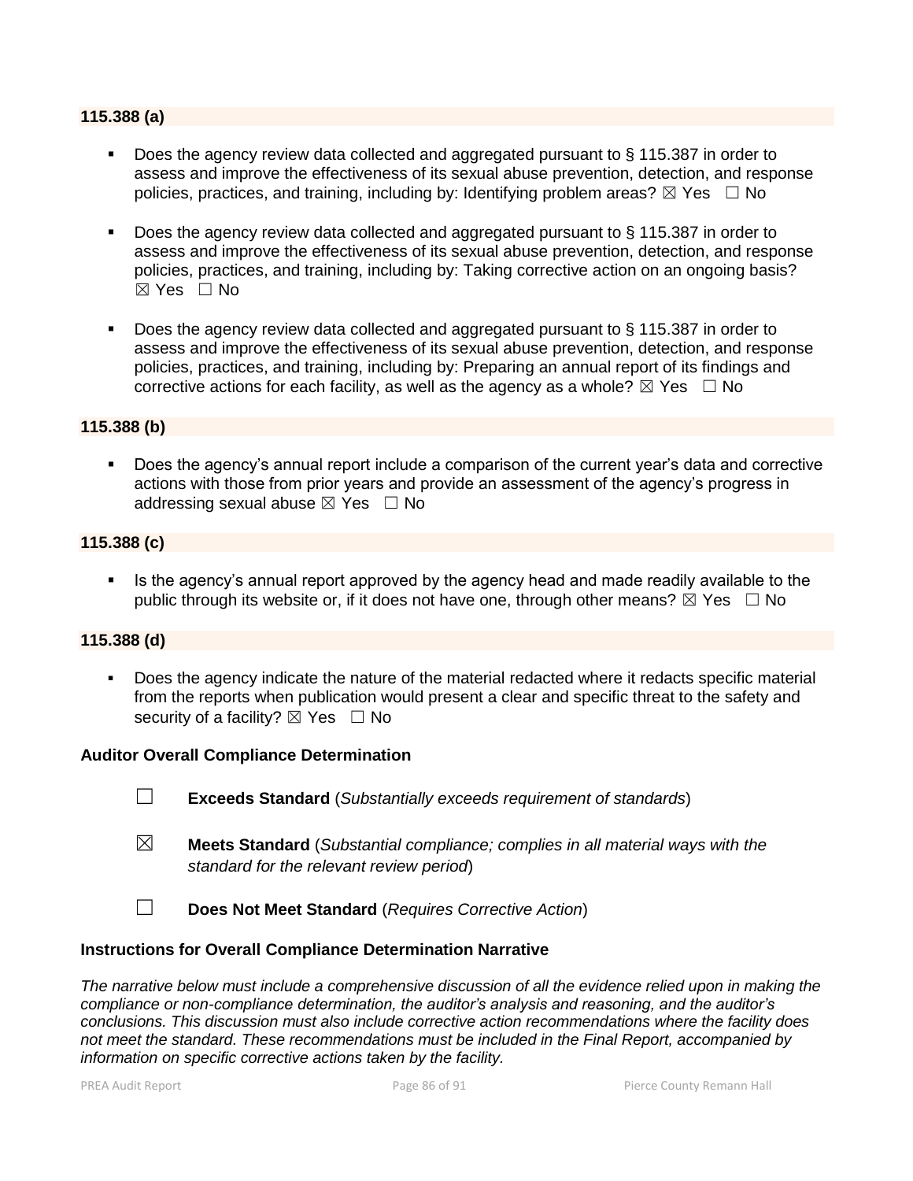**115.388 (a)**

- Does the agency review data collected and aggregated pursuant to § 115.387 in order to assess and improve the effectiveness of its sexual abuse prevention, detection, and response policies, practices, and training, including by: Identifying problem areas? ☒ Yes ☐ No

- Does the agency review data collected and aggregated pursuant to § 115.387 in order to assess and improve the effectiveness of its sexual abuse prevention, detection, and response policies, practices, and training, including by: Taking corrective action on an ongoing basis? ☒ Yes ☐ No

- Does the agency review data collected and aggregated pursuant to § 115.387 in order to assess and improve the effectiveness of its sexual abuse prevention, detection, and response policies, practices, and training, including by: Preparing an annual report of its findings and corrective actions for each facility, as well as the agency as a whole? ☒ Yes ☐ No

**115.388 (b)**

- Does the agency's annual report include a comparison of the current year's data and corrective actions with those from prior years and provide an assessment of the agency's progress in addressing sexual abuse ☒ Yes ☐ No

**115.388 (c)**

- Is the agency's annual report approved by the agency head and made readily available to the public through its website or, if it does not have one, through other means? ☒ Yes ☐ No

**115.388 (d)**

- Does the agency indicate the nature of the material redacted where it redacts specific material from the reports when publication would present a clear and specific threat to the safety and security of a facility? ☒ Yes ☐ No

**Auditor Overall Compliance Determination**

☐ **Exceeds Standard** (*Substantially exceeds requirement of standards*)

☒ **Meets Standard** (*Substantial compliance; complies in all material ways with the standard for the relevant review period*)

☐ **Does Not Meet Standard** (*Requires Corrective Action*)

**Instructions for Overall Compliance Determination Narrative**

*The narrative below must include a comprehensive discussion of all the evidence relied upon in making the compliance or non-compliance determination, the auditor's analysis and reasoning, and the auditor's conclusions. This discussion must also include corrective action recommendations where the facility does not meet the standard. These recommendations must be included in the Final Report, accompanied by information on specific corrective actions taken by the facility.*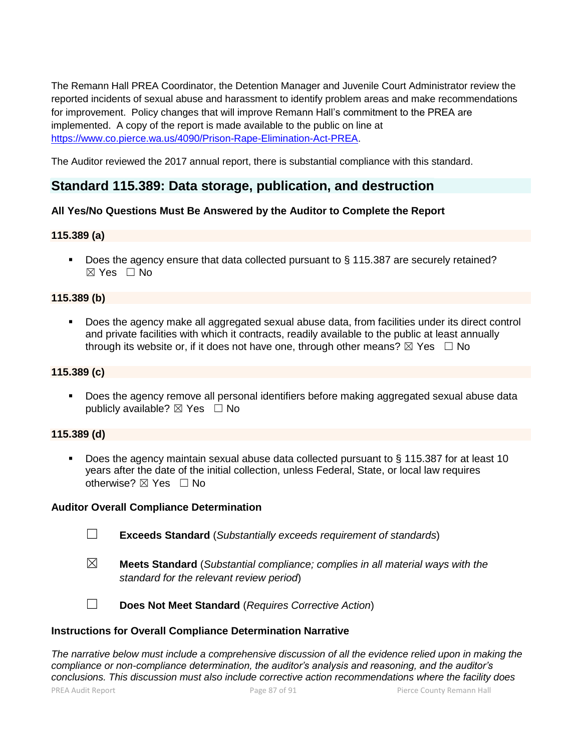The Remann Hall PREA Coordinator, the Detention Manager and Juvenile Court Administrator review the reported incidents of sexual abuse and harassment to identify problem areas and make recommendations for improvement. Policy changes that will improve Remann Hall's commitment to the PREA are implemented. A copy of the report is made available to the public on line at https://www.co.pierce.wa.us/4090/Prison-Rape-Elimination-Act-PREA.

The Auditor reviewed the 2017 annual report, there is substantial compliance with this standard.

## Standard 115.389: Data storage, publication, and destruction

**All Yes/No Questions Must Be Answered by the Auditor to Complete the Report**

**115.389 (a)**

- Does the agency ensure that data collected pursuant to § 115.387 are securely retained? ☒ Yes ☐ No

**115.389 (b)**

- Does the agency make all aggregated sexual abuse data, from facilities under its direct control and private facilities with which it contracts, readily available to the public at least annually through its website or, if it does not have one, through other means? ☒ Yes ☐ No

**115.389 (c)**

- Does the agency remove all personal identifiers before making aggregated sexual abuse data publicly available? ☒ Yes ☐ No

**115.389 (d)**

- Does the agency maintain sexual abuse data collected pursuant to § 115.387 for at least 10 years after the date of the initial collection, unless Federal, State, or local law requires otherwise? ☒ Yes ☐ No

**Auditor Overall Compliance Determination**

☐ **Exceeds Standard** (*Substantially exceeds requirement of standards*)

☒ **Meets Standard** (*Substantial compliance; complies in all material ways with the standard for the relevant review period*)

☐ **Does Not Meet Standard** (*Requires Corrective Action*)

**Instructions for Overall Compliance Determination Narrative**

*The narrative below must include a comprehensive discussion of all the evidence relied upon in making the compliance or non-compliance determination, the auditor's analysis and reasoning, and the auditor's conclusions. This discussion must also include corrective action recommendations where the facility does*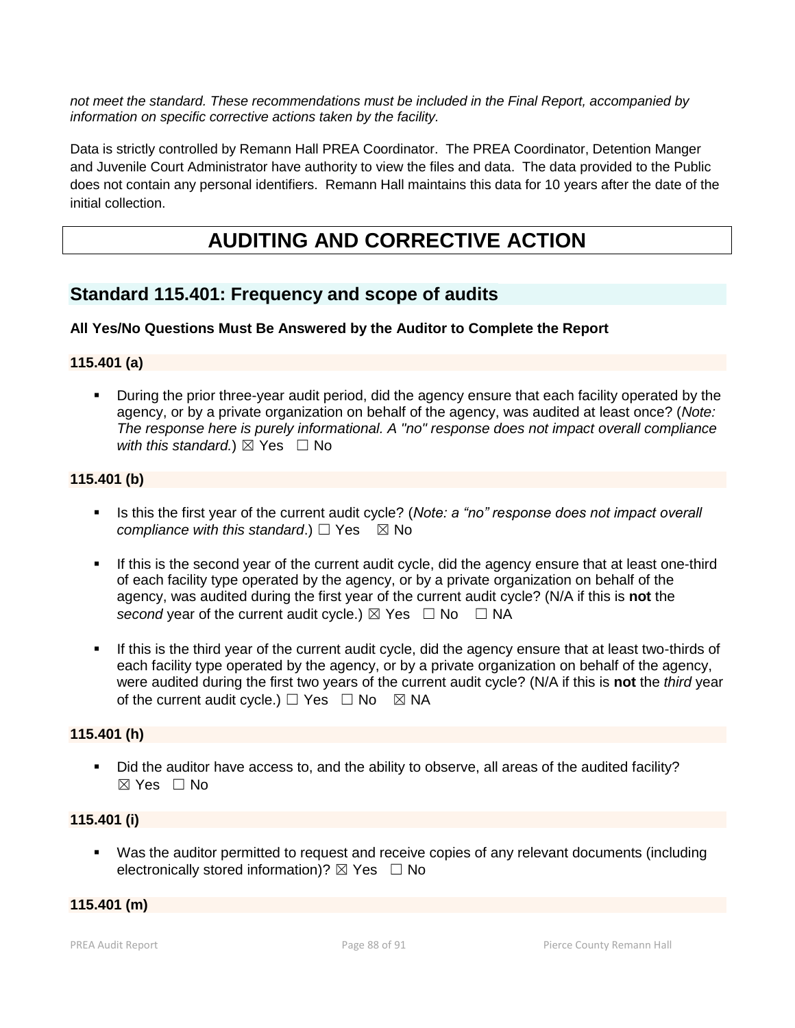*not meet the standard. These recommendations must be included in the Final Report, accompanied by information on specific corrective actions taken by the facility.*

Data is strictly controlled by Remann Hall PREA Coordinator. The PREA Coordinator, Detention Manger and Juvenile Court Administrator have authority to view the files and data. The data provided to the Public does not contain any personal identifiers. Remann Hall maintains this data for 10 years after the date of the initial collection.

# AUDITING AND CORRECTIVE ACTION

## Standard 115.401: Frequency and scope of audits

**All Yes/No Questions Must Be Answered by the Auditor to Complete the Report**

### 115.401 (a)

- During the prior three-year audit period, did the agency ensure that each facility operated by the agency, or by a private organization on behalf of the agency, was audited at least once? (*Note: The response here is purely informational. A "no" response does not impact overall compliance with this standard.*) ☒ Yes ☐ No

### 115.401 (b)

- Is this the first year of the current audit cycle? (*Note: a "no" response does not impact overall compliance with this standard*.) ☐ Yes ☒ No
- If this is the second year of the current audit cycle, did the agency ensure that at least one-third of each facility type operated by the agency, or by a private organization on behalf of the agency, was audited during the first year of the current audit cycle? (N/A if this is **not** the *second* year of the current audit cycle.) ☒ Yes ☐ No ☐ NA
- If this is the third year of the current audit cycle, did the agency ensure that at least two-thirds of each facility type operated by the agency, or by a private organization on behalf of the agency, were audited during the first two years of the current audit cycle? (N/A if this is **not** the *third* year of the current audit cycle.) ☐ Yes ☐ No ☒ NA

### 115.401 (h)

- Did the auditor have access to, and the ability to observe, all areas of the audited facility? ☒ Yes ☐ No

### 115.401 (i)

- Was the auditor permitted to request and receive copies of any relevant documents (including electronically stored information)? ☒ Yes ☐ No

### 115.401 (m)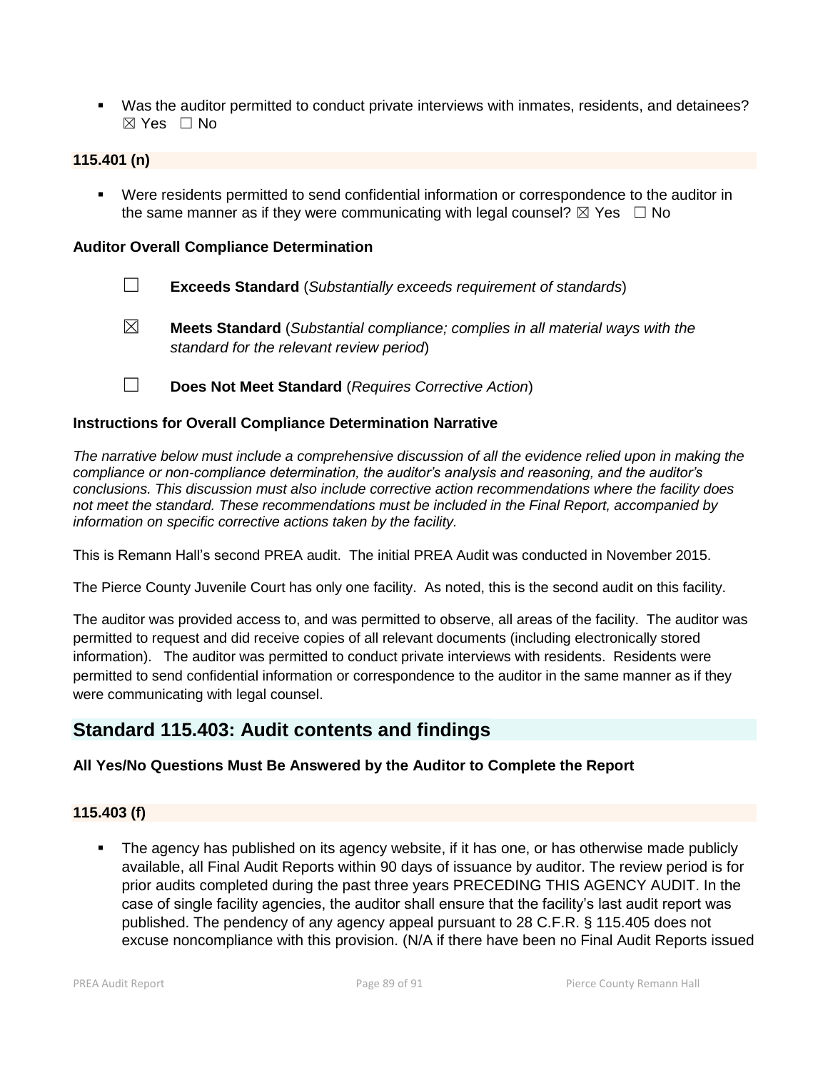- Was the auditor permitted to conduct private interviews with inmates, residents, and detainees? ☒ Yes ☐ No

**115.401 (n)**

- Were residents permitted to send confidential information or correspondence to the auditor in the same manner as if they were communicating with legal counsel? ☒ Yes ☐ No

**Auditor Overall Compliance Determination**

☐ **Exceeds Standard** (*Substantially exceeds requirement of standards*)

☒ **Meets Standard** (*Substantial compliance; complies in all material ways with the standard for the relevant review period*)

☐ **Does Not Meet Standard** (*Requires Corrective Action*)

**Instructions for Overall Compliance Determination Narrative**

*The narrative below must include a comprehensive discussion of all the evidence relied upon in making the compliance or non-compliance determination, the auditor's analysis and reasoning, and the auditor's conclusions. This discussion must also include corrective action recommendations where the facility does not meet the standard. These recommendations must be included in the Final Report, accompanied by information on specific corrective actions taken by the facility.*

This is Remann Hall's second PREA audit. The initial PREA Audit was conducted in November 2015.

The Pierce County Juvenile Court has only one facility. As noted, this is the second audit on this facility.

The auditor was provided access to, and was permitted to observe, all areas of the facility. The auditor was permitted to request and did receive copies of all relevant documents (including electronically stored information). The auditor was permitted to conduct private interviews with residents. Residents were permitted to send confidential information or correspondence to the auditor in the same manner as if they were communicating with legal counsel.

## Standard 115.403: Audit contents and findings

**All Yes/No Questions Must Be Answered by the Auditor to Complete the Report**

**115.403 (f)**

- The agency has published on its agency website, if it has one, or has otherwise made publicly available, all Final Audit Reports within 90 days of issuance by auditor. The review period is for prior audits completed during the past three years PRECEDING THIS AGENCY AUDIT. In the case of single facility agencies, the auditor shall ensure that the facility's last audit report was published. The pendency of any agency appeal pursuant to 28 C.F.R. § 115.405 does not excuse noncompliance with this provision. (N/A if there have been no Final Audit Reports issued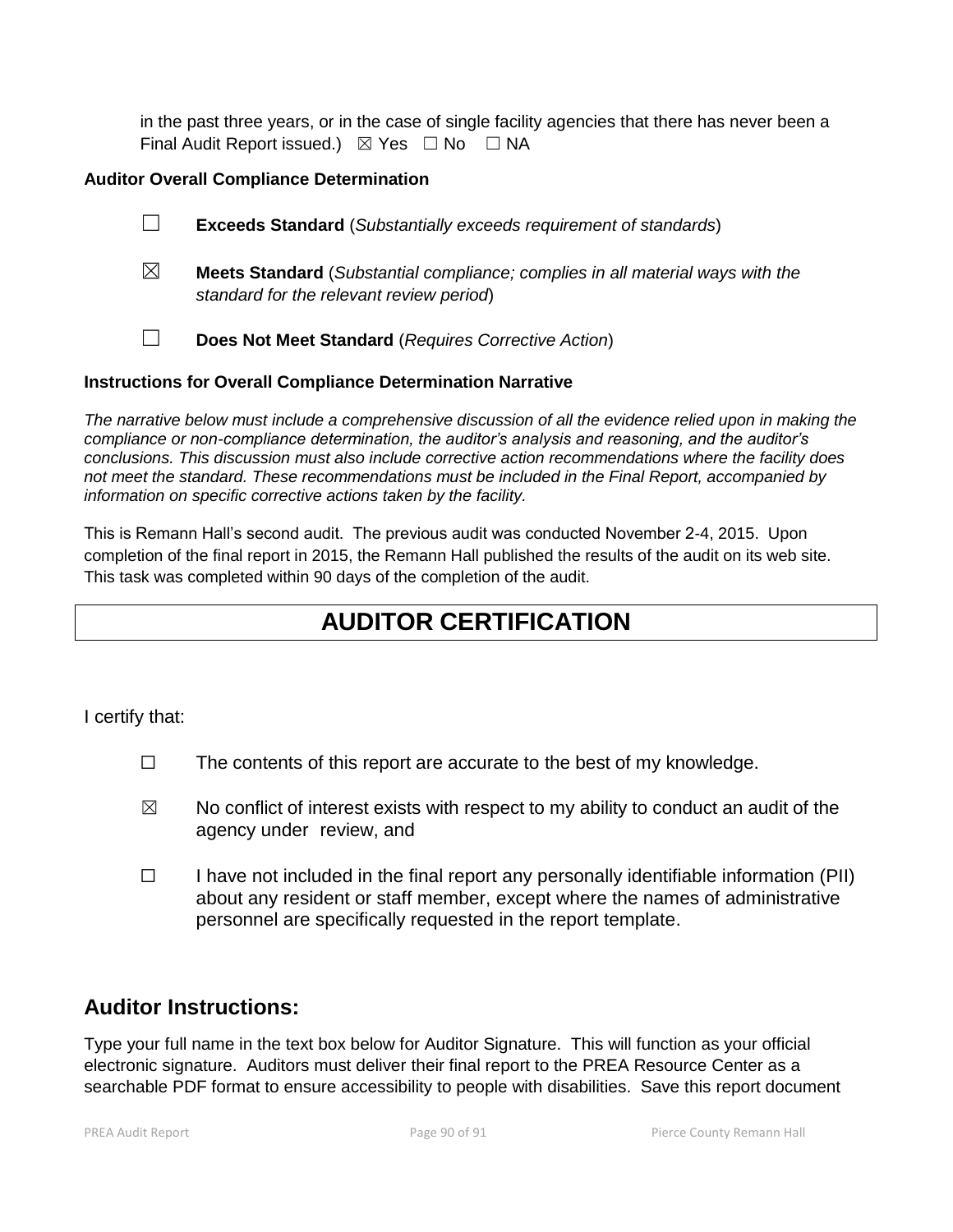in the past three years, or in the case of single facility agencies that there has never been a Final Audit Report issued.) ☒ Yes ☐ No ☐ NA

**Auditor Overall Compliance Determination**

☐ **Exceeds Standard** (*Substantially exceeds requirement of standards*)

☒ **Meets Standard** (*Substantial compliance; complies in all material ways with the standard for the relevant review period*)

☐ **Does Not Meet Standard** (*Requires Corrective Action*)

**Instructions for Overall Compliance Determination Narrative**

*The narrative below must include a comprehensive discussion of all the evidence relied upon in making the compliance or non-compliance determination, the auditor's analysis and reasoning, and the auditor's conclusions. This discussion must also include corrective action recommendations where the facility does not meet the standard. These recommendations must be included in the Final Report, accompanied by information on specific corrective actions taken by the facility.*

This is Remann Hall's second audit. The previous audit was conducted November 2-4, 2015. Upon completion of the final report in 2015, the Remann Hall published the results of the audit on its web site. This task was completed within 90 days of the completion of the audit.

# AUDITOR CERTIFICATION

I certify that:

☐ The contents of this report are accurate to the best of my knowledge.

☒ No conflict of interest exists with respect to my ability to conduct an audit of the agency under review, and

☐ I have not included in the final report any personally identifiable information (PII) about any resident or staff member, except where the names of administrative personnel are specifically requested in the report template.

## Auditor Instructions:

Type your full name in the text box below for Auditor Signature. This will function as your official electronic signature. Auditors must deliver their final report to the PREA Resource Center as a searchable PDF format to ensure accessibility to people with disabilities. Save this report document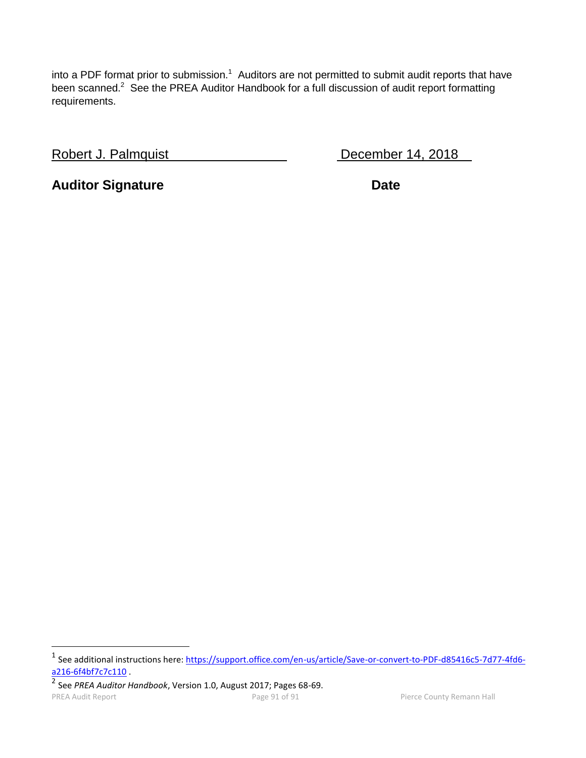into a PDF format prior to submission.[1] Auditors are not permitted to submit audit reports that have been scanned.[2] See the PREA Auditor Handbook for a full discussion of audit report formatting requirements.

Robert J. Palmquist December 14, 2018

**Auditor Signature** **Date**

---

[1] See additional instructions here: https://support.office.com/en-us/article/Save-or-convert-to-PDF-d85416c5-7d77-4fd6-a216-6f4bf7c7c110 .

[2] See *PREA Auditor Handbook*, Version 1.0, August 2017; Pages 68-69.